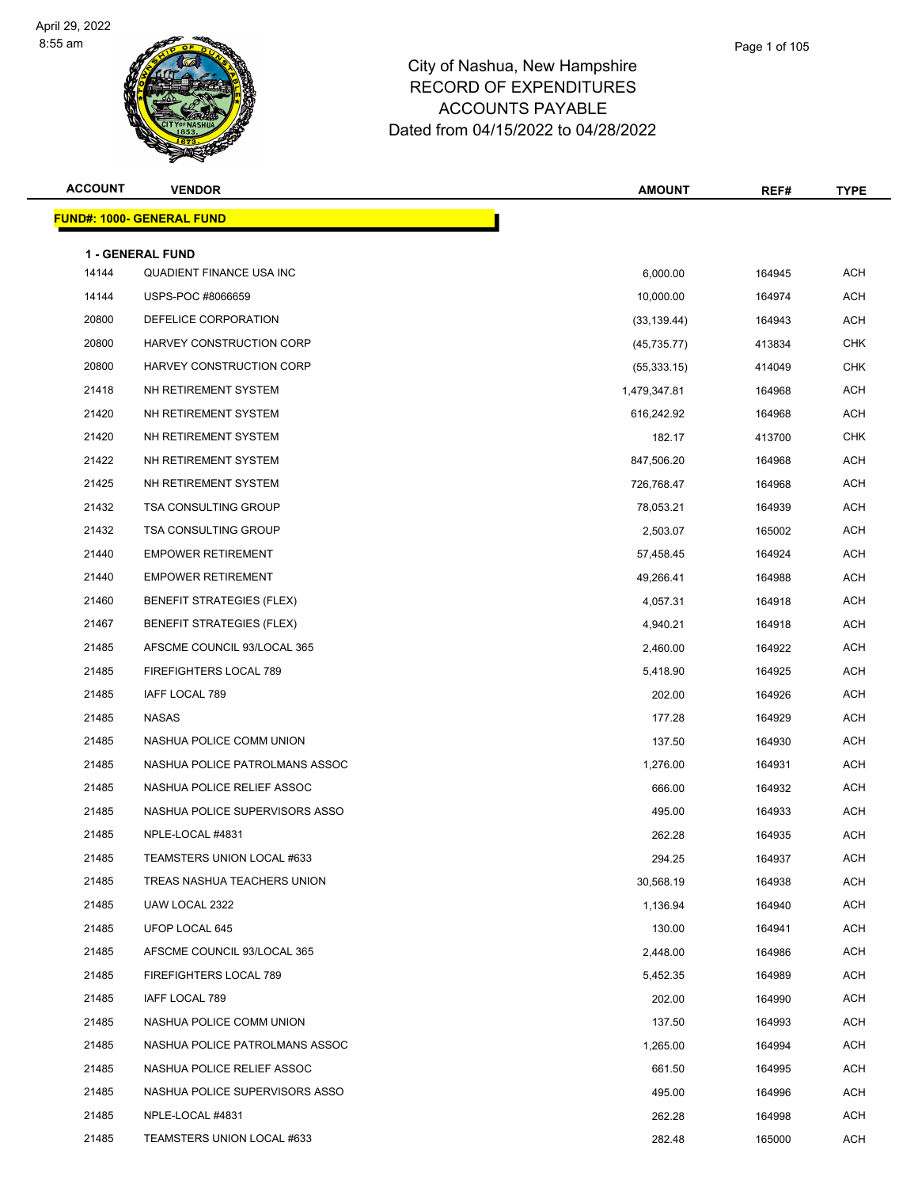# City of Nashua, New Hampshire
## RECORD OF EXPENDITURES
## ACCOUNTS PAYABLE
## Dated from 04/15/2022 to 04/28/2022

April 29, 2022
8:55 am

**FUND#: 1000- GENERAL FUND**

**1 - GENERAL FUND**

| ACCOUNT | VENDOR | AMOUNT | REF# | TYPE |
|---|---|---|---|---|
| 14144 | QUADIENT FINANCE USA INC | 6,000.00 | 164945 | ACH |
| 14144 | USPS-POC #8066659 | 10,000.00 | 164974 | ACH |
| 20800 | DEFELICE CORPORATION | (33,139.44) | 164943 | ACH |
| 20800 | HARVEY CONSTRUCTION CORP | (45,735.77) | 413834 | CHK |
| 20800 | HARVEY CONSTRUCTION CORP | (55,333.15) | 414049 | CHK |
| 21418 | NH RETIREMENT SYSTEM | 1,479,347.81 | 164968 | ACH |
| 21420 | NH RETIREMENT SYSTEM | 616,242.92 | 164968 | ACH |
| 21420 | NH RETIREMENT SYSTEM | 182.17 | 413700 | CHK |
| 21422 | NH RETIREMENT SYSTEM | 847,506.20 | 164968 | ACH |
| 21425 | NH RETIREMENT SYSTEM | 726,768.47 | 164968 | ACH |
| 21432 | TSA CONSULTING GROUP | 78,053.21 | 164939 | ACH |
| 21432 | TSA CONSULTING GROUP | 2,503.07 | 165002 | ACH |
| 21440 | EMPOWER RETIREMENT | 57,458.45 | 164924 | ACH |
| 21440 | EMPOWER RETIREMENT | 49,266.41 | 164988 | ACH |
| 21460 | BENEFIT STRATEGIES (FLEX) | 4,057.31 | 164918 | ACH |
| 21467 | BENEFIT STRATEGIES (FLEX) | 4,940.21 | 164918 | ACH |
| 21485 | AFSCME COUNCIL 93/LOCAL 365 | 2,460.00 | 164922 | ACH |
| 21485 | FIREFIGHTERS LOCAL 789 | 5,418.90 | 164925 | ACH |
| 21485 | IAFF LOCAL 789 | 202.00 | 164926 | ACH |
| 21485 | NASAS | 177.28 | 164929 | ACH |
| 21485 | NASHUA POLICE COMM UNION | 137.50 | 164930 | ACH |
| 21485 | NASHUA POLICE PATROLMANS ASSOC | 1,276.00 | 164931 | ACH |
| 21485 | NASHUA POLICE RELIEF ASSOC | 666.00 | 164932 | ACH |
| 21485 | NASHUA POLICE SUPERVISORS ASSO | 495.00 | 164933 | ACH |
| 21485 | NPLE-LOCAL #4831 | 262.28 | 164935 | ACH |
| 21485 | TEAMSTERS UNION LOCAL #633 | 294.25 | 164937 | ACH |
| 21485 | TREAS NASHUA TEACHERS UNION | 30,568.19 | 164938 | ACH |
| 21485 | UAW LOCAL 2322 | 1,136.94 | 164940 | ACH |
| 21485 | UFOP LOCAL 645 | 130.00 | 164941 | ACH |
| 21485 | AFSCME COUNCIL 93/LOCAL 365 | 2,448.00 | 164986 | ACH |
| 21485 | FIREFIGHTERS LOCAL 789 | 5,452.35 | 164989 | ACH |
| 21485 | IAFF LOCAL 789 | 202.00 | 164990 | ACH |
| 21485 | NASHUA POLICE COMM UNION | 137.50 | 164993 | ACH |
| 21485 | NASHUA POLICE PATROLMANS ASSOC | 1,265.00 | 164994 | ACH |
| 21485 | NASHUA POLICE RELIEF ASSOC | 661.50 | 164995 | ACH |
| 21485 | NASHUA POLICE SUPERVISORS ASSO | 495.00 | 164996 | ACH |
| 21485 | NPLE-LOCAL #4831 | 262.28 | 164998 | ACH |
| 21485 | TEAMSTERS UNION LOCAL #633 | 282.48 | 165000 | ACH |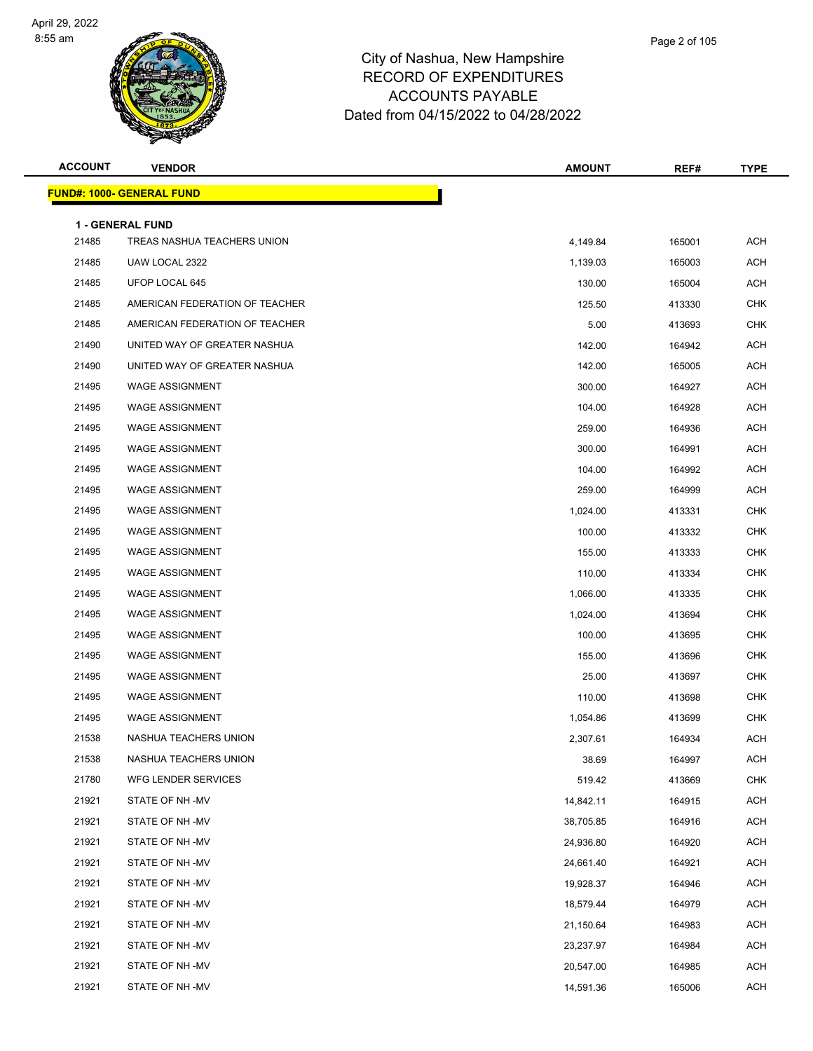City of Nashua, New Hampshire
RECORD OF EXPENDITURES
ACCOUNTS PAYABLE
Dated from 04/15/2022 to 04/28/2022

**FUND#: 1000- GENERAL FUND**

**1 - GENERAL FUND**

| ACCOUNT | VENDOR | AMOUNT | REF# | TYPE |
|---|---|---|---|---|
| 21485 | TREAS NASHUA TEACHERS UNION | 4,149.84 | 165001 | ACH |
| 21485 | UAW LOCAL 2322 | 1,139.03 | 165003 | ACH |
| 21485 | UFOP LOCAL 645 | 130.00 | 165004 | ACH |
| 21485 | AMERICAN FEDERATION OF TEACHER | 125.50 | 413330 | CHK |
| 21485 | AMERICAN FEDERATION OF TEACHER | 5.00 | 413693 | CHK |
| 21490 | UNITED WAY OF GREATER NASHUA | 142.00 | 164942 | ACH |
| 21490 | UNITED WAY OF GREATER NASHUA | 142.00 | 165005 | ACH |
| 21495 | WAGE ASSIGNMENT | 300.00 | 164927 | ACH |
| 21495 | WAGE ASSIGNMENT | 104.00 | 164928 | ACH |
| 21495 | WAGE ASSIGNMENT | 259.00 | 164936 | ACH |
| 21495 | WAGE ASSIGNMENT | 300.00 | 164991 | ACH |
| 21495 | WAGE ASSIGNMENT | 104.00 | 164992 | ACH |
| 21495 | WAGE ASSIGNMENT | 259.00 | 164999 | ACH |
| 21495 | WAGE ASSIGNMENT | 1,024.00 | 413331 | CHK |
| 21495 | WAGE ASSIGNMENT | 100.00 | 413332 | CHK |
| 21495 | WAGE ASSIGNMENT | 155.00 | 413333 | CHK |
| 21495 | WAGE ASSIGNMENT | 110.00 | 413334 | CHK |
| 21495 | WAGE ASSIGNMENT | 1,066.00 | 413335 | CHK |
| 21495 | WAGE ASSIGNMENT | 1,024.00 | 413694 | CHK |
| 21495 | WAGE ASSIGNMENT | 100.00 | 413695 | CHK |
| 21495 | WAGE ASSIGNMENT | 155.00 | 413696 | CHK |
| 21495 | WAGE ASSIGNMENT | 25.00 | 413697 | CHK |
| 21495 | WAGE ASSIGNMENT | 110.00 | 413698 | CHK |
| 21495 | WAGE ASSIGNMENT | 1,054.86 | 413699 | CHK |
| 21538 | NASHUA TEACHERS UNION | 2,307.61 | 164934 | ACH |
| 21538 | NASHUA TEACHERS UNION | 38.69 | 164997 | ACH |
| 21780 | WFG LENDER SERVICES | 519.42 | 413669 | CHK |
| 21921 | STATE OF NH -MV | 14,842.11 | 164915 | ACH |
| 21921 | STATE OF NH -MV | 38,705.85 | 164916 | ACH |
| 21921 | STATE OF NH -MV | 24,936.80 | 164920 | ACH |
| 21921 | STATE OF NH -MV | 24,661.40 | 164921 | ACH |
| 21921 | STATE OF NH -MV | 19,928.37 | 164946 | ACH |
| 21921 | STATE OF NH -MV | 18,579.44 | 164979 | ACH |
| 21921 | STATE OF NH -MV | 21,150.64 | 164983 | ACH |
| 21921 | STATE OF NH -MV | 23,237.97 | 164984 | ACH |
| 21921 | STATE OF NH -MV | 20,547.00 | 164985 | ACH |
| 21921 | STATE OF NH -MV | 14,591.36 | 165006 | ACH |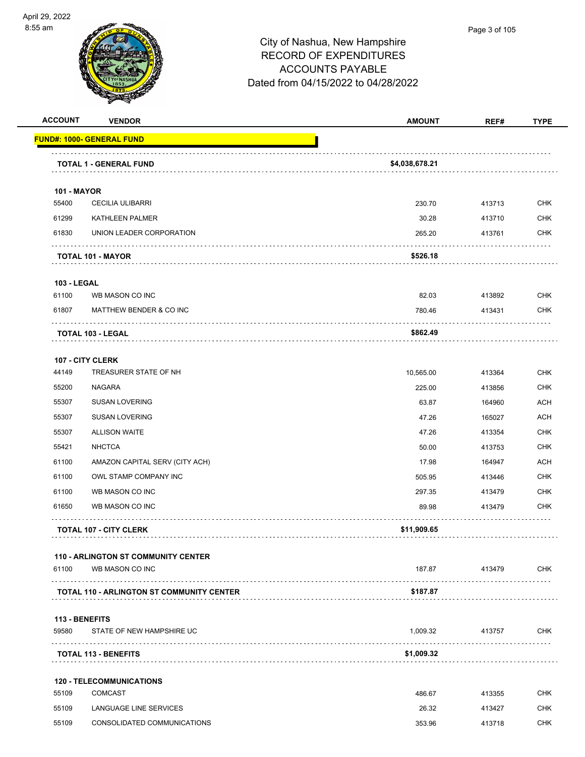# City of Nashua, New Hampshire
## RECORD OF EXPENDITURES
## ACCOUNTS PAYABLE
## Dated from 04/15/2022 to 04/28/2022

| ACCOUNT | VENDOR | AMOUNT | REF# | TYPE |
|---|---|---|---|---|
| **FUND#: 1000- GENERAL FUND** | | | | |
| | **TOTAL 1 - GENERAL FUND** | **$4,038,678.21** | | |
| **101 - MAYOR** | | | | |
| 55400 | CECILIA ULIBARRI | 230.70 | 413713 | CHK |
| 61299 | KATHLEEN PALMER | 30.28 | 413710 | CHK |
| 61830 | UNION LEADER CORPORATION | 265.20 | 413761 | CHK |
| | **TOTAL 101 - MAYOR** | **$526.18** | | |
| **103 - LEGAL** | | | | |
| 61100 | WB MASON CO INC | 82.03 | 413892 | CHK |
| 61807 | MATTHEW BENDER & CO INC | 780.46 | 413431 | CHK |
| | **TOTAL 103 - LEGAL** | **$862.49** | | |
| **107 - CITY CLERK** | | | | |
| 44149 | TREASURER STATE OF NH | 10,565.00 | 413364 | CHK |
| 55200 | NAGARA | 225.00 | 413856 | CHK |
| 55307 | SUSAN LOVERING | 63.87 | 164960 | ACH |
| 55307 | SUSAN LOVERING | 47.26 | 165027 | ACH |
| 55307 | ALLISON WAITE | 47.26 | 413354 | CHK |
| 55421 | NHCTCA | 50.00 | 413753 | CHK |
| 61100 | AMAZON CAPITAL SERV (CITY ACH) | 17.98 | 164947 | ACH |
| 61100 | OWL STAMP COMPANY INC | 505.95 | 413446 | CHK |
| 61100 | WB MASON CO INC | 297.35 | 413479 | CHK |
| 61650 | WB MASON CO INC | 89.98 | 413479 | CHK |
| | **TOTAL 107 - CITY CLERK** | **$11,909.65** | | |
| **110 - ARLINGTON ST COMMUNITY CENTER** | | | | |
| 61100 | WB MASON CO INC | 187.87 | 413479 | CHK |
| | **TOTAL 110 - ARLINGTON ST COMMUNITY CENTER** | **$187.87** | | |
| **113 - BENEFITS** | | | | |
| 59580 | STATE OF NEW HAMPSHIRE UC | 1,009.32 | 413757 | CHK |
| | **TOTAL 113 - BENEFITS** | **$1,009.32** | | |
| **120 - TELECOMMUNICATIONS** | | | | |
| 55109 | COMCAST | 486.67 | 413355 | CHK |
| 55109 | LANGUAGE LINE SERVICES | 26.32 | 413427 | CHK |
| 55109 | CONSOLIDATED COMMUNICATIONS | 353.96 | 413718 | CHK |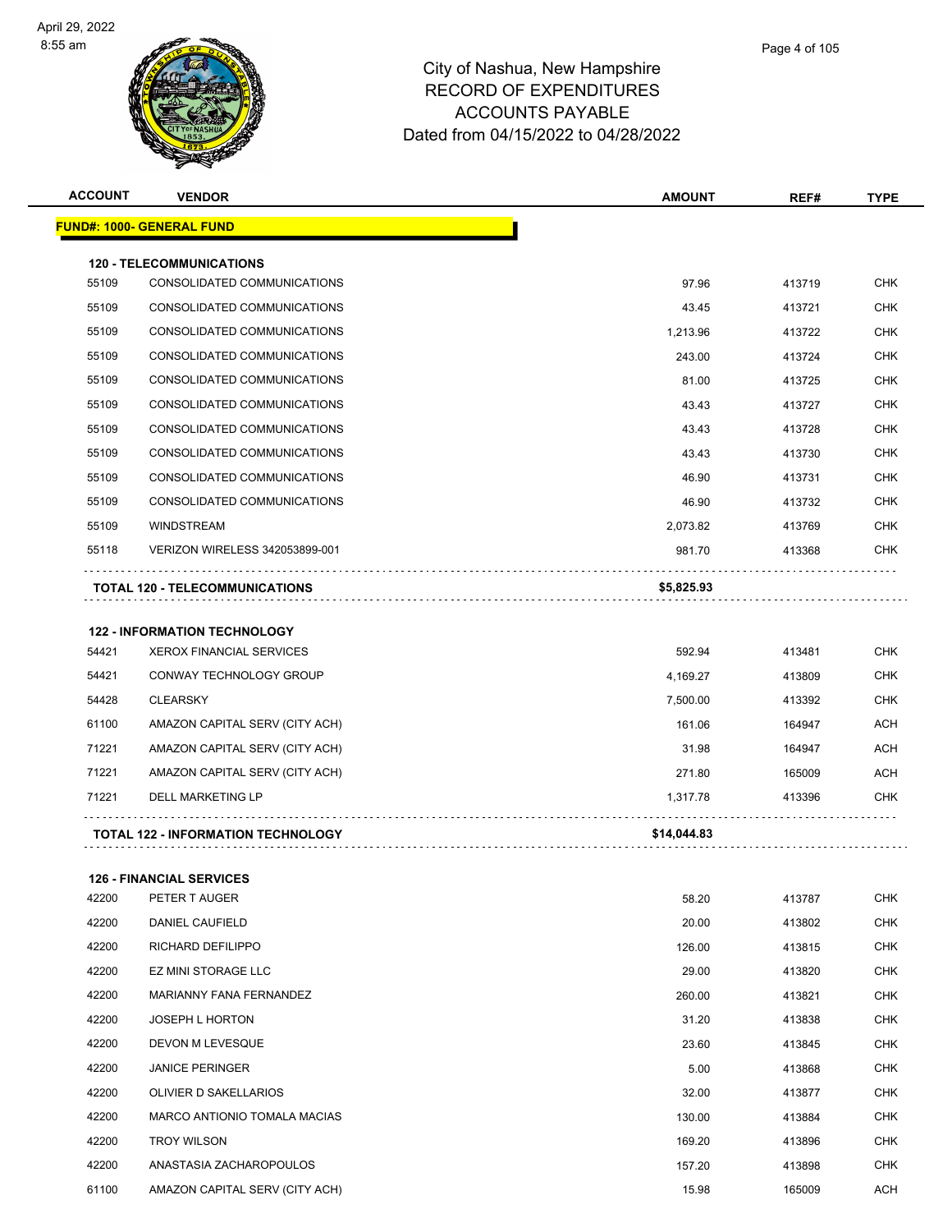# City of Nashua, New Hampshire
## RECORD OF EXPENDITURES
## ACCOUNTS PAYABLE
## Dated from 04/15/2022 to 04/28/2022

| ACCOUNT | VENDOR | AMOUNT | REF# | TYPE |
|---|---|---|---|---|
| **FUND#: 1000- GENERAL FUND** | | | | |
| **120 - TELECOMMUNICATIONS** | | | | |
| 55109 | CONSOLIDATED COMMUNICATIONS | 97.96 | 413719 | CHK |
| 55109 | CONSOLIDATED COMMUNICATIONS | 43.45 | 413721 | CHK |
| 55109 | CONSOLIDATED COMMUNICATIONS | 1,213.96 | 413722 | CHK |
| 55109 | CONSOLIDATED COMMUNICATIONS | 243.00 | 413724 | CHK |
| 55109 | CONSOLIDATED COMMUNICATIONS | 81.00 | 413725 | CHK |
| 55109 | CONSOLIDATED COMMUNICATIONS | 43.43 | 413727 | CHK |
| 55109 | CONSOLIDATED COMMUNICATIONS | 43.43 | 413728 | CHK |
| 55109 | CONSOLIDATED COMMUNICATIONS | 43.43 | 413730 | CHK |
| 55109 | CONSOLIDATED COMMUNICATIONS | 46.90 | 413731 | CHK |
| 55109 | CONSOLIDATED COMMUNICATIONS | 46.90 | 413732 | CHK |
| 55109 | WINDSTREAM | 2,073.82 | 413769 | CHK |
| 55118 | VERIZON WIRELESS 342053899-001 | 981.70 | 413368 | CHK |
| | **TOTAL 120 - TELECOMMUNICATIONS** | **$5,825.93** | | |
| **122 - INFORMATION TECHNOLOGY** | | | | |
| 54421 | XEROX FINANCIAL SERVICES | 592.94 | 413481 | CHK |
| 54421 | CONWAY TECHNOLOGY GROUP | 4,169.27 | 413809 | CHK |
| 54428 | CLEARSKY | 7,500.00 | 413392 | CHK |
| 61100 | AMAZON CAPITAL SERV (CITY ACH) | 161.06 | 164947 | ACH |
| 71221 | AMAZON CAPITAL SERV (CITY ACH) | 31.98 | 164947 | ACH |
| 71221 | AMAZON CAPITAL SERV (CITY ACH) | 271.80 | 165009 | ACH |
| 71221 | DELL MARKETING LP | 1,317.78 | 413396 | CHK |
| | **TOTAL 122 - INFORMATION TECHNOLOGY** | **$14,044.83** | | |
| **126 - FINANCIAL SERVICES** | | | | |
| 42200 | PETER T AUGER | 58.20 | 413787 | CHK |
| 42200 | DANIEL CAUFIELD | 20.00 | 413802 | CHK |
| 42200 | RICHARD DEFILIPPO | 126.00 | 413815 | CHK |
| 42200 | EZ MINI STORAGE LLC | 29.00 | 413820 | CHK |
| 42200 | MARIANNY FANA FERNANDEZ | 260.00 | 413821 | CHK |
| 42200 | JOSEPH L HORTON | 31.20 | 413838 | CHK |
| 42200 | DEVON M LEVESQUE | 23.60 | 413845 | CHK |
| 42200 | JANICE PERINGER | 5.00 | 413868 | CHK |
| 42200 | OLIVIER D SAKELLARIOS | 32.00 | 413877 | CHK |
| 42200 | MARCO ANTIONIO TOMALA MACIAS | 130.00 | 413884 | CHK |
| 42200 | TROY WILSON | 169.20 | 413896 | CHK |
| 42200 | ANASTASIA ZACHAROPOULOS | 157.20 | 413898 | CHK |
| 61100 | AMAZON CAPITAL SERV (CITY ACH) | 15.98 | 165009 | ACH |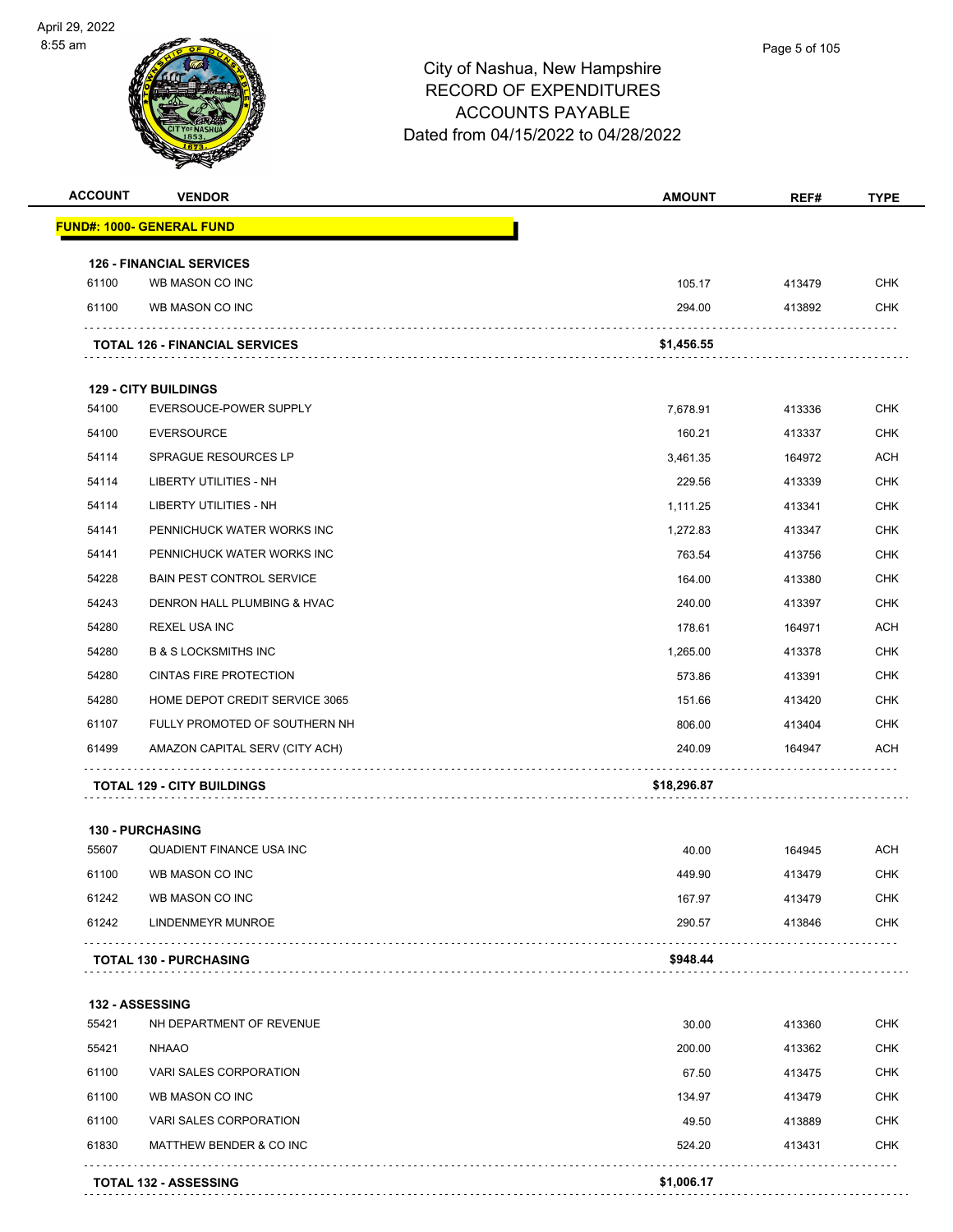# City of Nashua, New Hampshire
## RECORD OF EXPENDITURES
## ACCOUNTS PAYABLE
## Dated from 04/15/2022 to 04/28/2022

| ACCOUNT | VENDOR | AMOUNT | REF# | TYPE |
|---|---|---|---|---|
| **FUND#: 1000- GENERAL FUND** | | | | |
| **126 - FINANCIAL SERVICES** | | | | |
| 61100 | WB MASON CO INC | 105.17 | 413479 | CHK |
| 61100 | WB MASON CO INC | 294.00 | 413892 | CHK |
| | **TOTAL 126 - FINANCIAL SERVICES** | **$1,456.55** | | |
| **129 - CITY BUILDINGS** | | | | |
| 54100 | EVERSOUCE-POWER SUPPLY | 7,678.91 | 413336 | CHK |
| 54100 | EVERSOURCE | 160.21 | 413337 | CHK |
| 54114 | SPRAGUE RESOURCES LP | 3,461.35 | 164972 | ACH |
| 54114 | LIBERTY UTILITIES - NH | 229.56 | 413339 | CHK |
| 54114 | LIBERTY UTILITIES - NH | 1,111.25 | 413341 | CHK |
| 54141 | PENNICHUCK WATER WORKS INC | 1,272.83 | 413347 | CHK |
| 54141 | PENNICHUCK WATER WORKS INC | 763.54 | 413756 | CHK |
| 54228 | BAIN PEST CONTROL SERVICE | 164.00 | 413380 | CHK |
| 54243 | DENRON HALL PLUMBING & HVAC | 240.00 | 413397 | CHK |
| 54280 | REXEL USA INC | 178.61 | 164971 | ACH |
| 54280 | B & S LOCKSMITHS INC | 1,265.00 | 413378 | CHK |
| 54280 | CINTAS FIRE PROTECTION | 573.86 | 413391 | CHK |
| 54280 | HOME DEPOT CREDIT SERVICE 3065 | 151.66 | 413420 | CHK |
| 61107 | FULLY PROMOTED OF SOUTHERN NH | 806.00 | 413404 | CHK |
| 61499 | AMAZON CAPITAL SERV (CITY ACH) | 240.09 | 164947 | ACH |
| | **TOTAL 129 - CITY BUILDINGS** | **$18,296.87** | | |
| **130 - PURCHASING** | | | | |
| 55607 | QUADIENT FINANCE USA INC | 40.00 | 164945 | ACH |
| 61100 | WB MASON CO INC | 449.90 | 413479 | CHK |
| 61242 | WB MASON CO INC | 167.97 | 413479 | CHK |
| 61242 | LINDENMEYR MUNROE | 290.57 | 413846 | CHK |
| | **TOTAL 130 - PURCHASING** | **$948.44** | | |
| **132 - ASSESSING** | | | | |
| 55421 | NH DEPARTMENT OF REVENUE | 30.00 | 413360 | CHK |
| 55421 | NHAAO | 200.00 | 413362 | CHK |
| 61100 | VARI SALES CORPORATION | 67.50 | 413475 | CHK |
| 61100 | WB MASON CO INC | 134.97 | 413479 | CHK |
| 61100 | VARI SALES CORPORATION | 49.50 | 413889 | CHK |
| 61830 | MATTHEW BENDER & CO INC | 524.20 | 413431 | CHK |
| | **TOTAL 132 - ASSESSING** | **$1,006.17** | | |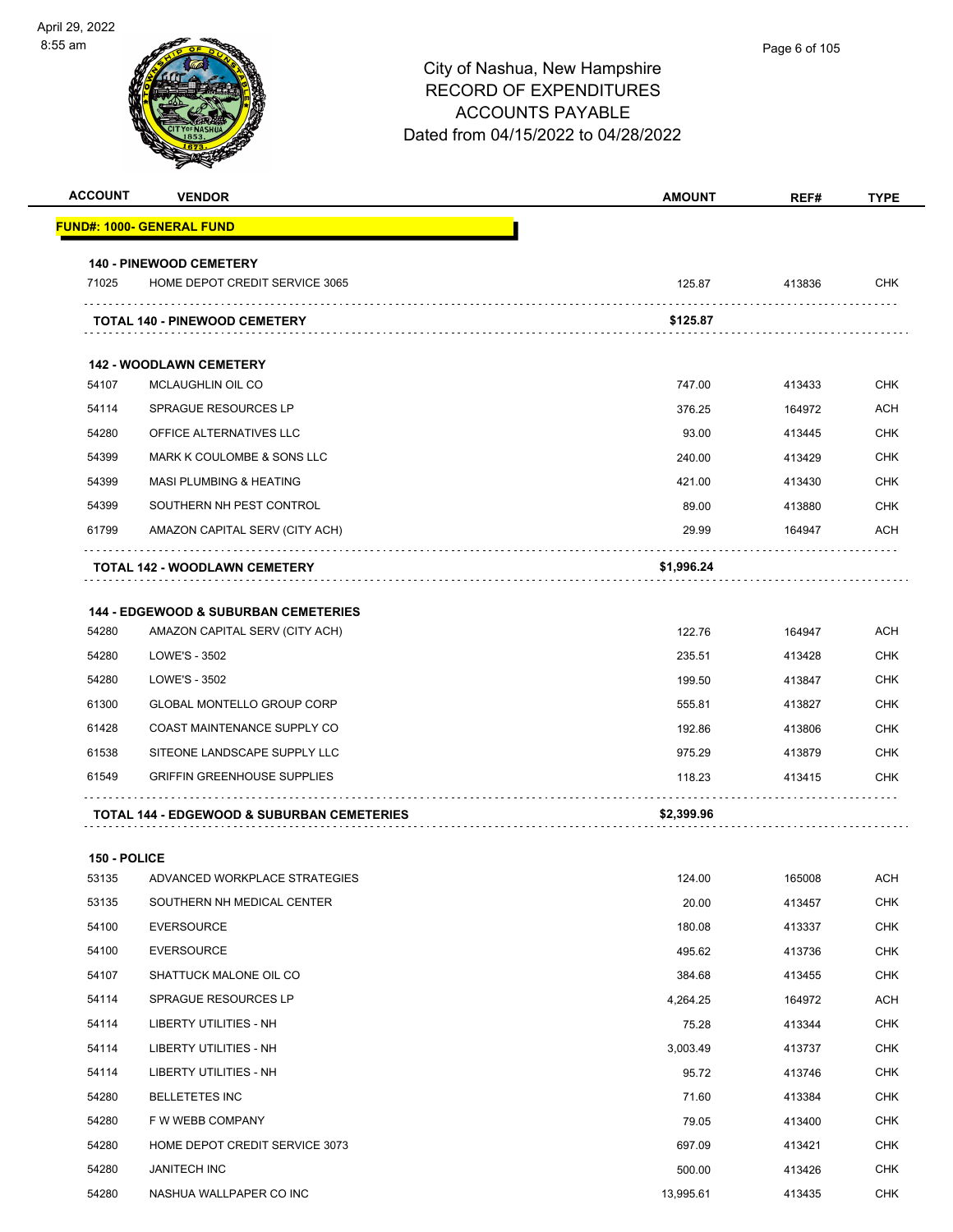# City of Nashua, New Hampshire
## RECORD OF EXPENDITURES
## ACCOUNTS PAYABLE
### Dated from 04/15/2022 to 04/28/2022

| ACCOUNT | VENDOR | AMOUNT | REF# | TYPE |
|---|---|---|---|---|
| **FUND#: 1000- GENERAL FUND** | | | | |
| **140 - PINEWOOD CEMETERY** | | | | |
| 71025 | HOME DEPOT CREDIT SERVICE 3065 | 125.87 | 413836 | CHK |
| | **TOTAL 140 - PINEWOOD CEMETERY** | **$125.87** | | |
| **142 - WOODLAWN CEMETERY** | | | | |
| 54107 | MCLAUGHLIN OIL CO | 747.00 | 413433 | CHK |
| 54114 | SPRAGUE RESOURCES LP | 376.25 | 164972 | ACH |
| 54280 | OFFICE ALTERNATIVES LLC | 93.00 | 413445 | CHK |
| 54399 | MARK K COULOMBE & SONS LLC | 240.00 | 413429 | CHK |
| 54399 | MASI PLUMBING & HEATING | 421.00 | 413430 | CHK |
| 54399 | SOUTHERN NH PEST CONTROL | 89.00 | 413880 | CHK |
| 61799 | AMAZON CAPITAL SERV (CITY ACH) | 29.99 | 164947 | ACH |
| | **TOTAL 142 - WOODLAWN CEMETERY** | **$1,996.24** | | |
| **144 - EDGEWOOD & SUBURBAN CEMETERIES** | | | | |
| 54280 | AMAZON CAPITAL SERV (CITY ACH) | 122.76 | 164947 | ACH |
| 54280 | LOWE'S - 3502 | 235.51 | 413428 | CHK |
| 54280 | LOWE'S - 3502 | 199.50 | 413847 | CHK |
| 61300 | GLOBAL MONTELLO GROUP CORP | 555.81 | 413827 | CHK |
| 61428 | COAST MAINTENANCE SUPPLY CO | 192.86 | 413806 | CHK |
| 61538 | SITEONE LANDSCAPE SUPPLY LLC | 975.29 | 413879 | CHK |
| 61549 | GRIFFIN GREENHOUSE SUPPLIES | 118.23 | 413415 | CHK |
| | **TOTAL 144 - EDGEWOOD & SUBURBAN CEMETERIES** | **$2,399.96** | | |
| **150 - POLICE** | | | | |
| 53135 | ADVANCED WORKPLACE STRATEGIES | 124.00 | 165008 | ACH |
| 53135 | SOUTHERN NH MEDICAL CENTER | 20.00 | 413457 | CHK |
| 54100 | EVERSOURCE | 180.08 | 413337 | CHK |
| 54100 | EVERSOURCE | 495.62 | 413736 | CHK |
| 54107 | SHATTUCK MALONE OIL CO | 384.68 | 413455 | CHK |
| 54114 | SPRAGUE RESOURCES LP | 4,264.25 | 164972 | ACH |
| 54114 | LIBERTY UTILITIES - NH | 75.28 | 413344 | CHK |
| 54114 | LIBERTY UTILITIES - NH | 3,003.49 | 413737 | CHK |
| 54114 | LIBERTY UTILITIES - NH | 95.72 | 413746 | CHK |
| 54280 | BELLETETES INC | 71.60 | 413384 | CHK |
| 54280 | F W WEBB COMPANY | 79.05 | 413400 | CHK |
| 54280 | HOME DEPOT CREDIT SERVICE 3073 | 697.09 | 413421 | CHK |
| 54280 | JANITECH INC | 500.00 | 413426 | CHK |
| 54280 | NASHUA WALLPAPER CO INC | 13,995.61 | 413435 | CHK |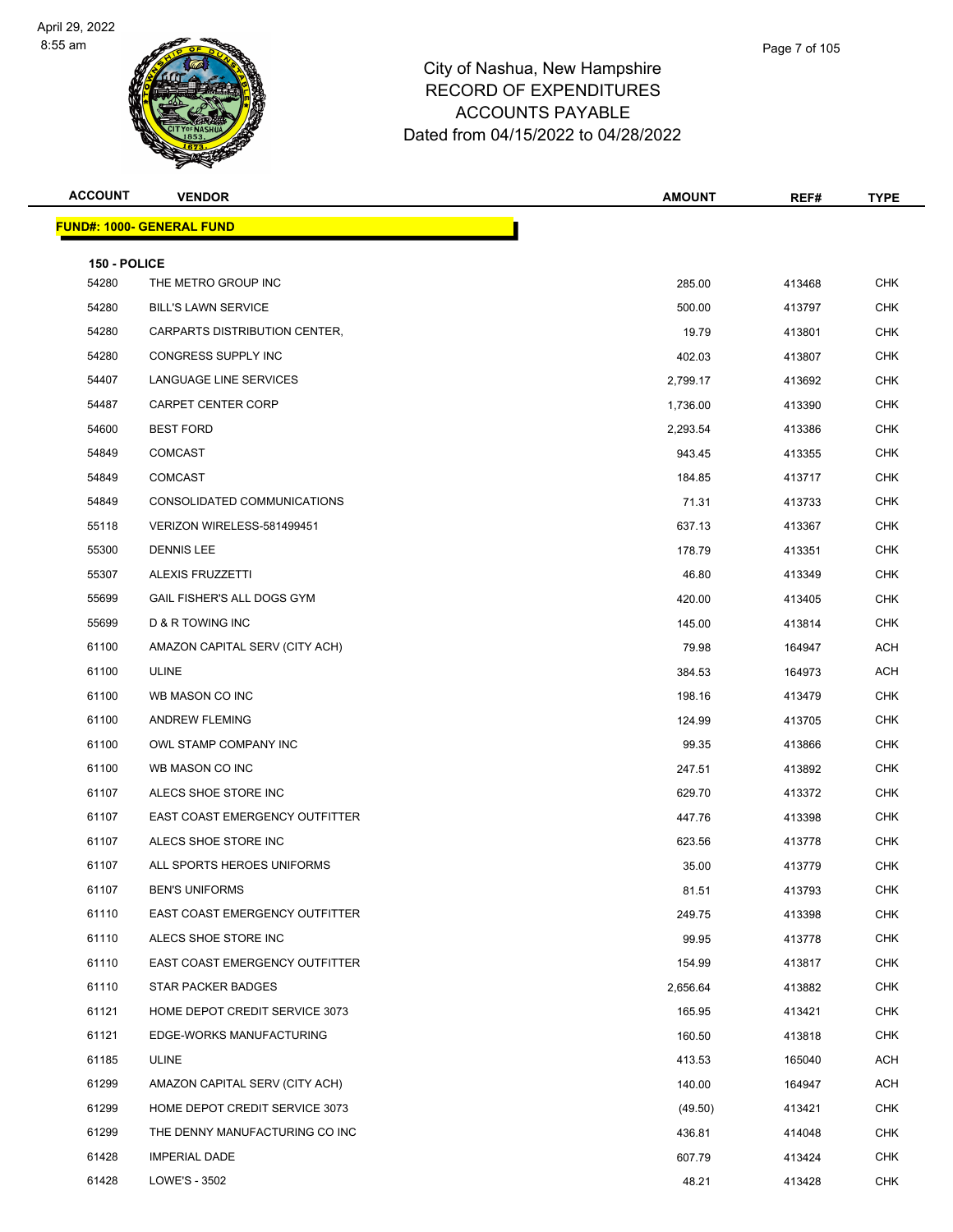# City of Nashua, New Hampshire
## RECORD OF EXPENDITURES
## ACCOUNTS PAYABLE
## Dated from 04/15/2022 to 04/28/2022

| ACCOUNT | VENDOR | AMOUNT | REF# | TYPE |
|---|---|---|---|---|
| **FUND#: 1000- GENERAL FUND** | | | | |
| **150 - POLICE** | | | | |
| 54280 | THE METRO GROUP INC | 285.00 | 413468 | CHK |
| 54280 | BILL'S LAWN SERVICE | 500.00 | 413797 | CHK |
| 54280 | CARPARTS DISTRIBUTION CENTER, | 19.79 | 413801 | CHK |
| 54280 | CONGRESS SUPPLY INC | 402.03 | 413807 | CHK |
| 54407 | LANGUAGE LINE SERVICES | 2,799.17 | 413692 | CHK |
| 54487 | CARPET CENTER CORP | 1,736.00 | 413390 | CHK |
| 54600 | BEST FORD | 2,293.54 | 413386 | CHK |
| 54849 | COMCAST | 943.45 | 413355 | CHK |
| 54849 | COMCAST | 184.85 | 413717 | CHK |
| 54849 | CONSOLIDATED COMMUNICATIONS | 71.31 | 413733 | CHK |
| 55118 | VERIZON WIRELESS-581499451 | 637.13 | 413367 | CHK |
| 55300 | DENNIS LEE | 178.79 | 413351 | CHK |
| 55307 | ALEXIS FRUZZETTI | 46.80 | 413349 | CHK |
| 55699 | GAIL FISHER'S ALL DOGS GYM | 420.00 | 413405 | CHK |
| 55699 | D & R TOWING INC | 145.00 | 413814 | CHK |
| 61100 | AMAZON CAPITAL SERV (CITY ACH) | 79.98 | 164947 | ACH |
| 61100 | ULINE | 384.53 | 164973 | ACH |
| 61100 | WB MASON CO INC | 198.16 | 413479 | CHK |
| 61100 | ANDREW FLEMING | 124.99 | 413705 | CHK |
| 61100 | OWL STAMP COMPANY INC | 99.35 | 413866 | CHK |
| 61100 | WB MASON CO INC | 247.51 | 413892 | CHK |
| 61107 | ALECS SHOE STORE INC | 629.70 | 413372 | CHK |
| 61107 | EAST COAST EMERGENCY OUTFITTER | 447.76 | 413398 | CHK |
| 61107 | ALECS SHOE STORE INC | 623.56 | 413778 | CHK |
| 61107 | ALL SPORTS HEROES UNIFORMS | 35.00 | 413779 | CHK |
| 61107 | BEN'S UNIFORMS | 81.51 | 413793 | CHK |
| 61110 | EAST COAST EMERGENCY OUTFITTER | 249.75 | 413398 | CHK |
| 61110 | ALECS SHOE STORE INC | 99.95 | 413778 | CHK |
| 61110 | EAST COAST EMERGENCY OUTFITTER | 154.99 | 413817 | CHK |
| 61110 | STAR PACKER BADGES | 2,656.64 | 413882 | CHK |
| 61121 | HOME DEPOT CREDIT SERVICE 3073 | 165.95 | 413421 | CHK |
| 61121 | EDGE-WORKS MANUFACTURING | 160.50 | 413818 | CHK |
| 61185 | ULINE | 413.53 | 165040 | ACH |
| 61299 | AMAZON CAPITAL SERV (CITY ACH) | 140.00 | 164947 | ACH |
| 61299 | HOME DEPOT CREDIT SERVICE 3073 | (49.50) | 413421 | CHK |
| 61299 | THE DENNY MANUFACTURING CO INC | 436.81 | 414048 | CHK |
| 61428 | IMPERIAL DADE | 607.79 | 413424 | CHK |
| 61428 | LOWE'S - 3502 | 48.21 | 413428 | CHK |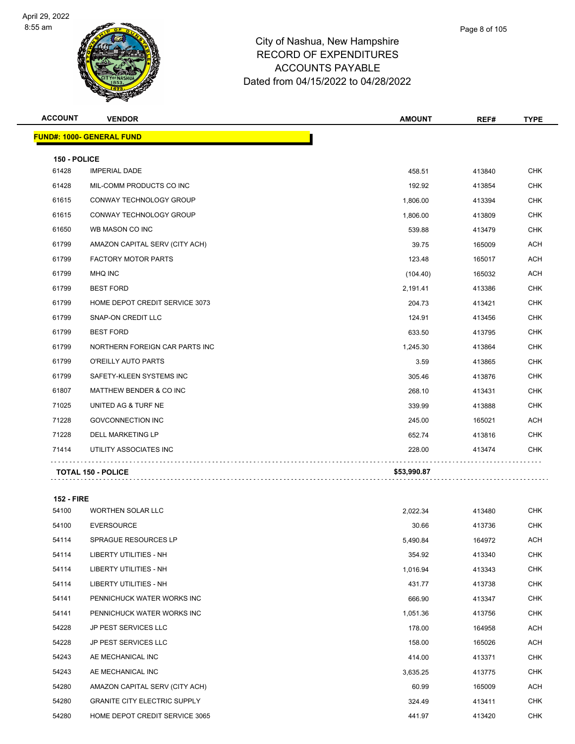# City of Nashua, New Hampshire
## RECORD OF EXPENDITURES
## ACCOUNTS PAYABLE
## Dated from 04/15/2022 to 04/28/2022

| ACCOUNT | VENDOR | AMOUNT | REF# | TYPE |
|---|---|---|---|---|
| **FUND#: 1000- GENERAL FUND** | | | | |
| **150 - POLICE** | | | | |
| 61428 | IMPERIAL DADE | 458.51 | 413840 | CHK |
| 61428 | MIL-COMM PRODUCTS CO INC | 192.92 | 413854 | CHK |
| 61615 | CONWAY TECHNOLOGY GROUP | 1,806.00 | 413394 | CHK |
| 61615 | CONWAY TECHNOLOGY GROUP | 1,806.00 | 413809 | CHK |
| 61650 | WB MASON CO INC | 539.88 | 413479 | CHK |
| 61799 | AMAZON CAPITAL SERV (CITY ACH) | 39.75 | 165009 | ACH |
| 61799 | FACTORY MOTOR PARTS | 123.48 | 165017 | ACH |
| 61799 | MHQ INC | (104.40) | 165032 | ACH |
| 61799 | BEST FORD | 2,191.41 | 413386 | CHK |
| 61799 | HOME DEPOT CREDIT SERVICE 3073 | 204.73 | 413421 | CHK |
| 61799 | SNAP-ON CREDIT LLC | 124.91 | 413456 | CHK |
| 61799 | BEST FORD | 633.50 | 413795 | CHK |
| 61799 | NORTHERN FOREIGN CAR PARTS INC | 1,245.30 | 413864 | CHK |
| 61799 | O'REILLY AUTO PARTS | 3.59 | 413865 | CHK |
| 61799 | SAFETY-KLEEN SYSTEMS INC | 305.46 | 413876 | CHK |
| 61807 | MATTHEW BENDER & CO INC | 268.10 | 413431 | CHK |
| 71025 | UNITED AG & TURF NE | 339.99 | 413888 | CHK |
| 71228 | GOVCONNECTION INC | 245.00 | 165021 | ACH |
| 71228 | DELL MARKETING LP | 652.74 | 413816 | CHK |
| 71414 | UTILITY ASSOCIATES INC | 228.00 | 413474 | CHK |
| **TOTAL 150 - POLICE** | | **$53,990.87** | | |
| **152 - FIRE** | | | | |
| 54100 | WORTHEN SOLAR LLC | 2,022.34 | 413480 | CHK |
| 54100 | EVERSOURCE | 30.66 | 413736 | CHK |
| 54114 | SPRAGUE RESOURCES LP | 5,490.84 | 164972 | ACH |
| 54114 | LIBERTY UTILITIES - NH | 354.92 | 413340 | CHK |
| 54114 | LIBERTY UTILITIES - NH | 1,016.94 | 413343 | CHK |
| 54114 | LIBERTY UTILITIES - NH | 431.77 | 413738 | CHK |
| 54141 | PENNICHUCK WATER WORKS INC | 666.90 | 413347 | CHK |
| 54141 | PENNICHUCK WATER WORKS INC | 1,051.36 | 413756 | CHK |
| 54228 | JP PEST SERVICES LLC | 178.00 | 164958 | ACH |
| 54228 | JP PEST SERVICES LLC | 158.00 | 165026 | ACH |
| 54243 | AE MECHANICAL INC | 414.00 | 413371 | CHK |
| 54243 | AE MECHANICAL INC | 3,635.25 | 413775 | CHK |
| 54280 | AMAZON CAPITAL SERV (CITY ACH) | 60.99 | 165009 | ACH |
| 54280 | GRANITE CITY ELECTRIC SUPPLY | 324.49 | 413411 | CHK |
| 54280 | HOME DEPOT CREDIT SERVICE 3065 | 441.97 | 413420 | CHK |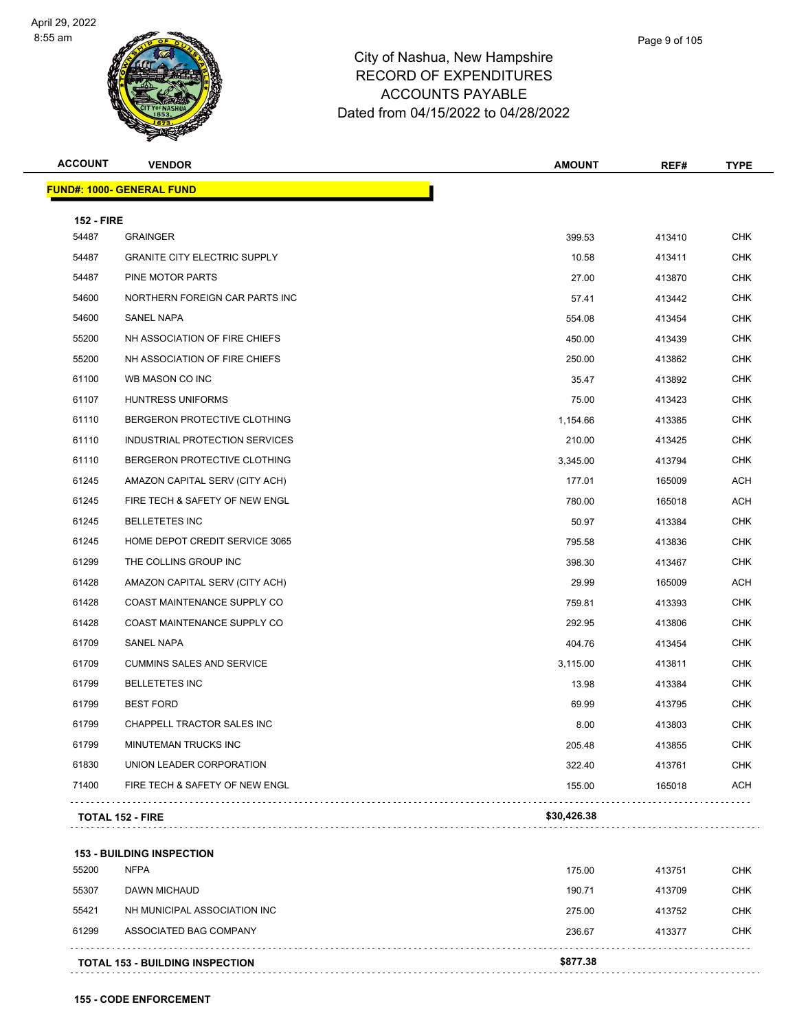# City of Nashua, New Hampshire
## RECORD OF EXPENDITURES
## ACCOUNTS PAYABLE
## Dated from 04/15/2022 to 04/28/2022

| ACCOUNT | VENDOR | AMOUNT | REF# | TYPE |
|---|---|---|---|---|
| **FUND#: 1000- GENERAL FUND** | | | | |
| **152 - FIRE** | | | | |
| 54487 | GRAINGER | 399.53 | 413410 | CHK |
| 54487 | GRANITE CITY ELECTRIC SUPPLY | 10.58 | 413411 | CHK |
| 54487 | PINE MOTOR PARTS | 27.00 | 413870 | CHK |
| 54600 | NORTHERN FOREIGN CAR PARTS INC | 57.41 | 413442 | CHK |
| 54600 | SANEL NAPA | 554.08 | 413454 | CHK |
| 55200 | NH ASSOCIATION OF FIRE CHIEFS | 450.00 | 413439 | CHK |
| 55200 | NH ASSOCIATION OF FIRE CHIEFS | 250.00 | 413862 | CHK |
| 61100 | WB MASON CO INC | 35.47 | 413892 | CHK |
| 61107 | HUNTRESS UNIFORMS | 75.00 | 413423 | CHK |
| 61110 | BERGERON PROTECTIVE CLOTHING | 1,154.66 | 413385 | CHK |
| 61110 | INDUSTRIAL PROTECTION SERVICES | 210.00 | 413425 | CHK |
| 61110 | BERGERON PROTECTIVE CLOTHING | 3,345.00 | 413794 | CHK |
| 61245 | AMAZON CAPITAL SERV (CITY ACH) | 177.01 | 165009 | ACH |
| 61245 | FIRE TECH & SAFETY OF NEW ENGL | 780.00 | 165018 | ACH |
| 61245 | BELLETETES INC | 50.97 | 413384 | CHK |
| 61245 | HOME DEPOT CREDIT SERVICE 3065 | 795.58 | 413836 | CHK |
| 61299 | THE COLLINS GROUP INC | 398.30 | 413467 | CHK |
| 61428 | AMAZON CAPITAL SERV (CITY ACH) | 29.99 | 165009 | ACH |
| 61428 | COAST MAINTENANCE SUPPLY CO | 759.81 | 413393 | CHK |
| 61428 | COAST MAINTENANCE SUPPLY CO | 292.95 | 413806 | CHK |
| 61709 | SANEL NAPA | 404.76 | 413454 | CHK |
| 61709 | CUMMINS SALES AND SERVICE | 3,115.00 | 413811 | CHK |
| 61799 | BELLETETES INC | 13.98 | 413384 | CHK |
| 61799 | BEST FORD | 69.99 | 413795 | CHK |
| 61799 | CHAPPELL TRACTOR SALES INC | 8.00 | 413803 | CHK |
| 61799 | MINUTEMAN TRUCKS INC | 205.48 | 413855 | CHK |
| 61830 | UNION LEADER CORPORATION | 322.40 | 413761 | CHK |
| 71400 | FIRE TECH & SAFETY OF NEW ENGL | 155.00 | 165018 | ACH |
| **TOTAL 152 - FIRE** | | **$30,426.38** | | |
| **153 - BUILDING INSPECTION** | | | | |
| 55200 | NFPA | 175.00 | 413751 | CHK |
| 55307 | DAWN MICHAUD | 190.71 | 413709 | CHK |
| 55421 | NH MUNICIPAL ASSOCIATION INC | 275.00 | 413752 | CHK |
| 61299 | ASSOCIATED BAG COMPANY | 236.67 | 413377 | CHK |
| **TOTAL 153 - BUILDING INSPECTION** | | **$877.38** | | |

**155 - CODE ENFORCEMENT**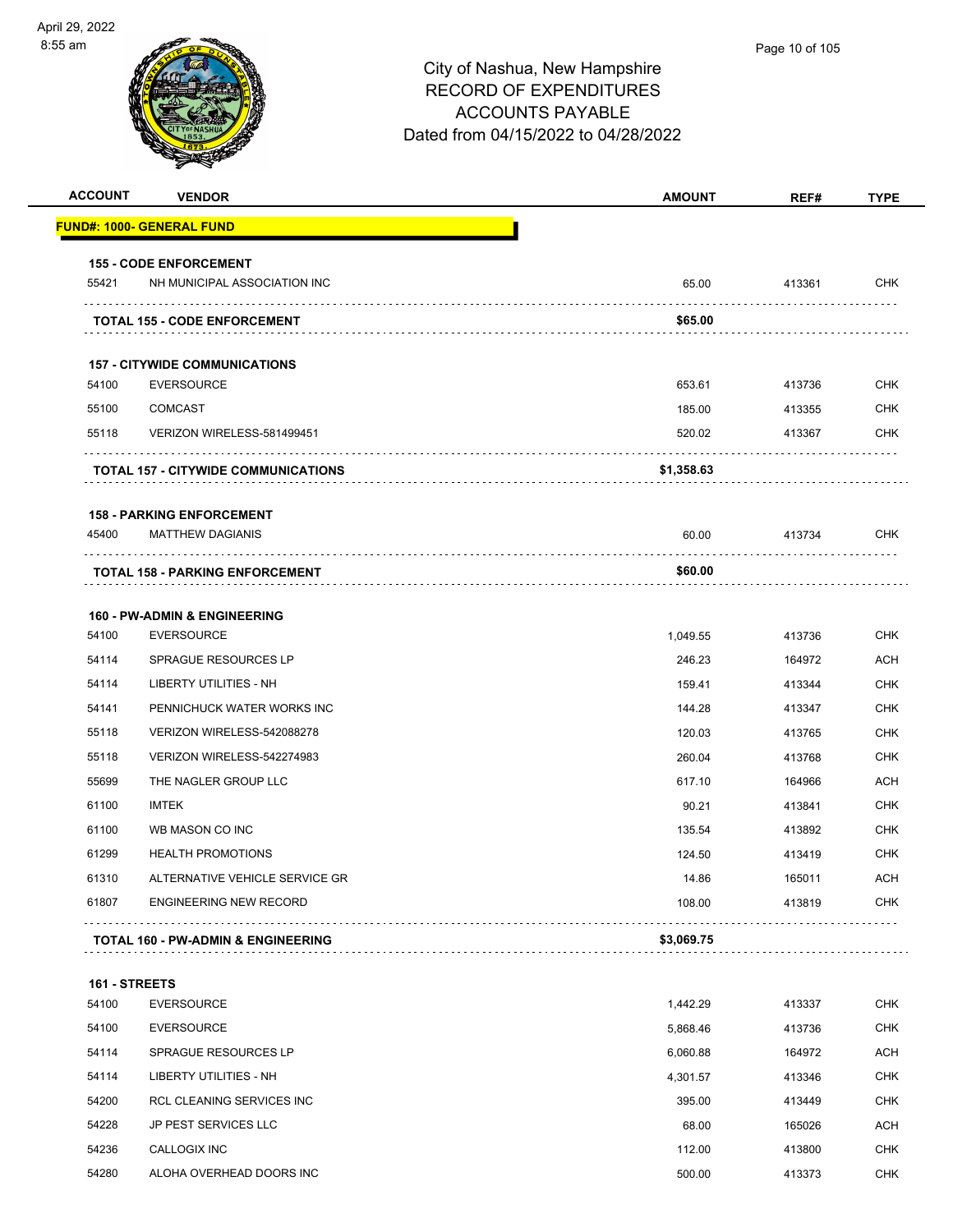# City of Nashua, New Hampshire
# RECORD OF EXPENDITURES
# ACCOUNTS PAYABLE
# Dated from 04/15/2022 to 04/28/2022

| ACCOUNT | VENDOR | AMOUNT | REF# | TYPE |
|---|---|---|---|---|
| **FUND#: 1000- GENERAL FUND** | | | | |
| **155 - CODE ENFORCEMENT** | | | | |
| 55421 | NH MUNICIPAL ASSOCIATION INC | 65.00 | 413361 | CHK |
| | **TOTAL 155 - CODE ENFORCEMENT** | **$65.00** | | |
| **157 - CITYWIDE COMMUNICATIONS** | | | | |
| 54100 | EVERSOURCE | 653.61 | 413736 | CHK |
| 55100 | COMCAST | 185.00 | 413355 | CHK |
| 55118 | VERIZON WIRELESS-581499451 | 520.02 | 413367 | CHK |
| | **TOTAL 157 - CITYWIDE COMMUNICATIONS** | **$1,358.63** | | |
| **158 - PARKING ENFORCEMENT** | | | | |
| 45400 | MATTHEW DAGIANIS | 60.00 | 413734 | CHK |
| | **TOTAL 158 - PARKING ENFORCEMENT** | **$60.00** | | |
| **160 - PW-ADMIN & ENGINEERING** | | | | |
| 54100 | EVERSOURCE | 1,049.55 | 413736 | CHK |
| 54114 | SPRAGUE RESOURCES LP | 246.23 | 164972 | ACH |
| 54114 | LIBERTY UTILITIES - NH | 159.41 | 413344 | CHK |
| 54141 | PENNICHUCK WATER WORKS INC | 144.28 | 413347 | CHK |
| 55118 | VERIZON WIRELESS-542088278 | 120.03 | 413765 | CHK |
| 55118 | VERIZON WIRELESS-542274983 | 260.04 | 413768 | CHK |
| 55699 | THE NAGLER GROUP LLC | 617.10 | 164966 | ACH |
| 61100 | IMTEK | 90.21 | 413841 | CHK |
| 61100 | WB MASON CO INC | 135.54 | 413892 | CHK |
| 61299 | HEALTH PROMOTIONS | 124.50 | 413419 | CHK |
| 61310 | ALTERNATIVE VEHICLE SERVICE GR | 14.86 | 165011 | ACH |
| 61807 | ENGINEERING NEW RECORD | 108.00 | 413819 | CHK |
| | **TOTAL 160 - PW-ADMIN & ENGINEERING** | **$3,069.75** | | |
| **161 - STREETS** | | | | |
| 54100 | EVERSOURCE | 1,442.29 | 413337 | CHK |
| 54100 | EVERSOURCE | 5,868.46 | 413736 | CHK |
| 54114 | SPRAGUE RESOURCES LP | 6,060.88 | 164972 | ACH |
| 54114 | LIBERTY UTILITIES - NH | 4,301.57 | 413346 | CHK |
| 54200 | RCL CLEANING SERVICES INC | 395.00 | 413449 | CHK |
| 54228 | JP PEST SERVICES LLC | 68.00 | 165026 | ACH |
| 54236 | CALLOGIX INC | 112.00 | 413800 | CHK |
| 54280 | ALOHA OVERHEAD DOORS INC | 500.00 | 413373 | CHK |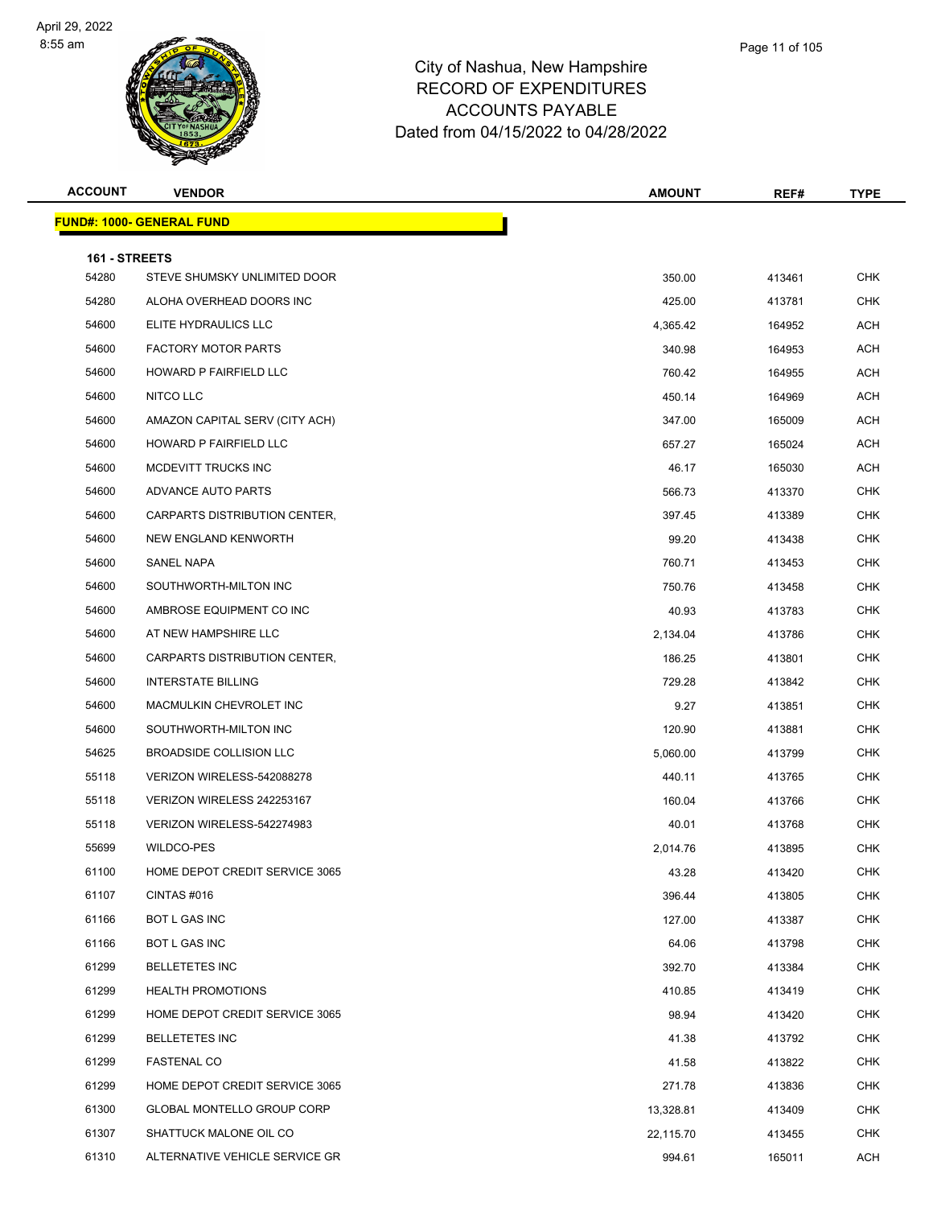City of Nashua, New Hampshire
RECORD OF EXPENDITURES
ACCOUNTS PAYABLE
Dated from 04/15/2022 to 04/28/2022

| ACCOUNT | VENDOR | AMOUNT | REF# | TYPE |
|---|---|---|---|---|
| **FUND#: 1000- GENERAL FUND** | | | | |
| **161 - STREETS** | | | | |
| 54280 | STEVE SHUMSKY UNLIMITED DOOR | 350.00 | 413461 | CHK |
| 54280 | ALOHA OVERHEAD DOORS INC | 425.00 | 413781 | CHK |
| 54600 | ELITE HYDRAULICS LLC | 4,365.42 | 164952 | ACH |
| 54600 | FACTORY MOTOR PARTS | 340.98 | 164953 | ACH |
| 54600 | HOWARD P FAIRFIELD LLC | 760.42 | 164955 | ACH |
| 54600 | NITCO LLC | 450.14 | 164969 | ACH |
| 54600 | AMAZON CAPITAL SERV (CITY ACH) | 347.00 | 165009 | ACH |
| 54600 | HOWARD P FAIRFIELD LLC | 657.27 | 165024 | ACH |
| 54600 | MCDEVITT TRUCKS INC | 46.17 | 165030 | ACH |
| 54600 | ADVANCE AUTO PARTS | 566.73 | 413370 | CHK |
| 54600 | CARPARTS DISTRIBUTION CENTER, | 397.45 | 413389 | CHK |
| 54600 | NEW ENGLAND KENWORTH | 99.20 | 413438 | CHK |
| 54600 | SANEL NAPA | 760.71 | 413453 | CHK |
| 54600 | SOUTHWORTH-MILTON INC | 750.76 | 413458 | CHK |
| 54600 | AMBROSE EQUIPMENT CO INC | 40.93 | 413783 | CHK |
| 54600 | AT NEW HAMPSHIRE LLC | 2,134.04 | 413786 | CHK |
| 54600 | CARPARTS DISTRIBUTION CENTER, | 186.25 | 413801 | CHK |
| 54600 | INTERSTATE BILLING | 729.28 | 413842 | CHK |
| 54600 | MACMULKIN CHEVROLET INC | 9.27 | 413851 | CHK |
| 54600 | SOUTHWORTH-MILTON INC | 120.90 | 413881 | CHK |
| 54625 | BROADSIDE COLLISION LLC | 5,060.00 | 413799 | CHK |
| 55118 | VERIZON WIRELESS-542088278 | 440.11 | 413765 | CHK |
| 55118 | VERIZON WIRELESS 242253167 | 160.04 | 413766 | CHK |
| 55118 | VERIZON WIRELESS-542274983 | 40.01 | 413768 | CHK |
| 55699 | WILDCO-PES | 2,014.76 | 413895 | CHK |
| 61100 | HOME DEPOT CREDIT SERVICE 3065 | 43.28 | 413420 | CHK |
| 61107 | CINTAS #016 | 396.44 | 413805 | CHK |
| 61166 | BOT L GAS INC | 127.00 | 413387 | CHK |
| 61166 | BOT L GAS INC | 64.06 | 413798 | CHK |
| 61299 | BELLETETES INC | 392.70 | 413384 | CHK |
| 61299 | HEALTH PROMOTIONS | 410.85 | 413419 | CHK |
| 61299 | HOME DEPOT CREDIT SERVICE 3065 | 98.94 | 413420 | CHK |
| 61299 | BELLETETES INC | 41.38 | 413792 | CHK |
| 61299 | FASTENAL CO | 41.58 | 413822 | CHK |
| 61299 | HOME DEPOT CREDIT SERVICE 3065 | 271.78 | 413836 | CHK |
| 61300 | GLOBAL MONTELLO GROUP CORP | 13,328.81 | 413409 | CHK |
| 61307 | SHATTUCK MALONE OIL CO | 22,115.70 | 413455 | CHK |
| 61310 | ALTERNATIVE VEHICLE SERVICE GR | 994.61 | 165011 | ACH |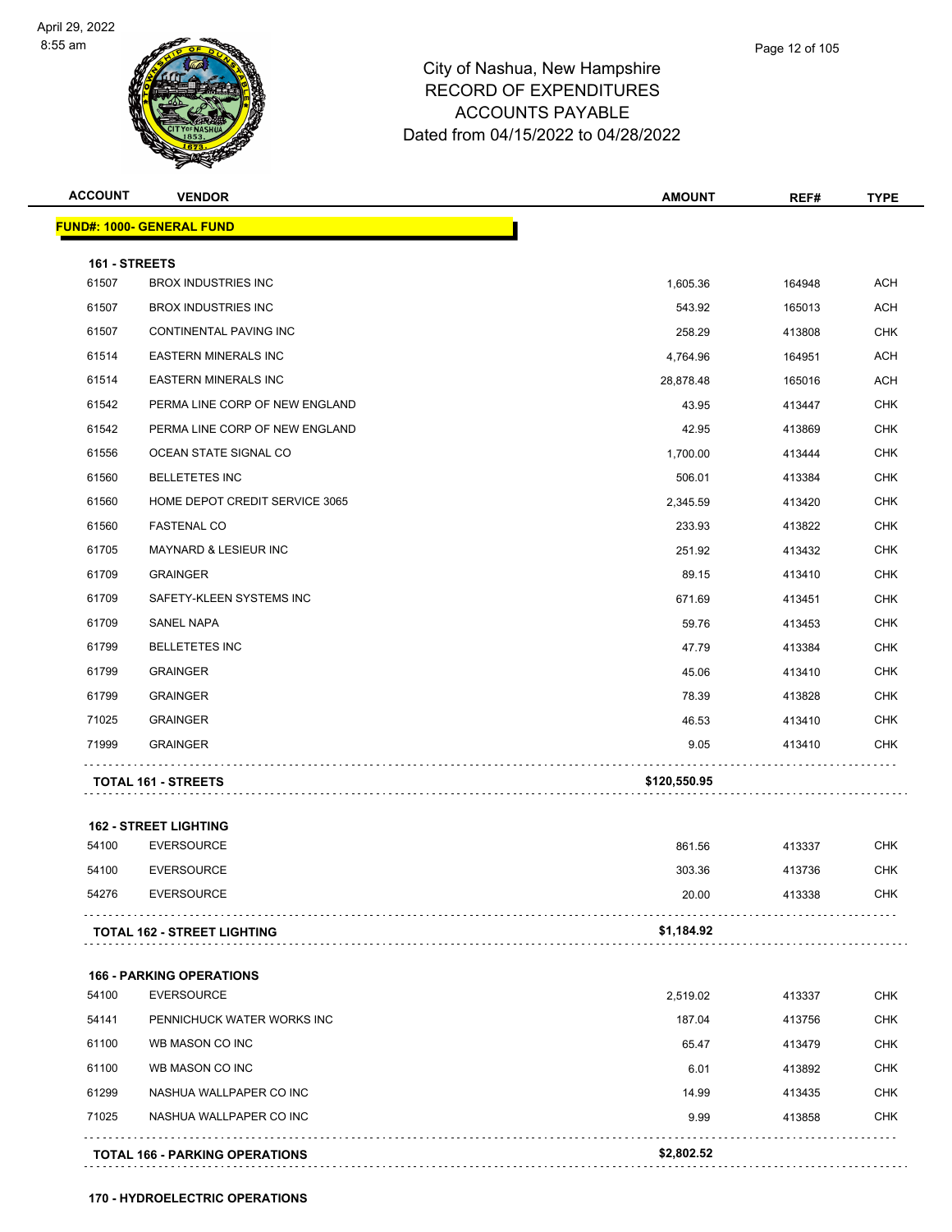# City of Nashua, New Hampshire
## RECORD OF EXPENDITURES
## ACCOUNTS PAYABLE
## Dated from 04/15/2022 to 04/28/2022

| ACCOUNT | VENDOR | AMOUNT | REF# | TYPE |
|---|---|---|---|---|
| **FUND#: 1000- GENERAL FUND** | | | | |
| **161 - STREETS** | | | | |
| 61507 | BROX INDUSTRIES INC | 1,605.36 | 164948 | ACH |
| 61507 | BROX INDUSTRIES INC | 543.92 | 165013 | ACH |
| 61507 | CONTINENTAL PAVING INC | 258.29 | 413808 | CHK |
| 61514 | EASTERN MINERALS INC | 4,764.96 | 164951 | ACH |
| 61514 | EASTERN MINERALS INC | 28,878.48 | 165016 | ACH |
| 61542 | PERMA LINE CORP OF NEW ENGLAND | 43.95 | 413447 | CHK |
| 61542 | PERMA LINE CORP OF NEW ENGLAND | 42.95 | 413869 | CHK |
| 61556 | OCEAN STATE SIGNAL CO | 1,700.00 | 413444 | CHK |
| 61560 | BELLETETES INC | 506.01 | 413384 | CHK |
| 61560 | HOME DEPOT CREDIT SERVICE 3065 | 2,345.59 | 413420 | CHK |
| 61560 | FASTENAL CO | 233.93 | 413822 | CHK |
| 61705 | MAYNARD & LESIEUR INC | 251.92 | 413432 | CHK |
| 61709 | GRAINGER | 89.15 | 413410 | CHK |
| 61709 | SAFETY-KLEEN SYSTEMS INC | 671.69 | 413451 | CHK |
| 61709 | SANEL NAPA | 59.76 | 413453 | CHK |
| 61799 | BELLETETES INC | 47.79 | 413384 | CHK |
| 61799 | GRAINGER | 45.06 | 413410 | CHK |
| 61799 | GRAINGER | 78.39 | 413828 | CHK |
| 71025 | GRAINGER | 46.53 | 413410 | CHK |
| 71999 | GRAINGER | 9.05 | 413410 | CHK |
| | **TOTAL 161 - STREETS** | **$120,550.95** | | |
| **162 - STREET LIGHTING** | | | | |
| 54100 | EVERSOURCE | 861.56 | 413337 | CHK |
| 54100 | EVERSOURCE | 303.36 | 413736 | CHK |
| 54276 | EVERSOURCE | 20.00 | 413338 | CHK |
| | **TOTAL 162 - STREET LIGHTING** | **$1,184.92** | | |
| **166 - PARKING OPERATIONS** | | | | |
| 54100 | EVERSOURCE | 2,519.02 | 413337 | CHK |
| 54141 | PENNICHUCK WATER WORKS INC | 187.04 | 413756 | CHK |
| 61100 | WB MASON CO INC | 65.47 | 413479 | CHK |
| 61100 | WB MASON CO INC | 6.01 | 413892 | CHK |
| 61299 | NASHUA WALLPAPER CO INC | 14.99 | 413435 | CHK |
| 71025 | NASHUA WALLPAPER CO INC | 9.99 | 413858 | CHK |
| | **TOTAL 166 - PARKING OPERATIONS** | **$2,802.52** | | |
| **170 - HYDROELECTRIC OPERATIONS** | | | | |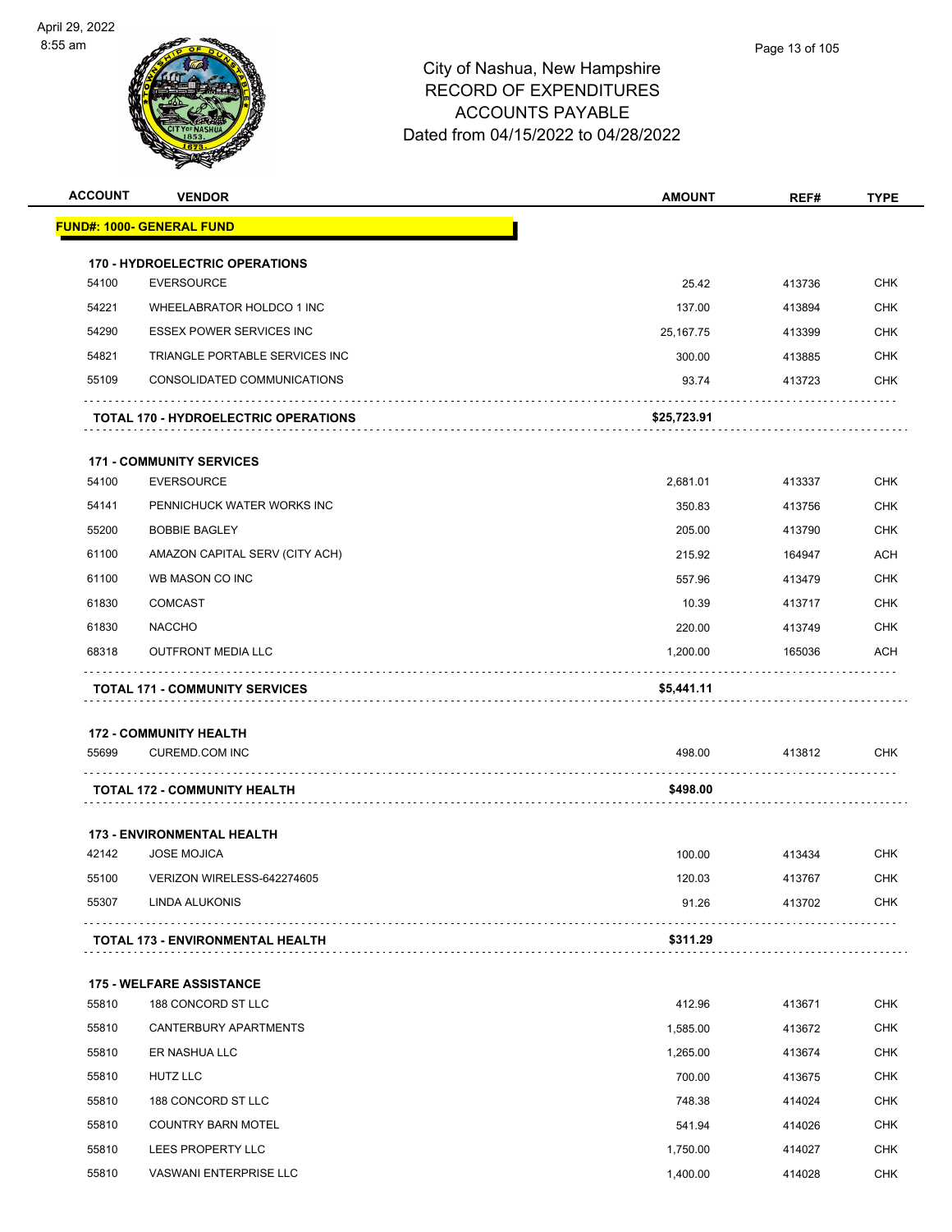# City of Nashua, New Hampshire
## RECORD OF EXPENDITURES
## ACCOUNTS PAYABLE
### Dated from 04/15/2022 to 04/28/2022

| ACCOUNT | VENDOR | AMOUNT | REF# | TYPE |
|---|---|---|---|---|
| **FUND#: 1000- GENERAL FUND** | | | | |
| **170 - HYDROELECTRIC OPERATIONS** | | | | |
| 54100 | EVERSOURCE | 25.42 | 413736 | CHK |
| 54221 | WHEELABRATOR HOLDCO 1 INC | 137.00 | 413894 | CHK |
| 54290 | ESSEX POWER SERVICES INC | 25,167.75 | 413399 | CHK |
| 54821 | TRIANGLE PORTABLE SERVICES INC | 300.00 | 413885 | CHK |
| 55109 | CONSOLIDATED COMMUNICATIONS | 93.74 | 413723 | CHK |
| | **TOTAL 170 - HYDROELECTRIC OPERATIONS** | **$25,723.91** | | |
| **171 - COMMUNITY SERVICES** | | | | |
| 54100 | EVERSOURCE | 2,681.01 | 413337 | CHK |
| 54141 | PENNICHUCK WATER WORKS INC | 350.83 | 413756 | CHK |
| 55200 | BOBBIE BAGLEY | 205.00 | 413790 | CHK |
| 61100 | AMAZON CAPITAL SERV (CITY ACH) | 215.92 | 164947 | ACH |
| 61100 | WB MASON CO INC | 557.96 | 413479 | CHK |
| 61830 | COMCAST | 10.39 | 413717 | CHK |
| 61830 | NACCHO | 220.00 | 413749 | CHK |
| 68318 | OUTFRONT MEDIA LLC | 1,200.00 | 165036 | ACH |
| | **TOTAL 171 - COMMUNITY SERVICES** | **$5,441.11** | | |
| **172 - COMMUNITY HEALTH** | | | | |
| 55699 | CUREMD.COM INC | 498.00 | 413812 | CHK |
| | **TOTAL 172 - COMMUNITY HEALTH** | **$498.00** | | |
| **173 - ENVIRONMENTAL HEALTH** | | | | |
| 42142 | JOSE MOJICA | 100.00 | 413434 | CHK |
| 55100 | VERIZON WIRELESS-642274605 | 120.03 | 413767 | CHK |
| 55307 | LINDA ALUKONIS | 91.26 | 413702 | CHK |
| | **TOTAL 173 - ENVIRONMENTAL HEALTH** | **$311.29** | | |
| **175 - WELFARE ASSISTANCE** | | | | |
| 55810 | 188 CONCORD ST LLC | 412.96 | 413671 | CHK |
| 55810 | CANTERBURY APARTMENTS | 1,585.00 | 413672 | CHK |
| 55810 | ER NASHUA LLC | 1,265.00 | 413674 | CHK |
| 55810 | HUTZ LLC | 700.00 | 413675 | CHK |
| 55810 | 188 CONCORD ST LLC | 748.38 | 414024 | CHK |
| 55810 | COUNTRY BARN MOTEL | 541.94 | 414026 | CHK |
| 55810 | LEES PROPERTY LLC | 1,750.00 | 414027 | CHK |
| 55810 | VASWANI ENTERPRISE LLC | 1,400.00 | 414028 | CHK |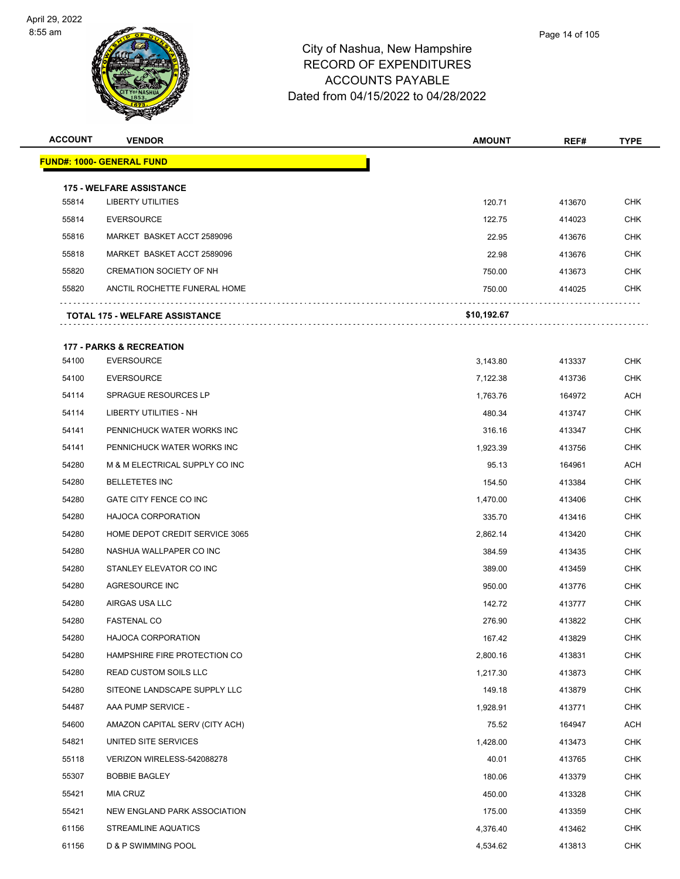# City of Nashua, New Hampshire
## RECORD OF EXPENDITURES
## ACCOUNTS PAYABLE
### Dated from 04/15/2022 to 04/28/2022

| ACCOUNT | VENDOR | AMOUNT | REF# | TYPE |
|---|---|---|---|---|
| **FUND#: 1000- GENERAL FUND** | | | | |
| **175 - WELFARE ASSISTANCE** | | | | |
| 55814 | LIBERTY UTILITIES | 120.71 | 413670 | CHK |
| 55814 | EVERSOURCE | 122.75 | 414023 | CHK |
| 55816 | MARKET BASKET ACCT 2589096 | 22.95 | 413676 | CHK |
| 55818 | MARKET BASKET ACCT 2589096 | 22.98 | 413676 | CHK |
| 55820 | CREMATION SOCIETY OF NH | 750.00 | 413673 | CHK |
| 55820 | ANCTIL ROCHETTE FUNERAL HOME | 750.00 | 414025 | CHK |
| **TOTAL 175 - WELFARE ASSISTANCE** | | **$10,192.67** | | |
| **177 - PARKS & RECREATION** | | | | |
| 54100 | EVERSOURCE | 3,143.80 | 413337 | CHK |
| 54100 | EVERSOURCE | 7,122.38 | 413736 | CHK |
| 54114 | SPRAGUE RESOURCES LP | 1,763.76 | 164972 | ACH |
| 54114 | LIBERTY UTILITIES - NH | 480.34 | 413747 | CHK |
| 54141 | PENNICHUCK WATER WORKS INC | 316.16 | 413347 | CHK |
| 54141 | PENNICHUCK WATER WORKS INC | 1,923.39 | 413756 | CHK |
| 54280 | M & M ELECTRICAL SUPPLY CO INC | 95.13 | 164961 | ACH |
| 54280 | BELLETETES INC | 154.50 | 413384 | CHK |
| 54280 | GATE CITY FENCE CO INC | 1,470.00 | 413406 | CHK |
| 54280 | HAJOCA CORPORATION | 335.70 | 413416 | CHK |
| 54280 | HOME DEPOT CREDIT SERVICE 3065 | 2,862.14 | 413420 | CHK |
| 54280 | NASHUA WALLPAPER CO INC | 384.59 | 413435 | CHK |
| 54280 | STANLEY ELEVATOR CO INC | 389.00 | 413459 | CHK |
| 54280 | AGRESOURCE INC | 950.00 | 413776 | CHK |
| 54280 | AIRGAS USA LLC | 142.72 | 413777 | CHK |
| 54280 | FASTENAL CO | 276.90 | 413822 | CHK |
| 54280 | HAJOCA CORPORATION | 167.42 | 413829 | CHK |
| 54280 | HAMPSHIRE FIRE PROTECTION CO | 2,800.16 | 413831 | CHK |
| 54280 | READ CUSTOM SOILS LLC | 1,217.30 | 413873 | CHK |
| 54280 | SITEONE LANDSCAPE SUPPLY LLC | 149.18 | 413879 | CHK |
| 54487 | AAA PUMP SERVICE - | 1,928.91 | 413771 | CHK |
| 54600 | AMAZON CAPITAL SERV (CITY ACH) | 75.52 | 164947 | ACH |
| 54821 | UNITED SITE SERVICES | 1,428.00 | 413473 | CHK |
| 55118 | VERIZON WIRELESS-542088278 | 40.01 | 413765 | CHK |
| 55307 | BOBBIE BAGLEY | 180.06 | 413379 | CHK |
| 55421 | MIA CRUZ | 450.00 | 413328 | CHK |
| 55421 | NEW ENGLAND PARK ASSOCIATION | 175.00 | 413359 | CHK |
| 61156 | STREAMLINE AQUATICS | 4,376.40 | 413462 | CHK |
| 61156 | D & P SWIMMING POOL | 4,534.62 | 413813 | CHK |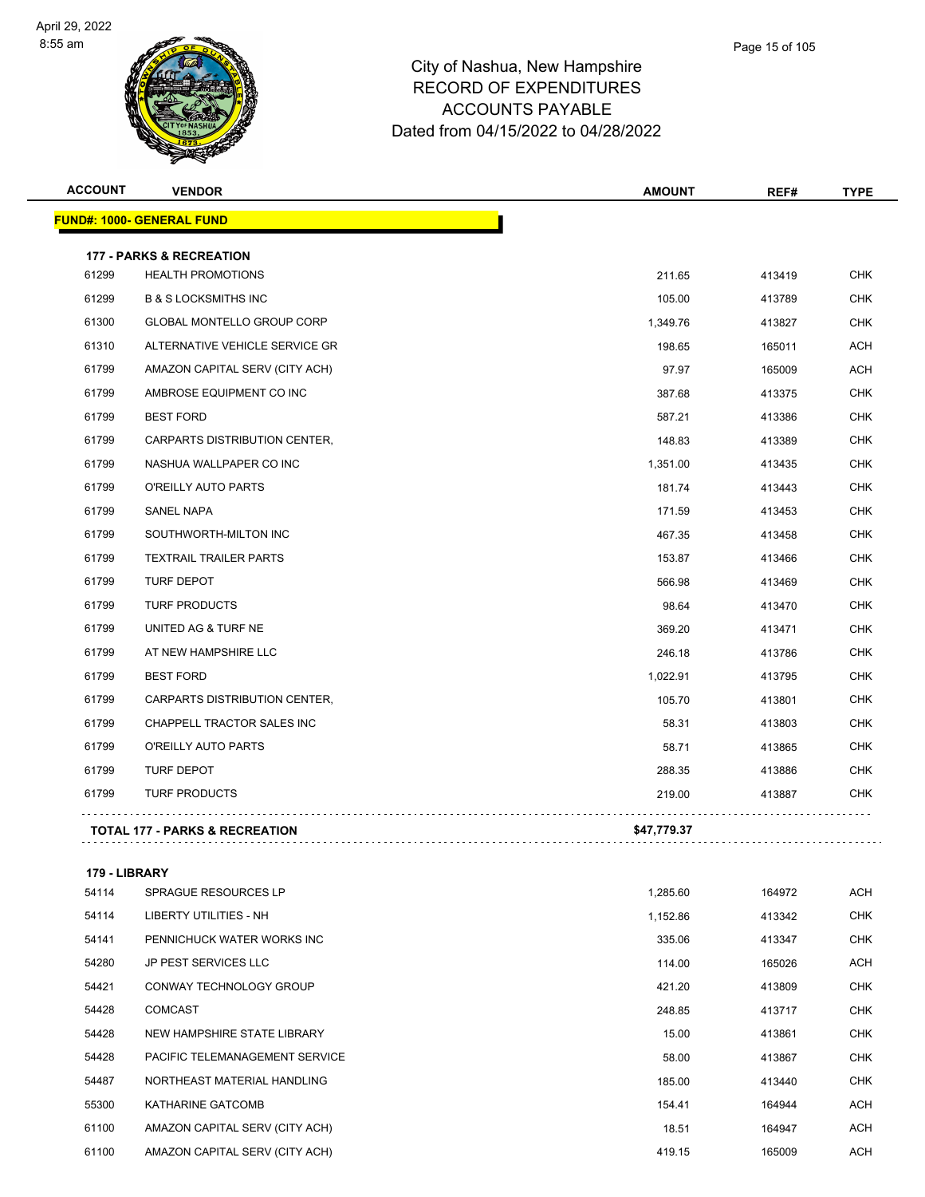City of Nashua, New Hampshire
RECORD OF EXPENDITURES
ACCOUNTS PAYABLE
Dated from 04/15/2022 to 04/28/2022

| ACCOUNT | VENDOR | AMOUNT | REF# | TYPE |
|---|---|---|---|---|
| **FUND#: 1000- GENERAL FUND** | | | | |
| **177 - PARKS & RECREATION** | | | | |
| 61299 | HEALTH PROMOTIONS | 211.65 | 413419 | CHK |
| 61299 | B & S LOCKSMITHS INC | 105.00 | 413789 | CHK |
| 61300 | GLOBAL MONTELLO GROUP CORP | 1,349.76 | 413827 | CHK |
| 61310 | ALTERNATIVE VEHICLE SERVICE GR | 198.65 | 165011 | ACH |
| 61799 | AMAZON CAPITAL SERV (CITY ACH) | 97.97 | 165009 | ACH |
| 61799 | AMBROSE EQUIPMENT CO INC | 387.68 | 413375 | CHK |
| 61799 | BEST FORD | 587.21 | 413386 | CHK |
| 61799 | CARPARTS DISTRIBUTION CENTER, | 148.83 | 413389 | CHK |
| 61799 | NASHUA WALLPAPER CO INC | 1,351.00 | 413435 | CHK |
| 61799 | O'REILLY AUTO PARTS | 181.74 | 413443 | CHK |
| 61799 | SANEL NAPA | 171.59 | 413453 | CHK |
| 61799 | SOUTHWORTH-MILTON INC | 467.35 | 413458 | CHK |
| 61799 | TEXTRAIL TRAILER PARTS | 153.87 | 413466 | CHK |
| 61799 | TURF DEPOT | 566.98 | 413469 | CHK |
| 61799 | TURF PRODUCTS | 98.64 | 413470 | CHK |
| 61799 | UNITED AG & TURF NE | 369.20 | 413471 | CHK |
| 61799 | AT NEW HAMPSHIRE LLC | 246.18 | 413786 | CHK |
| 61799 | BEST FORD | 1,022.91 | 413795 | CHK |
| 61799 | CARPARTS DISTRIBUTION CENTER, | 105.70 | 413801 | CHK |
| 61799 | CHAPPELL TRACTOR SALES INC | 58.31 | 413803 | CHK |
| 61799 | O'REILLY AUTO PARTS | 58.71 | 413865 | CHK |
| 61799 | TURF DEPOT | 288.35 | 413886 | CHK |
| 61799 | TURF PRODUCTS | 219.00 | 413887 | CHK |
| **TOTAL 177 - PARKS & RECREATION** | | **$47,779.37** | | |
| **179 - LIBRARY** | | | | |
| 54114 | SPRAGUE RESOURCES LP | 1,285.60 | 164972 | ACH |
| 54114 | LIBERTY UTILITIES - NH | 1,152.86 | 413342 | CHK |
| 54141 | PENNICHUCK WATER WORKS INC | 335.06 | 413347 | CHK |
| 54280 | JP PEST SERVICES LLC | 114.00 | 165026 | ACH |
| 54421 | CONWAY TECHNOLOGY GROUP | 421.20 | 413809 | CHK |
| 54428 | COMCAST | 248.85 | 413717 | CHK |
| 54428 | NEW HAMPSHIRE STATE LIBRARY | 15.00 | 413861 | CHK |
| 54428 | PACIFIC TELEMANAGEMENT SERVICE | 58.00 | 413867 | CHK |
| 54487 | NORTHEAST MATERIAL HANDLING | 185.00 | 413440 | CHK |
| 55300 | KATHARINE GATCOMB | 154.41 | 164944 | ACH |
| 61100 | AMAZON CAPITAL SERV (CITY ACH) | 18.51 | 164947 | ACH |
| 61100 | AMAZON CAPITAL SERV (CITY ACH) | 419.15 | 165009 | ACH |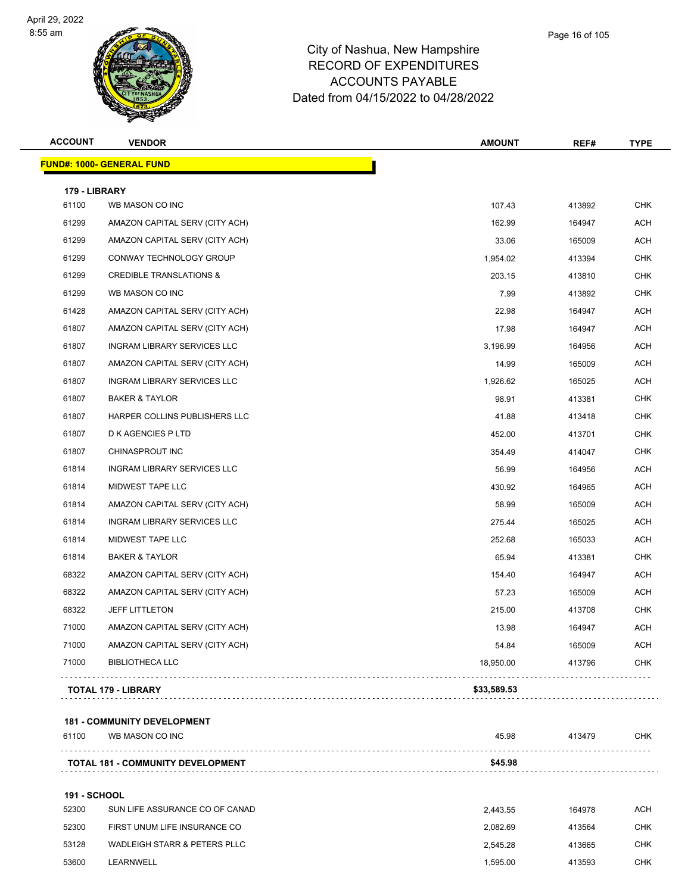# City of Nashua, New Hampshire
## RECORD OF EXPENDITURES
## ACCOUNTS PAYABLE
## Dated from 04/15/2022 to 04/28/2022

| ACCOUNT | VENDOR | AMOUNT | REF# | TYPE |
|---|---|---|---|---|
| **FUND#: 1000- GENERAL FUND** | | | | |
| **179 - LIBRARY** | | | | |
| 61100 | WB MASON CO INC | 107.43 | 413892 | CHK |
| 61299 | AMAZON CAPITAL SERV (CITY ACH) | 162.99 | 164947 | ACH |
| 61299 | AMAZON CAPITAL SERV (CITY ACH) | 33.06 | 165009 | ACH |
| 61299 | CONWAY TECHNOLOGY GROUP | 1,954.02 | 413394 | CHK |
| 61299 | CREDIBLE TRANSLATIONS & | 203.15 | 413810 | CHK |
| 61299 | WB MASON CO INC | 7.99 | 413892 | CHK |
| 61428 | AMAZON CAPITAL SERV (CITY ACH) | 22.98 | 164947 | ACH |
| 61807 | AMAZON CAPITAL SERV (CITY ACH) | 17.98 | 164947 | ACH |
| 61807 | INGRAM LIBRARY SERVICES LLC | 3,196.99 | 164956 | ACH |
| 61807 | AMAZON CAPITAL SERV (CITY ACH) | 14.99 | 165009 | ACH |
| 61807 | INGRAM LIBRARY SERVICES LLC | 1,926.62 | 165025 | ACH |
| 61807 | BAKER & TAYLOR | 98.91 | 413381 | CHK |
| 61807 | HARPER COLLINS PUBLISHERS LLC | 41.88 | 413418 | CHK |
| 61807 | D K AGENCIES P LTD | 452.00 | 413701 | CHK |
| 61807 | CHINASPROUT INC | 354.49 | 414047 | CHK |
| 61814 | INGRAM LIBRARY SERVICES LLC | 56.99 | 164956 | ACH |
| 61814 | MIDWEST TAPE LLC | 430.92 | 164965 | ACH |
| 61814 | AMAZON CAPITAL SERV (CITY ACH) | 58.99 | 165009 | ACH |
| 61814 | INGRAM LIBRARY SERVICES LLC | 275.44 | 165025 | ACH |
| 61814 | MIDWEST TAPE LLC | 252.68 | 165033 | ACH |
| 61814 | BAKER & TAYLOR | 65.94 | 413381 | CHK |
| 68322 | AMAZON CAPITAL SERV (CITY ACH) | 154.40 | 164947 | ACH |
| 68322 | AMAZON CAPITAL SERV (CITY ACH) | 57.23 | 165009 | ACH |
| 68322 | JEFF LITTLETON | 215.00 | 413708 | CHK |
| 71000 | AMAZON CAPITAL SERV (CITY ACH) | 13.98 | 164947 | ACH |
| 71000 | AMAZON CAPITAL SERV (CITY ACH) | 54.84 | 165009 | ACH |
| 71000 | BIBLIOTHECA LLC | 18,950.00 | 413796 | CHK |
| **TOTAL 179 - LIBRARY** | | **$33,589.53** | | |
| **181 - COMMUNITY DEVELOPMENT** | | | | |
| 61100 | WB MASON CO INC | 45.98 | 413479 | CHK |
| **TOTAL 181 - COMMUNITY DEVELOPMENT** | | **$45.98** | | |
| **191 - SCHOOL** | | | | |
| 52300 | SUN LIFE ASSURANCE CO OF CANAD | 2,443.55 | 164978 | ACH |
| 52300 | FIRST UNUM LIFE INSURANCE CO | 2,082.69 | 413564 | CHK |
| 53128 | WADLEIGH STARR & PETERS PLLC | 2,545.28 | 413665 | CHK |
| 53600 | LEARNWELL | 1,595.00 | 413593 | CHK |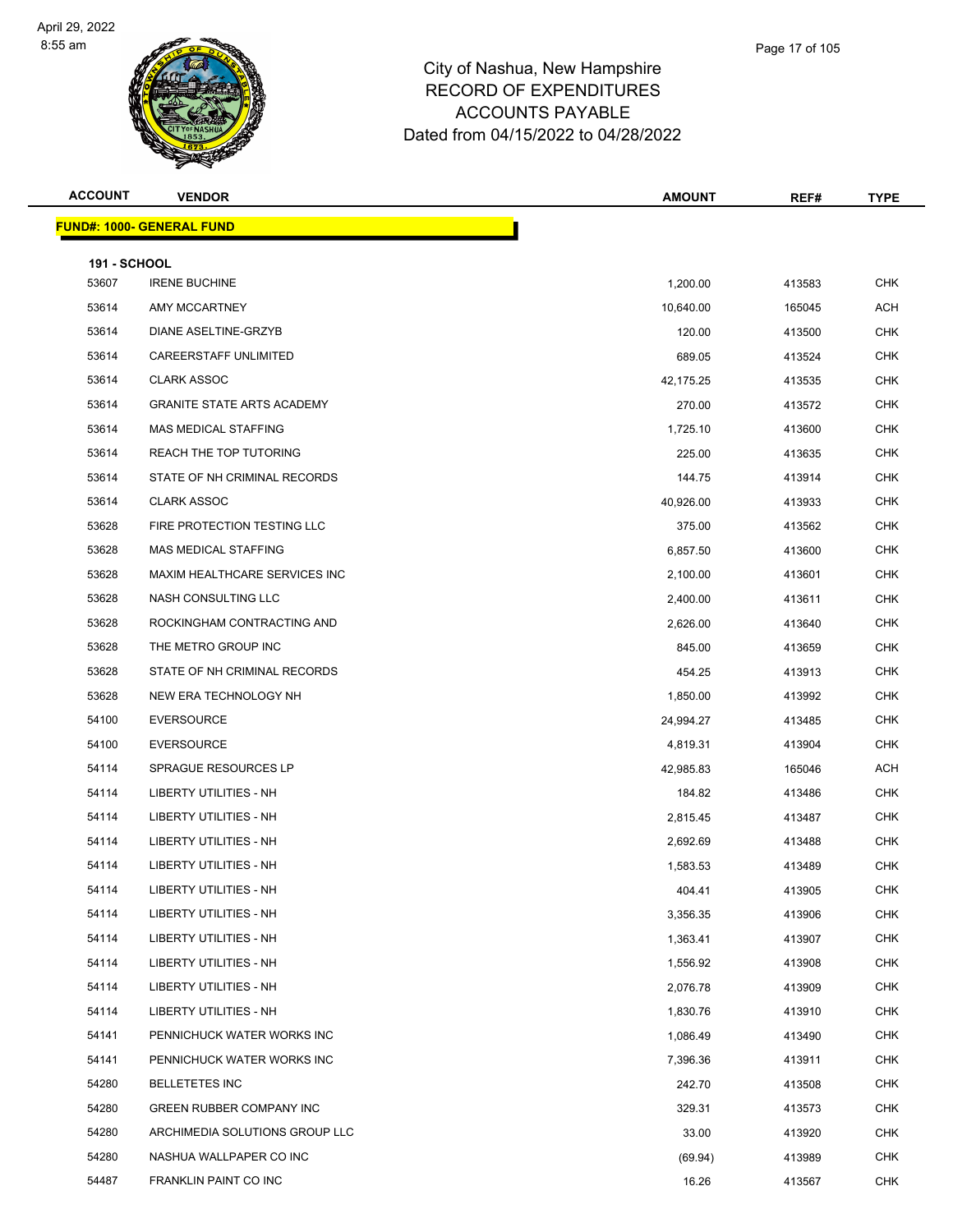City of Nashua, New Hampshire
RECORD OF EXPENDITURES
ACCOUNTS PAYABLE
Dated from 04/15/2022 to 04/28/2022

| ACCOUNT | VENDOR | AMOUNT | REF# | TYPE |
|---|---|---|---|---|
| **FUND#: 1000- GENERAL FUND** | | | | |
| **191 - SCHOOL** | | | | |
| 53607 | IRENE BUCHINE | 1,200.00 | 413583 | CHK |
| 53614 | AMY MCCARTNEY | 10,640.00 | 165045 | ACH |
| 53614 | DIANE ASELTINE-GRZYB | 120.00 | 413500 | CHK |
| 53614 | CAREERSTAFF UNLIMITED | 689.05 | 413524 | CHK |
| 53614 | CLARK ASSOC | 42,175.25 | 413535 | CHK |
| 53614 | GRANITE STATE ARTS ACADEMY | 270.00 | 413572 | CHK |
| 53614 | MAS MEDICAL STAFFING | 1,725.10 | 413600 | CHK |
| 53614 | REACH THE TOP TUTORING | 225.00 | 413635 | CHK |
| 53614 | STATE OF NH CRIMINAL RECORDS | 144.75 | 413914 | CHK |
| 53614 | CLARK ASSOC | 40,926.00 | 413933 | CHK |
| 53628 | FIRE PROTECTION TESTING LLC | 375.00 | 413562 | CHK |
| 53628 | MAS MEDICAL STAFFING | 6,857.50 | 413600 | CHK |
| 53628 | MAXIM HEALTHCARE SERVICES INC | 2,100.00 | 413601 | CHK |
| 53628 | NASH CONSULTING LLC | 2,400.00 | 413611 | CHK |
| 53628 | ROCKINGHAM CONTRACTING AND | 2,626.00 | 413640 | CHK |
| 53628 | THE METRO GROUP INC | 845.00 | 413659 | CHK |
| 53628 | STATE OF NH CRIMINAL RECORDS | 454.25 | 413913 | CHK |
| 53628 | NEW ERA TECHNOLOGY NH | 1,850.00 | 413992 | CHK |
| 54100 | EVERSOURCE | 24,994.27 | 413485 | CHK |
| 54100 | EVERSOURCE | 4,819.31 | 413904 | CHK |
| 54114 | SPRAGUE RESOURCES LP | 42,985.83 | 165046 | ACH |
| 54114 | LIBERTY UTILITIES - NH | 184.82 | 413486 | CHK |
| 54114 | LIBERTY UTILITIES - NH | 2,815.45 | 413487 | CHK |
| 54114 | LIBERTY UTILITIES - NH | 2,692.69 | 413488 | CHK |
| 54114 | LIBERTY UTILITIES - NH | 1,583.53 | 413489 | CHK |
| 54114 | LIBERTY UTILITIES - NH | 404.41 | 413905 | CHK |
| 54114 | LIBERTY UTILITIES - NH | 3,356.35 | 413906 | CHK |
| 54114 | LIBERTY UTILITIES - NH | 1,363.41 | 413907 | CHK |
| 54114 | LIBERTY UTILITIES - NH | 1,556.92 | 413908 | CHK |
| 54114 | LIBERTY UTILITIES - NH | 2,076.78 | 413909 | CHK |
| 54114 | LIBERTY UTILITIES - NH | 1,830.76 | 413910 | CHK |
| 54141 | PENNICHUCK WATER WORKS INC | 1,086.49 | 413490 | CHK |
| 54141 | PENNICHUCK WATER WORKS INC | 7,396.36 | 413911 | CHK |
| 54280 | BELLETETES INC | 242.70 | 413508 | CHK |
| 54280 | GREEN RUBBER COMPANY INC | 329.31 | 413573 | CHK |
| 54280 | ARCHIMEDIA SOLUTIONS GROUP LLC | 33.00 | 413920 | CHK |
| 54280 | NASHUA WALLPAPER CO INC | (69.94) | 413989 | CHK |
| 54487 | FRANKLIN PAINT CO INC | 16.26 | 413567 | CHK |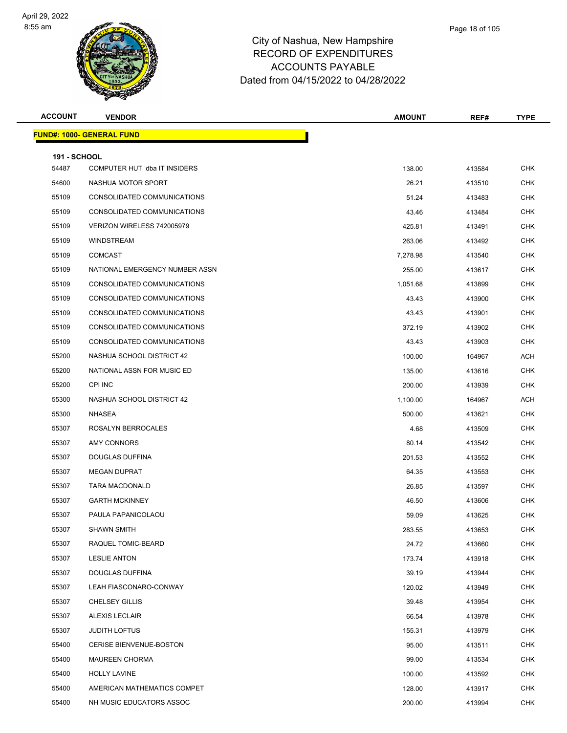City of Nashua, New Hampshire
RECORD OF EXPENDITURES
ACCOUNTS PAYABLE
Dated from 04/15/2022 to 04/28/2022

| ACCOUNT | VENDOR | AMOUNT | REF# | TYPE |
|---|---|---|---|---|
| **FUND#: 1000- GENERAL FUND** | | | | |
| **191 - SCHOOL** | | | | |
| 54487 | COMPUTER HUT dba IT INSIDERS | 138.00 | 413584 | CHK |
| 54600 | NASHUA MOTOR SPORT | 26.21 | 413510 | CHK |
| 55109 | CONSOLIDATED COMMUNICATIONS | 51.24 | 413483 | CHK |
| 55109 | CONSOLIDATED COMMUNICATIONS | 43.46 | 413484 | CHK |
| 55109 | VERIZON WIRELESS 742005979 | 425.81 | 413491 | CHK |
| 55109 | WINDSTREAM | 263.06 | 413492 | CHK |
| 55109 | COMCAST | 7,278.98 | 413540 | CHK |
| 55109 | NATIONAL EMERGENCY NUMBER ASSN | 255.00 | 413617 | CHK |
| 55109 | CONSOLIDATED COMMUNICATIONS | 1,051.68 | 413899 | CHK |
| 55109 | CONSOLIDATED COMMUNICATIONS | 43.43 | 413900 | CHK |
| 55109 | CONSOLIDATED COMMUNICATIONS | 43.43 | 413901 | CHK |
| 55109 | CONSOLIDATED COMMUNICATIONS | 372.19 | 413902 | CHK |
| 55109 | CONSOLIDATED COMMUNICATIONS | 43.43 | 413903 | CHK |
| 55200 | NASHUA SCHOOL DISTRICT 42 | 100.00 | 164967 | ACH |
| 55200 | NATIONAL ASSN FOR MUSIC ED | 135.00 | 413616 | CHK |
| 55200 | CPI INC | 200.00 | 413939 | CHK |
| 55300 | NASHUA SCHOOL DISTRICT 42 | 1,100.00 | 164967 | ACH |
| 55300 | NHASEA | 500.00 | 413621 | CHK |
| 55307 | ROSALYN BERROCALES | 4.68 | 413509 | CHK |
| 55307 | AMY CONNORS | 80.14 | 413542 | CHK |
| 55307 | DOUGLAS DUFFINA | 201.53 | 413552 | CHK |
| 55307 | MEGAN DUPRAT | 64.35 | 413553 | CHK |
| 55307 | TARA MACDONALD | 26.85 | 413597 | CHK |
| 55307 | GARTH MCKINNEY | 46.50 | 413606 | CHK |
| 55307 | PAULA PAPANICOLAOU | 59.09 | 413625 | CHK |
| 55307 | SHAWN SMITH | 283.55 | 413653 | CHK |
| 55307 | RAQUEL TOMIC-BEARD | 24.72 | 413660 | CHK |
| 55307 | LESLIE ANTON | 173.74 | 413918 | CHK |
| 55307 | DOUGLAS DUFFINA | 39.19 | 413944 | CHK |
| 55307 | LEAH FIASCONARO-CONWAY | 120.02 | 413949 | CHK |
| 55307 | CHELSEY GILLIS | 39.48 | 413954 | CHK |
| 55307 | ALEXIS LECLAIR | 66.54 | 413978 | CHK |
| 55307 | JUDITH LOFTUS | 155.31 | 413979 | CHK |
| 55400 | CERISE BIENVENUE-BOSTON | 95.00 | 413511 | CHK |
| 55400 | MAUREEN CHORMA | 99.00 | 413534 | CHK |
| 55400 | HOLLY LAVINE | 100.00 | 413592 | CHK |
| 55400 | AMERICAN MATHEMATICS COMPET | 128.00 | 413917 | CHK |
| 55400 | NH MUSIC EDUCATORS ASSOC | 200.00 | 413994 | CHK |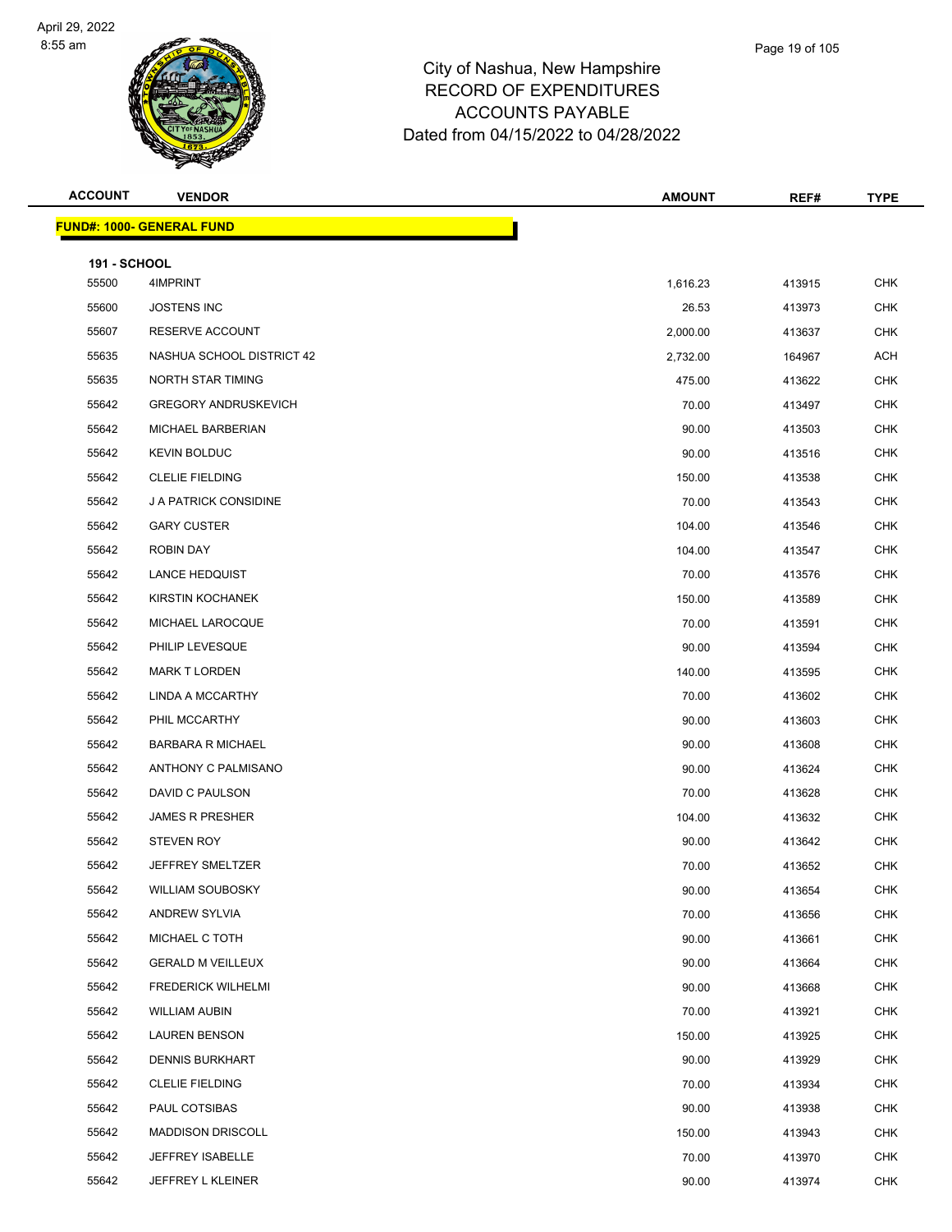# City of Nashua, New Hampshire
## RECORD OF EXPENDITURES
## ACCOUNTS PAYABLE
## Dated from 04/15/2022 to 04/28/2022

| ACCOUNT | VENDOR | AMOUNT | REF# | TYPE |
|---|---|---|---|---|
| **FUND#: 1000- GENERAL FUND** | | | | |
| **191 - SCHOOL** | | | | |
| 55500 | 4IMPRINT | 1,616.23 | 413915 | CHK |
| 55600 | JOSTENS INC | 26.53 | 413973 | CHK |
| 55607 | RESERVE ACCOUNT | 2,000.00 | 413637 | CHK |
| 55635 | NASHUA SCHOOL DISTRICT 42 | 2,732.00 | 164967 | ACH |
| 55635 | NORTH STAR TIMING | 475.00 | 413622 | CHK |
| 55642 | GREGORY ANDRUSKEVICH | 70.00 | 413497 | CHK |
| 55642 | MICHAEL BARBERIAN | 90.00 | 413503 | CHK |
| 55642 | KEVIN BOLDUC | 90.00 | 413516 | CHK |
| 55642 | CLELIE FIELDING | 150.00 | 413538 | CHK |
| 55642 | J A PATRICK CONSIDINE | 70.00 | 413543 | CHK |
| 55642 | GARY CUSTER | 104.00 | 413546 | CHK |
| 55642 | ROBIN DAY | 104.00 | 413547 | CHK |
| 55642 | LANCE HEDQUIST | 70.00 | 413576 | CHK |
| 55642 | KIRSTIN KOCHANEK | 150.00 | 413589 | CHK |
| 55642 | MICHAEL LAROCQUE | 70.00 | 413591 | CHK |
| 55642 | PHILIP LEVESQUE | 90.00 | 413594 | CHK |
| 55642 | MARK T LORDEN | 140.00 | 413595 | CHK |
| 55642 | LINDA A MCCARTHY | 70.00 | 413602 | CHK |
| 55642 | PHIL MCCARTHY | 90.00 | 413603 | CHK |
| 55642 | BARBARA R MICHAEL | 90.00 | 413608 | CHK |
| 55642 | ANTHONY C PALMISANO | 90.00 | 413624 | CHK |
| 55642 | DAVID C PAULSON | 70.00 | 413628 | CHK |
| 55642 | JAMES R PRESHER | 104.00 | 413632 | CHK |
| 55642 | STEVEN ROY | 90.00 | 413642 | CHK |
| 55642 | JEFFREY SMELTZER | 70.00 | 413652 | CHK |
| 55642 | WILLIAM SOUBOSKY | 90.00 | 413654 | CHK |
| 55642 | ANDREW SYLVIA | 70.00 | 413656 | CHK |
| 55642 | MICHAEL C TOTH | 90.00 | 413661 | CHK |
| 55642 | GERALD M VEILLEUX | 90.00 | 413664 | CHK |
| 55642 | FREDERICK WILHELMI | 90.00 | 413668 | CHK |
| 55642 | WILLIAM AUBIN | 70.00 | 413921 | CHK |
| 55642 | LAUREN BENSON | 150.00 | 413925 | CHK |
| 55642 | DENNIS BURKHART | 90.00 | 413929 | CHK |
| 55642 | CLELIE FIELDING | 70.00 | 413934 | CHK |
| 55642 | PAUL COTSIBAS | 90.00 | 413938 | CHK |
| 55642 | MADDISON DRISCOLL | 150.00 | 413943 | CHK |
| 55642 | JEFFREY ISABELLE | 70.00 | 413970 | CHK |
| 55642 | JEFFREY L KLEINER | 90.00 | 413974 | CHK |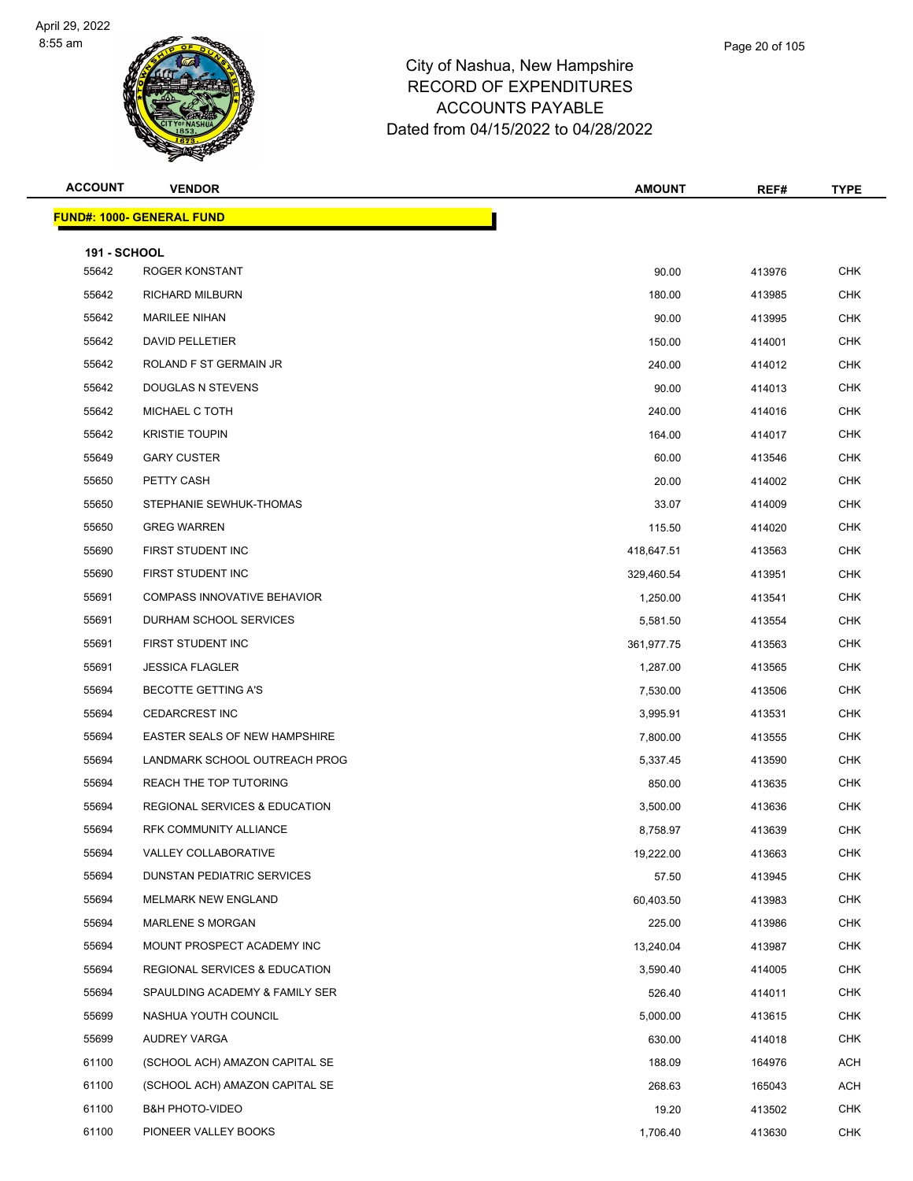# City of Nashua, New Hampshire
## RECORD OF EXPENDITURES
## ACCOUNTS PAYABLE
## Dated from 04/15/2022 to 04/28/2022

| ACCOUNT | VENDOR | AMOUNT | REF# | TYPE |
|---|---|---|---|---|
| **FUND#: 1000- GENERAL FUND** | | | | |
| **191 - SCHOOL** | | | | |
| 55642 | ROGER KONSTANT | 90.00 | 413976 | CHK |
| 55642 | RICHARD MILBURN | 180.00 | 413985 | CHK |
| 55642 | MARILEE NIHAN | 90.00 | 413995 | CHK |
| 55642 | DAVID PELLETIER | 150.00 | 414001 | CHK |
| 55642 | ROLAND F ST GERMAIN JR | 240.00 | 414012 | CHK |
| 55642 | DOUGLAS N STEVENS | 90.00 | 414013 | CHK |
| 55642 | MICHAEL C TOTH | 240.00 | 414016 | CHK |
| 55642 | KRISTIE TOUPIN | 164.00 | 414017 | CHK |
| 55649 | GARY CUSTER | 60.00 | 413546 | CHK |
| 55650 | PETTY CASH | 20.00 | 414002 | CHK |
| 55650 | STEPHANIE SEWHUK-THOMAS | 33.07 | 414009 | CHK |
| 55650 | GREG WARREN | 115.50 | 414020 | CHK |
| 55690 | FIRST STUDENT INC | 418,647.51 | 413563 | CHK |
| 55690 | FIRST STUDENT INC | 329,460.54 | 413951 | CHK |
| 55691 | COMPASS INNOVATIVE BEHAVIOR | 1,250.00 | 413541 | CHK |
| 55691 | DURHAM SCHOOL SERVICES | 5,581.50 | 413554 | CHK |
| 55691 | FIRST STUDENT INC | 361,977.75 | 413563 | CHK |
| 55691 | JESSICA FLAGLER | 1,287.00 | 413565 | CHK |
| 55694 | BECOTTE GETTING A'S | 7,530.00 | 413506 | CHK |
| 55694 | CEDARCREST INC | 3,995.91 | 413531 | CHK |
| 55694 | EASTER SEALS OF NEW HAMPSHIRE | 7,800.00 | 413555 | CHK |
| 55694 | LANDMARK SCHOOL OUTREACH PROG | 5,337.45 | 413590 | CHK |
| 55694 | REACH THE TOP TUTORING | 850.00 | 413635 | CHK |
| 55694 | REGIONAL SERVICES & EDUCATION | 3,500.00 | 413636 | CHK |
| 55694 | RFK COMMUNITY ALLIANCE | 8,758.97 | 413639 | CHK |
| 55694 | VALLEY COLLABORATIVE | 19,222.00 | 413663 | CHK |
| 55694 | DUNSTAN PEDIATRIC SERVICES | 57.50 | 413945 | CHK |
| 55694 | MELMARK NEW ENGLAND | 60,403.50 | 413983 | CHK |
| 55694 | MARLENE S MORGAN | 225.00 | 413986 | CHK |
| 55694 | MOUNT PROSPECT ACADEMY INC | 13,240.04 | 413987 | CHK |
| 55694 | REGIONAL SERVICES & EDUCATION | 3,590.40 | 414005 | CHK |
| 55694 | SPAULDING ACADEMY & FAMILY SER | 526.40 | 414011 | CHK |
| 55699 | NASHUA YOUTH COUNCIL | 5,000.00 | 413615 | CHK |
| 55699 | AUDREY VARGA | 630.00 | 414018 | CHK |
| 61100 | (SCHOOL ACH) AMAZON CAPITAL SE | 188.09 | 164976 | ACH |
| 61100 | (SCHOOL ACH) AMAZON CAPITAL SE | 268.63 | 165043 | ACH |
| 61100 | B&H PHOTO-VIDEO | 19.20 | 413502 | CHK |
| 61100 | PIONEER VALLEY BOOKS | 1,706.40 | 413630 | CHK |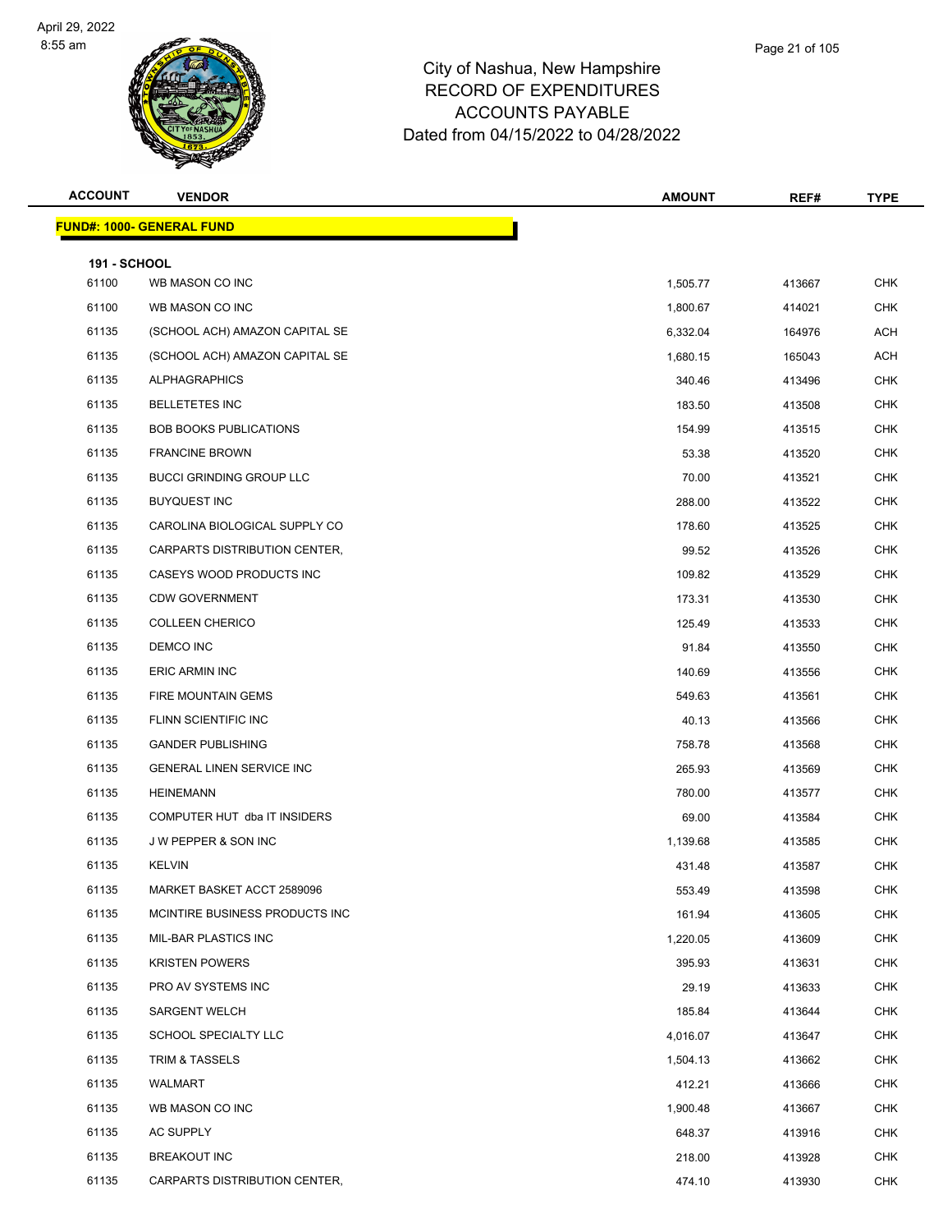# City of Nashua, New Hampshire
## RECORD OF EXPENDITURES
## ACCOUNTS PAYABLE
## Dated from 04/15/2022 to 04/28/2022

| ACCOUNT | VENDOR | AMOUNT | REF# | TYPE |
|---|---|---|---|---|
| **FUND#: 1000- GENERAL FUND** | | | | |
| **191 - SCHOOL** | | | | |
| 61100 | WB MASON CO INC | 1,505.77 | 413667 | CHK |
| 61100 | WB MASON CO INC | 1,800.67 | 414021 | CHK |
| 61135 | (SCHOOL ACH) AMAZON CAPITAL SE | 6,332.04 | 164976 | ACH |
| 61135 | (SCHOOL ACH) AMAZON CAPITAL SE | 1,680.15 | 165043 | ACH |
| 61135 | ALPHAGRAPHICS | 340.46 | 413496 | CHK |
| 61135 | BELLETETES INC | 183.50 | 413508 | CHK |
| 61135 | BOB BOOKS PUBLICATIONS | 154.99 | 413515 | CHK |
| 61135 | FRANCINE BROWN | 53.38 | 413520 | CHK |
| 61135 | BUCCI GRINDING GROUP LLC | 70.00 | 413521 | CHK |
| 61135 | BUYQUEST INC | 288.00 | 413522 | CHK |
| 61135 | CAROLINA BIOLOGICAL SUPPLY CO | 178.60 | 413525 | CHK |
| 61135 | CARPARTS DISTRIBUTION CENTER, | 99.52 | 413526 | CHK |
| 61135 | CASEYS WOOD PRODUCTS INC | 109.82 | 413529 | CHK |
| 61135 | CDW GOVERNMENT | 173.31 | 413530 | CHK |
| 61135 | COLLEEN CHERICO | 125.49 | 413533 | CHK |
| 61135 | DEMCO INC | 91.84 | 413550 | CHK |
| 61135 | ERIC ARMIN INC | 140.69 | 413556 | CHK |
| 61135 | FIRE MOUNTAIN GEMS | 549.63 | 413561 | CHK |
| 61135 | FLINN SCIENTIFIC INC | 40.13 | 413566 | CHK |
| 61135 | GANDER PUBLISHING | 758.78 | 413568 | CHK |
| 61135 | GENERAL LINEN SERVICE INC | 265.93 | 413569 | CHK |
| 61135 | HEINEMANN | 780.00 | 413577 | CHK |
| 61135 | COMPUTER HUT dba IT INSIDERS | 69.00 | 413584 | CHK |
| 61135 | J W PEPPER & SON INC | 1,139.68 | 413585 | CHK |
| 61135 | KELVIN | 431.48 | 413587 | CHK |
| 61135 | MARKET BASKET ACCT 2589096 | 553.49 | 413598 | CHK |
| 61135 | MCINTIRE BUSINESS PRODUCTS INC | 161.94 | 413605 | CHK |
| 61135 | MIL-BAR PLASTICS INC | 1,220.05 | 413609 | CHK |
| 61135 | KRISTEN POWERS | 395.93 | 413631 | CHK |
| 61135 | PRO AV SYSTEMS INC | 29.19 | 413633 | CHK |
| 61135 | SARGENT WELCH | 185.84 | 413644 | CHK |
| 61135 | SCHOOL SPECIALTY LLC | 4,016.07 | 413647 | CHK |
| 61135 | TRIM & TASSELS | 1,504.13 | 413662 | CHK |
| 61135 | WALMART | 412.21 | 413666 | CHK |
| 61135 | WB MASON CO INC | 1,900.48 | 413667 | CHK |
| 61135 | AC SUPPLY | 648.37 | 413916 | CHK |
| 61135 | BREAKOUT INC | 218.00 | 413928 | CHK |
| 61135 | CARPARTS DISTRIBUTION CENTER, | 474.10 | 413930 | CHK |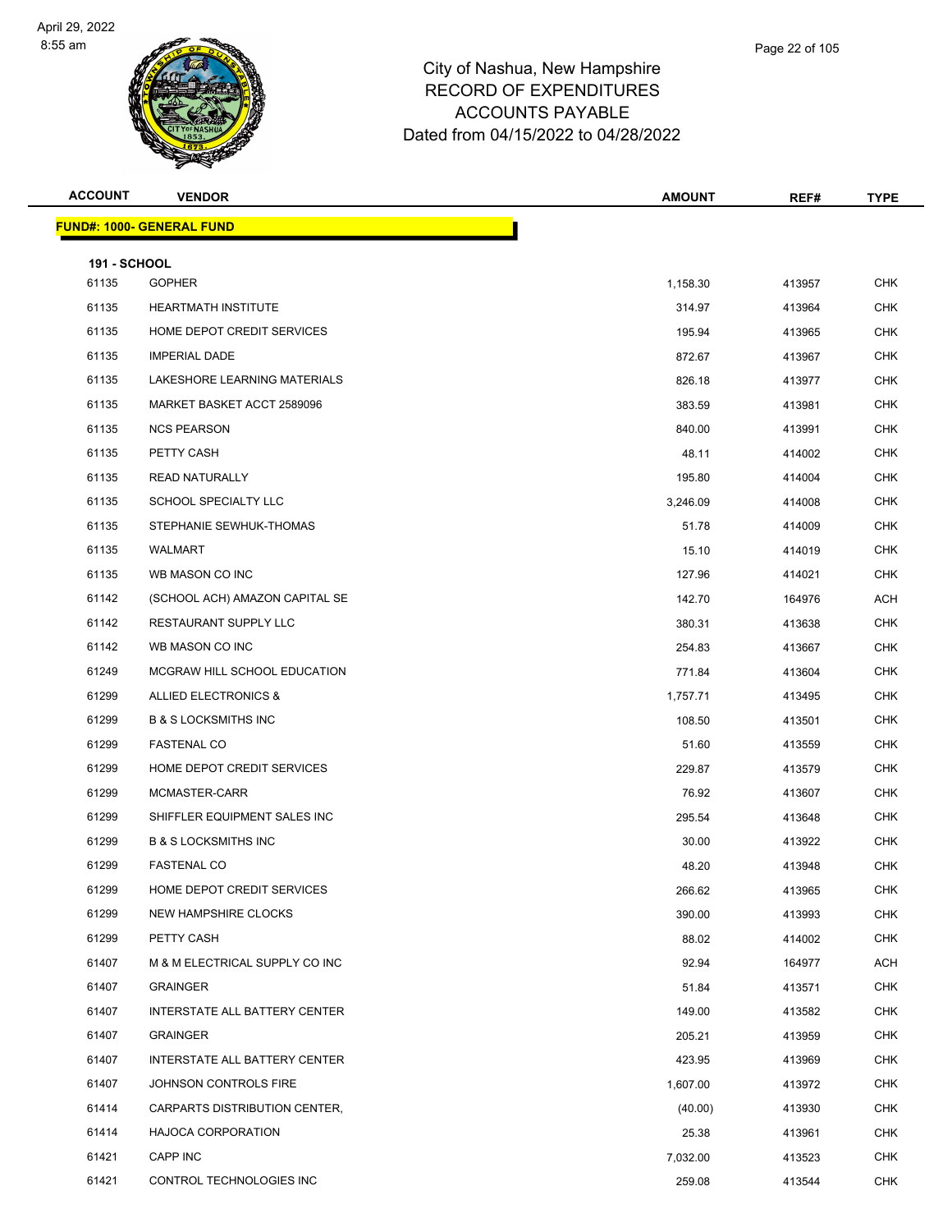# City of Nashua, New Hampshire
## RECORD OF EXPENDITURES
## ACCOUNTS PAYABLE
## Dated from 04/15/2022 to 04/28/2022

| ACCOUNT | VENDOR | AMOUNT | REF# | TYPE |
|---|---|---|---|---|
| **FUND#: 1000- GENERAL FUND** | | | | |
| **191 - SCHOOL** | | | | |
| 61135 | GOPHER | 1,158.30 | 413957 | CHK |
| 61135 | HEARTMATH INSTITUTE | 314.97 | 413964 | CHK |
| 61135 | HOME DEPOT CREDIT SERVICES | 195.94 | 413965 | CHK |
| 61135 | IMPERIAL DADE | 872.67 | 413967 | CHK |
| 61135 | LAKESHORE LEARNING MATERIALS | 826.18 | 413977 | CHK |
| 61135 | MARKET BASKET ACCT 2589096 | 383.59 | 413981 | CHK |
| 61135 | NCS PEARSON | 840.00 | 413991 | CHK |
| 61135 | PETTY CASH | 48.11 | 414002 | CHK |
| 61135 | READ NATURALLY | 195.80 | 414004 | CHK |
| 61135 | SCHOOL SPECIALTY LLC | 3,246.09 | 414008 | CHK |
| 61135 | STEPHANIE SEWHUK-THOMAS | 51.78 | 414009 | CHK |
| 61135 | WALMART | 15.10 | 414019 | CHK |
| 61135 | WB MASON CO INC | 127.96 | 414021 | CHK |
| 61142 | (SCHOOL ACH) AMAZON CAPITAL SE | 142.70 | 164976 | ACH |
| 61142 | RESTAURANT SUPPLY LLC | 380.31 | 413638 | CHK |
| 61142 | WB MASON CO INC | 254.83 | 413667 | CHK |
| 61249 | MCGRAW HILL SCHOOL EDUCATION | 771.84 | 413604 | CHK |
| 61299 | ALLIED ELECTRONICS & | 1,757.71 | 413495 | CHK |
| 61299 | B & S LOCKSMITHS INC | 108.50 | 413501 | CHK |
| 61299 | FASTENAL CO | 51.60 | 413559 | CHK |
| 61299 | HOME DEPOT CREDIT SERVICES | 229.87 | 413579 | CHK |
| 61299 | MCMASTER-CARR | 76.92 | 413607 | CHK |
| 61299 | SHIFFLER EQUIPMENT SALES INC | 295.54 | 413648 | CHK |
| 61299 | B & S LOCKSMITHS INC | 30.00 | 413922 | CHK |
| 61299 | FASTENAL CO | 48.20 | 413948 | CHK |
| 61299 | HOME DEPOT CREDIT SERVICES | 266.62 | 413965 | CHK |
| 61299 | NEW HAMPSHIRE CLOCKS | 390.00 | 413993 | CHK |
| 61299 | PETTY CASH | 88.02 | 414002 | CHK |
| 61407 | M & M ELECTRICAL SUPPLY CO INC | 92.94 | 164977 | ACH |
| 61407 | GRAINGER | 51.84 | 413571 | CHK |
| 61407 | INTERSTATE ALL BATTERY CENTER | 149.00 | 413582 | CHK |
| 61407 | GRAINGER | 205.21 | 413959 | CHK |
| 61407 | INTERSTATE ALL BATTERY CENTER | 423.95 | 413969 | CHK |
| 61407 | JOHNSON CONTROLS FIRE | 1,607.00 | 413972 | CHK |
| 61414 | CARPARTS DISTRIBUTION CENTER, | (40.00) | 413930 | CHK |
| 61414 | HAJOCA CORPORATION | 25.38 | 413961 | CHK |
| 61421 | CAPP INC | 7,032.00 | 413523 | CHK |
| 61421 | CONTROL TECHNOLOGIES INC | 259.08 | 413544 | CHK |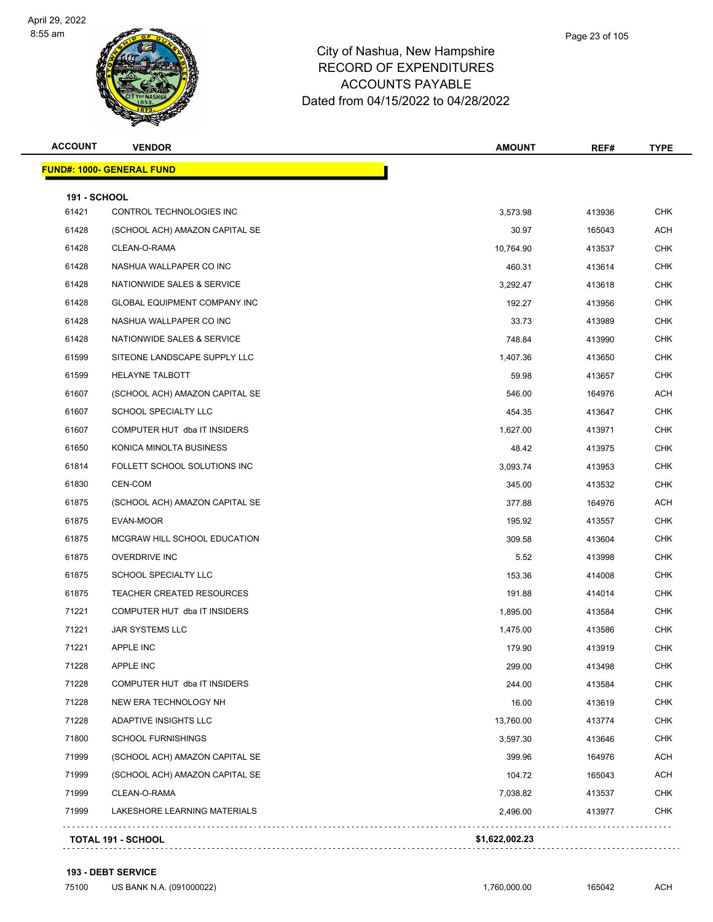# City of Nashua, New Hampshire
## RECORD OF EXPENDITURES
## ACCOUNTS PAYABLE
## Dated from 04/15/2022 to 04/28/2022

| ACCOUNT | VENDOR | AMOUNT | REF# | TYPE |
|---|---|---|---|---|
| **FUND#: 1000- GENERAL FUND** | | | | |
| **191 - SCHOOL** | | | | |
| 61421 | CONTROL TECHNOLOGIES INC | 3,573.98 | 413936 | CHK |
| 61428 | (SCHOOL ACH) AMAZON CAPITAL SE | 30.97 | 165043 | ACH |
| 61428 | CLEAN-O-RAMA | 10,764.90 | 413537 | CHK |
| 61428 | NASHUA WALLPAPER CO INC | 460.31 | 413614 | CHK |
| 61428 | NATIONWIDE SALES & SERVICE | 3,292.47 | 413618 | CHK |
| 61428 | GLOBAL EQUIPMENT COMPANY INC | 192.27 | 413956 | CHK |
| 61428 | NASHUA WALLPAPER CO INC | 33.73 | 413989 | CHK |
| 61428 | NATIONWIDE SALES & SERVICE | 748.84 | 413990 | CHK |
| 61599 | SITEONE LANDSCAPE SUPPLY LLC | 1,407.36 | 413650 | CHK |
| 61599 | HELAYNE TALBOTT | 59.98 | 413657 | CHK |
| 61607 | (SCHOOL ACH) AMAZON CAPITAL SE | 546.00 | 164976 | ACH |
| 61607 | SCHOOL SPECIALTY LLC | 454.35 | 413647 | CHK |
| 61607 | COMPUTER HUT dba IT INSIDERS | 1,627.00 | 413971 | CHK |
| 61650 | KONICA MINOLTA BUSINESS | 48.42 | 413975 | CHK |
| 61814 | FOLLETT SCHOOL SOLUTIONS INC | 3,093.74 | 413953 | CHK |
| 61830 | CEN-COM | 345.00 | 413532 | CHK |
| 61875 | (SCHOOL ACH) AMAZON CAPITAL SE | 377.88 | 164976 | ACH |
| 61875 | EVAN-MOOR | 195.92 | 413557 | CHK |
| 61875 | MCGRAW HILL SCHOOL EDUCATION | 309.58 | 413604 | CHK |
| 61875 | OVERDRIVE INC | 5.52 | 413998 | CHK |
| 61875 | SCHOOL SPECIALTY LLC | 153.36 | 414008 | CHK |
| 61875 | TEACHER CREATED RESOURCES | 191.88 | 414014 | CHK |
| 71221 | COMPUTER HUT dba IT INSIDERS | 1,895.00 | 413584 | CHK |
| 71221 | JAR SYSTEMS LLC | 1,475.00 | 413586 | CHK |
| 71221 | APPLE INC | 179.90 | 413919 | CHK |
| 71228 | APPLE INC | 299.00 | 413498 | CHK |
| 71228 | COMPUTER HUT dba IT INSIDERS | 244.00 | 413584 | CHK |
| 71228 | NEW ERA TECHNOLOGY NH | 16.00 | 413619 | CHK |
| 71228 | ADAPTIVE INSIGHTS LLC | 13,760.00 | 413774 | CHK |
| 71800 | SCHOOL FURNISHINGS | 3,597.30 | 413646 | CHK |
| 71999 | (SCHOOL ACH) AMAZON CAPITAL SE | 399.96 | 164976 | ACH |
| 71999 | (SCHOOL ACH) AMAZON CAPITAL SE | 104.72 | 165043 | ACH |
| 71999 | CLEAN-O-RAMA | 7,038.82 | 413537 | CHK |
| 71999 | LAKESHORE LEARNING MATERIALS | 2,496.00 | 413977 | CHK |
| **TOTAL 191 - SCHOOL** | | **$1,622,002.23** | | |
| **193 - DEBT SERVICE** | | | | |
| 75100 | US BANK N.A. (091000022) | 1,760,000.00 | 165042 | ACH |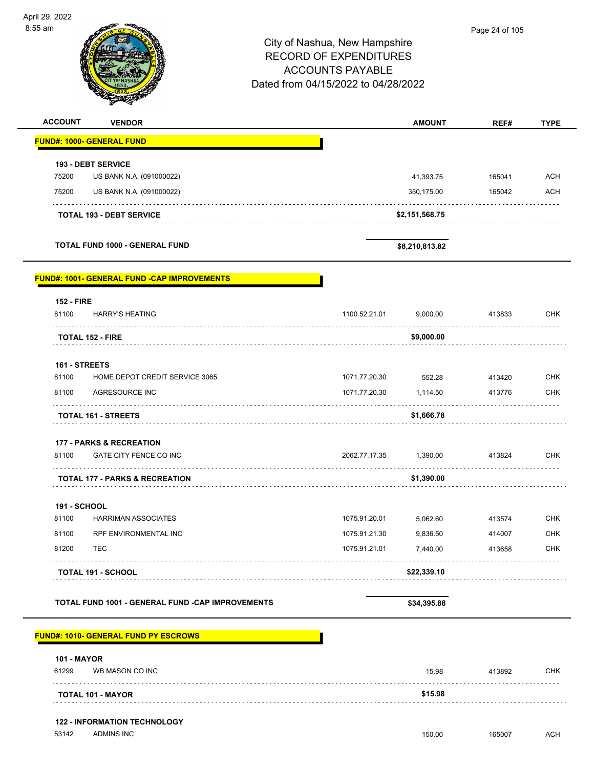# City of Nashua, New Hampshire
## RECORD OF EXPENDITURES
## ACCOUNTS PAYABLE
### Dated from 04/15/2022 to 04/28/2022

| ACCOUNT | VENDOR | | AMOUNT | REF# | TYPE |
|---|---|---|---|---|---|
| **FUND#: 1000- GENERAL FUND** | | | | | |
| **193 - DEBT SERVICE** | | | | | |
| 75200 | US BANK N.A. (091000022) | | 41,393.75 | 165041 | ACH |
| 75200 | US BANK N.A. (091000022) | | 350,175.00 | 165042 | ACH |
| | **TOTAL 193 - DEBT SERVICE** | | **$2,151,568.75** | | |
| | **TOTAL FUND 1000 - GENERAL FUND** | | **$8,210,813.82** | | |
| **FUND#: 1001- GENERAL FUND -CAP IMPROVEMENTS** | | | | | |
| **152 - FIRE** | | | | | |
| 81100 | HARRY'S HEATING | 1100.52.21.01 | 9,000.00 | 413833 | CHK |
| | **TOTAL 152 - FIRE** | | **$9,000.00** | | |
| **161 - STREETS** | | | | | |
| 81100 | HOME DEPOT CREDIT SERVICE 3065 | 1071.77.20.30 | 552.28 | 413420 | CHK |
| 81100 | AGRESOURCE INC | 1071.77.20.30 | 1,114.50 | 413776 | CHK |
| | **TOTAL 161 - STREETS** | | **$1,666.78** | | |
| **177 - PARKS & RECREATION** | | | | | |
| 81100 | GATE CITY FENCE CO INC | 2062.77.17.35 | 1,390.00 | 413824 | CHK |
| | **TOTAL 177 - PARKS & RECREATION** | | **$1,390.00** | | |
| **191 - SCHOOL** | | | | | |
| 81100 | HARRIMAN ASSOCIATES | 1075.91.20.01 | 5,062.60 | 413574 | CHK |
| 81100 | RPF ENVIRONMENTAL INC | 1075.91.21.30 | 9,836.50 | 414007 | CHK |
| 81200 | TEC | 1075.91.21.01 | 7,440.00 | 413658 | CHK |
| | **TOTAL 191 - SCHOOL** | | **$22,339.10** | | |
| | **TOTAL FUND 1001 - GENERAL FUND -CAP IMPROVEMENTS** | | **$34,395.88** | | |
| **FUND#: 1010- GENERAL FUND PY ESCROWS** | | | | | |
| **101 - MAYOR** | | | | | |
| 61299 | WB MASON CO INC | | 15.98 | 413892 | CHK |
| | **TOTAL 101 - MAYOR** | | **$15.98** | | |
| **122 - INFORMATION TECHNOLOGY** | | | | | |
| 53142 | ADMINS INC | | 150.00 | 165007 | ACH |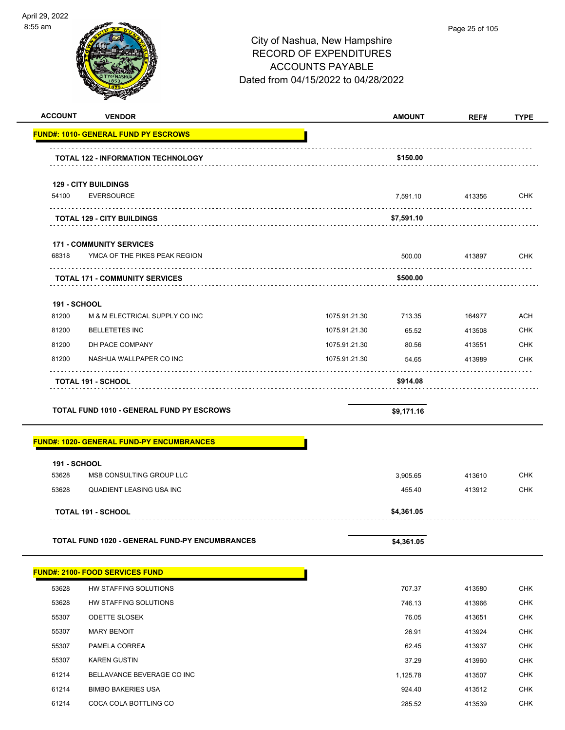City of Nashua, New Hampshire
RECORD OF EXPENDITURES
ACCOUNTS PAYABLE
Dated from 04/15/2022 to 04/28/2022

| ACCOUNT | VENDOR | | AMOUNT | REF# | TYPE |
|---|---|---|---|---|---|
| **FUND#: 1010- GENERAL FUND PY ESCROWS** | | | | | |
| **TOTAL 122 - INFORMATION TECHNOLOGY** | | | **$150.00** | | |
| **129 - CITY BUILDINGS** | | | | | |
| 54100 | EVERSOURCE | | 7,591.10 | 413356 | CHK |
| **TOTAL 129 - CITY BUILDINGS** | | | **$7,591.10** | | |
| **171 - COMMUNITY SERVICES** | | | | | |
| 68318 | YMCA OF THE PIKES PEAK REGION | | 500.00 | 413897 | CHK |
| **TOTAL 171 - COMMUNITY SERVICES** | | | **$500.00** | | |
| **191 - SCHOOL** | | | | | |
| 81200 | M & M ELECTRICAL SUPPLY CO INC | 1075.91.21.30 | 713.35 | 164977 | ACH |
| 81200 | BELLETETES INC | 1075.91.21.30 | 65.52 | 413508 | CHK |
| 81200 | DH PACE COMPANY | 1075.91.21.30 | 80.56 | 413551 | CHK |
| 81200 | NASHUA WALLPAPER CO INC | 1075.91.21.30 | 54.65 | 413989 | CHK |
| **TOTAL 191 - SCHOOL** | | | **$914.08** | | |
| **TOTAL FUND 1010 - GENERAL FUND PY ESCROWS** | | | **$9,171.16** | | |
| **FUND#: 1020- GENERAL FUND-PY ENCUMBRANCES** | | | | | |
| **191 - SCHOOL** | | | | | |
| 53628 | MSB CONSULTING GROUP LLC | | 3,905.65 | 413610 | CHK |
| 53628 | QUADIENT LEASING USA INC | | 455.40 | 413912 | CHK |
| **TOTAL 191 - SCHOOL** | | | **$4,361.05** | | |
| **TOTAL FUND 1020 - GENERAL FUND-PY ENCUMBRANCES** | | | **$4,361.05** | | |
| **FUND#: 2100- FOOD SERVICES FUND** | | | | | |
| 53628 | HW STAFFING SOLUTIONS | | 707.37 | 413580 | CHK |
| 53628 | HW STAFFING SOLUTIONS | | 746.13 | 413966 | CHK |
| 55307 | ODETTE SLOSEK | | 76.05 | 413651 | CHK |
| 55307 | MARY BENOIT | | 26.91 | 413924 | CHK |
| 55307 | PAMELA CORREA | | 62.45 | 413937 | CHK |
| 55307 | KAREN GUSTIN | | 37.29 | 413960 | CHK |
| 61214 | BELLAVANCE BEVERAGE CO INC | | 1,125.78 | 413507 | CHK |
| 61214 | BIMBO BAKERIES USA | | 924.40 | 413512 | CHK |
| 61214 | COCA COLA BOTTLING CO | | 285.52 | 413539 | CHK |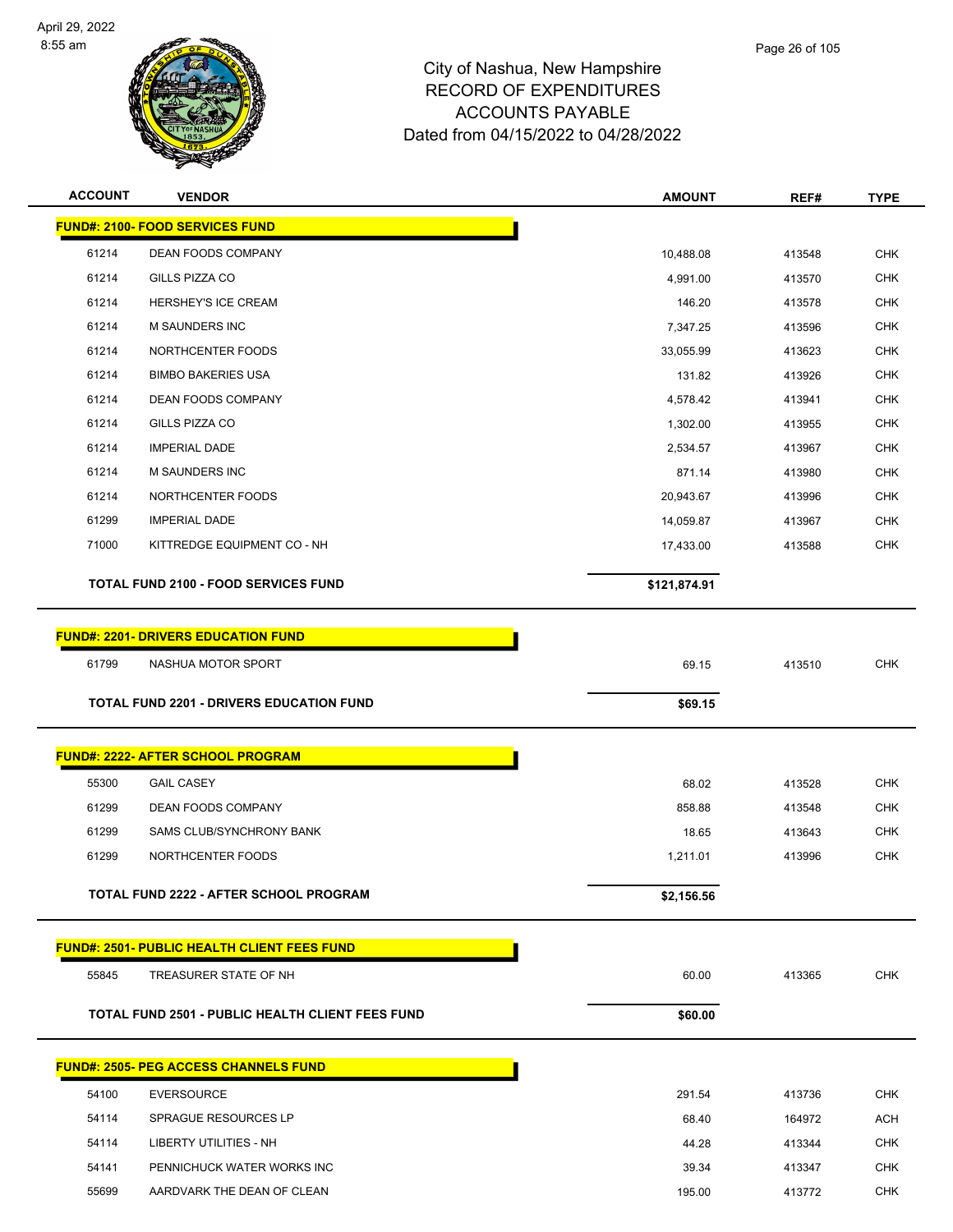# City of Nashua, New Hampshire
## RECORD OF EXPENDITURES
## ACCOUNTS PAYABLE
## Dated from 04/15/2022 to 04/28/2022

| ACCOUNT | VENDOR | AMOUNT | REF# | TYPE |
|---|---|---|---|---|
| **FUND#: 2100- FOOD SERVICES FUND** | | | | |
| 61214 | DEAN FOODS COMPANY | 10,488.08 | 413548 | CHK |
| 61214 | GILLS PIZZA CO | 4,991.00 | 413570 | CHK |
| 61214 | HERSHEY'S ICE CREAM | 146.20 | 413578 | CHK |
| 61214 | M SAUNDERS INC | 7,347.25 | 413596 | CHK |
| 61214 | NORTHCENTER FOODS | 33,055.99 | 413623 | CHK |
| 61214 | BIMBO BAKERIES USA | 131.82 | 413926 | CHK |
| 61214 | DEAN FOODS COMPANY | 4,578.42 | 413941 | CHK |
| 61214 | GILLS PIZZA CO | 1,302.00 | 413955 | CHK |
| 61214 | IMPERIAL DADE | 2,534.57 | 413967 | CHK |
| 61214 | M SAUNDERS INC | 871.14 | 413980 | CHK |
| 61214 | NORTHCENTER FOODS | 20,943.67 | 413996 | CHK |
| 61299 | IMPERIAL DADE | 14,059.87 | 413967 | CHK |
| 71000 | KITTREDGE EQUIPMENT CO - NH | 17,433.00 | 413588 | CHK |
| | **TOTAL FUND 2100 - FOOD SERVICES FUND** | **$121,874.91** | | |
| **FUND#: 2201- DRIVERS EDUCATION FUND** | | | | |
| 61799 | NASHUA MOTOR SPORT | 69.15 | 413510 | CHK |
| | **TOTAL FUND 2201 - DRIVERS EDUCATION FUND** | **$69.15** | | |
| **FUND#: 2222- AFTER SCHOOL PROGRAM** | | | | |
| 55300 | GAIL CASEY | 68.02 | 413528 | CHK |
| 61299 | DEAN FOODS COMPANY | 858.88 | 413548 | CHK |
| 61299 | SAMS CLUB/SYNCHRONY BANK | 18.65 | 413643 | CHK |
| 61299 | NORTHCENTER FOODS | 1,211.01 | 413996 | CHK |
| | **TOTAL FUND 2222 - AFTER SCHOOL PROGRAM** | **$2,156.56** | | |
| **FUND#: 2501- PUBLIC HEALTH CLIENT FEES FUND** | | | | |
| 55845 | TREASURER STATE OF NH | 60.00 | 413365 | CHK |
| | **TOTAL FUND 2501 - PUBLIC HEALTH CLIENT FEES FUND** | **$60.00** | | |
| **FUND#: 2505- PEG ACCESS CHANNELS FUND** | | | | |
| 54100 | EVERSOURCE | 291.54 | 413736 | CHK |
| 54114 | SPRAGUE RESOURCES LP | 68.40 | 164972 | ACH |
| 54114 | LIBERTY UTILITIES - NH | 44.28 | 413344 | CHK |
| 54141 | PENNICHUCK WATER WORKS INC | 39.34 | 413347 | CHK |
| 55699 | AARDVARK THE DEAN OF CLEAN | 195.00 | 413772 | CHK |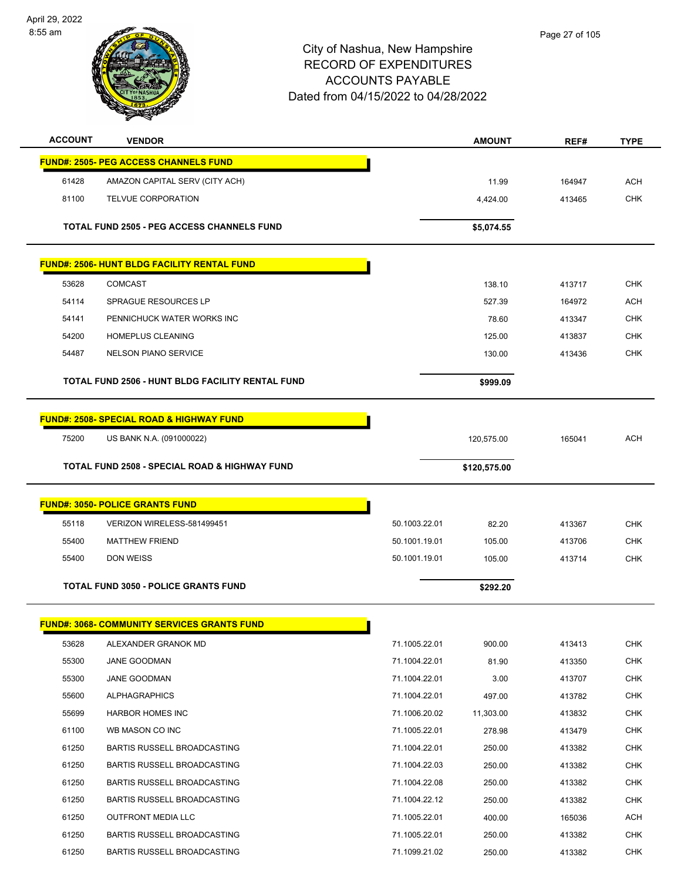# City of Nashua, New Hampshire
## RECORD OF EXPENDITURES
## ACCOUNTS PAYABLE
## Dated from 04/15/2022 to 04/28/2022

| ACCOUNT | VENDOR | | AMOUNT | REF# | TYPE |
|---|---|---|---|---|---|
| **FUND#: 2505- PEG ACCESS CHANNELS FUND** | | | | | |
| 61428 | AMAZON CAPITAL SERV (CITY ACH) | | 11.99 | 164947 | ACH |
| 81100 | TELVUE CORPORATION | | 4,424.00 | 413465 | CHK |
| | **TOTAL FUND 2505 - PEG ACCESS CHANNELS FUND** | | **$5,074.55** | | |
| **FUND#: 2506- HUNT BLDG FACILITY RENTAL FUND** | | | | | |
| 53628 | COMCAST | | 138.10 | 413717 | CHK |
| 54114 | SPRAGUE RESOURCES LP | | 527.39 | 164972 | ACH |
| 54141 | PENNICHUCK WATER WORKS INC | | 78.60 | 413347 | CHK |
| 54200 | HOMEPLUS CLEANING | | 125.00 | 413837 | CHK |
| 54487 | NELSON PIANO SERVICE | | 130.00 | 413436 | CHK |
| | **TOTAL FUND 2506 - HUNT BLDG FACILITY RENTAL FUND** | | **$999.09** | | |
| **FUND#: 2508- SPECIAL ROAD & HIGHWAY FUND** | | | | | |
| 75200 | US BANK N.A. (091000022) | | 120,575.00 | 165041 | ACH |
| | **TOTAL FUND 2508 - SPECIAL ROAD & HIGHWAY FUND** | | **$120,575.00** | | |
| **FUND#: 3050- POLICE GRANTS FUND** | | | | | |
| 55118 | VERIZON WIRELESS-581499451 | 50.1003.22.01 | 82.20 | 413367 | CHK |
| 55400 | MATTHEW FRIEND | 50.1001.19.01 | 105.00 | 413706 | CHK |
| 55400 | DON WEISS | 50.1001.19.01 | 105.00 | 413714 | CHK |
| | **TOTAL FUND 3050 - POLICE GRANTS FUND** | | **$292.20** | | |
| **FUND#: 3068- COMMUNITY SERVICES GRANTS FUND** | | | | | |
| 53628 | ALEXANDER GRANOK MD | 71.1005.22.01 | 900.00 | 413413 | CHK |
| 55300 | JANE GOODMAN | 71.1004.22.01 | 81.90 | 413350 | CHK |
| 55300 | JANE GOODMAN | 71.1004.22.01 | 3.00 | 413707 | CHK |
| 55600 | ALPHAGRAPHICS | 71.1004.22.01 | 497.00 | 413782 | CHK |
| 55699 | HARBOR HOMES INC | 71.1006.20.02 | 11,303.00 | 413832 | CHK |
| 61100 | WB MASON CO INC | 71.1005.22.01 | 278.98 | 413479 | CHK |
| 61250 | BARTIS RUSSELL BROADCASTING | 71.1004.22.01 | 250.00 | 413382 | CHK |
| 61250 | BARTIS RUSSELL BROADCASTING | 71.1004.22.03 | 250.00 | 413382 | CHK |
| 61250 | BARTIS RUSSELL BROADCASTING | 71.1004.22.08 | 250.00 | 413382 | CHK |
| 61250 | BARTIS RUSSELL BROADCASTING | 71.1004.22.12 | 250.00 | 413382 | CHK |
| 61250 | OUTFRONT MEDIA LLC | 71.1005.22.01 | 400.00 | 165036 | ACH |
| 61250 | BARTIS RUSSELL BROADCASTING | 71.1005.22.01 | 250.00 | 413382 | CHK |
| 61250 | BARTIS RUSSELL BROADCASTING | 71.1099.21.02 | 250.00 | 413382 | CHK |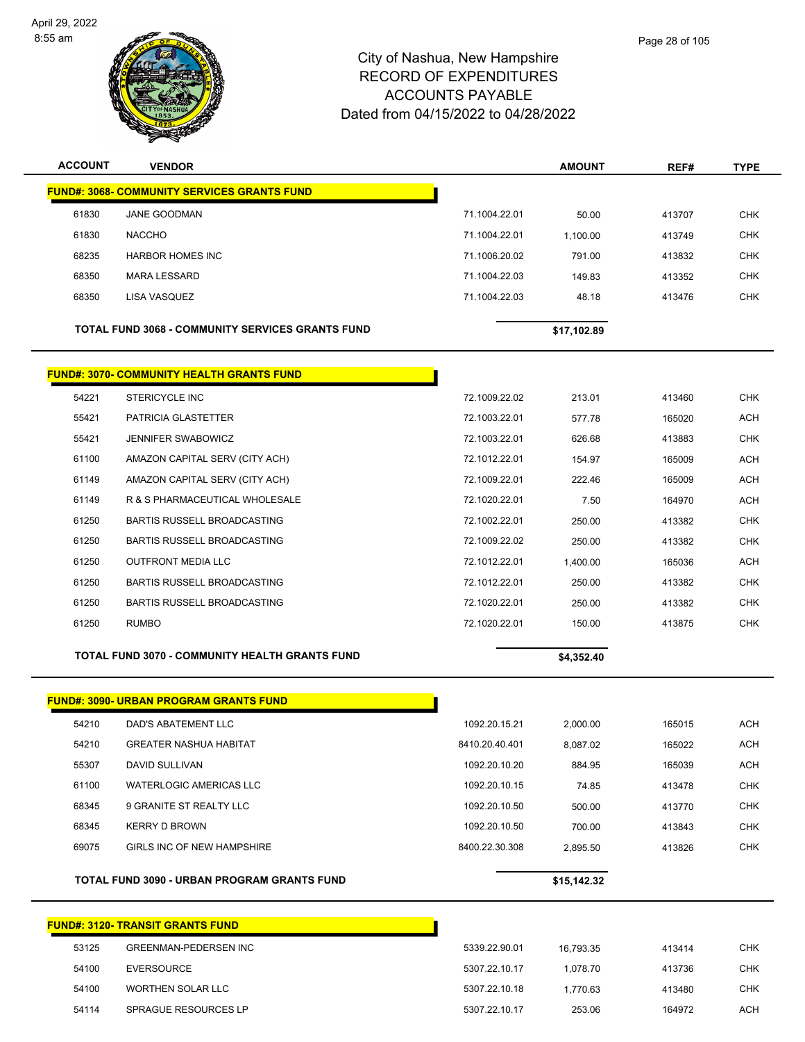# City of Nashua, New Hampshire
## RECORD OF EXPENDITURES
## ACCOUNTS PAYABLE
### Dated from 04/15/2022 to 04/28/2022

| ACCOUNT | VENDOR | | AMOUNT | REF# | TYPE |
|---|---|---|---|---|---|
| **FUND#: 3068- COMMUNITY SERVICES GRANTS FUND** | | | | | |
| 61830 | JANE GOODMAN | 71.1004.22.01 | 50.00 | 413707 | CHK |
| 61830 | NACCHO | 71.1004.22.01 | 1,100.00 | 413749 | CHK |
| 68235 | HARBOR HOMES INC | 71.1006.20.02 | 791.00 | 413832 | CHK |
| 68350 | MARA LESSARD | 71.1004.22.03 | 149.83 | 413352 | CHK |
| 68350 | LISA VASQUEZ | 71.1004.22.03 | 48.18 | 413476 | CHK |
| **TOTAL FUND 3068 - COMMUNITY SERVICES GRANTS FUND** | | | **$17,102.89** | | |
| **FUND#: 3070- COMMUNITY HEALTH GRANTS FUND** | | | | | |
| 54221 | STERICYCLE INC | 72.1009.22.02 | 213.01 | 413460 | CHK |
| 55421 | PATRICIA GLASTETTER | 72.1003.22.01 | 577.78 | 165020 | ACH |
| 55421 | JENNIFER SWABOWICZ | 72.1003.22.01 | 626.68 | 413883 | CHK |
| 61100 | AMAZON CAPITAL SERV (CITY ACH) | 72.1012.22.01 | 154.97 | 165009 | ACH |
| 61149 | AMAZON CAPITAL SERV (CITY ACH) | 72.1009.22.01 | 222.46 | 165009 | ACH |
| 61149 | R & S PHARMACEUTICAL WHOLESALE | 72.1020.22.01 | 7.50 | 164970 | ACH |
| 61250 | BARTIS RUSSELL BROADCASTING | 72.1002.22.01 | 250.00 | 413382 | CHK |
| 61250 | BARTIS RUSSELL BROADCASTING | 72.1009.22.02 | 250.00 | 413382 | CHK |
| 61250 | OUTFRONT MEDIA LLC | 72.1012.22.01 | 1,400.00 | 165036 | ACH |
| 61250 | BARTIS RUSSELL BROADCASTING | 72.1012.22.01 | 250.00 | 413382 | CHK |
| 61250 | BARTIS RUSSELL BROADCASTING | 72.1020.22.01 | 250.00 | 413382 | CHK |
| 61250 | RUMBO | 72.1020.22.01 | 150.00 | 413875 | CHK |
| **TOTAL FUND 3070 - COMMUNITY HEALTH GRANTS FUND** | | | **$4,352.40** | | |
| **FUND#: 3090- URBAN PROGRAM GRANTS FUND** | | | | | |
| 54210 | DAD'S ABATEMENT LLC | 1092.20.15.21 | 2,000.00 | 165015 | ACH |
| 54210 | GREATER NASHUA HABITAT | 8410.20.40.401 | 8,087.02 | 165022 | ACH |
| 55307 | DAVID SULLIVAN | 1092.20.10.20 | 884.95 | 165039 | ACH |
| 61100 | WATERLOGIC AMERICAS LLC | 1092.20.10.15 | 74.85 | 413478 | CHK |
| 68345 | 9 GRANITE ST REALTY LLC | 1092.20.10.50 | 500.00 | 413770 | CHK |
| 68345 | KERRY D BROWN | 1092.20.10.50 | 700.00 | 413843 | CHK |
| 69075 | GIRLS INC OF NEW HAMPSHIRE | 8400.22.30.308 | 2,895.50 | 413826 | CHK |
| **TOTAL FUND 3090 - URBAN PROGRAM GRANTS FUND** | | | **$15,142.32** | | |
| **FUND#: 3120- TRANSIT GRANTS FUND** | | | | | |
| 53125 | GREENMAN-PEDERSEN INC | 5339.22.90.01 | 16,793.35 | 413414 | CHK |
| 54100 | EVERSOURCE | 5307.22.10.17 | 1,078.70 | 413736 | CHK |
| 54100 | WORTHEN SOLAR LLC | 5307.22.10.18 | 1,770.63 | 413480 | CHK |
| 54114 | SPRAGUE RESOURCES LP | 5307.22.10.17 | 253.06 | 164972 | ACH |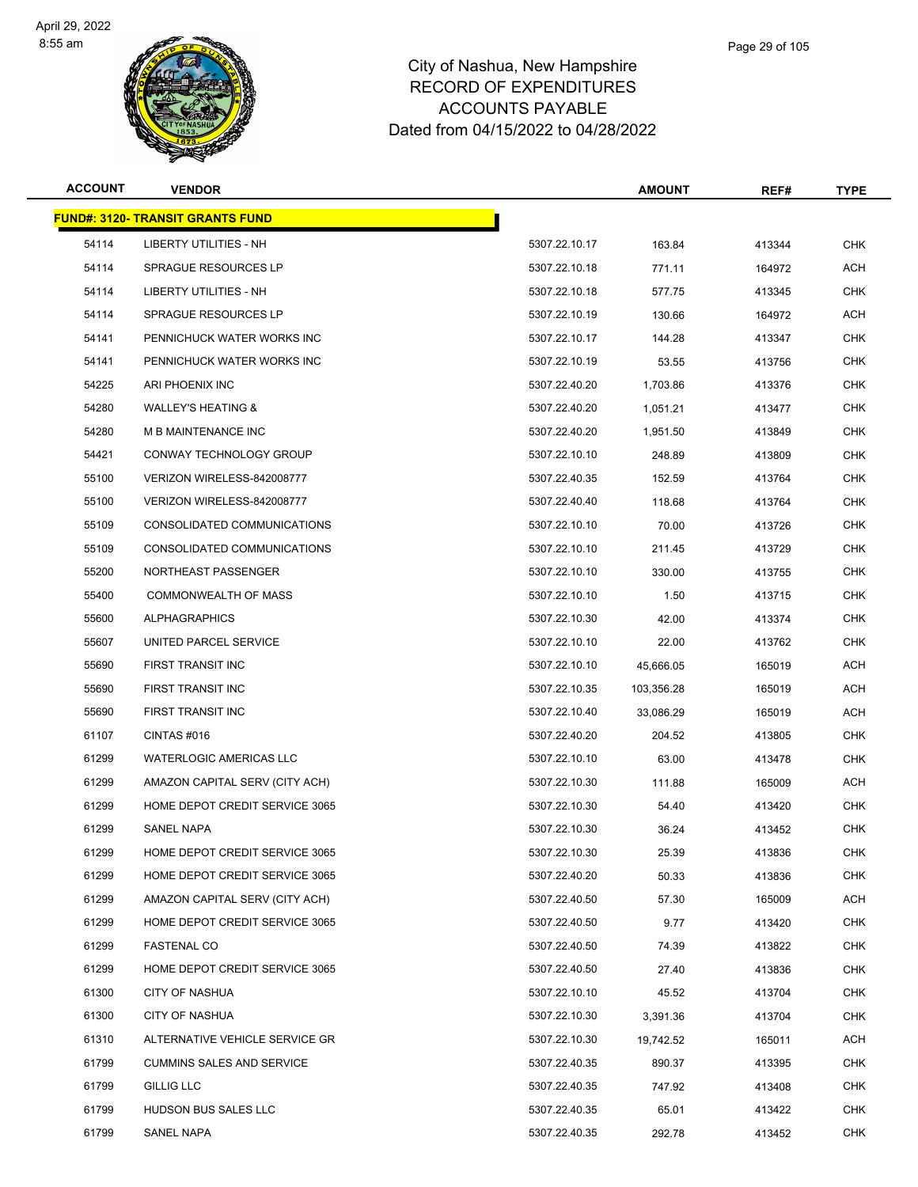# City of Nashua, New Hampshire
## RECORD OF EXPENDITURES
## ACCOUNTS PAYABLE
## Dated from 04/15/2022 to 04/28/2022

| ACCOUNT | VENDOR | | AMOUNT | REF# | TYPE |
|---|---|---|---|---|---|
| **FUND#: 3120- TRANSIT GRANTS FUND** | | | | | |
| 54114 | LIBERTY UTILITIES - NH | 5307.22.10.17 | 163.84 | 413344 | CHK |
| 54114 | SPRAGUE RESOURCES LP | 5307.22.10.18 | 771.11 | 164972 | ACH |
| 54114 | LIBERTY UTILITIES - NH | 5307.22.10.18 | 577.75 | 413345 | CHK |
| 54114 | SPRAGUE RESOURCES LP | 5307.22.10.19 | 130.66 | 164972 | ACH |
| 54141 | PENNICHUCK WATER WORKS INC | 5307.22.10.17 | 144.28 | 413347 | CHK |
| 54141 | PENNICHUCK WATER WORKS INC | 5307.22.10.19 | 53.55 | 413756 | CHK |
| 54225 | ARI PHOENIX INC | 5307.22.40.20 | 1,703.86 | 413376 | CHK |
| 54280 | WALLEY'S HEATING & | 5307.22.40.20 | 1,051.21 | 413477 | CHK |
| 54280 | M B MAINTENANCE INC | 5307.22.40.20 | 1,951.50 | 413849 | CHK |
| 54421 | CONWAY TECHNOLOGY GROUP | 5307.22.10.10 | 248.89 | 413809 | CHK |
| 55100 | VERIZON WIRELESS-842008777 | 5307.22.40.35 | 152.59 | 413764 | CHK |
| 55100 | VERIZON WIRELESS-842008777 | 5307.22.40.40 | 118.68 | 413764 | CHK |
| 55109 | CONSOLIDATED COMMUNICATIONS | 5307.22.10.10 | 70.00 | 413726 | CHK |
| 55109 | CONSOLIDATED COMMUNICATIONS | 5307.22.10.10 | 211.45 | 413729 | CHK |
| 55200 | NORTHEAST PASSENGER | 5307.22.10.10 | 330.00 | 413755 | CHK |
| 55400 | COMMONWEALTH OF MASS | 5307.22.10.10 | 1.50 | 413715 | CHK |
| 55600 | ALPHAGRAPHICS | 5307.22.10.30 | 42.00 | 413374 | CHK |
| 55607 | UNITED PARCEL SERVICE | 5307.22.10.10 | 22.00 | 413762 | CHK |
| 55690 | FIRST TRANSIT INC | 5307.22.10.10 | 45,666.05 | 165019 | ACH |
| 55690 | FIRST TRANSIT INC | 5307.22.10.35 | 103,356.28 | 165019 | ACH |
| 55690 | FIRST TRANSIT INC | 5307.22.10.40 | 33,086.29 | 165019 | ACH |
| 61107 | CINTAS #016 | 5307.22.40.20 | 204.52 | 413805 | CHK |
| 61299 | WATERLOGIC AMERICAS LLC | 5307.22.10.10 | 63.00 | 413478 | CHK |
| 61299 | AMAZON CAPITAL SERV (CITY ACH) | 5307.22.10.30 | 111.88 | 165009 | ACH |
| 61299 | HOME DEPOT CREDIT SERVICE 3065 | 5307.22.10.30 | 54.40 | 413420 | CHK |
| 61299 | SANEL NAPA | 5307.22.10.30 | 36.24 | 413452 | CHK |
| 61299 | HOME DEPOT CREDIT SERVICE 3065 | 5307.22.10.30 | 25.39 | 413836 | CHK |
| 61299 | HOME DEPOT CREDIT SERVICE 3065 | 5307.22.40.20 | 50.33 | 413836 | CHK |
| 61299 | AMAZON CAPITAL SERV (CITY ACH) | 5307.22.40.50 | 57.30 | 165009 | ACH |
| 61299 | HOME DEPOT CREDIT SERVICE 3065 | 5307.22.40.50 | 9.77 | 413420 | CHK |
| 61299 | FASTENAL CO | 5307.22.40.50 | 74.39 | 413822 | CHK |
| 61299 | HOME DEPOT CREDIT SERVICE 3065 | 5307.22.40.50 | 27.40 | 413836 | CHK |
| 61300 | CITY OF NASHUA | 5307.22.10.10 | 45.52 | 413704 | CHK |
| 61300 | CITY OF NASHUA | 5307.22.10.30 | 3,391.36 | 413704 | CHK |
| 61310 | ALTERNATIVE VEHICLE SERVICE GR | 5307.22.10.30 | 19,742.52 | 165011 | ACH |
| 61799 | CUMMINS SALES AND SERVICE | 5307.22.40.35 | 890.37 | 413395 | CHK |
| 61799 | GILLIG LLC | 5307.22.40.35 | 747.92 | 413408 | CHK |
| 61799 | HUDSON BUS SALES LLC | 5307.22.40.35 | 65.01 | 413422 | CHK |
| 61799 | SANEL NAPA | 5307.22.40.35 | 292.78 | 413452 | CHK |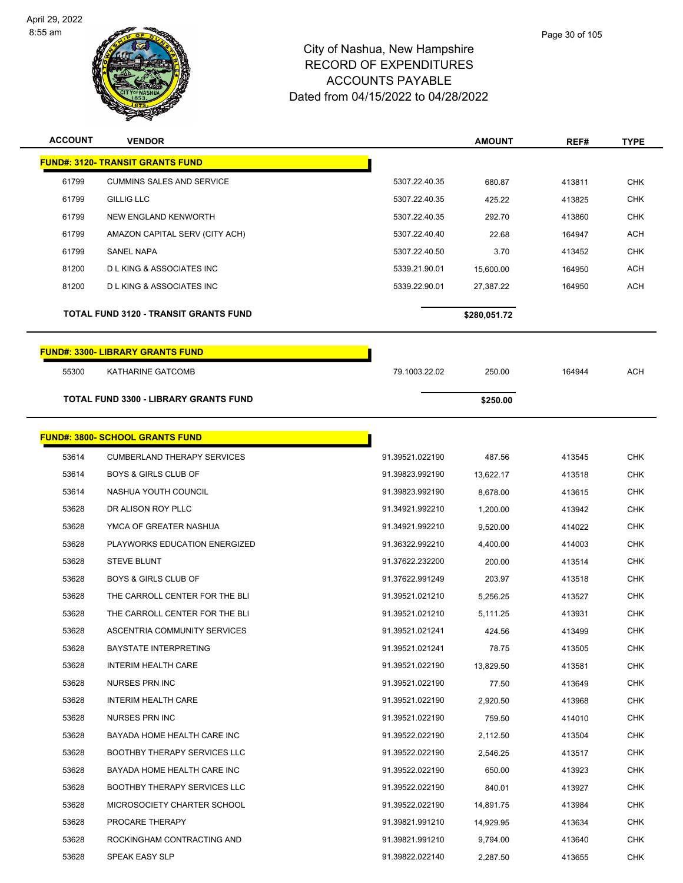City of Nashua, New Hampshire
RECORD OF EXPENDITURES
ACCOUNTS PAYABLE
Dated from 04/15/2022 to 04/28/2022

| ACCOUNT | VENDOR | | AMOUNT | REF# | TYPE |
|---|---|---|---|---|---|
| **FUND#: 3120- TRANSIT GRANTS FUND** | | | | | |
| 61799 | CUMMINS SALES AND SERVICE | 5307.22.40.35 | 680.87 | 413811 | CHK |
| 61799 | GILLIG LLC | 5307.22.40.35 | 425.22 | 413825 | CHK |
| 61799 | NEW ENGLAND KENWORTH | 5307.22.40.35 | 292.70 | 413860 | CHK |
| 61799 | AMAZON CAPITAL SERV (CITY ACH) | 5307.22.40.40 | 22.68 | 164947 | ACH |
| 61799 | SANEL NAPA | 5307.22.40.50 | 3.70 | 413452 | CHK |
| 81200 | D L KING & ASSOCIATES INC | 5339.21.90.01 | 15,600.00 | 164950 | ACH |
| 81200 | D L KING & ASSOCIATES INC | 5339.22.90.01 | 27,387.22 | 164950 | ACH |
| **TOTAL FUND 3120 - TRANSIT GRANTS FUND** | | | **$280,051.72** | | |
| **FUND#: 3300- LIBRARY GRANTS FUND** | | | | | |
| 55300 | KATHARINE GATCOMB | 79.1003.22.02 | 250.00 | 164944 | ACH |
| **TOTAL FUND 3300 - LIBRARY GRANTS FUND** | | | **$250.00** | | |
| **FUND#: 3800- SCHOOL GRANTS FUND** | | | | | |
| 53614 | CUMBERLAND THERAPY SERVICES | 91.39521.022190 | 487.56 | 413545 | CHK |
| 53614 | BOYS & GIRLS CLUB OF | 91.39823.992190 | 13,622.17 | 413518 | CHK |
| 53614 | NASHUA YOUTH COUNCIL | 91.39823.992190 | 8,678.00 | 413615 | CHK |
| 53628 | DR ALISON ROY PLLC | 91.34921.992210 | 1,200.00 | 413942 | CHK |
| 53628 | YMCA OF GREATER NASHUA | 91.34921.992210 | 9,520.00 | 414022 | CHK |
| 53628 | PLAYWORKS EDUCATION ENERGIZED | 91.36322.992210 | 4,400.00 | 414003 | CHK |
| 53628 | STEVE BLUNT | 91.37622.232200 | 200.00 | 413514 | CHK |
| 53628 | BOYS & GIRLS CLUB OF | 91.37622.991249 | 203.97 | 413518 | CHK |
| 53628 | THE CARROLL CENTER FOR THE BLI | 91.39521.021210 | 5,256.25 | 413527 | CHK |
| 53628 | THE CARROLL CENTER FOR THE BLI | 91.39521.021210 | 5,111.25 | 413931 | CHK |
| 53628 | ASCENTRIA COMMUNITY SERVICES | 91.39521.021241 | 424.56 | 413499 | CHK |
| 53628 | BAYSTATE INTERPRETING | 91.39521.021241 | 78.75 | 413505 | CHK |
| 53628 | INTERIM HEALTH CARE | 91.39521.022190 | 13,829.50 | 413581 | CHK |
| 53628 | NURSES PRN INC | 91.39521.022190 | 77.50 | 413649 | CHK |
| 53628 | INTERIM HEALTH CARE | 91.39521.022190 | 2,920.50 | 413968 | CHK |
| 53628 | NURSES PRN INC | 91.39521.022190 | 759.50 | 414010 | CHK |
| 53628 | BAYADA HOME HEALTH CARE INC | 91.39522.022190 | 2,112.50 | 413504 | CHK |
| 53628 | BOOTHBY THERAPY SERVICES LLC | 91.39522.022190 | 2,546.25 | 413517 | CHK |
| 53628 | BAYADA HOME HEALTH CARE INC | 91.39522.022190 | 650.00 | 413923 | CHK |
| 53628 | BOOTHBY THERAPY SERVICES LLC | 91.39522.022190 | 840.01 | 413927 | CHK |
| 53628 | MICROSOCIETY CHARTER SCHOOL | 91.39522.022190 | 14,891.75 | 413984 | CHK |
| 53628 | PROCARE THERAPY | 91.39821.991210 | 14,929.95 | 413634 | CHK |
| 53628 | ROCKINGHAM CONTRACTING AND | 91.39821.991210 | 9,794.00 | 413640 | CHK |
| 53628 | SPEAK EASY SLP | 91.39822.022140 | 2,287.50 | 413655 | CHK |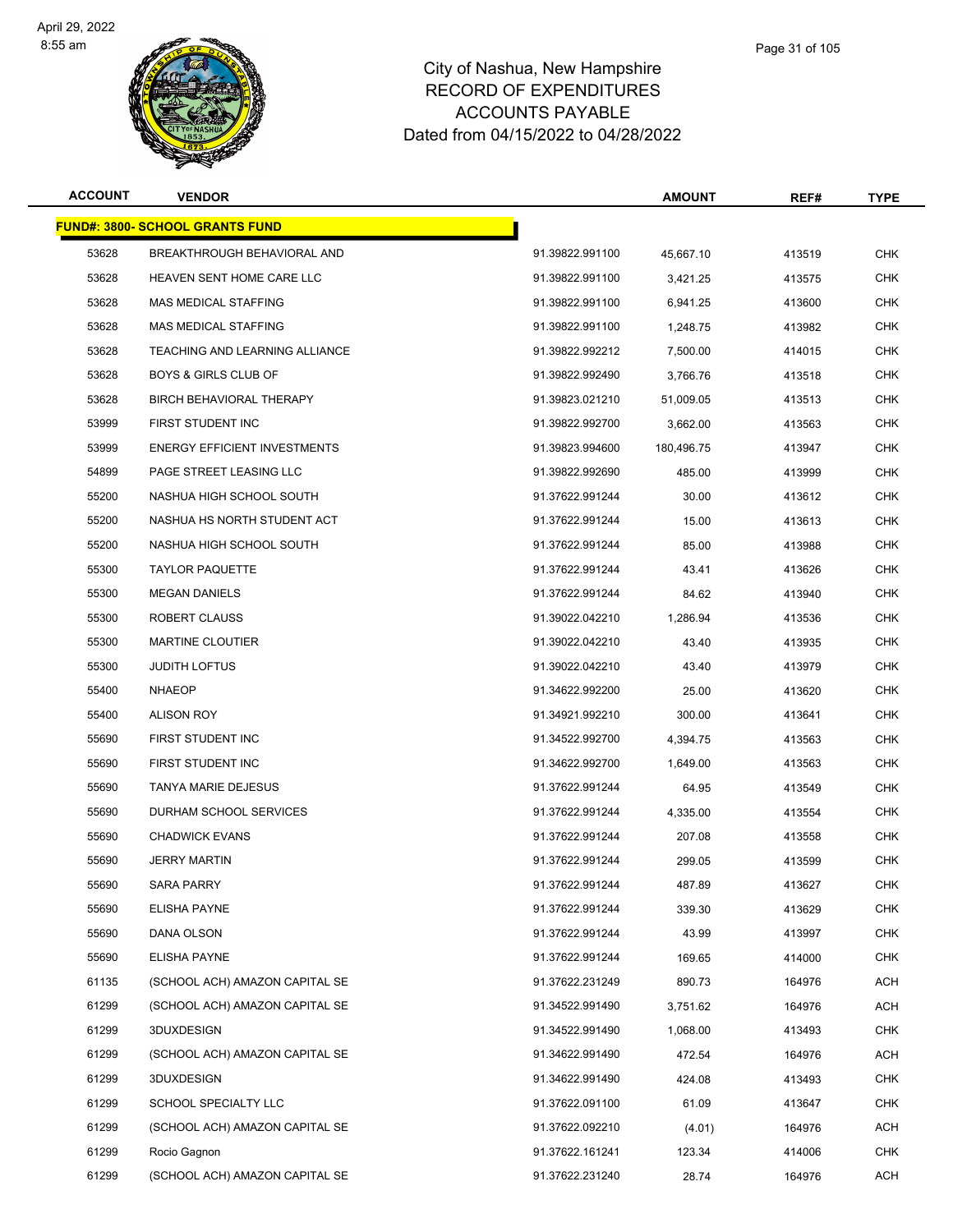City of Nashua, New Hampshire
RECORD OF EXPENDITURES
ACCOUNTS PAYABLE
Dated from 04/15/2022 to 04/28/2022

| ACCOUNT | VENDOR | | AMOUNT | REF# | TYPE |
|---|---|---|---|---|---|
| **FUND#: 3800- SCHOOL GRANTS FUND** | | | | | |
| 53628 | BREAKTHROUGH BEHAVIORAL AND | 91.39822.991100 | 45,667.10 | 413519 | CHK |
| 53628 | HEAVEN SENT HOME CARE LLC | 91.39822.991100 | 3,421.25 | 413575 | CHK |
| 53628 | MAS MEDICAL STAFFING | 91.39822.991100 | 6,941.25 | 413600 | CHK |
| 53628 | MAS MEDICAL STAFFING | 91.39822.991100 | 1,248.75 | 413982 | CHK |
| 53628 | TEACHING AND LEARNING ALLIANCE | 91.39822.992212 | 7,500.00 | 414015 | CHK |
| 53628 | BOYS & GIRLS CLUB OF | 91.39822.992490 | 3,766.76 | 413518 | CHK |
| 53628 | BIRCH BEHAVIORAL THERAPY | 91.39823.021210 | 51,009.05 | 413513 | CHK |
| 53999 | FIRST STUDENT INC | 91.39822.992700 | 3,662.00 | 413563 | CHK |
| 53999 | ENERGY EFFICIENT INVESTMENTS | 91.39823.994600 | 180,496.75 | 413947 | CHK |
| 54899 | PAGE STREET LEASING LLC | 91.39822.992690 | 485.00 | 413999 | CHK |
| 55200 | NASHUA HIGH SCHOOL SOUTH | 91.37622.991244 | 30.00 | 413612 | CHK |
| 55200 | NASHUA HS NORTH STUDENT ACT | 91.37622.991244 | 15.00 | 413613 | CHK |
| 55200 | NASHUA HIGH SCHOOL SOUTH | 91.37622.991244 | 85.00 | 413988 | CHK |
| 55300 | TAYLOR PAQUETTE | 91.37622.991244 | 43.41 | 413626 | CHK |
| 55300 | MEGAN DANIELS | 91.37622.991244 | 84.62 | 413940 | CHK |
| 55300 | ROBERT CLAUSS | 91.39022.042210 | 1,286.94 | 413536 | CHK |
| 55300 | MARTINE CLOUTIER | 91.39022.042210 | 43.40 | 413935 | CHK |
| 55300 | JUDITH LOFTUS | 91.39022.042210 | 43.40 | 413979 | CHK |
| 55400 | NHAEOP | 91.34622.992200 | 25.00 | 413620 | CHK |
| 55400 | ALISON ROY | 91.34921.992210 | 300.00 | 413641 | CHK |
| 55690 | FIRST STUDENT INC | 91.34522.992700 | 4,394.75 | 413563 | CHK |
| 55690 | FIRST STUDENT INC | 91.34622.992700 | 1,649.00 | 413563 | CHK |
| 55690 | TANYA MARIE DEJESUS | 91.37622.991244 | 64.95 | 413549 | CHK |
| 55690 | DURHAM SCHOOL SERVICES | 91.37622.991244 | 4,335.00 | 413554 | CHK |
| 55690 | CHADWICK EVANS | 91.37622.991244 | 207.08 | 413558 | CHK |
| 55690 | JERRY MARTIN | 91.37622.991244 | 299.05 | 413599 | CHK |
| 55690 | SARA PARRY | 91.37622.991244 | 487.89 | 413627 | CHK |
| 55690 | ELISHA PAYNE | 91.37622.991244 | 339.30 | 413629 | CHK |
| 55690 | DANA OLSON | 91.37622.991244 | 43.99 | 413997 | CHK |
| 55690 | ELISHA PAYNE | 91.37622.991244 | 169.65 | 414000 | CHK |
| 61135 | (SCHOOL ACH) AMAZON CAPITAL SE | 91.37622.231249 | 890.73 | 164976 | ACH |
| 61299 | (SCHOOL ACH) AMAZON CAPITAL SE | 91.34522.991490 | 3,751.62 | 164976 | ACH |
| 61299 | 3DUXDESIGN | 91.34522.991490 | 1,068.00 | 413493 | CHK |
| 61299 | (SCHOOL ACH) AMAZON CAPITAL SE | 91.34622.991490 | 472.54 | 164976 | ACH |
| 61299 | 3DUXDESIGN | 91.34622.991490 | 424.08 | 413493 | CHK |
| 61299 | SCHOOL SPECIALTY LLC | 91.37622.091100 | 61.09 | 413647 | CHK |
| 61299 | (SCHOOL ACH) AMAZON CAPITAL SE | 91.37622.092210 | (4.01) | 164976 | ACH |
| 61299 | Rocio Gagnon | 91.37622.161241 | 123.34 | 414006 | CHK |
| 61299 | (SCHOOL ACH) AMAZON CAPITAL SE | 91.37622.231240 | 28.74 | 164976 | ACH |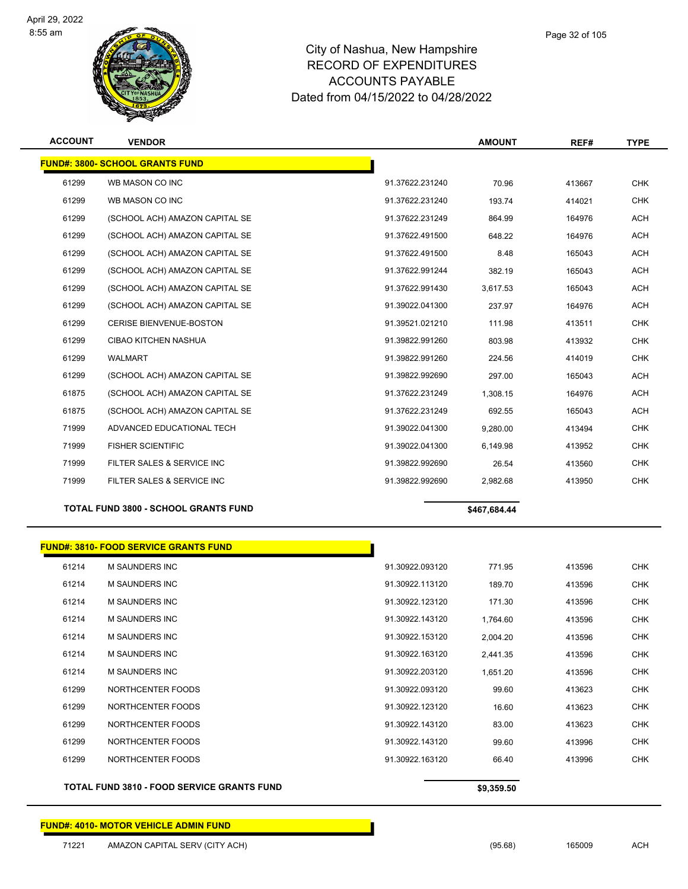# City of Nashua, New Hampshire
## RECORD OF EXPENDITURES
## ACCOUNTS PAYABLE
## Dated from 04/15/2022 to 04/28/2022

| ACCOUNT | VENDOR | | AMOUNT | REF# | TYPE |
|---|---|---|---|---|---|
| **FUND#: 3800- SCHOOL GRANTS FUND** | | | | | |
| 61299 | WB MASON CO INC | 91.37622.231240 | 70.96 | 413667 | CHK |
| 61299 | WB MASON CO INC | 91.37622.231240 | 193.74 | 414021 | CHK |
| 61299 | (SCHOOL ACH) AMAZON CAPITAL SE | 91.37622.231249 | 864.99 | 164976 | ACH |
| 61299 | (SCHOOL ACH) AMAZON CAPITAL SE | 91.37622.491500 | 648.22 | 164976 | ACH |
| 61299 | (SCHOOL ACH) AMAZON CAPITAL SE | 91.37622.491500 | 8.48 | 165043 | ACH |
| 61299 | (SCHOOL ACH) AMAZON CAPITAL SE | 91.37622.991244 | 382.19 | 165043 | ACH |
| 61299 | (SCHOOL ACH) AMAZON CAPITAL SE | 91.37622.991430 | 3,617.53 | 165043 | ACH |
| 61299 | (SCHOOL ACH) AMAZON CAPITAL SE | 91.39022.041300 | 237.97 | 164976 | ACH |
| 61299 | CERISE BIENVENUE-BOSTON | 91.39521.021210 | 111.98 | 413511 | CHK |
| 61299 | CIBAO KITCHEN NASHUA | 91.39822.991260 | 803.98 | 413932 | CHK |
| 61299 | WALMART | 91.39822.991260 | 224.56 | 414019 | CHK |
| 61299 | (SCHOOL ACH) AMAZON CAPITAL SE | 91.39822.992690 | 297.00 | 165043 | ACH |
| 61875 | (SCHOOL ACH) AMAZON CAPITAL SE | 91.37622.231249 | 1,308.15 | 164976 | ACH |
| 61875 | (SCHOOL ACH) AMAZON CAPITAL SE | 91.37622.231249 | 692.55 | 165043 | ACH |
| 71999 | ADVANCED EDUCATIONAL TECH | 91.39022.041300 | 9,280.00 | 413494 | CHK |
| 71999 | FISHER SCIENTIFIC | 91.39022.041300 | 6,149.98 | 413952 | CHK |
| 71999 | FILTER SALES & SERVICE INC | 91.39822.992690 | 26.54 | 413560 | CHK |
| 71999 | FILTER SALES & SERVICE INC | 91.39822.992690 | 2,982.68 | 413950 | CHK |
| **TOTAL FUND 3800 - SCHOOL GRANTS FUND** | | | **$467,684.44** | | |

| ACCOUNT | VENDOR | | AMOUNT | REF# | TYPE |
|---|---|---|---|---|---|
| **FUND#: 3810- FOOD SERVICE GRANTS FUND** | | | | | |
| 61214 | M SAUNDERS INC | 91.30922.093120 | 771.95 | 413596 | CHK |
| 61214 | M SAUNDERS INC | 91.30922.113120 | 189.70 | 413596 | CHK |
| 61214 | M SAUNDERS INC | 91.30922.123120 | 171.30 | 413596 | CHK |
| 61214 | M SAUNDERS INC | 91.30922.143120 | 1,764.60 | 413596 | CHK |
| 61214 | M SAUNDERS INC | 91.30922.153120 | 2,004.20 | 413596 | CHK |
| 61214 | M SAUNDERS INC | 91.30922.163120 | 2,441.35 | 413596 | CHK |
| 61214 | M SAUNDERS INC | 91.30922.203120 | 1,651.20 | 413596 | CHK |
| 61299 | NORTHCENTER FOODS | 91.30922.093120 | 99.60 | 413623 | CHK |
| 61299 | NORTHCENTER FOODS | 91.30922.123120 | 16.60 | 413623 | CHK |
| 61299 | NORTHCENTER FOODS | 91.30922.143120 | 83.00 | 413623 | CHK |
| 61299 | NORTHCENTER FOODS | 91.30922.143120 | 99.60 | 413996 | CHK |
| 61299 | NORTHCENTER FOODS | 91.30922.163120 | 66.40 | 413996 | CHK |
| **TOTAL FUND 3810 - FOOD SERVICE GRANTS FUND** | | | **$9,359.50** | | |

| ACCOUNT | VENDOR | | AMOUNT | REF# | TYPE |
|---|---|---|---|---|---|
| **FUND#: 4010- MOTOR VEHICLE ADMIN FUND** | | | | | |
| 71221 | AMAZON CAPITAL SERV (CITY ACH) | | (95.68) | 165009 | ACH |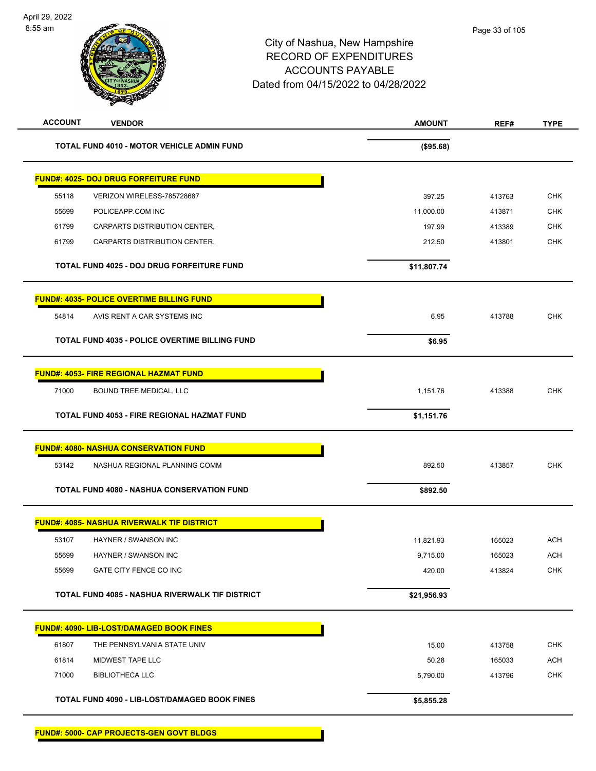City of Nashua, New Hampshire
RECORD OF EXPENDITURES
ACCOUNTS PAYABLE
Dated from 04/15/2022 to 04/28/2022

| ACCOUNT | VENDOR | AMOUNT | REF# | TYPE |
|---|---|---|---|---|
| | **TOTAL FUND 4010 - MOTOR VEHICLE ADMIN FUND** | **($95.68)** | | |
| | **FUND#: 4025- DOJ DRUG FORFEITURE FUND** | | | |
| 55118 | VERIZON WIRELESS-785728687 | 397.25 | 413763 | CHK |
| 55699 | POLICEAPP.COM INC | 11,000.00 | 413871 | CHK |
| 61799 | CARPARTS DISTRIBUTION CENTER, | 197.99 | 413389 | CHK |
| 61799 | CARPARTS DISTRIBUTION CENTER, | 212.50 | 413801 | CHK |
| | **TOTAL FUND 4025 - DOJ DRUG FORFEITURE FUND** | **$11,807.74** | | |
| | **FUND#: 4035- POLICE OVERTIME BILLING FUND** | | | |
| 54814 | AVIS RENT A CAR SYSTEMS INC | 6.95 | 413788 | CHK |
| | **TOTAL FUND 4035 - POLICE OVERTIME BILLING FUND** | **$6.95** | | |
| | **FUND#: 4053- FIRE REGIONAL HAZMAT FUND** | | | |
| 71000 | BOUND TREE MEDICAL, LLC | 1,151.76 | 413388 | CHK |
| | **TOTAL FUND 4053 - FIRE REGIONAL HAZMAT FUND** | **$1,151.76** | | |
| | **FUND#: 4080- NASHUA CONSERVATION FUND** | | | |
| 53142 | NASHUA REGIONAL PLANNING COMM | 892.50 | 413857 | CHK |
| | **TOTAL FUND 4080 - NASHUA CONSERVATION FUND** | **$892.50** | | |
| | **FUND#: 4085- NASHUA RIVERWALK TIF DISTRICT** | | | |
| 53107 | HAYNER / SWANSON INC | 11,821.93 | 165023 | ACH |
| 55699 | HAYNER / SWANSON INC | 9,715.00 | 165023 | ACH |
| 55699 | GATE CITY FENCE CO INC | 420.00 | 413824 | CHK |
| | **TOTAL FUND 4085 - NASHUA RIVERWALK TIF DISTRICT** | **$21,956.93** | | |
| | **FUND#: 4090- LIB-LOST/DAMAGED BOOK FINES** | | | |
| 61807 | THE PENNSYLVANIA STATE UNIV | 15.00 | 413758 | CHK |
| 61814 | MIDWEST TAPE LLC | 50.28 | 165033 | ACH |
| 71000 | BIBLIOTHECA LLC | 5,790.00 | 413796 | CHK |
| | **TOTAL FUND 4090 - LIB-LOST/DAMAGED BOOK FINES** | **$5,855.28** | | |
| | **FUND#: 5000- CAP PROJECTS-GEN GOVT BLDGS** | | | |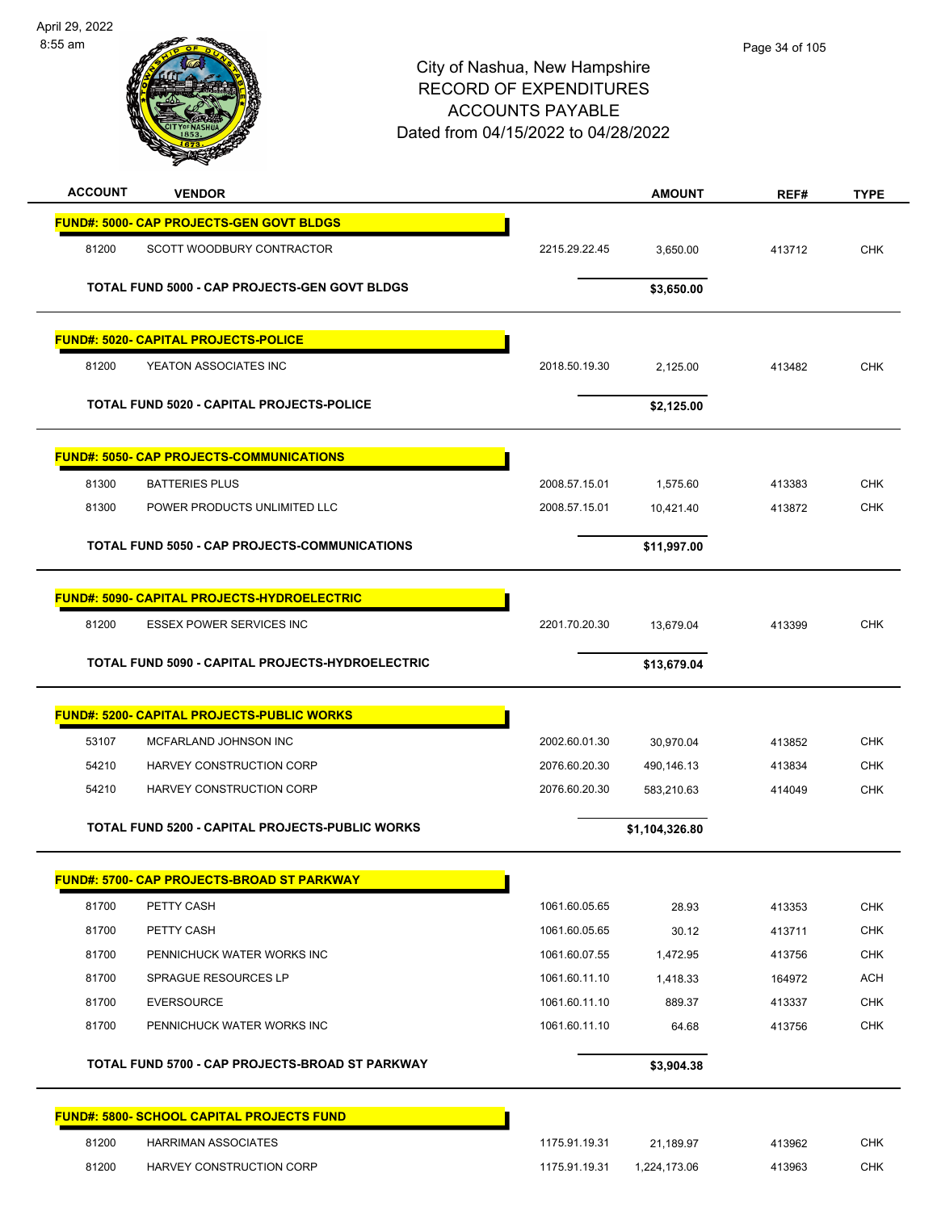City of Nashua, New Hampshire
RECORD OF EXPENDITURES
ACCOUNTS PAYABLE
Dated from 04/15/2022 to 04/28/2022

| ACCOUNT | VENDOR | | AMOUNT | REF# | TYPE |
|---|---|---|---|---|---|
| **FUND#: 5000- CAP PROJECTS-GEN GOVT BLDGS** | | | | | |
| 81200 | SCOTT WOODBURY CONTRACTOR | 2215.29.22.45 | 3,650.00 | 413712 | CHK |
| | **TOTAL FUND 5000 - CAP PROJECTS-GEN GOVT BLDGS** | | **$3,650.00** | | |
| **FUND#: 5020- CAPITAL PROJECTS-POLICE** | | | | | |
| 81200 | YEATON ASSOCIATES INC | 2018.50.19.30 | 2,125.00 | 413482 | CHK |
| | **TOTAL FUND 5020 - CAPITAL PROJECTS-POLICE** | | **$2,125.00** | | |
| **FUND#: 5050- CAP PROJECTS-COMMUNICATIONS** | | | | | |
| 81300 | BATTERIES PLUS | 2008.57.15.01 | 1,575.60 | 413383 | CHK |
| 81300 | POWER PRODUCTS UNLIMITED LLC | 2008.57.15.01 | 10,421.40 | 413872 | CHK |
| | **TOTAL FUND 5050 - CAP PROJECTS-COMMUNICATIONS** | | **$11,997.00** | | |
| **FUND#: 5090- CAPITAL PROJECTS-HYDROELECTRIC** | | | | | |
| 81200 | ESSEX POWER SERVICES INC | 2201.70.20.30 | 13,679.04 | 413399 | CHK |
| | **TOTAL FUND 5090 - CAPITAL PROJECTS-HYDROELECTRIC** | | **$13,679.04** | | |
| **FUND#: 5200- CAPITAL PROJECTS-PUBLIC WORKS** | | | | | |
| 53107 | MCFARLAND JOHNSON INC | 2002.60.01.30 | 30,970.04 | 413852 | CHK |
| 54210 | HARVEY CONSTRUCTION CORP | 2076.60.20.30 | 490,146.13 | 413834 | CHK |
| 54210 | HARVEY CONSTRUCTION CORP | 2076.60.20.30 | 583,210.63 | 414049 | CHK |
| | **TOTAL FUND 5200 - CAPITAL PROJECTS-PUBLIC WORKS** | | **$1,104,326.80** | | |
| **FUND#: 5700- CAP PROJECTS-BROAD ST PARKWAY** | | | | | |
| 81700 | PETTY CASH | 1061.60.05.65 | 28.93 | 413353 | CHK |
| 81700 | PETTY CASH | 1061.60.05.65 | 30.12 | 413711 | CHK |
| 81700 | PENNICHUCK WATER WORKS INC | 1061.60.07.55 | 1,472.95 | 413756 | CHK |
| 81700 | SPRAGUE RESOURCES LP | 1061.60.11.10 | 1,418.33 | 164972 | ACH |
| 81700 | EVERSOURCE | 1061.60.11.10 | 889.37 | 413337 | CHK |
| 81700 | PENNICHUCK WATER WORKS INC | 1061.60.11.10 | 64.68 | 413756 | CHK |
| | **TOTAL FUND 5700 - CAP PROJECTS-BROAD ST PARKWAY** | | **$3,904.38** | | |
| **FUND#: 5800- SCHOOL CAPITAL PROJECTS FUND** | | | | | |
| 81200 | HARRIMAN ASSOCIATES | 1175.91.19.31 | 21,189.97 | 413962 | CHK |
| 81200 | HARVEY CONSTRUCTION CORP | 1175.91.19.31 | 1,224,173.06 | 413963 | CHK |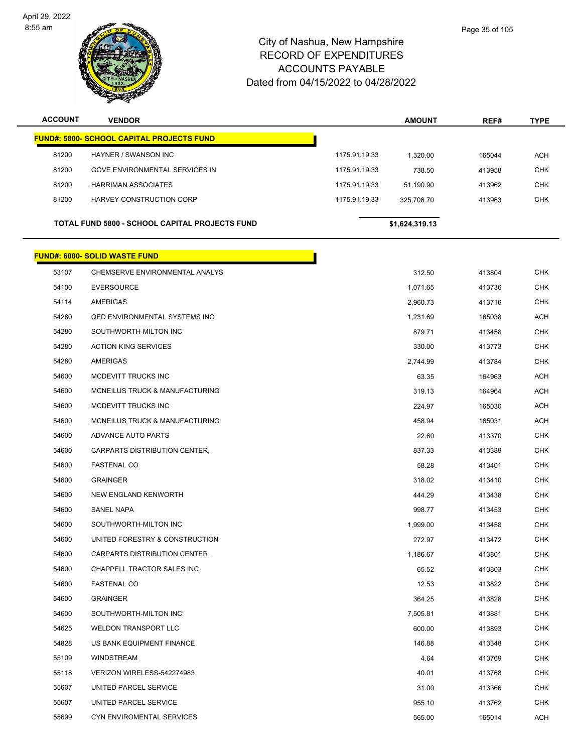# City of Nashua, New Hampshire
## RECORD OF EXPENDITURES
## ACCOUNTS PAYABLE
### Dated from 04/15/2022 to 04/28/2022

| ACCOUNT | VENDOR | | AMOUNT | REF# | TYPE |
|---|---|---|---|---|---|
| **FUND#: 5800- SCHOOL CAPITAL PROJECTS FUND** | | | | | |
| 81200 | HAYNER / SWANSON INC | 1175.91.19.33 | 1,320.00 | 165044 | ACH |
| 81200 | GOVE ENVIRONMENTAL SERVICES IN | 1175.91.19.33 | 738.50 | 413958 | CHK |
| 81200 | HARRIMAN ASSOCIATES | 1175.91.19.33 | 51,190.90 | 413962 | CHK |
| 81200 | HARVEY CONSTRUCTION CORP | 1175.91.19.33 | 325,706.70 | 413963 | CHK |
| **TOTAL FUND 5800 - SCHOOL CAPITAL PROJECTS FUND** | | | **$1,624,319.13** | | |

| ACCOUNT | VENDOR | AMOUNT | REF# | TYPE |
|---|---|---|---|---|
| **FUND#: 6000- SOLID WASTE FUND** | | | | |
| 53107 | CHEMSERVE ENVIRONMENTAL ANALYS | 312.50 | 413804 | CHK |
| 54100 | EVERSOURCE | 1,071.65 | 413736 | CHK |
| 54114 | AMERIGAS | 2,960.73 | 413716 | CHK |
| 54280 | QED ENVIRONMENTAL SYSTEMS INC | 1,231.69 | 165038 | ACH |
| 54280 | SOUTHWORTH-MILTON INC | 879.71 | 413458 | CHK |
| 54280 | ACTION KING SERVICES | 330.00 | 413773 | CHK |
| 54280 | AMERIGAS | 2,744.99 | 413784 | CHK |
| 54600 | MCDEVITT TRUCKS INC | 63.35 | 164963 | ACH |
| 54600 | MCNEILUS TRUCK & MANUFACTURING | 319.13 | 164964 | ACH |
| 54600 | MCDEVITT TRUCKS INC | 224.97 | 165030 | ACH |
| 54600 | MCNEILUS TRUCK & MANUFACTURING | 458.94 | 165031 | ACH |
| 54600 | ADVANCE AUTO PARTS | 22.60 | 413370 | CHK |
| 54600 | CARPARTS DISTRIBUTION CENTER, | 837.33 | 413389 | CHK |
| 54600 | FASTENAL CO | 58.28 | 413401 | CHK |
| 54600 | GRAINGER | 318.02 | 413410 | CHK |
| 54600 | NEW ENGLAND KENWORTH | 444.29 | 413438 | CHK |
| 54600 | SANEL NAPA | 998.77 | 413453 | CHK |
| 54600 | SOUTHWORTH-MILTON INC | 1,999.00 | 413458 | CHK |
| 54600 | UNITED FORESTRY & CONSTRUCTION | 272.97 | 413472 | CHK |
| 54600 | CARPARTS DISTRIBUTION CENTER, | 1,186.67 | 413801 | CHK |
| 54600 | CHAPPELL TRACTOR SALES INC | 65.52 | 413803 | CHK |
| 54600 | FASTENAL CO | 12.53 | 413822 | CHK |
| 54600 | GRAINGER | 364.25 | 413828 | CHK |
| 54600 | SOUTHWORTH-MILTON INC | 7,505.81 | 413881 | CHK |
| 54625 | WELDON TRANSPORT LLC | 600.00 | 413893 | CHK |
| 54828 | US BANK EQUIPMENT FINANCE | 146.88 | 413348 | CHK |
| 55109 | WINDSTREAM | 4.64 | 413769 | CHK |
| 55118 | VERIZON WIRELESS-542274983 | 40.01 | 413768 | CHK |
| 55607 | UNITED PARCEL SERVICE | 31.00 | 413366 | CHK |
| 55607 | UNITED PARCEL SERVICE | 955.10 | 413762 | CHK |
| 55699 | CYN ENVIROMENTAL SERVICES | 565.00 | 165014 | ACH |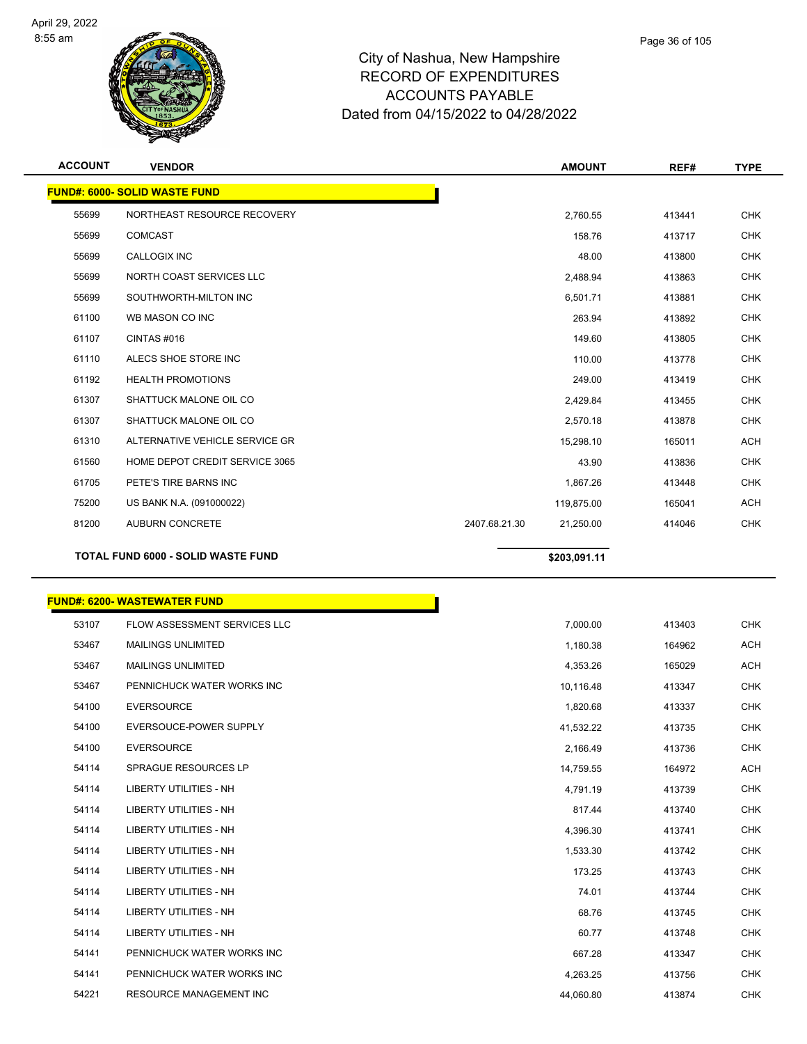City of Nashua, New Hampshire
RECORD OF EXPENDITURES
ACCOUNTS PAYABLE
Dated from 04/15/2022 to 04/28/2022

| ACCOUNT | VENDOR | | AMOUNT | REF# | TYPE |
|---|---|---|---|---|---|
| **FUND#: 6000- SOLID WASTE FUND** | | | | | |
| 55699 | NORTHEAST RESOURCE RECOVERY | | 2,760.55 | 413441 | CHK |
| 55699 | COMCAST | | 158.76 | 413717 | CHK |
| 55699 | CALLOGIX INC | | 48.00 | 413800 | CHK |
| 55699 | NORTH COAST SERVICES LLC | | 2,488.94 | 413863 | CHK |
| 55699 | SOUTHWORTH-MILTON INC | | 6,501.71 | 413881 | CHK |
| 61100 | WB MASON CO INC | | 263.94 | 413892 | CHK |
| 61107 | CINTAS #016 | | 149.60 | 413805 | CHK |
| 61110 | ALECS SHOE STORE INC | | 110.00 | 413778 | CHK |
| 61192 | HEALTH PROMOTIONS | | 249.00 | 413419 | CHK |
| 61307 | SHATTUCK MALONE OIL CO | | 2,429.84 | 413455 | CHK |
| 61307 | SHATTUCK MALONE OIL CO | | 2,570.18 | 413878 | CHK |
| 61310 | ALTERNATIVE VEHICLE SERVICE GR | | 15,298.10 | 165011 | ACH |
| 61560 | HOME DEPOT CREDIT SERVICE 3065 | | 43.90 | 413836 | CHK |
| 61705 | PETE'S TIRE BARNS INC | | 1,867.26 | 413448 | CHK |
| 75200 | US BANK N.A. (091000022) | | 119,875.00 | 165041 | ACH |
| 81200 | AUBURN CONCRETE | 2407.68.21.30 | 21,250.00 | 414046 | CHK |
| **TOTAL FUND 6000 - SOLID WASTE FUND** | | | **$203,091.11** | | |

| ACCOUNT | VENDOR | AMOUNT | REF# | TYPE |
|---|---|---|---|---|
| **FUND#: 6200- WASTEWATER FUND** | | | | |
| 53107 | FLOW ASSESSMENT SERVICES LLC | 7,000.00 | 413403 | CHK |
| 53467 | MAILINGS UNLIMITED | 1,180.38 | 164962 | ACH |
| 53467 | MAILINGS UNLIMITED | 4,353.26 | 165029 | ACH |
| 53467 | PENNICHUCK WATER WORKS INC | 10,116.48 | 413347 | CHK |
| 54100 | EVERSOURCE | 1,820.68 | 413337 | CHK |
| 54100 | EVERSOUCE-POWER SUPPLY | 41,532.22 | 413735 | CHK |
| 54100 | EVERSOURCE | 2,166.49 | 413736 | CHK |
| 54114 | SPRAGUE RESOURCES LP | 14,759.55 | 164972 | ACH |
| 54114 | LIBERTY UTILITIES - NH | 4,791.19 | 413739 | CHK |
| 54114 | LIBERTY UTILITIES - NH | 817.44 | 413740 | CHK |
| 54114 | LIBERTY UTILITIES - NH | 4,396.30 | 413741 | CHK |
| 54114 | LIBERTY UTILITIES - NH | 1,533.30 | 413742 | CHK |
| 54114 | LIBERTY UTILITIES - NH | 173.25 | 413743 | CHK |
| 54114 | LIBERTY UTILITIES - NH | 74.01 | 413744 | CHK |
| 54114 | LIBERTY UTILITIES - NH | 68.76 | 413745 | CHK |
| 54114 | LIBERTY UTILITIES - NH | 60.77 | 413748 | CHK |
| 54141 | PENNICHUCK WATER WORKS INC | 667.28 | 413347 | CHK |
| 54141 | PENNICHUCK WATER WORKS INC | 4,263.25 | 413756 | CHK |
| 54221 | RESOURCE MANAGEMENT INC | 44,060.80 | 413874 | CHK |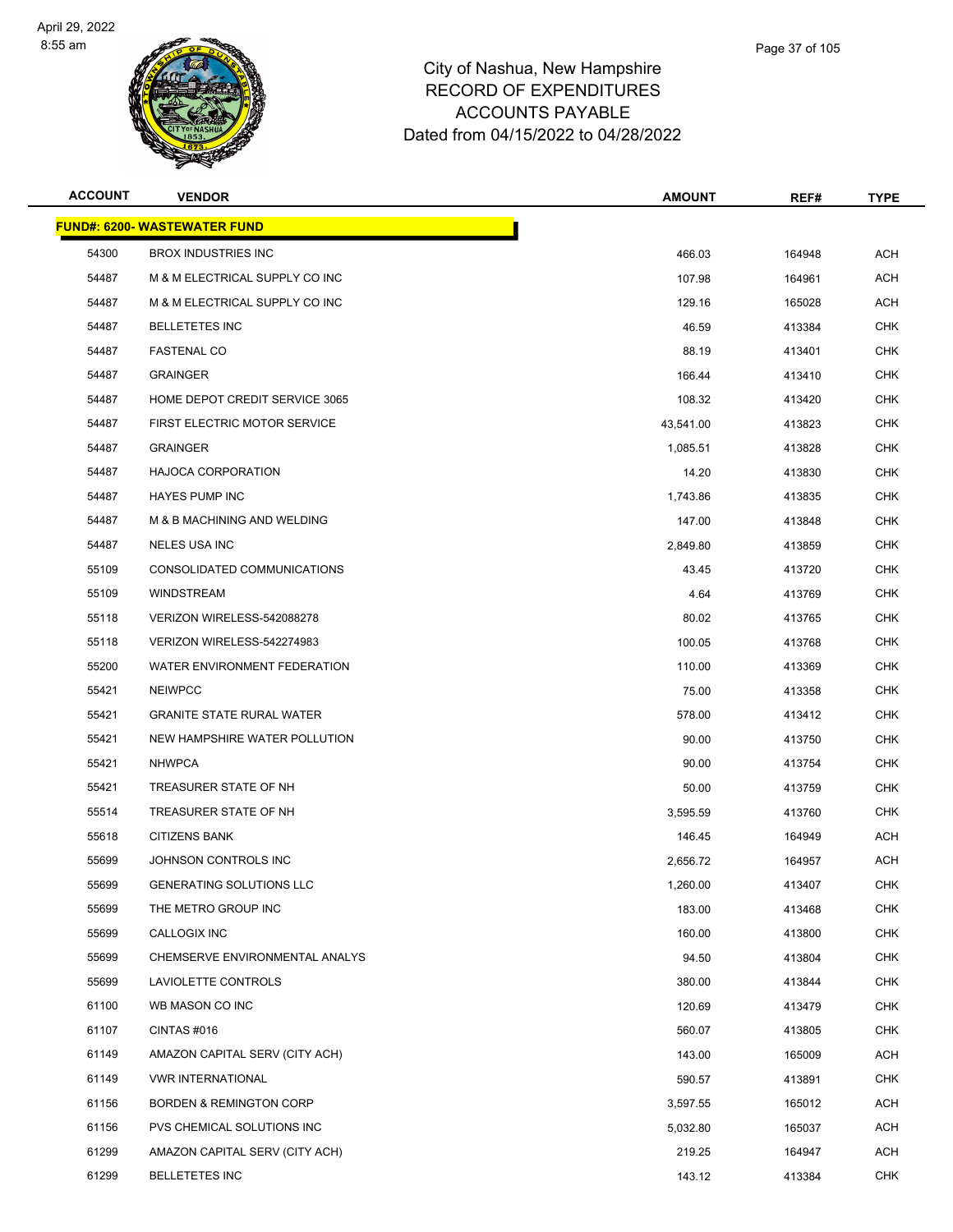City of Nashua, New Hampshire
RECORD OF EXPENDITURES
ACCOUNTS PAYABLE
Dated from 04/15/2022 to 04/28/2022

| ACCOUNT | VENDOR | AMOUNT | REF# | TYPE |
|---|---|---|---|---|
| **FUND#: 6200- WASTEWATER FUND** | | | | |
| 54300 | BROX INDUSTRIES INC | 466.03 | 164948 | ACH |
| 54487 | M & M ELECTRICAL SUPPLY CO INC | 107.98 | 164961 | ACH |
| 54487 | M & M ELECTRICAL SUPPLY CO INC | 129.16 | 165028 | ACH |
| 54487 | BELLETETES INC | 46.59 | 413384 | CHK |
| 54487 | FASTENAL CO | 88.19 | 413401 | CHK |
| 54487 | GRAINGER | 166.44 | 413410 | CHK |
| 54487 | HOME DEPOT CREDIT SERVICE 3065 | 108.32 | 413420 | CHK |
| 54487 | FIRST ELECTRIC MOTOR SERVICE | 43,541.00 | 413823 | CHK |
| 54487 | GRAINGER | 1,085.51 | 413828 | CHK |
| 54487 | HAJOCA CORPORATION | 14.20 | 413830 | CHK |
| 54487 | HAYES PUMP INC | 1,743.86 | 413835 | CHK |
| 54487 | M & B MACHINING AND WELDING | 147.00 | 413848 | CHK |
| 54487 | NELES USA INC | 2,849.80 | 413859 | CHK |
| 55109 | CONSOLIDATED COMMUNICATIONS | 43.45 | 413720 | CHK |
| 55109 | WINDSTREAM | 4.64 | 413769 | CHK |
| 55118 | VERIZON WIRELESS-542088278 | 80.02 | 413765 | CHK |
| 55118 | VERIZON WIRELESS-542274983 | 100.05 | 413768 | CHK |
| 55200 | WATER ENVIRONMENT FEDERATION | 110.00 | 413369 | CHK |
| 55421 | NEIWPCC | 75.00 | 413358 | CHK |
| 55421 | GRANITE STATE RURAL WATER | 578.00 | 413412 | CHK |
| 55421 | NEW HAMPSHIRE WATER POLLUTION | 90.00 | 413750 | CHK |
| 55421 | NHWPCA | 90.00 | 413754 | CHK |
| 55421 | TREASURER STATE OF NH | 50.00 | 413759 | CHK |
| 55514 | TREASURER STATE OF NH | 3,595.59 | 413760 | CHK |
| 55618 | CITIZENS BANK | 146.45 | 164949 | ACH |
| 55699 | JOHNSON CONTROLS INC | 2,656.72 | 164957 | ACH |
| 55699 | GENERATING SOLUTIONS LLC | 1,260.00 | 413407 | CHK |
| 55699 | THE METRO GROUP INC | 183.00 | 413468 | CHK |
| 55699 | CALLOGIX INC | 160.00 | 413800 | CHK |
| 55699 | CHEMSERVE ENVIRONMENTAL ANALYS | 94.50 | 413804 | CHK |
| 55699 | LAVIOLETTE CONTROLS | 380.00 | 413844 | CHK |
| 61100 | WB MASON CO INC | 120.69 | 413479 | CHK |
| 61107 | CINTAS #016 | 560.07 | 413805 | CHK |
| 61149 | AMAZON CAPITAL SERV (CITY ACH) | 143.00 | 165009 | ACH |
| 61149 | VWR INTERNATIONAL | 590.57 | 413891 | CHK |
| 61156 | BORDEN & REMINGTON CORP | 3,597.55 | 165012 | ACH |
| 61156 | PVS CHEMICAL SOLUTIONS INC | 5,032.80 | 165037 | ACH |
| 61299 | AMAZON CAPITAL SERV (CITY ACH) | 219.25 | 164947 | ACH |
| 61299 | BELLETETES INC | 143.12 | 413384 | CHK |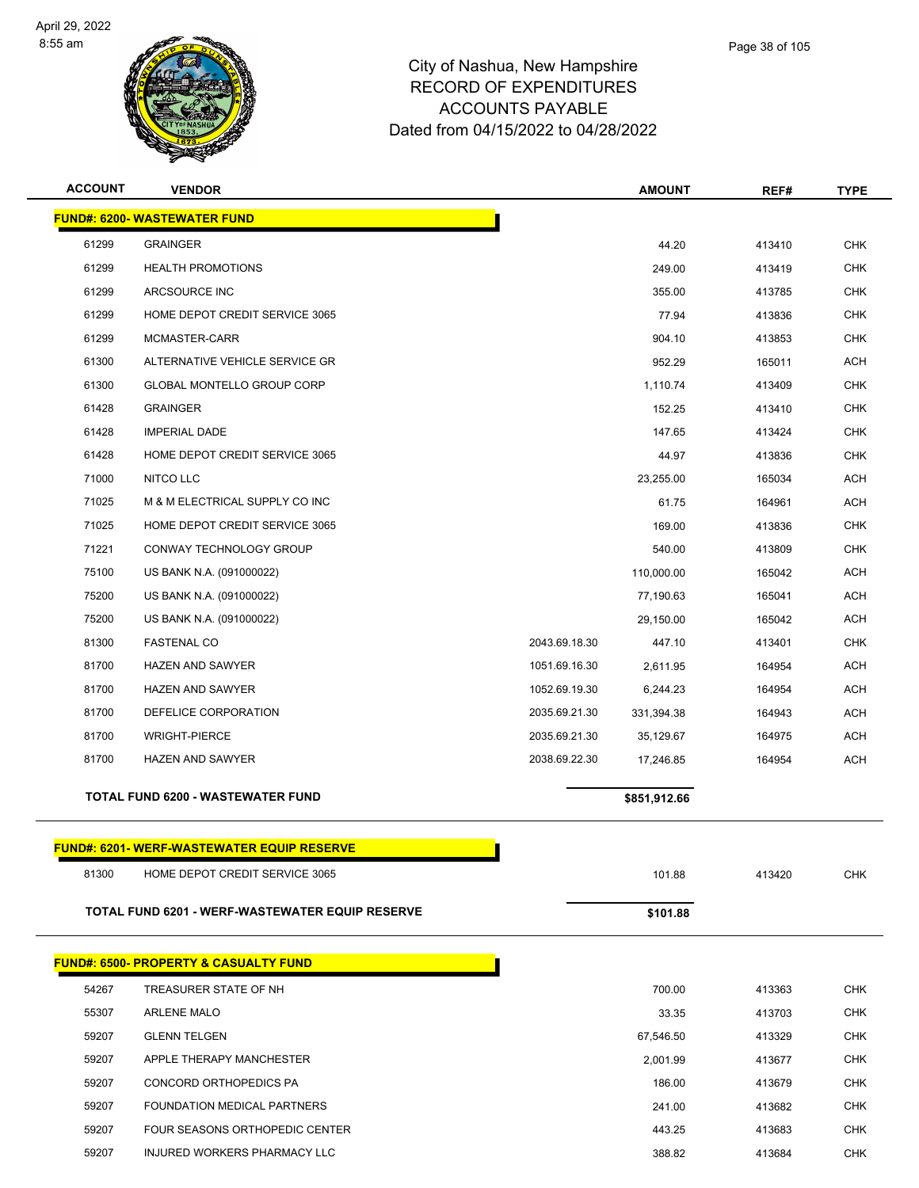# City of Nashua, New Hampshire
# RECORD OF EXPENDITURES
# ACCOUNTS PAYABLE
# Dated from 04/15/2022 to 04/28/2022

April 29, 2022
8:55 am

| ACCOUNT | VENDOR | | AMOUNT | REF# | TYPE |
|---|---|---|---|---|---|
| **FUND#: 6200- WASTEWATER FUND** | | | | | |
| 61299 | GRAINGER | | 44.20 | 413410 | CHK |
| 61299 | HEALTH PROMOTIONS | | 249.00 | 413419 | CHK |
| 61299 | ARCSOURCE INC | | 355.00 | 413785 | CHK |
| 61299 | HOME DEPOT CREDIT SERVICE 3065 | | 77.94 | 413836 | CHK |
| 61299 | MCMASTER-CARR | | 904.10 | 413853 | CHK |
| 61300 | ALTERNATIVE VEHICLE SERVICE GR | | 952.29 | 165011 | ACH |
| 61300 | GLOBAL MONTELLO GROUP CORP | | 1,110.74 | 413409 | CHK |
| 61428 | GRAINGER | | 152.25 | 413410 | CHK |
| 61428 | IMPERIAL DADE | | 147.65 | 413424 | CHK |
| 61428 | HOME DEPOT CREDIT SERVICE 3065 | | 44.97 | 413836 | CHK |
| 71000 | NITCO LLC | | 23,255.00 | 165034 | ACH |
| 71025 | M & M ELECTRICAL SUPPLY CO INC | | 61.75 | 164961 | ACH |
| 71025 | HOME DEPOT CREDIT SERVICE 3065 | | 169.00 | 413836 | CHK |
| 71221 | CONWAY TECHNOLOGY GROUP | | 540.00 | 413809 | CHK |
| 75100 | US BANK N.A. (091000022) | | 110,000.00 | 165042 | ACH |
| 75200 | US BANK N.A. (091000022) | | 77,190.63 | 165041 | ACH |
| 75200 | US BANK N.A. (091000022) | | 29,150.00 | 165042 | ACH |
| 81300 | FASTENAL CO | 2043.69.18.30 | 447.10 | 413401 | CHK |
| 81700 | HAZEN AND SAWYER | 1051.69.16.30 | 2,611.95 | 164954 | ACH |
| 81700 | HAZEN AND SAWYER | 1052.69.19.30 | 6,244.23 | 164954 | ACH |
| 81700 | DEFELICE CORPORATION | 2035.69.21.30 | 331,394.38 | 164943 | ACH |
| 81700 | WRIGHT-PIERCE | 2035.69.21.30 | 35,129.67 | 164975 | ACH |
| 81700 | HAZEN AND SAWYER | 2038.69.22.30 | 17,246.85 | 164954 | ACH |
| **TOTAL FUND 6200 - WASTEWATER FUND** | | | **$851,912.66** | | |

| ACCOUNT | VENDOR | | AMOUNT | REF# | TYPE |
|---|---|---|---|---|---|
| **FUND#: 6201- WERF-WASTEWATER EQUIP RESERVE** | | | | | |
| 81300 | HOME DEPOT CREDIT SERVICE 3065 | | 101.88 | 413420 | CHK |
| **TOTAL FUND 6201 - WERF-WASTEWATER EQUIP RESERVE** | | | **$101.88** | | |

| ACCOUNT | VENDOR | | AMOUNT | REF# | TYPE |
|---|---|---|---|---|---|
| **FUND#: 6500- PROPERTY & CASUALTY FUND** | | | | | |
| 54267 | TREASURER STATE OF NH | | 700.00 | 413363 | CHK |
| 55307 | ARLENE MALO | | 33.35 | 413703 | CHK |
| 59207 | GLENN TELGEN | | 67,546.50 | 413329 | CHK |
| 59207 | APPLE THERAPY MANCHESTER | | 2,001.99 | 413677 | CHK |
| 59207 | CONCORD ORTHOPEDICS PA | | 186.00 | 413679 | CHK |
| 59207 | FOUNDATION MEDICAL PARTNERS | | 241.00 | 413682 | CHK |
| 59207 | FOUR SEASONS ORTHOPEDIC CENTER | | 443.25 | 413683 | CHK |
| 59207 | INJURED WORKERS PHARMACY LLC | | 388.82 | 413684 | CHK |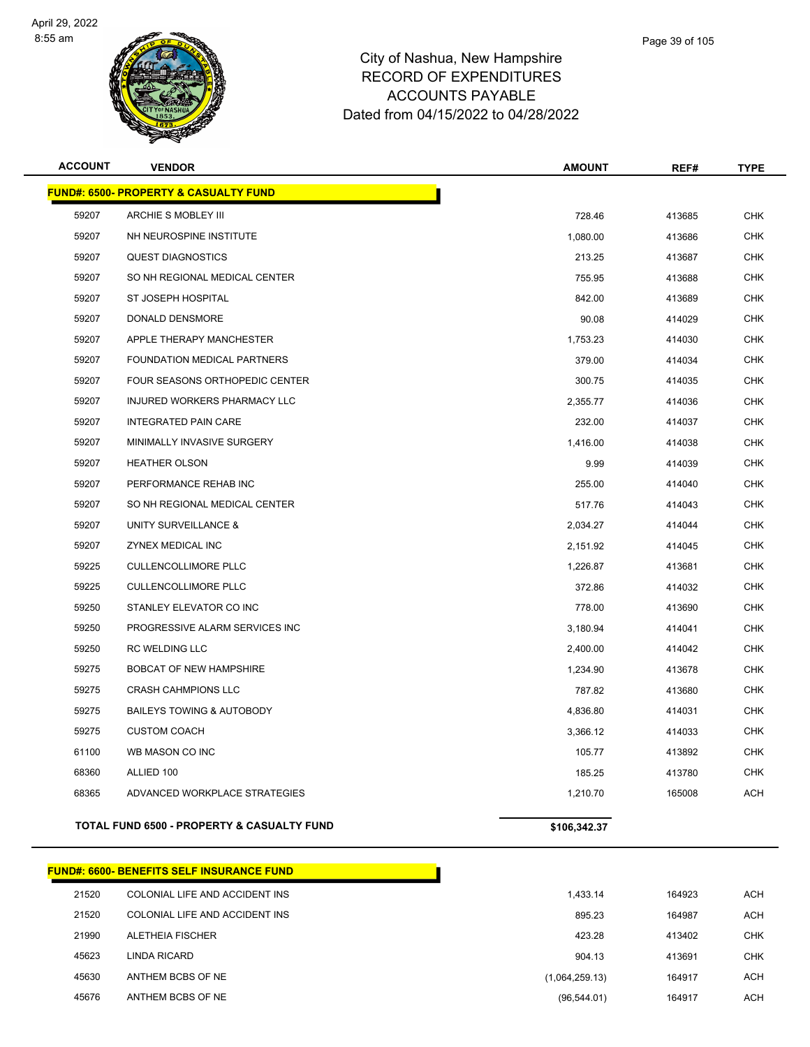City of Nashua, New Hampshire
RECORD OF EXPENDITURES
ACCOUNTS PAYABLE
Dated from 04/15/2022 to 04/28/2022

| ACCOUNT | VENDOR | AMOUNT | REF# | TYPE |
|---|---|---|---|---|
| **FUND#: 6500- PROPERTY & CASUALTY FUND** | | | | |
| 59207 | ARCHIE S MOBLEY III | 728.46 | 413685 | CHK |
| 59207 | NH NEUROSPINE INSTITUTE | 1,080.00 | 413686 | CHK |
| 59207 | QUEST DIAGNOSTICS | 213.25 | 413687 | CHK |
| 59207 | SO NH REGIONAL MEDICAL CENTER | 755.95 | 413688 | CHK |
| 59207 | ST JOSEPH HOSPITAL | 842.00 | 413689 | CHK |
| 59207 | DONALD DENSMORE | 90.08 | 414029 | CHK |
| 59207 | APPLE THERAPY MANCHESTER | 1,753.23 | 414030 | CHK |
| 59207 | FOUNDATION MEDICAL PARTNERS | 379.00 | 414034 | CHK |
| 59207 | FOUR SEASONS ORTHOPEDIC CENTER | 300.75 | 414035 | CHK |
| 59207 | INJURED WORKERS PHARMACY LLC | 2,355.77 | 414036 | CHK |
| 59207 | INTEGRATED PAIN CARE | 232.00 | 414037 | CHK |
| 59207 | MINIMALLY INVASIVE SURGERY | 1,416.00 | 414038 | CHK |
| 59207 | HEATHER OLSON | 9.99 | 414039 | CHK |
| 59207 | PERFORMANCE REHAB INC | 255.00 | 414040 | CHK |
| 59207 | SO NH REGIONAL MEDICAL CENTER | 517.76 | 414043 | CHK |
| 59207 | UNITY SURVEILLANCE & | 2,034.27 | 414044 | CHK |
| 59207 | ZYNEX MEDICAL INC | 2,151.92 | 414045 | CHK |
| 59225 | CULLENCOLLIMORE PLLC | 1,226.87 | 413681 | CHK |
| 59225 | CULLENCOLLIMORE PLLC | 372.86 | 414032 | CHK |
| 59250 | STANLEY ELEVATOR CO INC | 778.00 | 413690 | CHK |
| 59250 | PROGRESSIVE ALARM SERVICES INC | 3,180.94 | 414041 | CHK |
| 59250 | RC WELDING LLC | 2,400.00 | 414042 | CHK |
| 59275 | BOBCAT OF NEW HAMPSHIRE | 1,234.90 | 413678 | CHK |
| 59275 | CRASH CAHMPIONS LLC | 787.82 | 413680 | CHK |
| 59275 | BAILEYS TOWING & AUTOBODY | 4,836.80 | 414031 | CHK |
| 59275 | CUSTOM COACH | 3,366.12 | 414033 | CHK |
| 61100 | WB MASON CO INC | 105.77 | 413892 | CHK |
| 68360 | ALLIED 100 | 185.25 | 413780 | CHK |
| 68365 | ADVANCED WORKPLACE STRATEGIES | 1,210.70 | 165008 | ACH |
| **TOTAL FUND 6500 - PROPERTY & CASUALTY FUND** | | **$106,342.37** | | |

| ACCOUNT | VENDOR | AMOUNT | REF# | TYPE |
|---|---|---|---|---|
| **FUND#: 6600- BENEFITS SELF INSURANCE FUND** | | | | |
| 21520 | COLONIAL LIFE AND ACCIDENT INS | 1,433.14 | 164923 | ACH |
| 21520 | COLONIAL LIFE AND ACCIDENT INS | 895.23 | 164987 | ACH |
| 21990 | ALETHEIA FISCHER | 423.28 | 413402 | CHK |
| 45623 | LINDA RICARD | 904.13 | 413691 | CHK |
| 45630 | ANTHEM BCBS OF NE | (1,064,259.13) | 164917 | ACH |
| 45676 | ANTHEM BCBS OF NE | (96,544.01) | 164917 | ACH |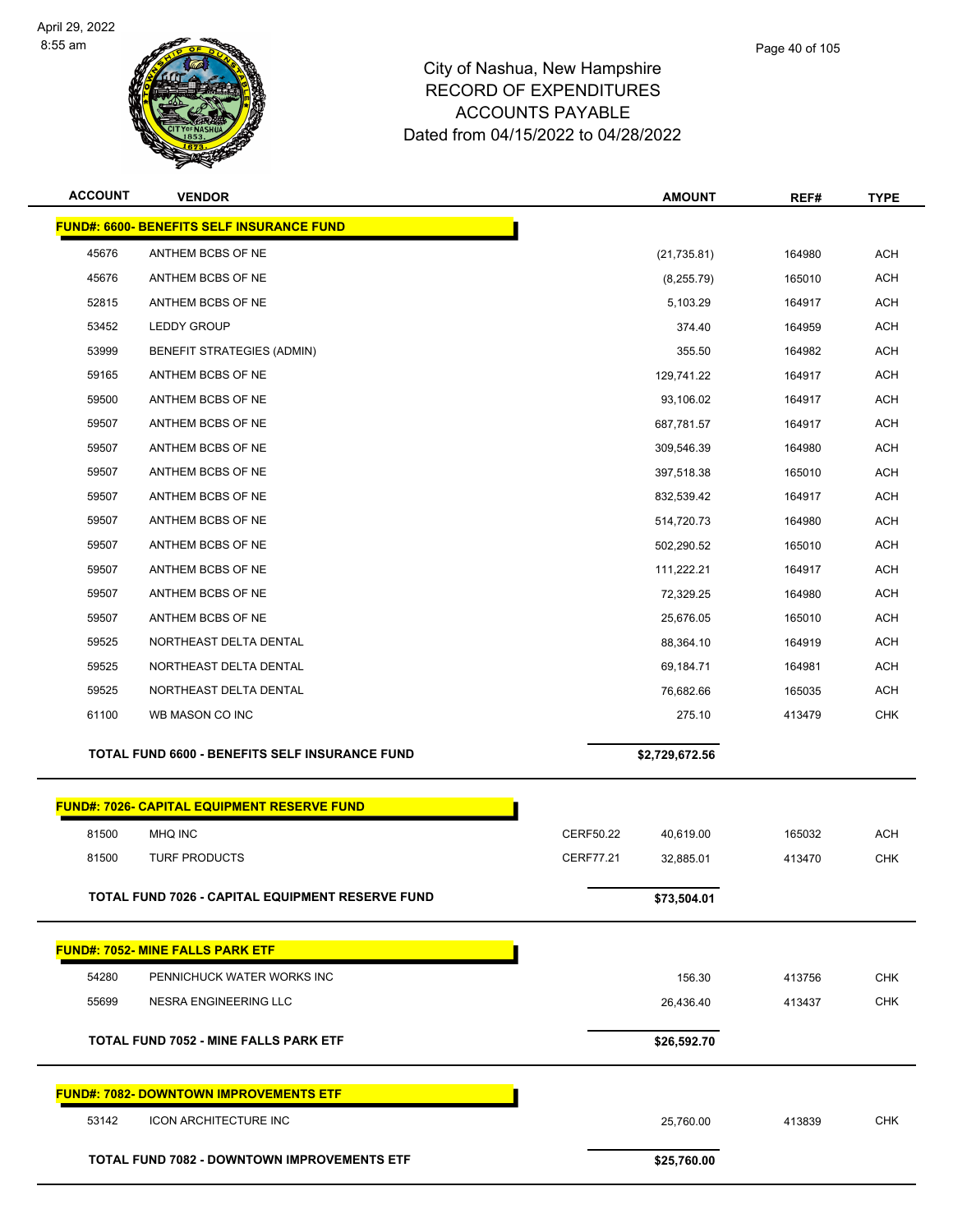City of Nashua, New Hampshire
RECORD OF EXPENDITURES
ACCOUNTS PAYABLE
Dated from 04/15/2022 to 04/28/2022

| ACCOUNT | VENDOR | | AMOUNT | REF# | TYPE |
|---|---|---|---|---|---|
| **FUND#: 6600- BENEFITS SELF INSURANCE FUND** | | | | | |
| 45676 | ANTHEM BCBS OF NE | | (21,735.81) | 164980 | ACH |
| 45676 | ANTHEM BCBS OF NE | | (8,255.79) | 165010 | ACH |
| 52815 | ANTHEM BCBS OF NE | | 5,103.29 | 164917 | ACH |
| 53452 | LEDDY GROUP | | 374.40 | 164959 | ACH |
| 53999 | BENEFIT STRATEGIES (ADMIN) | | 355.50 | 164982 | ACH |
| 59165 | ANTHEM BCBS OF NE | | 129,741.22 | 164917 | ACH |
| 59500 | ANTHEM BCBS OF NE | | 93,106.02 | 164917 | ACH |
| 59507 | ANTHEM BCBS OF NE | | 687,781.57 | 164917 | ACH |
| 59507 | ANTHEM BCBS OF NE | | 309,546.39 | 164980 | ACH |
| 59507 | ANTHEM BCBS OF NE | | 397,518.38 | 165010 | ACH |
| 59507 | ANTHEM BCBS OF NE | | 832,539.42 | 164917 | ACH |
| 59507 | ANTHEM BCBS OF NE | | 514,720.73 | 164980 | ACH |
| 59507 | ANTHEM BCBS OF NE | | 502,290.52 | 165010 | ACH |
| 59507 | ANTHEM BCBS OF NE | | 111,222.21 | 164917 | ACH |
| 59507 | ANTHEM BCBS OF NE | | 72,329.25 | 164980 | ACH |
| 59507 | ANTHEM BCBS OF NE | | 25,676.05 | 165010 | ACH |
| 59525 | NORTHEAST DELTA DENTAL | | 88,364.10 | 164919 | ACH |
| 59525 | NORTHEAST DELTA DENTAL | | 69,184.71 | 164981 | ACH |
| 59525 | NORTHEAST DELTA DENTAL | | 76,682.66 | 165035 | ACH |
| 61100 | WB MASON CO INC | | 275.10 | 413479 | CHK |
| | **TOTAL FUND 6600 - BENEFITS SELF INSURANCE FUND** | | **$2,729,672.56** | | |
| **FUND#: 7026- CAPITAL EQUIPMENT RESERVE FUND** | | | | | |
| 81500 | MHQ INC | CERF50.22 | 40,619.00 | 165032 | ACH |
| 81500 | TURF PRODUCTS | CERF77.21 | 32,885.01 | 413470 | CHK |
| | **TOTAL FUND 7026 - CAPITAL EQUIPMENT RESERVE FUND** | | **$73,504.01** | | |
| **FUND#: 7052- MINE FALLS PARK ETF** | | | | | |
| 54280 | PENNICHUCK WATER WORKS INC | | 156.30 | 413756 | CHK |
| 55699 | NESRA ENGINEERING LLC | | 26,436.40 | 413437 | CHK |
| | **TOTAL FUND 7052 - MINE FALLS PARK ETF** | | **$26,592.70** | | |
| **FUND#: 7082- DOWNTOWN IMPROVEMENTS ETF** | | | | | |
| 53142 | ICON ARCHITECTURE INC | | 25,760.00 | 413839 | CHK |
| | **TOTAL FUND 7082 - DOWNTOWN IMPROVEMENTS ETF** | | **$25,760.00** | | |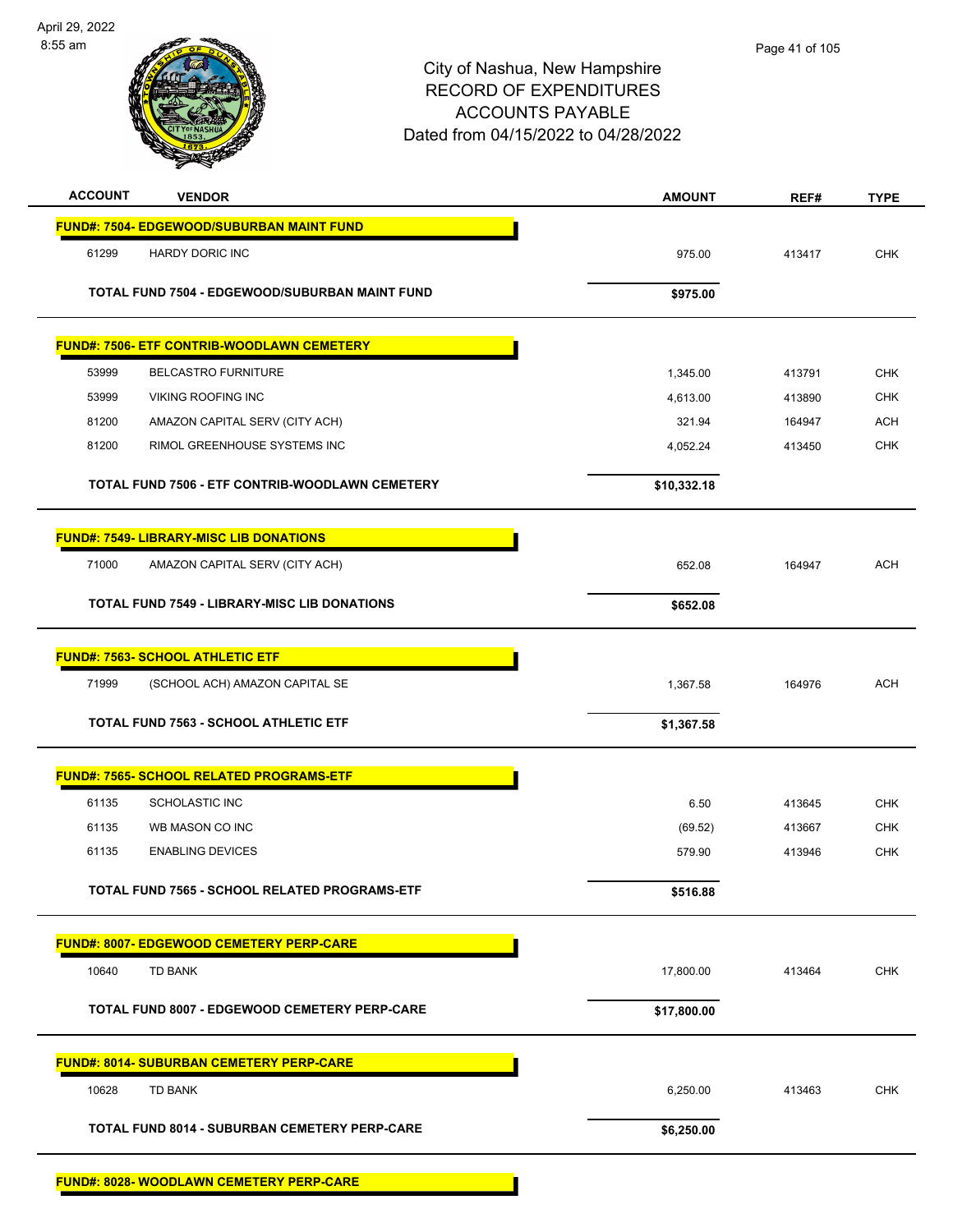City of Nashua, New Hampshire
RECORD OF EXPENDITURES
ACCOUNTS PAYABLE
Dated from 04/15/2022 to 04/28/2022

| ACCOUNT | VENDOR | AMOUNT | REF# | TYPE |
|---|---|---|---|---|
| **FUND#: 7504- EDGEWOOD/SUBURBAN MAINT FUND** | | | | |
| 61299 | HARDY DORIC INC | 975.00 | 413417 | CHK |
| | **TOTAL FUND 7504 - EDGEWOOD/SUBURBAN MAINT FUND** | **$975.00** | | |
| **FUND#: 7506- ETF CONTRIB-WOODLAWN CEMETERY** | | | | |
| 53999 | BELCASTRO FURNITURE | 1,345.00 | 413791 | CHK |
| 53999 | VIKING ROOFING INC | 4,613.00 | 413890 | CHK |
| 81200 | AMAZON CAPITAL SERV (CITY ACH) | 321.94 | 164947 | ACH |
| 81200 | RIMOL GREENHOUSE SYSTEMS INC | 4,052.24 | 413450 | CHK |
| | **TOTAL FUND 7506 - ETF CONTRIB-WOODLAWN CEMETERY** | **$10,332.18** | | |
| **FUND#: 7549- LIBRARY-MISC LIB DONATIONS** | | | | |
| 71000 | AMAZON CAPITAL SERV (CITY ACH) | 652.08 | 164947 | ACH |
| | **TOTAL FUND 7549 - LIBRARY-MISC LIB DONATIONS** | **$652.08** | | |
| **FUND#: 7563- SCHOOL ATHLETIC ETF** | | | | |
| 71999 | (SCHOOL ACH) AMAZON CAPITAL SE | 1,367.58 | 164976 | ACH |
| | **TOTAL FUND 7563 - SCHOOL ATHLETIC ETF** | **$1,367.58** | | |
| **FUND#: 7565- SCHOOL RELATED PROGRAMS-ETF** | | | | |
| 61135 | SCHOLASTIC INC | 6.50 | 413645 | CHK |
| 61135 | WB MASON CO INC | (69.52) | 413667 | CHK |
| 61135 | ENABLING DEVICES | 579.90 | 413946 | CHK |
| | **TOTAL FUND 7565 - SCHOOL RELATED PROGRAMS-ETF** | **$516.88** | | |
| **FUND#: 8007- EDGEWOOD CEMETERY PERP-CARE** | | | | |
| 10640 | TD BANK | 17,800.00 | 413464 | CHK |
| | **TOTAL FUND 8007 - EDGEWOOD CEMETERY PERP-CARE** | **$17,800.00** | | |
| **FUND#: 8014- SUBURBAN CEMETERY PERP-CARE** | | | | |
| 10628 | TD BANK | 6,250.00 | 413463 | CHK |
| | **TOTAL FUND 8014 - SUBURBAN CEMETERY PERP-CARE** | **$6,250.00** | | |
| **FUND#: 8028- WOODLAWN CEMETERY PERP-CARE** | | | | |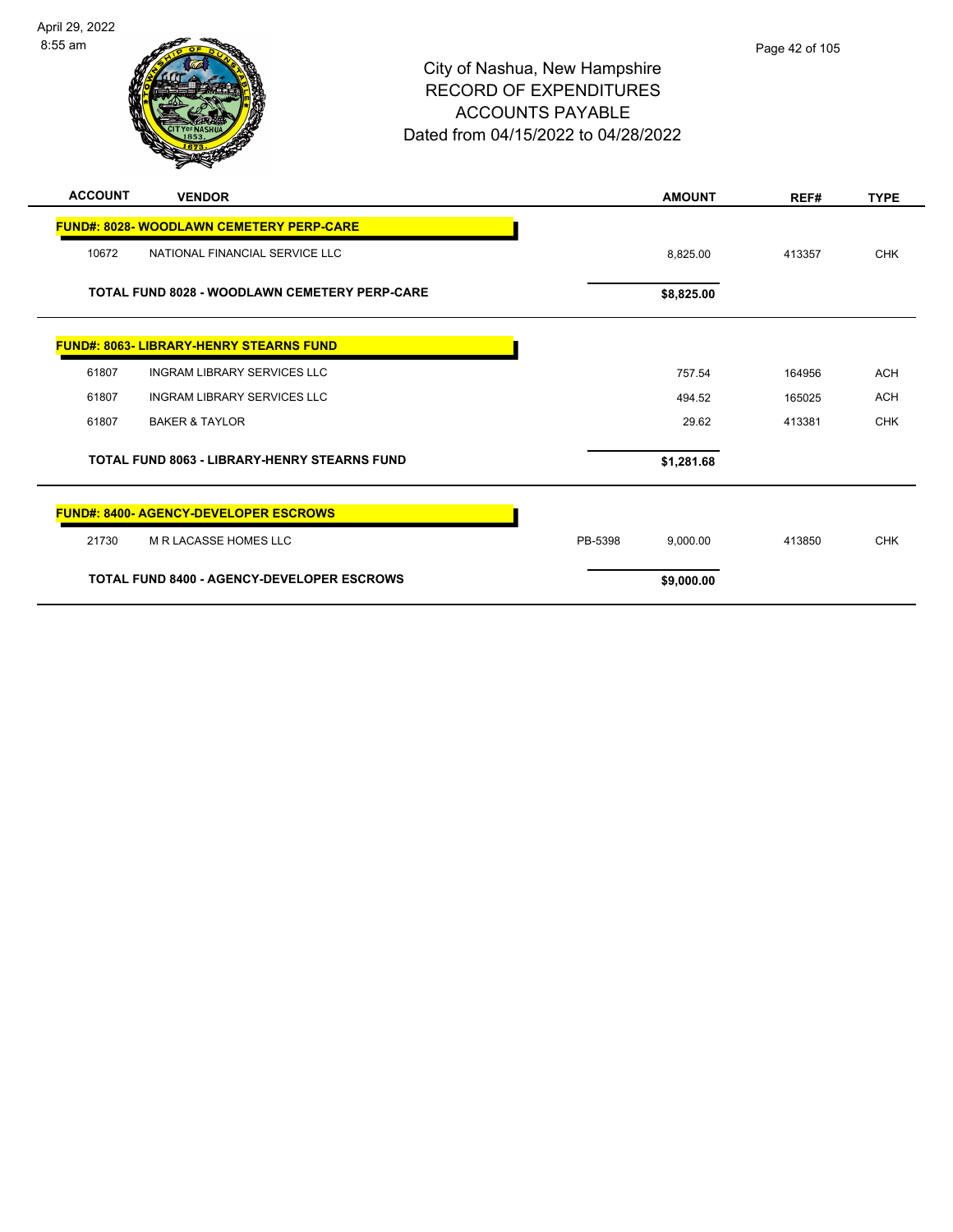City of Nashua, New Hampshire
RECORD OF EXPENDITURES
ACCOUNTS PAYABLE
Dated from 04/15/2022 to 04/28/2022

| ACCOUNT | VENDOR | | AMOUNT | REF# | TYPE |
|---|---|---|---|---|---|
| **FUND#: 8028- WOODLAWN CEMETERY PERP-CARE** | | | | | |
| 10672 | NATIONAL FINANCIAL SERVICE LLC | | 8,825.00 | 413357 | CHK |
| | **TOTAL FUND 8028 - WOODLAWN CEMETERY PERP-CARE** | | **$8,825.00** | | |
| **FUND#: 8063- LIBRARY-HENRY STEARNS FUND** | | | | | |
| 61807 | INGRAM LIBRARY SERVICES LLC | | 757.54 | 164956 | ACH |
| 61807 | INGRAM LIBRARY SERVICES LLC | | 494.52 | 165025 | ACH |
| 61807 | BAKER & TAYLOR | | 29.62 | 413381 | CHK |
| | **TOTAL FUND 8063 - LIBRARY-HENRY STEARNS FUND** | | **$1,281.68** | | |
| **FUND#: 8400- AGENCY-DEVELOPER ESCROWS** | | | | | |
| 21730 | M R LACASSE HOMES LLC | PB-5398 | 9,000.00 | 413850 | CHK |
| | **TOTAL FUND 8400 - AGENCY-DEVELOPER ESCROWS** | | **$9,000.00** | | |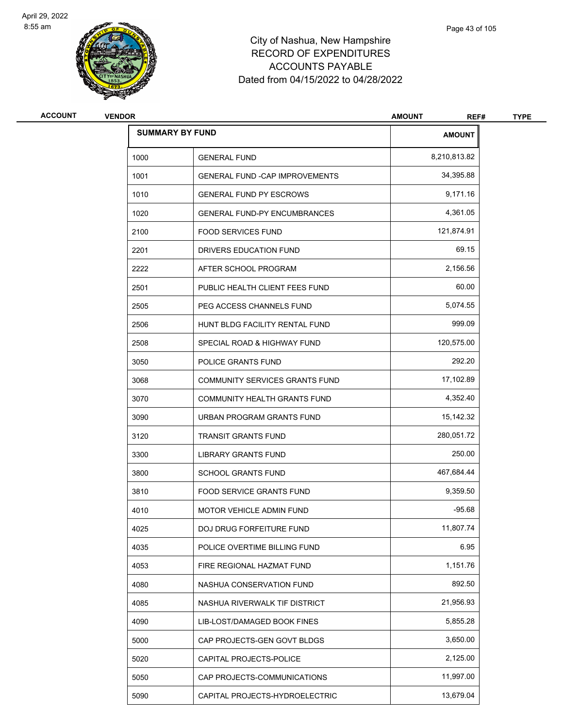# City of Nashua, New Hampshire
## RECORD OF EXPENDITURES
## ACCOUNTS PAYABLE
## Dated from 04/15/2022 to 04/28/2022

| ACCOUNT | VENDOR | AMOUNT | REF# | TYPE |
|---|---|---|---|---|

**SUMMARY BY FUND**

| | | AMOUNT |
|---|---|---|
| 1000 | GENERAL FUND | 8,210,813.82 |
| 1001 | GENERAL FUND -CAP IMPROVEMENTS | 34,395.88 |
| 1010 | GENERAL FUND PY ESCROWS | 9,171.16 |
| 1020 | GENERAL FUND-PY ENCUMBRANCES | 4,361.05 |
| 2100 | FOOD SERVICES FUND | 121,874.91 |
| 2201 | DRIVERS EDUCATION FUND | 69.15 |
| 2222 | AFTER SCHOOL PROGRAM | 2,156.56 |
| 2501 | PUBLIC HEALTH CLIENT FEES FUND | 60.00 |
| 2505 | PEG ACCESS CHANNELS FUND | 5,074.55 |
| 2506 | HUNT BLDG FACILITY RENTAL FUND | 999.09 |
| 2508 | SPECIAL ROAD & HIGHWAY FUND | 120,575.00 |
| 3050 | POLICE GRANTS FUND | 292.20 |
| 3068 | COMMUNITY SERVICES GRANTS FUND | 17,102.89 |
| 3070 | COMMUNITY HEALTH GRANTS FUND | 4,352.40 |
| 3090 | URBAN PROGRAM GRANTS FUND | 15,142.32 |
| 3120 | TRANSIT GRANTS FUND | 280,051.72 |
| 3300 | LIBRARY GRANTS FUND | 250.00 |
| 3800 | SCHOOL GRANTS FUND | 467,684.44 |
| 3810 | FOOD SERVICE GRANTS FUND | 9,359.50 |
| 4010 | MOTOR VEHICLE ADMIN FUND | -95.68 |
| 4025 | DOJ DRUG FORFEITURE FUND | 11,807.74 |
| 4035 | POLICE OVERTIME BILLING FUND | 6.95 |
| 4053 | FIRE REGIONAL HAZMAT FUND | 1,151.76 |
| 4080 | NASHUA CONSERVATION FUND | 892.50 |
| 4085 | NASHUA RIVERWALK TIF DISTRICT | 21,956.93 |
| 4090 | LIB-LOST/DAMAGED BOOK FINES | 5,855.28 |
| 5000 | CAP PROJECTS-GEN GOVT BLDGS | 3,650.00 |
| 5020 | CAPITAL PROJECTS-POLICE | 2,125.00 |
| 5050 | CAP PROJECTS-COMMUNICATIONS | 11,997.00 |
| 5090 | CAPITAL PROJECTS-HYDROELECTRIC | 13,679.04 |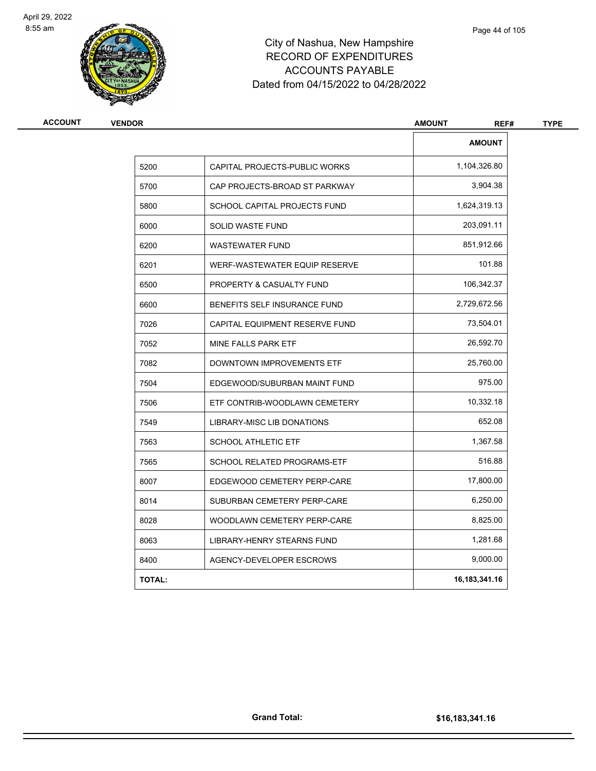# City of Nashua, New Hampshire
## RECORD OF EXPENDITURES
## ACCOUNTS PAYABLE
## Dated from 04/15/2022 to 04/28/2022

| ACCOUNT | VENDOR | AMOUNT | REF# | TYPE |
|---|---|---|---|---|

| | | AMOUNT |
|---|---|---|
| 5200 | CAPITAL PROJECTS-PUBLIC WORKS | 1,104,326.80 |
| 5700 | CAP PROJECTS-BROAD ST PARKWAY | 3,904.38 |
| 5800 | SCHOOL CAPITAL PROJECTS FUND | 1,624,319.13 |
| 6000 | SOLID WASTE FUND | 203,091.11 |
| 6200 | WASTEWATER FUND | 851,912.66 |
| 6201 | WERF-WASTEWATER EQUIP RESERVE | 101.88 |
| 6500 | PROPERTY & CASUALTY FUND | 106,342.37 |
| 6600 | BENEFITS SELF INSURANCE FUND | 2,729,672.56 |
| 7026 | CAPITAL EQUIPMENT RESERVE FUND | 73,504.01 |
| 7052 | MINE FALLS PARK ETF | 26,592.70 |
| 7082 | DOWNTOWN IMPROVEMENTS ETF | 25,760.00 |
| 7504 | EDGEWOOD/SUBURBAN MAINT FUND | 975.00 |
| 7506 | ETF CONTRIB-WOODLAWN CEMETERY | 10,332.18 |
| 7549 | LIBRARY-MISC LIB DONATIONS | 652.08 |
| 7563 | SCHOOL ATHLETIC ETF | 1,367.58 |
| 7565 | SCHOOL RELATED PROGRAMS-ETF | 516.88 |
| 8007 | EDGEWOOD CEMETERY PERP-CARE | 17,800.00 |
| 8014 | SUBURBAN CEMETERY PERP-CARE | 6,250.00 |
| 8028 | WOODLAWN CEMETERY PERP-CARE | 8,825.00 |
| 8063 | LIBRARY-HENRY STEARNS FUND | 1,281.68 |
| 8400 | AGENCY-DEVELOPER ESCROWS | 9,000.00 |
| **TOTAL:** | | **16,183,341.16** |

**Grand Total:** **$16,183,341.16**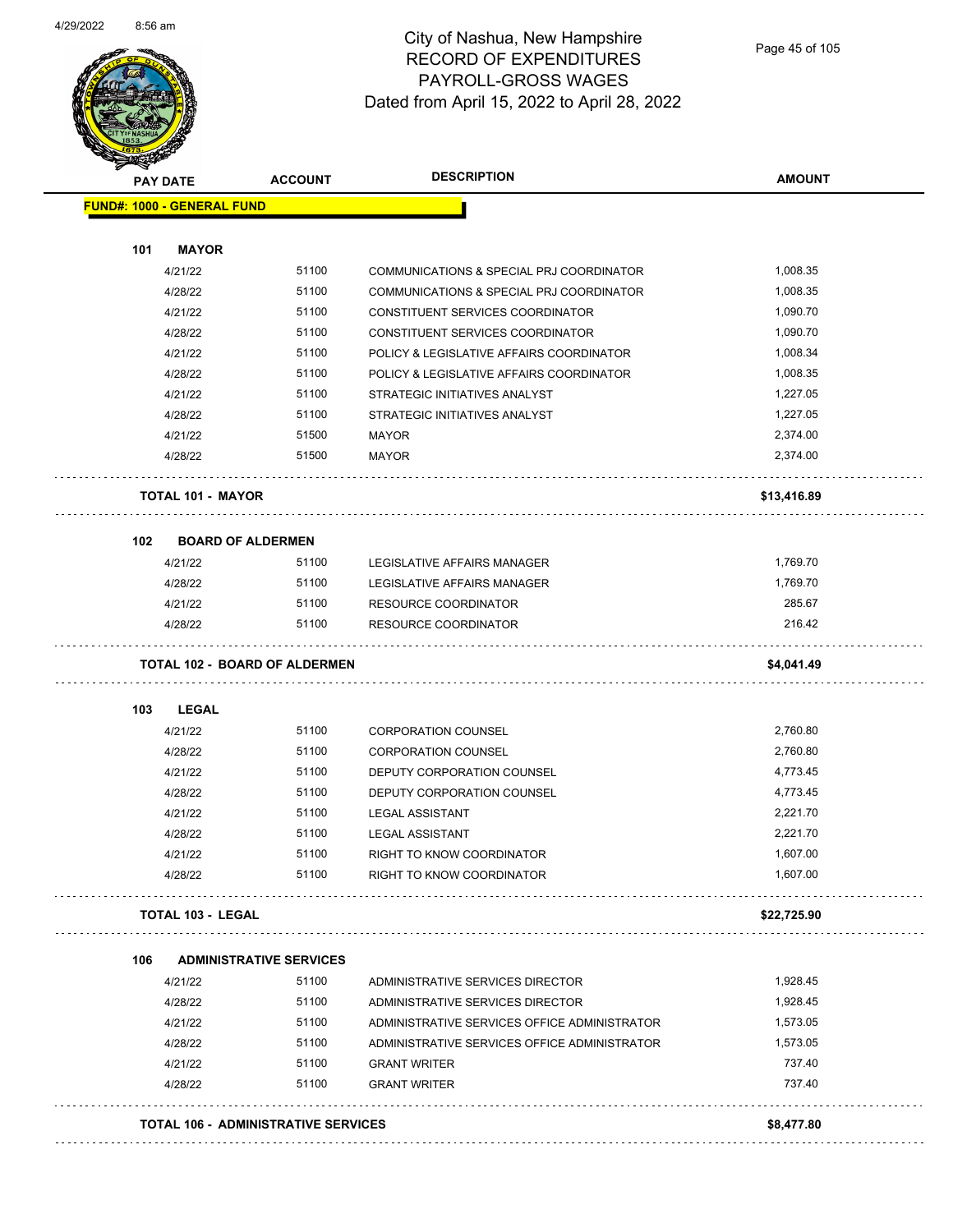# City of Nashua, New Hampshire
## RECORD OF EXPENDITURES
## PAYROLL-GROSS WAGES
### Dated from April 15, 2022 to April 28, 2022

| PAY DATE | ACCOUNT | DESCRIPTION | AMOUNT |
|---|---|---|---|
| **FUND#: 1000 - GENERAL FUND** | | | |
| **101 MAYOR** | | | |
| 4/21/22 | 51100 | COMMUNICATIONS & SPECIAL PRJ COORDINATOR | 1,008.35 |
| 4/28/22 | 51100 | COMMUNICATIONS & SPECIAL PRJ COORDINATOR | 1,008.35 |
| 4/21/22 | 51100 | CONSTITUENT SERVICES COORDINATOR | 1,090.70 |
| 4/28/22 | 51100 | CONSTITUENT SERVICES COORDINATOR | 1,090.70 |
| 4/21/22 | 51100 | POLICY & LEGISLATIVE AFFAIRS COORDINATOR | 1,008.34 |
| 4/28/22 | 51100 | POLICY & LEGISLATIVE AFFAIRS COORDINATOR | 1,008.35 |
| 4/21/22 | 51100 | STRATEGIC INITIATIVES ANALYST | 1,227.05 |
| 4/28/22 | 51100 | STRATEGIC INITIATIVES ANALYST | 1,227.05 |
| 4/21/22 | 51500 | MAYOR | 2,374.00 |
| 4/28/22 | 51500 | MAYOR | 2,374.00 |
| **TOTAL 101 - MAYOR** | | | **$13,416.89** |
| **102 BOARD OF ALDERMEN** | | | |
| 4/21/22 | 51100 | LEGISLATIVE AFFAIRS MANAGER | 1,769.70 |
| 4/28/22 | 51100 | LEGISLATIVE AFFAIRS MANAGER | 1,769.70 |
| 4/21/22 | 51100 | RESOURCE COORDINATOR | 285.67 |
| 4/28/22 | 51100 | RESOURCE COORDINATOR | 216.42 |
| **TOTAL 102 - BOARD OF ALDERMEN** | | | **$4,041.49** |
| **103 LEGAL** | | | |
| 4/21/22 | 51100 | CORPORATION COUNSEL | 2,760.80 |
| 4/28/22 | 51100 | CORPORATION COUNSEL | 2,760.80 |
| 4/21/22 | 51100 | DEPUTY CORPORATION COUNSEL | 4,773.45 |
| 4/28/22 | 51100 | DEPUTY CORPORATION COUNSEL | 4,773.45 |
| 4/21/22 | 51100 | LEGAL ASSISTANT | 2,221.70 |
| 4/28/22 | 51100 | LEGAL ASSISTANT | 2,221.70 |
| 4/21/22 | 51100 | RIGHT TO KNOW COORDINATOR | 1,607.00 |
| 4/28/22 | 51100 | RIGHT TO KNOW COORDINATOR | 1,607.00 |
| **TOTAL 103 - LEGAL** | | | **$22,725.90** |
| **106 ADMINISTRATIVE SERVICES** | | | |
| 4/21/22 | 51100 | ADMINISTRATIVE SERVICES DIRECTOR | 1,928.45 |
| 4/28/22 | 51100 | ADMINISTRATIVE SERVICES DIRECTOR | 1,928.45 |
| 4/21/22 | 51100 | ADMINISTRATIVE SERVICES OFFICE ADMINISTRATOR | 1,573.05 |
| 4/28/22 | 51100 | ADMINISTRATIVE SERVICES OFFICE ADMINISTRATOR | 1,573.05 |
| 4/21/22 | 51100 | GRANT WRITER | 737.40 |
| 4/28/22 | 51100 | GRANT WRITER | 737.40 |
| **TOTAL 106 - ADMINISTRATIVE SERVICES** | | | **$8,477.80** |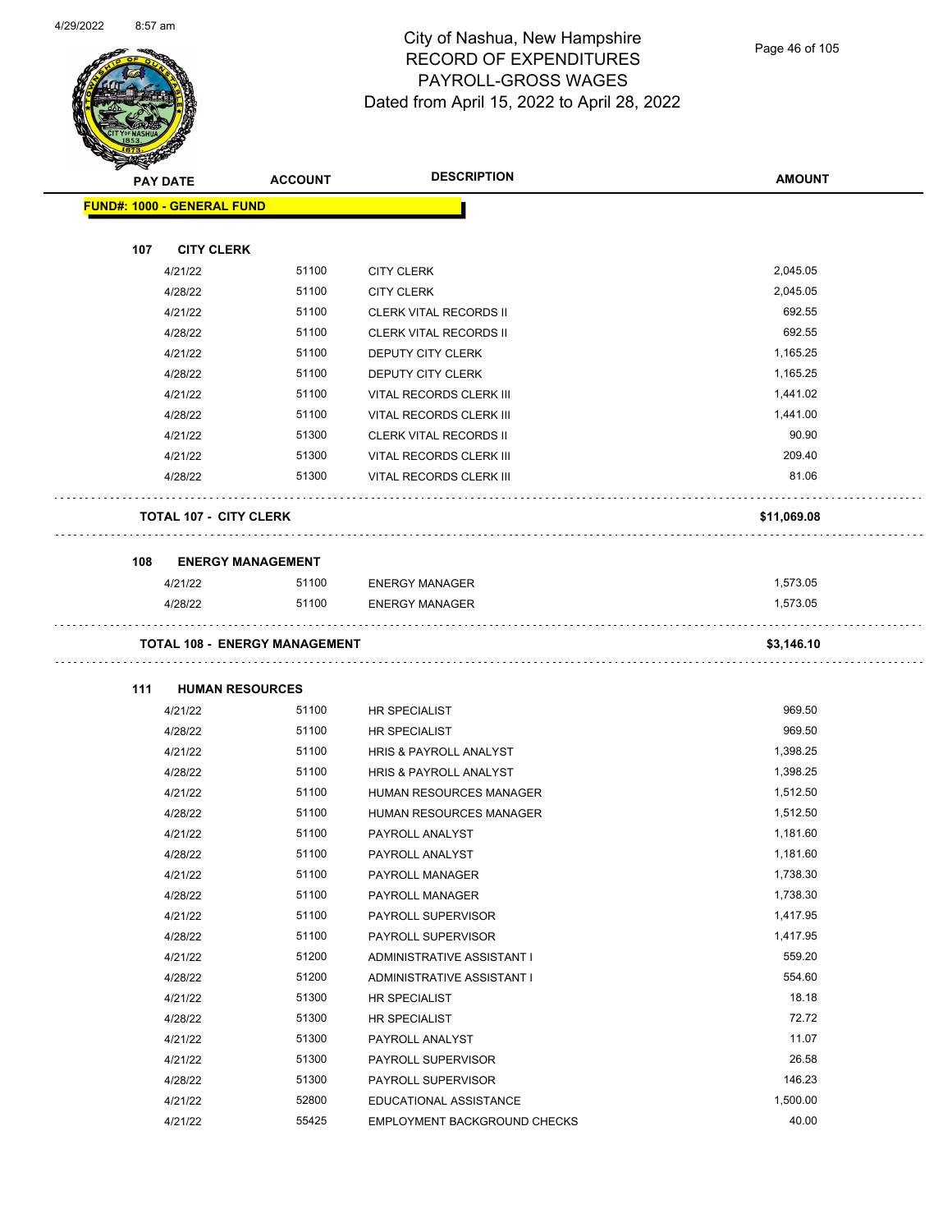# City of Nashua, New Hampshire
## RECORD OF EXPENDITURES
## PAYROLL-GROSS WAGES
### Dated from April 15, 2022 to April 28, 2022

| PAY DATE | ACCOUNT | DESCRIPTION | AMOUNT |
|---|---|---|---|
| **FUND#: 1000 - GENERAL FUND** | | | |
| **107 CITY CLERK** | | | |
| 4/21/22 | 51100 | CITY CLERK | 2,045.05 |
| 4/28/22 | 51100 | CITY CLERK | 2,045.05 |
| 4/21/22 | 51100 | CLERK VITAL RECORDS II | 692.55 |
| 4/28/22 | 51100 | CLERK VITAL RECORDS II | 692.55 |
| 4/21/22 | 51100 | DEPUTY CITY CLERK | 1,165.25 |
| 4/28/22 | 51100 | DEPUTY CITY CLERK | 1,165.25 |
| 4/21/22 | 51100 | VITAL RECORDS CLERK III | 1,441.02 |
| 4/28/22 | 51100 | VITAL RECORDS CLERK III | 1,441.00 |
| 4/21/22 | 51300 | CLERK VITAL RECORDS II | 90.90 |
| 4/21/22 | 51300 | VITAL RECORDS CLERK III | 209.40 |
| 4/28/22 | 51300 | VITAL RECORDS CLERK III | 81.06 |
| **TOTAL 107 - CITY CLERK** | | | **$11,069.08** |
| **108 ENERGY MANAGEMENT** | | | |
| 4/21/22 | 51100 | ENERGY MANAGER | 1,573.05 |
| 4/28/22 | 51100 | ENERGY MANAGER | 1,573.05 |
| **TOTAL 108 - ENERGY MANAGEMENT** | | | **$3,146.10** |
| **111 HUMAN RESOURCES** | | | |
| 4/21/22 | 51100 | HR SPECIALIST | 969.50 |
| 4/28/22 | 51100 | HR SPECIALIST | 969.50 |
| 4/21/22 | 51100 | HRIS & PAYROLL ANALYST | 1,398.25 |
| 4/28/22 | 51100 | HRIS & PAYROLL ANALYST | 1,398.25 |
| 4/21/22 | 51100 | HUMAN RESOURCES MANAGER | 1,512.50 |
| 4/28/22 | 51100 | HUMAN RESOURCES MANAGER | 1,512.50 |
| 4/21/22 | 51100 | PAYROLL ANALYST | 1,181.60 |
| 4/28/22 | 51100 | PAYROLL ANALYST | 1,181.60 |
| 4/21/22 | 51100 | PAYROLL MANAGER | 1,738.30 |
| 4/28/22 | 51100 | PAYROLL MANAGER | 1,738.30 |
| 4/21/22 | 51100 | PAYROLL SUPERVISOR | 1,417.95 |
| 4/28/22 | 51100 | PAYROLL SUPERVISOR | 1,417.95 |
| 4/21/22 | 51200 | ADMINISTRATIVE ASSISTANT I | 559.20 |
| 4/28/22 | 51200 | ADMINISTRATIVE ASSISTANT I | 554.60 |
| 4/21/22 | 51300 | HR SPECIALIST | 18.18 |
| 4/28/22 | 51300 | HR SPECIALIST | 72.72 |
| 4/21/22 | 51300 | PAYROLL ANALYST | 11.07 |
| 4/21/22 | 51300 | PAYROLL SUPERVISOR | 26.58 |
| 4/28/22 | 51300 | PAYROLL SUPERVISOR | 146.23 |
| 4/21/22 | 52800 | EDUCATIONAL ASSISTANCE | 1,500.00 |
| 4/21/22 | 55425 | EMPLOYMENT BACKGROUND CHECKS | 40.00 |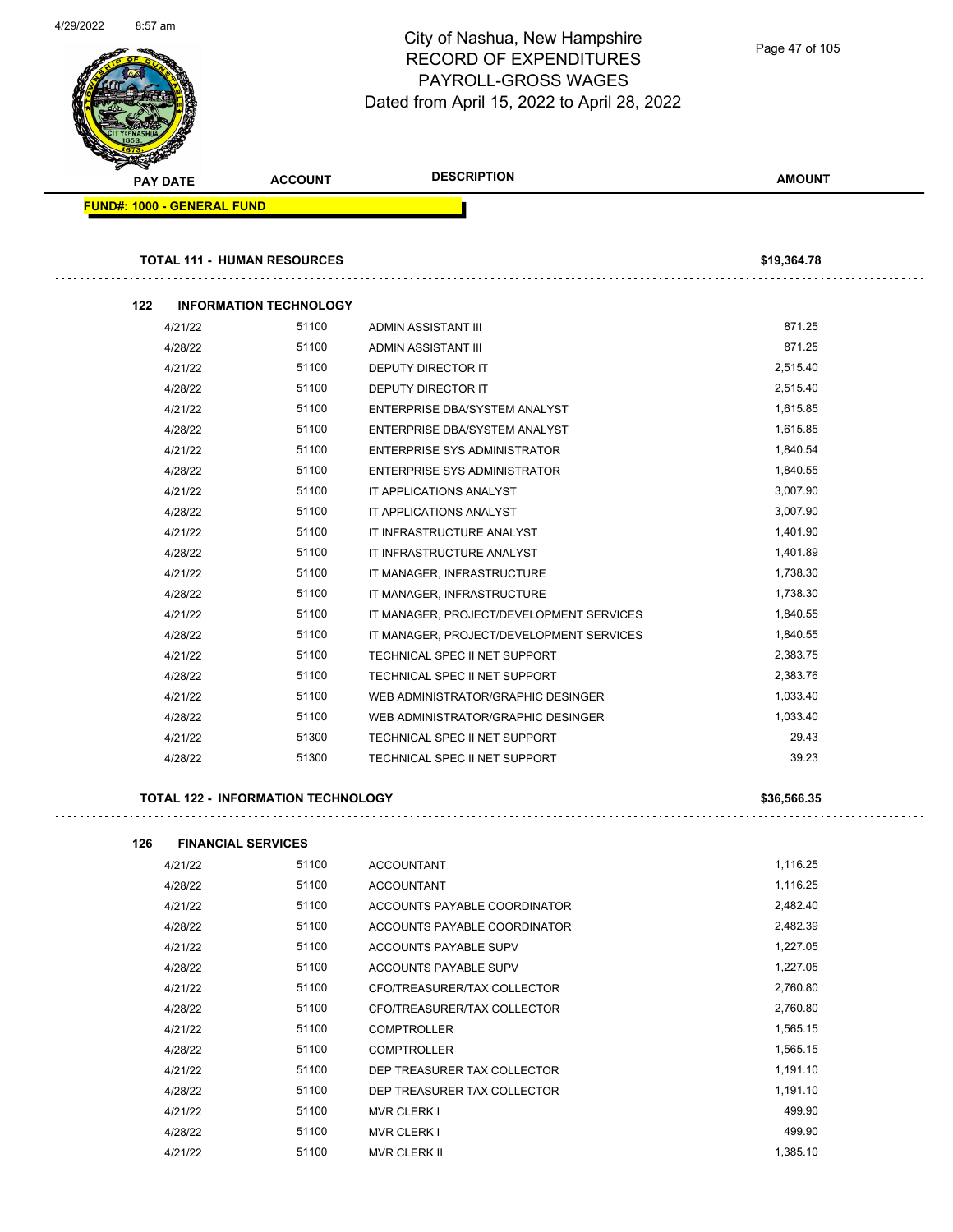# City of Nashua, New Hampshire
## RECORD OF EXPENDITURES
## PAYROLL-GROSS WAGES
### Dated from April 15, 2022 to April 28, 2022

| PAY DATE | ACCOUNT | DESCRIPTION | AMOUNT |
|---|---|---|---|
| **FUND#: 1000 - GENERAL FUND** | | | |
| **TOTAL 111 - HUMAN RESOURCES** | | | **$19,364.78** |
| **122 INFORMATION TECHNOLOGY** | | | |
| 4/21/22 | 51100 | ADMIN ASSISTANT III | 871.25 |
| 4/28/22 | 51100 | ADMIN ASSISTANT III | 871.25 |
| 4/21/22 | 51100 | DEPUTY DIRECTOR IT | 2,515.40 |
| 4/28/22 | 51100 | DEPUTY DIRECTOR IT | 2,515.40 |
| 4/21/22 | 51100 | ENTERPRISE DBA/SYSTEM ANALYST | 1,615.85 |
| 4/28/22 | 51100 | ENTERPRISE DBA/SYSTEM ANALYST | 1,615.85 |
| 4/21/22 | 51100 | ENTERPRISE SYS ADMINISTRATOR | 1,840.54 |
| 4/28/22 | 51100 | ENTERPRISE SYS ADMINISTRATOR | 1,840.55 |
| 4/21/22 | 51100 | IT APPLICATIONS ANALYST | 3,007.90 |
| 4/28/22 | 51100 | IT APPLICATIONS ANALYST | 3,007.90 |
| 4/21/22 | 51100 | IT INFRASTRUCTURE ANALYST | 1,401.90 |
| 4/28/22 | 51100 | IT INFRASTRUCTURE ANALYST | 1,401.89 |
| 4/21/22 | 51100 | IT MANAGER, INFRASTRUCTURE | 1,738.30 |
| 4/28/22 | 51100 | IT MANAGER, INFRASTRUCTURE | 1,738.30 |
| 4/21/22 | 51100 | IT MANAGER, PROJECT/DEVELOPMENT SERVICES | 1,840.55 |
| 4/28/22 | 51100 | IT MANAGER, PROJECT/DEVELOPMENT SERVICES | 1,840.55 |
| 4/21/22 | 51100 | TECHNICAL SPEC II NET SUPPORT | 2,383.75 |
| 4/28/22 | 51100 | TECHNICAL SPEC II NET SUPPORT | 2,383.76 |
| 4/21/22 | 51100 | WEB ADMINISTRATOR/GRAPHIC DESINGER | 1,033.40 |
| 4/28/22 | 51100 | WEB ADMINISTRATOR/GRAPHIC DESINGER | 1,033.40 |
| 4/21/22 | 51300 | TECHNICAL SPEC II NET SUPPORT | 29.43 |
| 4/28/22 | 51300 | TECHNICAL SPEC II NET SUPPORT | 39.23 |
| **TOTAL 122 - INFORMATION TECHNOLOGY** | | | **$36,566.35** |
| **126 FINANCIAL SERVICES** | | | |
| 4/21/22 | 51100 | ACCOUNTANT | 1,116.25 |
| 4/28/22 | 51100 | ACCOUNTANT | 1,116.25 |
| 4/21/22 | 51100 | ACCOUNTS PAYABLE COORDINATOR | 2,482.40 |
| 4/28/22 | 51100 | ACCOUNTS PAYABLE COORDINATOR | 2,482.39 |
| 4/21/22 | 51100 | ACCOUNTS PAYABLE SUPV | 1,227.05 |
| 4/28/22 | 51100 | ACCOUNTS PAYABLE SUPV | 1,227.05 |
| 4/21/22 | 51100 | CFO/TREASURER/TAX COLLECTOR | 2,760.80 |
| 4/28/22 | 51100 | CFO/TREASURER/TAX COLLECTOR | 2,760.80 |
| 4/21/22 | 51100 | COMPTROLLER | 1,565.15 |
| 4/28/22 | 51100 | COMPTROLLER | 1,565.15 |
| 4/21/22 | 51100 | DEP TREASURER TAX COLLECTOR | 1,191.10 |
| 4/28/22 | 51100 | DEP TREASURER TAX COLLECTOR | 1,191.10 |
| 4/21/22 | 51100 | MVR CLERK I | 499.90 |
| 4/28/22 | 51100 | MVR CLERK I | 499.90 |
| 4/21/22 | 51100 | MVR CLERK II | 1,385.10 |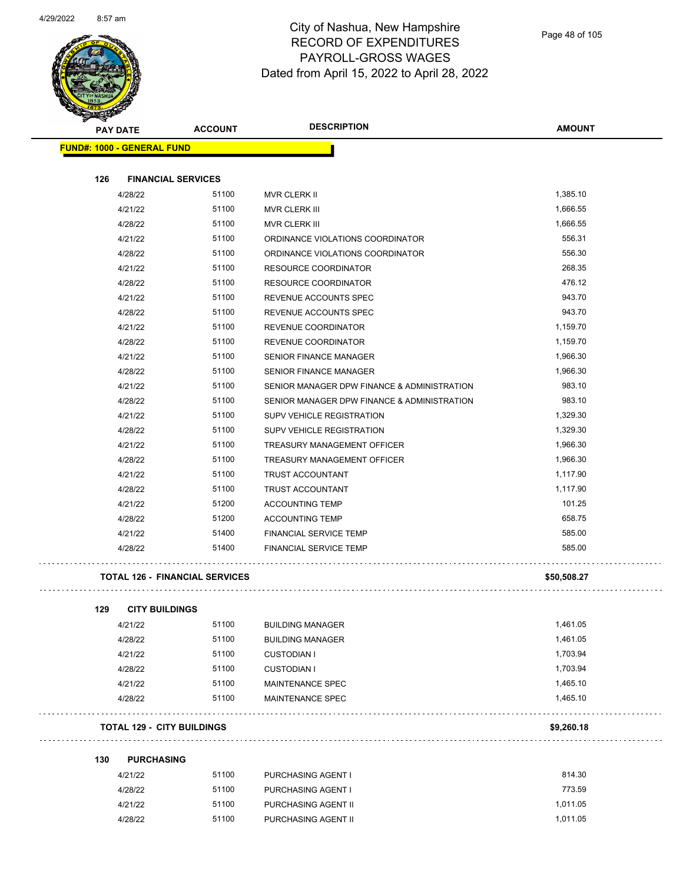# City of Nashua, New Hampshire
## RECORD OF EXPENDITURES
## PAYROLL-GROSS WAGES
## Dated from April 15, 2022 to April 28, 2022

| PAY DATE | ACCOUNT | DESCRIPTION | AMOUNT |
|---|---|---|---|
| **FUND#: 1000 - GENERAL FUND** | | | |
| **126 FINANCIAL SERVICES** | | | |
| 4/28/22 | 51100 | MVR CLERK II | 1,385.10 |
| 4/21/22 | 51100 | MVR CLERK III | 1,666.55 |
| 4/28/22 | 51100 | MVR CLERK III | 1,666.55 |
| 4/21/22 | 51100 | ORDINANCE VIOLATIONS COORDINATOR | 556.31 |
| 4/28/22 | 51100 | ORDINANCE VIOLATIONS COORDINATOR | 556.30 |
| 4/21/22 | 51100 | RESOURCE COORDINATOR | 268.35 |
| 4/28/22 | 51100 | RESOURCE COORDINATOR | 476.12 |
| 4/21/22 | 51100 | REVENUE ACCOUNTS SPEC | 943.70 |
| 4/28/22 | 51100 | REVENUE ACCOUNTS SPEC | 943.70 |
| 4/21/22 | 51100 | REVENUE COORDINATOR | 1,159.70 |
| 4/28/22 | 51100 | REVENUE COORDINATOR | 1,159.70 |
| 4/21/22 | 51100 | SENIOR FINANCE MANAGER | 1,966.30 |
| 4/28/22 | 51100 | SENIOR FINANCE MANAGER | 1,966.30 |
| 4/21/22 | 51100 | SENIOR MANAGER DPW FINANCE & ADMINISTRATION | 983.10 |
| 4/28/22 | 51100 | SENIOR MANAGER DPW FINANCE & ADMINISTRATION | 983.10 |
| 4/21/22 | 51100 | SUPV VEHICLE REGISTRATION | 1,329.30 |
| 4/28/22 | 51100 | SUPV VEHICLE REGISTRATION | 1,329.30 |
| 4/21/22 | 51100 | TREASURY MANAGEMENT OFFICER | 1,966.30 |
| 4/28/22 | 51100 | TREASURY MANAGEMENT OFFICER | 1,966.30 |
| 4/21/22 | 51100 | TRUST ACCOUNTANT | 1,117.90 |
| 4/28/22 | 51100 | TRUST ACCOUNTANT | 1,117.90 |
| 4/21/22 | 51200 | ACCOUNTING TEMP | 101.25 |
| 4/28/22 | 51200 | ACCOUNTING TEMP | 658.75 |
| 4/21/22 | 51400 | FINANCIAL SERVICE TEMP | 585.00 |
| 4/28/22 | 51400 | FINANCIAL SERVICE TEMP | 585.00 |
| **TOTAL 126 - FINANCIAL SERVICES** | | | **$50,508.27** |
| **129 CITY BUILDINGS** | | | |
| 4/21/22 | 51100 | BUILDING MANAGER | 1,461.05 |
| 4/28/22 | 51100 | BUILDING MANAGER | 1,461.05 |
| 4/21/22 | 51100 | CUSTODIAN I | 1,703.94 |
| 4/28/22 | 51100 | CUSTODIAN I | 1,703.94 |
| 4/21/22 | 51100 | MAINTENANCE SPEC | 1,465.10 |
| 4/28/22 | 51100 | MAINTENANCE SPEC | 1,465.10 |
| **TOTAL 129 - CITY BUILDINGS** | | | **$9,260.18** |
| **130 PURCHASING** | | | |
| 4/21/22 | 51100 | PURCHASING AGENT I | 814.30 |
| 4/28/22 | 51100 | PURCHASING AGENT I | 773.59 |
| 4/21/22 | 51100 | PURCHASING AGENT II | 1,011.05 |
| 4/28/22 | 51100 | PURCHASING AGENT II | 1,011.05 |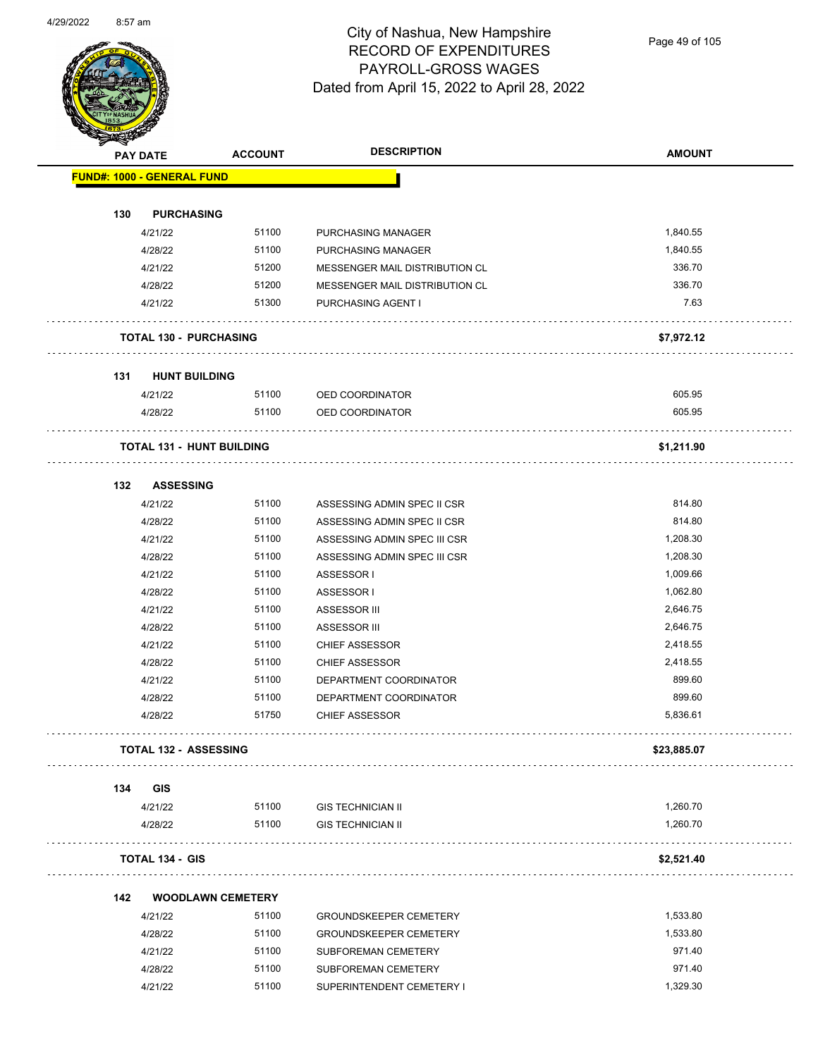# City of Nashua, New Hampshire
## RECORD OF EXPENDITURES
## PAYROLL-GROSS WAGES
## Dated from April 15, 2022 to April 28, 2022

| PAY DATE | ACCOUNT | DESCRIPTION | AMOUNT |
|---|---|---|---|
| **FUND#: 1000 - GENERAL FUND** | | | |
| **130 PURCHASING** | | | |
| 4/21/22 | 51100 | PURCHASING MANAGER | 1,840.55 |
| 4/28/22 | 51100 | PURCHASING MANAGER | 1,840.55 |
| 4/21/22 | 51200 | MESSENGER MAIL DISTRIBUTION CL | 336.70 |
| 4/28/22 | 51200 | MESSENGER MAIL DISTRIBUTION CL | 336.70 |
| 4/21/22 | 51300 | PURCHASING AGENT I | 7.63 |
| **TOTAL 130 - PURCHASING** | | | **$7,972.12** |
| **131 HUNT BUILDING** | | | |
| 4/21/22 | 51100 | OED COORDINATOR | 605.95 |
| 4/28/22 | 51100 | OED COORDINATOR | 605.95 |
| **TOTAL 131 - HUNT BUILDING** | | | **$1,211.90** |
| **132 ASSESSING** | | | |
| 4/21/22 | 51100 | ASSESSING ADMIN SPEC II CSR | 814.80 |
| 4/28/22 | 51100 | ASSESSING ADMIN SPEC II CSR | 814.80 |
| 4/21/22 | 51100 | ASSESSING ADMIN SPEC III CSR | 1,208.30 |
| 4/28/22 | 51100 | ASSESSING ADMIN SPEC III CSR | 1,208.30 |
| 4/21/22 | 51100 | ASSESSOR I | 1,009.66 |
| 4/28/22 | 51100 | ASSESSOR I | 1,062.80 |
| 4/21/22 | 51100 | ASSESSOR III | 2,646.75 |
| 4/28/22 | 51100 | ASSESSOR III | 2,646.75 |
| 4/21/22 | 51100 | CHIEF ASSESSOR | 2,418.55 |
| 4/28/22 | 51100 | CHIEF ASSESSOR | 2,418.55 |
| 4/21/22 | 51100 | DEPARTMENT COORDINATOR | 899.60 |
| 4/28/22 | 51100 | DEPARTMENT COORDINATOR | 899.60 |
| 4/28/22 | 51750 | CHIEF ASSESSOR | 5,836.61 |
| **TOTAL 132 - ASSESSING** | | | **$23,885.07** |
| **134 GIS** | | | |
| 4/21/22 | 51100 | GIS TECHNICIAN II | 1,260.70 |
| 4/28/22 | 51100 | GIS TECHNICIAN II | 1,260.70 |
| **TOTAL 134 - GIS** | | | **$2,521.40** |
| **142 WOODLAWN CEMETERY** | | | |
| 4/21/22 | 51100 | GROUNDSKEEPER CEMETERY | 1,533.80 |
| 4/28/22 | 51100 | GROUNDSKEEPER CEMETERY | 1,533.80 |
| 4/21/22 | 51100 | SUBFOREMAN CEMETERY | 971.40 |
| 4/28/22 | 51100 | SUBFOREMAN CEMETERY | 971.40 |
| 4/21/22 | 51100 | SUPERINTENDENT CEMETERY I | 1,329.30 |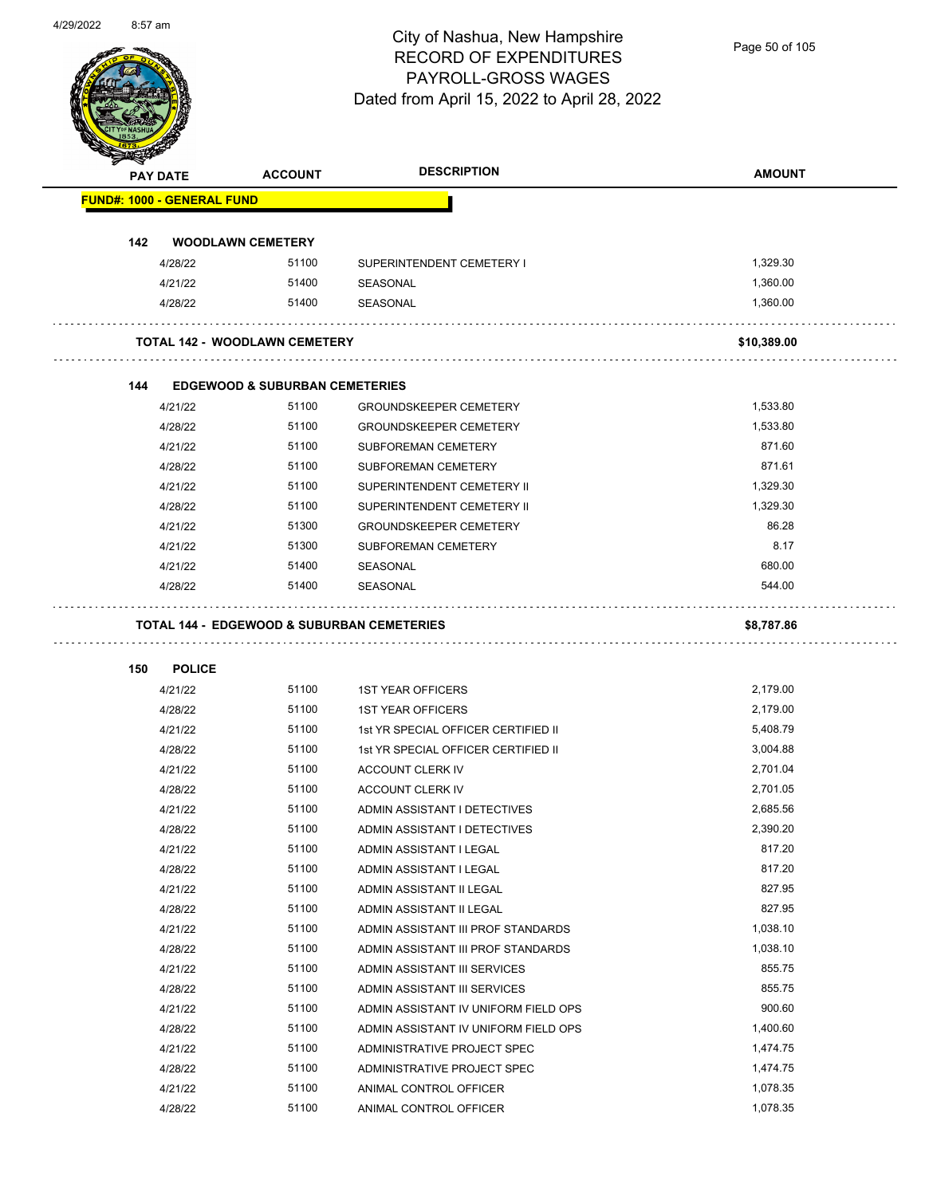City of Nashua, New Hampshire
RECORD OF EXPENDITURES
PAYROLL-GROSS WAGES
Dated from April 15, 2022 to April 28, 2022

| PAY DATE | ACCOUNT | DESCRIPTION | AMOUNT |
|---|---|---|---|
| **FUND#: 1000 - GENERAL FUND** | | | |
| **142 WOODLAWN CEMETERY** | | | |
| 4/28/22 | 51100 | SUPERINTENDENT CEMETERY I | 1,329.30 |
| 4/21/22 | 51400 | SEASONAL | 1,360.00 |
| 4/28/22 | 51400 | SEASONAL | 1,360.00 |
| **TOTAL 142 - WOODLAWN CEMETERY** | | | **$10,389.00** |
| **144 EDGEWOOD & SUBURBAN CEMETERIES** | | | |
| 4/21/22 | 51100 | GROUNDSKEEPER CEMETERY | 1,533.80 |
| 4/28/22 | 51100 | GROUNDSKEEPER CEMETERY | 1,533.80 |
| 4/21/22 | 51100 | SUBFOREMAN CEMETERY | 871.60 |
| 4/28/22 | 51100 | SUBFOREMAN CEMETERY | 871.61 |
| 4/21/22 | 51100 | SUPERINTENDENT CEMETERY II | 1,329.30 |
| 4/28/22 | 51100 | SUPERINTENDENT CEMETERY II | 1,329.30 |
| 4/21/22 | 51300 | GROUNDSKEEPER CEMETERY | 86.28 |
| 4/21/22 | 51300 | SUBFOREMAN CEMETERY | 8.17 |
| 4/21/22 | 51400 | SEASONAL | 680.00 |
| 4/28/22 | 51400 | SEASONAL | 544.00 |
| **TOTAL 144 - EDGEWOOD & SUBURBAN CEMETERIES** | | | **$8,787.86** |
| **150 POLICE** | | | |
| 4/21/22 | 51100 | 1ST YEAR OFFICERS | 2,179.00 |
| 4/28/22 | 51100 | 1ST YEAR OFFICERS | 2,179.00 |
| 4/21/22 | 51100 | 1st YR SPECIAL OFFICER CERTIFIED II | 5,408.79 |
| 4/28/22 | 51100 | 1st YR SPECIAL OFFICER CERTIFIED II | 3,004.88 |
| 4/21/22 | 51100 | ACCOUNT CLERK IV | 2,701.04 |
| 4/28/22 | 51100 | ACCOUNT CLERK IV | 2,701.05 |
| 4/21/22 | 51100 | ADMIN ASSISTANT I DETECTIVES | 2,685.56 |
| 4/28/22 | 51100 | ADMIN ASSISTANT I DETECTIVES | 2,390.20 |
| 4/21/22 | 51100 | ADMIN ASSISTANT I LEGAL | 817.20 |
| 4/28/22 | 51100 | ADMIN ASSISTANT I LEGAL | 817.20 |
| 4/21/22 | 51100 | ADMIN ASSISTANT II LEGAL | 827.95 |
| 4/28/22 | 51100 | ADMIN ASSISTANT II LEGAL | 827.95 |
| 4/21/22 | 51100 | ADMIN ASSISTANT III PROF STANDARDS | 1,038.10 |
| 4/28/22 | 51100 | ADMIN ASSISTANT III PROF STANDARDS | 1,038.10 |
| 4/21/22 | 51100 | ADMIN ASSISTANT III SERVICES | 855.75 |
| 4/28/22 | 51100 | ADMIN ASSISTANT III SERVICES | 855.75 |
| 4/21/22 | 51100 | ADMIN ASSISTANT IV UNIFORM FIELD OPS | 900.60 |
| 4/28/22 | 51100 | ADMIN ASSISTANT IV UNIFORM FIELD OPS | 1,400.60 |
| 4/21/22 | 51100 | ADMINISTRATIVE PROJECT SPEC | 1,474.75 |
| 4/28/22 | 51100 | ADMINISTRATIVE PROJECT SPEC | 1,474.75 |
| 4/21/22 | 51100 | ANIMAL CONTROL OFFICER | 1,078.35 |
| 4/28/22 | 51100 | ANIMAL CONTROL OFFICER | 1,078.35 |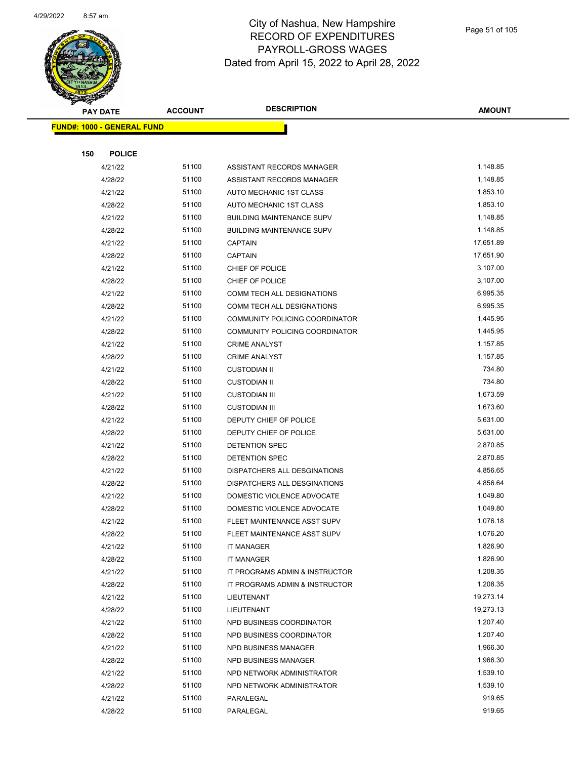# City of Nashua, New Hampshire
# RECORD OF EXPENDITURES
# PAYROLL-GROSS WAGES
Dated from April 15, 2022 to April 28, 2022

| PAY DATE | ACCOUNT | DESCRIPTION | AMOUNT |
|---|---|---|---|
| **FUND#: 1000 - GENERAL FUND** | | | |
| **150 POLICE** | | | |
| 4/21/22 | 51100 | ASSISTANT RECORDS MANAGER | 1,148.85 |
| 4/28/22 | 51100 | ASSISTANT RECORDS MANAGER | 1,148.85 |
| 4/21/22 | 51100 | AUTO MECHANIC 1ST CLASS | 1,853.10 |
| 4/28/22 | 51100 | AUTO MECHANIC 1ST CLASS | 1,853.10 |
| 4/21/22 | 51100 | BUILDING MAINTENANCE SUPV | 1,148.85 |
| 4/28/22 | 51100 | BUILDING MAINTENANCE SUPV | 1,148.85 |
| 4/21/22 | 51100 | CAPTAIN | 17,651.89 |
| 4/28/22 | 51100 | CAPTAIN | 17,651.90 |
| 4/21/22 | 51100 | CHIEF OF POLICE | 3,107.00 |
| 4/28/22 | 51100 | CHIEF OF POLICE | 3,107.00 |
| 4/21/22 | 51100 | COMM TECH ALL DESIGNATIONS | 6,995.35 |
| 4/28/22 | 51100 | COMM TECH ALL DESIGNATIONS | 6,995.35 |
| 4/21/22 | 51100 | COMMUNITY POLICING COORDINATOR | 1,445.95 |
| 4/28/22 | 51100 | COMMUNITY POLICING COORDINATOR | 1,445.95 |
| 4/21/22 | 51100 | CRIME ANALYST | 1,157.85 |
| 4/28/22 | 51100 | CRIME ANALYST | 1,157.85 |
| 4/21/22 | 51100 | CUSTODIAN II | 734.80 |
| 4/28/22 | 51100 | CUSTODIAN II | 734.80 |
| 4/21/22 | 51100 | CUSTODIAN III | 1,673.59 |
| 4/28/22 | 51100 | CUSTODIAN III | 1,673.60 |
| 4/21/22 | 51100 | DEPUTY CHIEF OF POLICE | 5,631.00 |
| 4/28/22 | 51100 | DEPUTY CHIEF OF POLICE | 5,631.00 |
| 4/21/22 | 51100 | DETENTION SPEC | 2,870.85 |
| 4/28/22 | 51100 | DETENTION SPEC | 2,870.85 |
| 4/21/22 | 51100 | DISPATCHERS ALL DESGINATIONS | 4,856.65 |
| 4/28/22 | 51100 | DISPATCHERS ALL DESGINATIONS | 4,856.64 |
| 4/21/22 | 51100 | DOMESTIC VIOLENCE ADVOCATE | 1,049.80 |
| 4/28/22 | 51100 | DOMESTIC VIOLENCE ADVOCATE | 1,049.80 |
| 4/21/22 | 51100 | FLEET MAINTENANCE ASST SUPV | 1,076.18 |
| 4/28/22 | 51100 | FLEET MAINTENANCE ASST SUPV | 1,076.20 |
| 4/21/22 | 51100 | IT MANAGER | 1,826.90 |
| 4/28/22 | 51100 | IT MANAGER | 1,826.90 |
| 4/21/22 | 51100 | IT PROGRAMS ADMIN & INSTRUCTOR | 1,208.35 |
| 4/28/22 | 51100 | IT PROGRAMS ADMIN & INSTRUCTOR | 1,208.35 |
| 4/21/22 | 51100 | LIEUTENANT | 19,273.14 |
| 4/28/22 | 51100 | LIEUTENANT | 19,273.13 |
| 4/21/22 | 51100 | NPD BUSINESS COORDINATOR | 1,207.40 |
| 4/28/22 | 51100 | NPD BUSINESS COORDINATOR | 1,207.40 |
| 4/21/22 | 51100 | NPD BUSINESS MANAGER | 1,966.30 |
| 4/28/22 | 51100 | NPD BUSINESS MANAGER | 1,966.30 |
| 4/21/22 | 51100 | NPD NETWORK ADMINISTRATOR | 1,539.10 |
| 4/28/22 | 51100 | NPD NETWORK ADMINISTRATOR | 1,539.10 |
| 4/21/22 | 51100 | PARALEGAL | 919.65 |
| 4/28/22 | 51100 | PARALEGAL | 919.65 |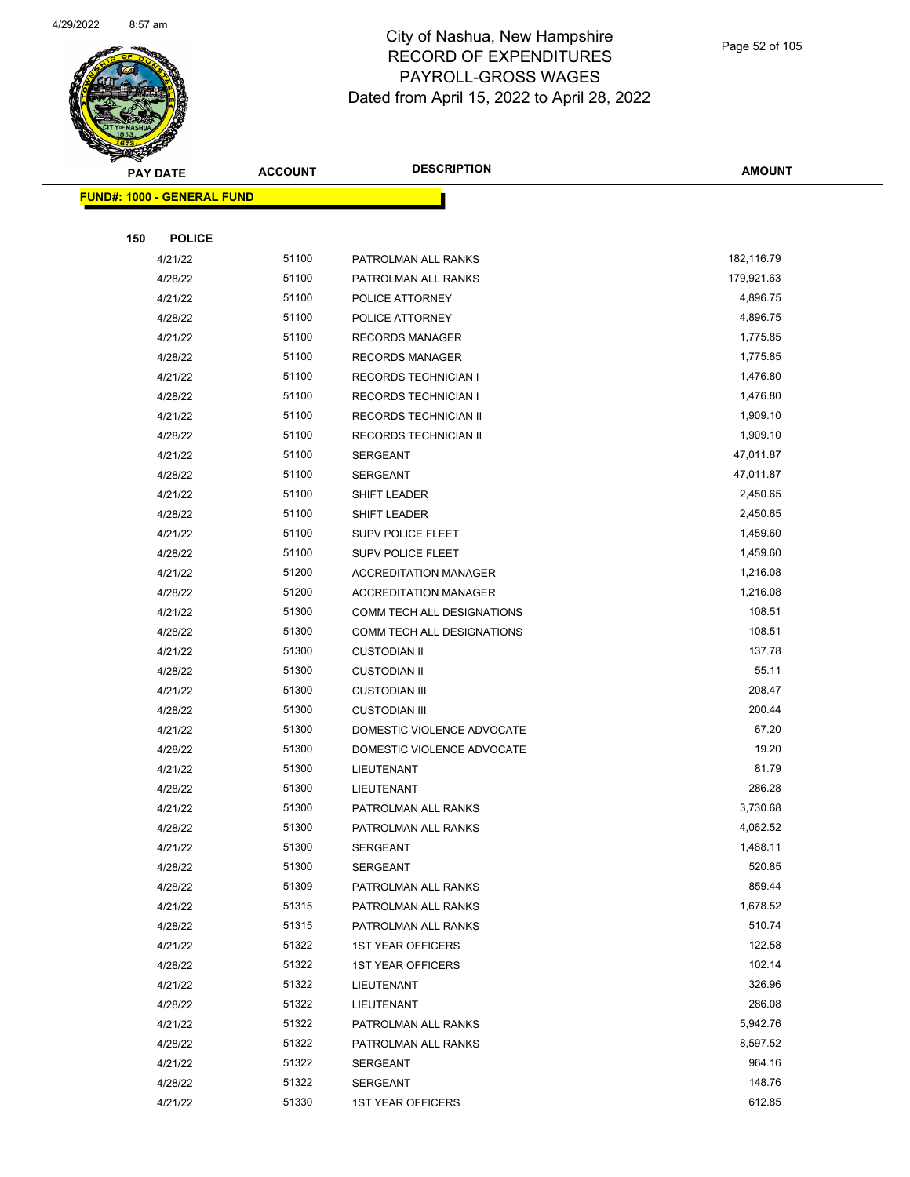# City of Nashua, New Hampshire
## RECORD OF EXPENDITURES
## PAYROLL-GROSS WAGES
## Dated from April 15, 2022 to April 28, 2022

| PAY DATE | ACCOUNT | DESCRIPTION | AMOUNT |
|---|---|---|---|
| **FUND#: 1000 - GENERAL FUND** | | | |
| **150 POLICE** | | | |
| 4/21/22 | 51100 | PATROLMAN ALL RANKS | 182,116.79 |
| 4/28/22 | 51100 | PATROLMAN ALL RANKS | 179,921.63 |
| 4/21/22 | 51100 | POLICE ATTORNEY | 4,896.75 |
| 4/28/22 | 51100 | POLICE ATTORNEY | 4,896.75 |
| 4/21/22 | 51100 | RECORDS MANAGER | 1,775.85 |
| 4/28/22 | 51100 | RECORDS MANAGER | 1,775.85 |
| 4/21/22 | 51100 | RECORDS TECHNICIAN I | 1,476.80 |
| 4/28/22 | 51100 | RECORDS TECHNICIAN I | 1,476.80 |
| 4/21/22 | 51100 | RECORDS TECHNICIAN II | 1,909.10 |
| 4/28/22 | 51100 | RECORDS TECHNICIAN II | 1,909.10 |
| 4/21/22 | 51100 | SERGEANT | 47,011.87 |
| 4/28/22 | 51100 | SERGEANT | 47,011.87 |
| 4/21/22 | 51100 | SHIFT LEADER | 2,450.65 |
| 4/28/22 | 51100 | SHIFT LEADER | 2,450.65 |
| 4/21/22 | 51100 | SUPV POLICE FLEET | 1,459.60 |
| 4/28/22 | 51100 | SUPV POLICE FLEET | 1,459.60 |
| 4/21/22 | 51200 | ACCREDITATION MANAGER | 1,216.08 |
| 4/28/22 | 51200 | ACCREDITATION MANAGER | 1,216.08 |
| 4/21/22 | 51300 | COMM TECH ALL DESIGNATIONS | 108.51 |
| 4/28/22 | 51300 | COMM TECH ALL DESIGNATIONS | 108.51 |
| 4/21/22 | 51300 | CUSTODIAN II | 137.78 |
| 4/28/22 | 51300 | CUSTODIAN II | 55.11 |
| 4/21/22 | 51300 | CUSTODIAN III | 208.47 |
| 4/28/22 | 51300 | CUSTODIAN III | 200.44 |
| 4/21/22 | 51300 | DOMESTIC VIOLENCE ADVOCATE | 67.20 |
| 4/28/22 | 51300 | DOMESTIC VIOLENCE ADVOCATE | 19.20 |
| 4/21/22 | 51300 | LIEUTENANT | 81.79 |
| 4/28/22 | 51300 | LIEUTENANT | 286.28 |
| 4/21/22 | 51300 | PATROLMAN ALL RANKS | 3,730.68 |
| 4/28/22 | 51300 | PATROLMAN ALL RANKS | 4,062.52 |
| 4/21/22 | 51300 | SERGEANT | 1,488.11 |
| 4/28/22 | 51300 | SERGEANT | 520.85 |
| 4/28/22 | 51309 | PATROLMAN ALL RANKS | 859.44 |
| 4/21/22 | 51315 | PATROLMAN ALL RANKS | 1,678.52 |
| 4/28/22 | 51315 | PATROLMAN ALL RANKS | 510.74 |
| 4/21/22 | 51322 | 1ST YEAR OFFICERS | 122.58 |
| 4/28/22 | 51322 | 1ST YEAR OFFICERS | 102.14 |
| 4/21/22 | 51322 | LIEUTENANT | 326.96 |
| 4/28/22 | 51322 | LIEUTENANT | 286.08 |
| 4/21/22 | 51322 | PATROLMAN ALL RANKS | 5,942.76 |
| 4/28/22 | 51322 | PATROLMAN ALL RANKS | 8,597.52 |
| 4/21/22 | 51322 | SERGEANT | 964.16 |
| 4/28/22 | 51322 | SERGEANT | 148.76 |
| 4/21/22 | 51330 | 1ST YEAR OFFICERS | 612.85 |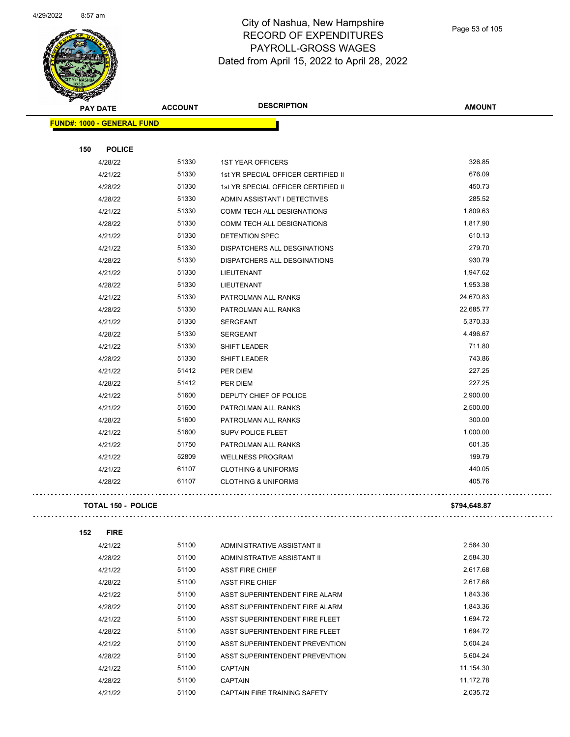| PAY DATE | ACCOUNT | DESCRIPTION | AMOUNT |
|---|---|---|---|
| **FUND#: 1000 - GENERAL FUND** | | | |
| **150 POLICE** | | | |
| 4/28/22 | 51330 | 1ST YEAR OFFICERS | 326.85 |
| 4/21/22 | 51330 | 1st YR SPECIAL OFFICER CERTIFIED II | 676.09 |
| 4/28/22 | 51330 | 1st YR SPECIAL OFFICER CERTIFIED II | 450.73 |
| 4/28/22 | 51330 | ADMIN ASSISTANT I DETECTIVES | 285.52 |
| 4/21/22 | 51330 | COMM TECH ALL DESIGNATIONS | 1,809.63 |
| 4/28/22 | 51330 | COMM TECH ALL DESIGNATIONS | 1,817.90 |
| 4/21/22 | 51330 | DETENTION SPEC | 610.13 |
| 4/21/22 | 51330 | DISPATCHERS ALL DESGINATIONS | 279.70 |
| 4/28/22 | 51330 | DISPATCHERS ALL DESGINATIONS | 930.79 |
| 4/21/22 | 51330 | LIEUTENANT | 1,947.62 |
| 4/28/22 | 51330 | LIEUTENANT | 1,953.38 |
| 4/21/22 | 51330 | PATROLMAN ALL RANKS | 24,670.83 |
| 4/28/22 | 51330 | PATROLMAN ALL RANKS | 22,685.77 |
| 4/21/22 | 51330 | SERGEANT | 5,370.33 |
| 4/28/22 | 51330 | SERGEANT | 4,496.67 |
| 4/21/22 | 51330 | SHIFT LEADER | 711.80 |
| 4/28/22 | 51330 | SHIFT LEADER | 743.86 |
| 4/21/22 | 51412 | PER DIEM | 227.25 |
| 4/28/22 | 51412 | PER DIEM | 227.25 |
| 4/21/22 | 51600 | DEPUTY CHIEF OF POLICE | 2,900.00 |
| 4/21/22 | 51600 | PATROLMAN ALL RANKS | 2,500.00 |
| 4/28/22 | 51600 | PATROLMAN ALL RANKS | 300.00 |
| 4/21/22 | 51600 | SUPV POLICE FLEET | 1,000.00 |
| 4/21/22 | 51750 | PATROLMAN ALL RANKS | 601.35 |
| 4/21/22 | 52809 | WELLNESS PROGRAM | 199.79 |
| 4/21/22 | 61107 | CLOTHING & UNIFORMS | 440.05 |
| 4/28/22 | 61107 | CLOTHING & UNIFORMS | 405.76 |
| **TOTAL 150 - POLICE** | | | **$794,648.87** |
| **152 FIRE** | | | |
| 4/21/22 | 51100 | ADMINISTRATIVE ASSISTANT II | 2,584.30 |
| 4/28/22 | 51100 | ADMINISTRATIVE ASSISTANT II | 2,584.30 |
| 4/21/22 | 51100 | ASST FIRE CHIEF | 2,617.68 |
| 4/28/22 | 51100 | ASST FIRE CHIEF | 2,617.68 |
| 4/21/22 | 51100 | ASST SUPERINTENDENT FIRE ALARM | 1,843.36 |
| 4/28/22 | 51100 | ASST SUPERINTENDENT FIRE ALARM | 1,843.36 |
| 4/21/22 | 51100 | ASST SUPERINTENDENT FIRE FLEET | 1,694.72 |
| 4/28/22 | 51100 | ASST SUPERINTENDENT FIRE FLEET | 1,694.72 |
| 4/21/22 | 51100 | ASST SUPERINTENDENT PREVENTION | 5,604.24 |
| 4/28/22 | 51100 | ASST SUPERINTENDENT PREVENTION | 5,604.24 |
| 4/21/22 | 51100 | CAPTAIN | 11,154.30 |
| 4/28/22 | 51100 | CAPTAIN | 11,172.78 |
| 4/21/22 | 51100 | CAPTAIN FIRE TRAINING SAFETY | 2,035.72 |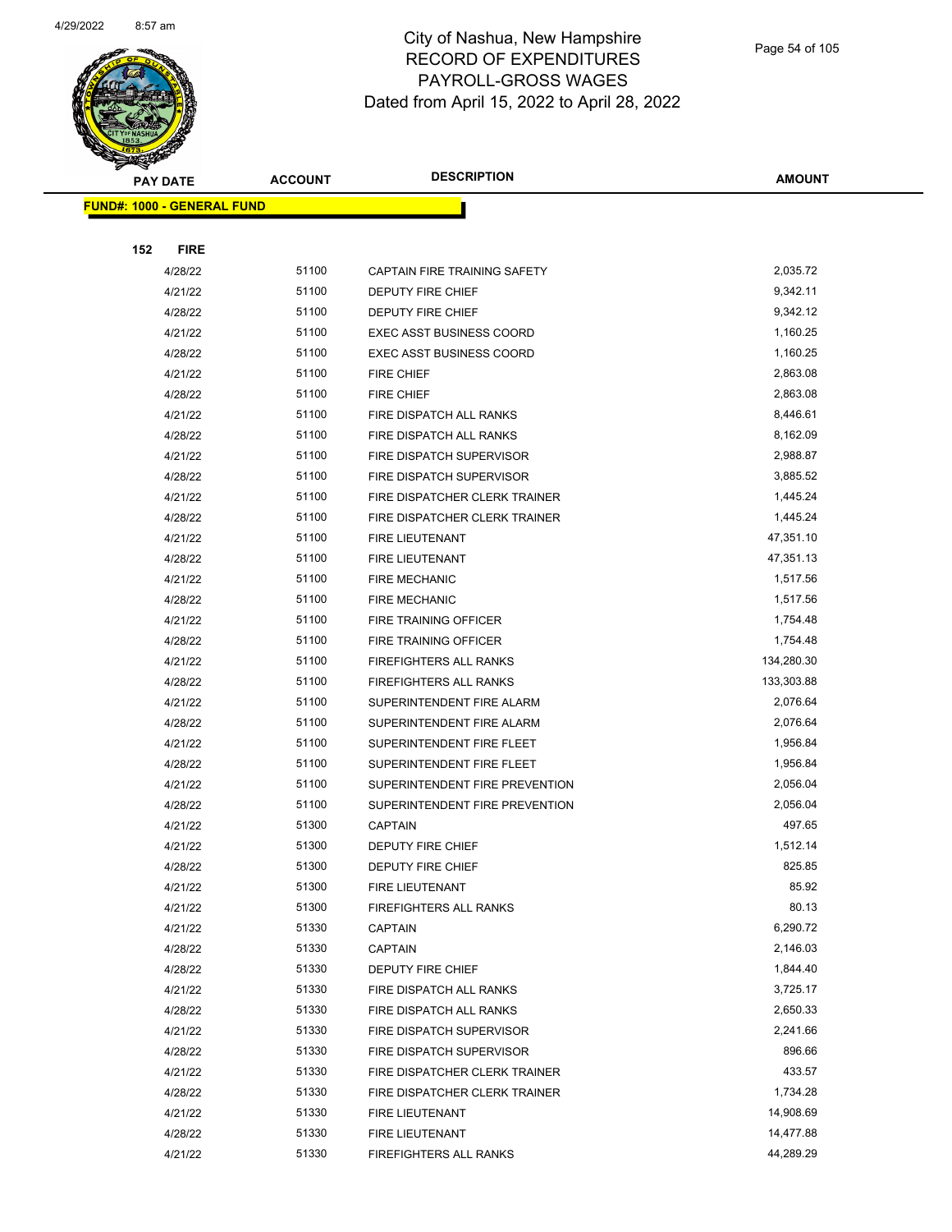# City of Nashua, New Hampshire
## RECORD OF EXPENDITURES
## PAYROLL-GROSS WAGES
### Dated from April 15, 2022 to April 28, 2022

| PAY DATE | ACCOUNT | DESCRIPTION | AMOUNT |
|---|---|---|---|
| **FUND#: 1000 - GENERAL FUND** | | | |
| **152 FIRE** | | | |
| 4/28/22 | 51100 | CAPTAIN FIRE TRAINING SAFETY | 2,035.72 |
| 4/21/22 | 51100 | DEPUTY FIRE CHIEF | 9,342.11 |
| 4/28/22 | 51100 | DEPUTY FIRE CHIEF | 9,342.12 |
| 4/21/22 | 51100 | EXEC ASST BUSINESS COORD | 1,160.25 |
| 4/28/22 | 51100 | EXEC ASST BUSINESS COORD | 1,160.25 |
| 4/21/22 | 51100 | FIRE CHIEF | 2,863.08 |
| 4/28/22 | 51100 | FIRE CHIEF | 2,863.08 |
| 4/21/22 | 51100 | FIRE DISPATCH ALL RANKS | 8,446.61 |
| 4/28/22 | 51100 | FIRE DISPATCH ALL RANKS | 8,162.09 |
| 4/21/22 | 51100 | FIRE DISPATCH SUPERVISOR | 2,988.87 |
| 4/28/22 | 51100 | FIRE DISPATCH SUPERVISOR | 3,885.52 |
| 4/21/22 | 51100 | FIRE DISPATCHER CLERK TRAINER | 1,445.24 |
| 4/28/22 | 51100 | FIRE DISPATCHER CLERK TRAINER | 1,445.24 |
| 4/21/22 | 51100 | FIRE LIEUTENANT | 47,351.10 |
| 4/28/22 | 51100 | FIRE LIEUTENANT | 47,351.13 |
| 4/21/22 | 51100 | FIRE MECHANIC | 1,517.56 |
| 4/28/22 | 51100 | FIRE MECHANIC | 1,517.56 |
| 4/21/22 | 51100 | FIRE TRAINING OFFICER | 1,754.48 |
| 4/28/22 | 51100 | FIRE TRAINING OFFICER | 1,754.48 |
| 4/21/22 | 51100 | FIREFIGHTERS ALL RANKS | 134,280.30 |
| 4/28/22 | 51100 | FIREFIGHTERS ALL RANKS | 133,303.88 |
| 4/21/22 | 51100 | SUPERINTENDENT FIRE ALARM | 2,076.64 |
| 4/28/22 | 51100 | SUPERINTENDENT FIRE ALARM | 2,076.64 |
| 4/21/22 | 51100 | SUPERINTENDENT FIRE FLEET | 1,956.84 |
| 4/28/22 | 51100 | SUPERINTENDENT FIRE FLEET | 1,956.84 |
| 4/21/22 | 51100 | SUPERINTENDENT FIRE PREVENTION | 2,056.04 |
| 4/28/22 | 51100 | SUPERINTENDENT FIRE PREVENTION | 2,056.04 |
| 4/21/22 | 51300 | CAPTAIN | 497.65 |
| 4/21/22 | 51300 | DEPUTY FIRE CHIEF | 1,512.14 |
| 4/28/22 | 51300 | DEPUTY FIRE CHIEF | 825.85 |
| 4/21/22 | 51300 | FIRE LIEUTENANT | 85.92 |
| 4/21/22 | 51300 | FIREFIGHTERS ALL RANKS | 80.13 |
| 4/21/22 | 51330 | CAPTAIN | 6,290.72 |
| 4/28/22 | 51330 | CAPTAIN | 2,146.03 |
| 4/28/22 | 51330 | DEPUTY FIRE CHIEF | 1,844.40 |
| 4/21/22 | 51330 | FIRE DISPATCH ALL RANKS | 3,725.17 |
| 4/28/22 | 51330 | FIRE DISPATCH ALL RANKS | 2,650.33 |
| 4/21/22 | 51330 | FIRE DISPATCH SUPERVISOR | 2,241.66 |
| 4/28/22 | 51330 | FIRE DISPATCH SUPERVISOR | 896.66 |
| 4/21/22 | 51330 | FIRE DISPATCHER CLERK TRAINER | 433.57 |
| 4/28/22 | 51330 | FIRE DISPATCHER CLERK TRAINER | 1,734.28 |
| 4/21/22 | 51330 | FIRE LIEUTENANT | 14,908.69 |
| 4/28/22 | 51330 | FIRE LIEUTENANT | 14,477.88 |
| 4/21/22 | 51330 | FIREFIGHTERS ALL RANKS | 44,289.29 |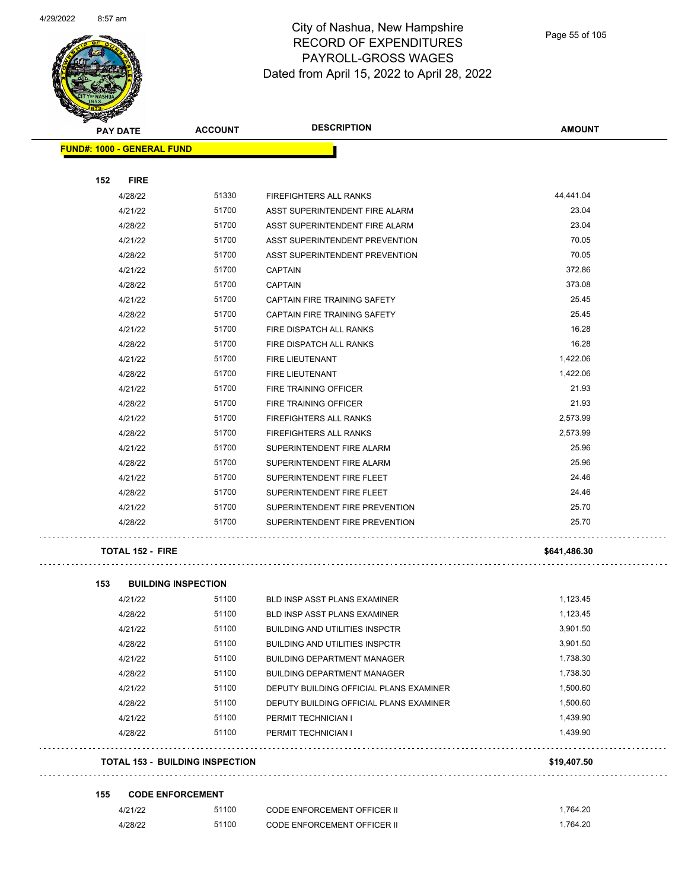# City of Nashua, New Hampshire
# RECORD OF EXPENDITURES
# PAYROLL-GROSS WAGES
# Dated from April 15, 2022 to April 28, 2022

| PAY DATE | ACCOUNT | DESCRIPTION | AMOUNT |
|---|---|---|---|
| **FUND#: 1000 - GENERAL FUND** | | | |
| **152 FIRE** | | | |
| 4/28/22 | 51330 | FIREFIGHTERS ALL RANKS | 44,441.04 |
| 4/21/22 | 51700 | ASST SUPERINTENDENT FIRE ALARM | 23.04 |
| 4/28/22 | 51700 | ASST SUPERINTENDENT FIRE ALARM | 23.04 |
| 4/21/22 | 51700 | ASST SUPERINTENDENT PREVENTION | 70.05 |
| 4/28/22 | 51700 | ASST SUPERINTENDENT PREVENTION | 70.05 |
| 4/21/22 | 51700 | CAPTAIN | 372.86 |
| 4/28/22 | 51700 | CAPTAIN | 373.08 |
| 4/21/22 | 51700 | CAPTAIN FIRE TRAINING SAFETY | 25.45 |
| 4/28/22 | 51700 | CAPTAIN FIRE TRAINING SAFETY | 25.45 |
| 4/21/22 | 51700 | FIRE DISPATCH ALL RANKS | 16.28 |
| 4/28/22 | 51700 | FIRE DISPATCH ALL RANKS | 16.28 |
| 4/21/22 | 51700 | FIRE LIEUTENANT | 1,422.06 |
| 4/28/22 | 51700 | FIRE LIEUTENANT | 1,422.06 |
| 4/21/22 | 51700 | FIRE TRAINING OFFICER | 21.93 |
| 4/28/22 | 51700 | FIRE TRAINING OFFICER | 21.93 |
| 4/21/22 | 51700 | FIREFIGHTERS ALL RANKS | 2,573.99 |
| 4/28/22 | 51700 | FIREFIGHTERS ALL RANKS | 2,573.99 |
| 4/21/22 | 51700 | SUPERINTENDENT FIRE ALARM | 25.96 |
| 4/28/22 | 51700 | SUPERINTENDENT FIRE ALARM | 25.96 |
| 4/21/22 | 51700 | SUPERINTENDENT FIRE FLEET | 24.46 |
| 4/28/22 | 51700 | SUPERINTENDENT FIRE FLEET | 24.46 |
| 4/21/22 | 51700 | SUPERINTENDENT FIRE PREVENTION | 25.70 |
| 4/28/22 | 51700 | SUPERINTENDENT FIRE PREVENTION | 25.70 |
| **TOTAL 152 - FIRE** | | | **$641,486.30** |
| **153 BUILDING INSPECTION** | | | |
| 4/21/22 | 51100 | BLD INSP ASST PLANS EXAMINER | 1,123.45 |
| 4/28/22 | 51100 | BLD INSP ASST PLANS EXAMINER | 1,123.45 |
| 4/21/22 | 51100 | BUILDING AND UTILITIES INSPCTR | 3,901.50 |
| 4/28/22 | 51100 | BUILDING AND UTILITIES INSPCTR | 3,901.50 |
| 4/21/22 | 51100 | BUILDING DEPARTMENT MANAGER | 1,738.30 |
| 4/28/22 | 51100 | BUILDING DEPARTMENT MANAGER | 1,738.30 |
| 4/21/22 | 51100 | DEPUTY BUILDING OFFICIAL PLANS EXAMINER | 1,500.60 |
| 4/28/22 | 51100 | DEPUTY BUILDING OFFICIAL PLANS EXAMINER | 1,500.60 |
| 4/21/22 | 51100 | PERMIT TECHNICIAN I | 1,439.90 |
| 4/28/22 | 51100 | PERMIT TECHNICIAN I | 1,439.90 |
| **TOTAL 153 - BUILDING INSPECTION** | | | **$19,407.50** |
| **155 CODE ENFORCEMENT** | | | |
| 4/21/22 | 51100 | CODE ENFORCEMENT OFFICER II | 1,764.20 |
| 4/28/22 | 51100 | CODE ENFORCEMENT OFFICER II | 1,764.20 |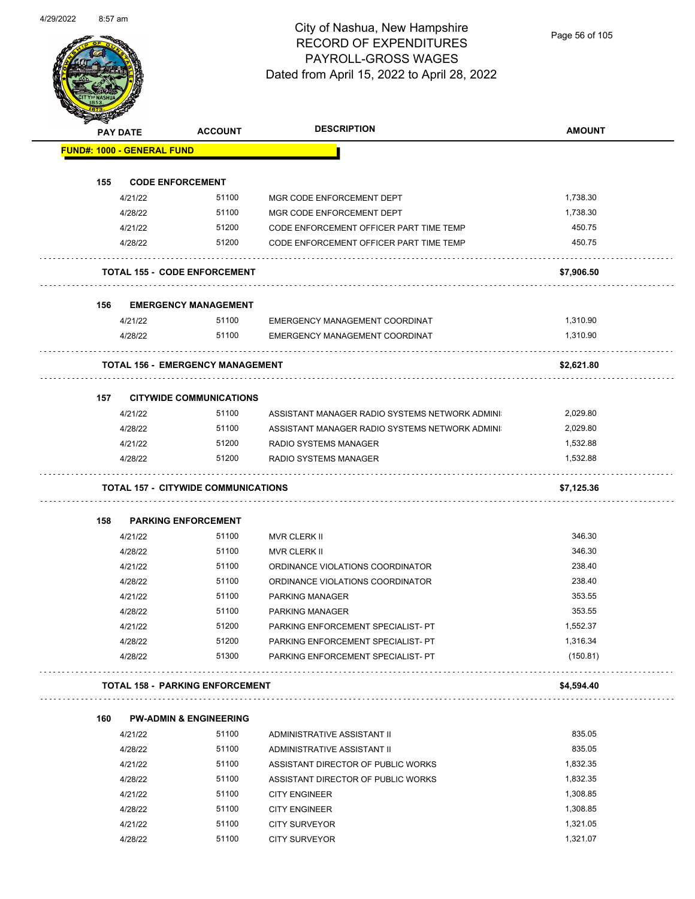# City of Nashua, New Hampshire
## RECORD OF EXPENDITURES
## PAYROLL-GROSS WAGES
### Dated from April 15, 2022 to April 28, 2022

| PAY DATE | ACCOUNT | DESCRIPTION | AMOUNT |
|---|---|---|---|
| **FUND#: 1000 - GENERAL FUND** | | | |
| **155 CODE ENFORCEMENT** | | | |
| 4/21/22 | 51100 | MGR CODE ENFORCEMENT DEPT | 1,738.30 |
| 4/28/22 | 51100 | MGR CODE ENFORCEMENT DEPT | 1,738.30 |
| 4/21/22 | 51200 | CODE ENFORCEMENT OFFICER PART TIME TEMP | 450.75 |
| 4/28/22 | 51200 | CODE ENFORCEMENT OFFICER PART TIME TEMP | 450.75 |
| **TOTAL 155 - CODE ENFORCEMENT** | | | **$7,906.50** |
| **156 EMERGENCY MANAGEMENT** | | | |
| 4/21/22 | 51100 | EMERGENCY MANAGEMENT COORDINAT | 1,310.90 |
| 4/28/22 | 51100 | EMERGENCY MANAGEMENT COORDINAT | 1,310.90 |
| **TOTAL 156 - EMERGENCY MANAGEMENT** | | | **$2,621.80** |
| **157 CITYWIDE COMMUNICATIONS** | | | |
| 4/21/22 | 51100 | ASSISTANT MANAGER RADIO SYSTEMS NETWORK ADMINI | 2,029.80 |
| 4/28/22 | 51100 | ASSISTANT MANAGER RADIO SYSTEMS NETWORK ADMINI | 2,029.80 |
| 4/21/22 | 51200 | RADIO SYSTEMS MANAGER | 1,532.88 |
| 4/28/22 | 51200 | RADIO SYSTEMS MANAGER | 1,532.88 |
| **TOTAL 157 - CITYWIDE COMMUNICATIONS** | | | **$7,125.36** |
| **158 PARKING ENFORCEMENT** | | | |
| 4/21/22 | 51100 | MVR CLERK II | 346.30 |
| 4/28/22 | 51100 | MVR CLERK II | 346.30 |
| 4/21/22 | 51100 | ORDINANCE VIOLATIONS COORDINATOR | 238.40 |
| 4/28/22 | 51100 | ORDINANCE VIOLATIONS COORDINATOR | 238.40 |
| 4/21/22 | 51100 | PARKING MANAGER | 353.55 |
| 4/28/22 | 51100 | PARKING MANAGER | 353.55 |
| 4/21/22 | 51200 | PARKING ENFORCEMENT SPECIALIST- PT | 1,552.37 |
| 4/28/22 | 51200 | PARKING ENFORCEMENT SPECIALIST- PT | 1,316.34 |
| 4/28/22 | 51300 | PARKING ENFORCEMENT SPECIALIST- PT | (150.81) |
| **TOTAL 158 - PARKING ENFORCEMENT** | | | **$4,594.40** |
| **160 PW-ADMIN & ENGINEERING** | | | |
| 4/21/22 | 51100 | ADMINISTRATIVE ASSISTANT II | 835.05 |
| 4/28/22 | 51100 | ADMINISTRATIVE ASSISTANT II | 835.05 |
| 4/21/22 | 51100 | ASSISTANT DIRECTOR OF PUBLIC WORKS | 1,832.35 |
| 4/28/22 | 51100 | ASSISTANT DIRECTOR OF PUBLIC WORKS | 1,832.35 |
| 4/21/22 | 51100 | CITY ENGINEER | 1,308.85 |
| 4/28/22 | 51100 | CITY ENGINEER | 1,308.85 |
| 4/21/22 | 51100 | CITY SURVEYOR | 1,321.05 |
| 4/28/22 | 51100 | CITY SURVEYOR | 1,321.07 |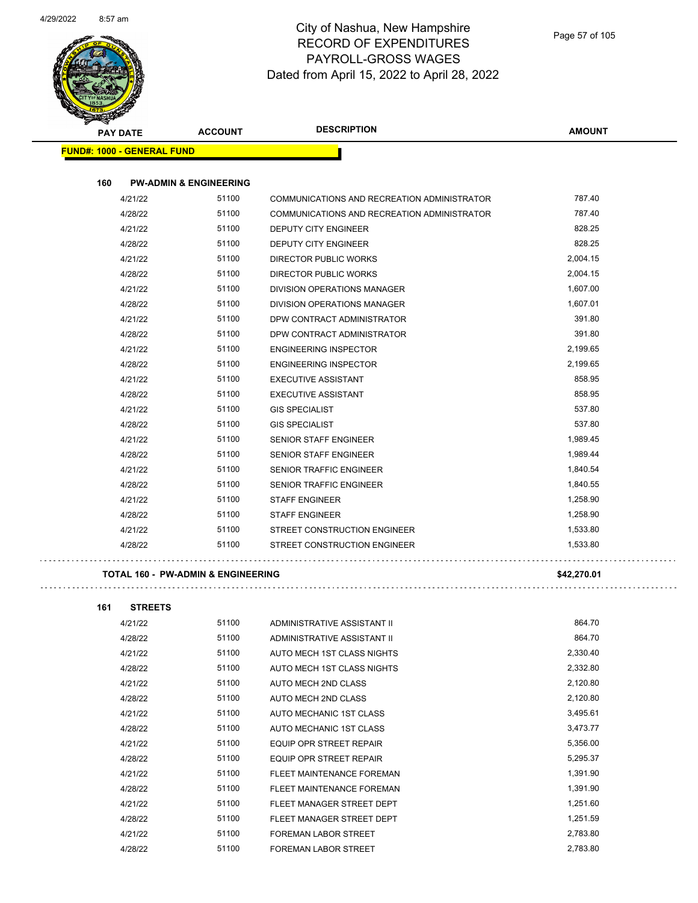# City of Nashua, New Hampshire
## RECORD OF EXPENDITURES
## PAYROLL-GROSS WAGES
Dated from April 15, 2022 to April 28, 2022

| PAY DATE | ACCOUNT | DESCRIPTION | AMOUNT |
|---|---|---|---|
| **FUND#: 1000 - GENERAL FUND** | | | |
| **160 PW-ADMIN & ENGINEERING** | | | |
| 4/21/22 | 51100 | COMMUNICATIONS AND RECREATION ADMINISTRATOR | 787.40 |
| 4/28/22 | 51100 | COMMUNICATIONS AND RECREATION ADMINISTRATOR | 787.40 |
| 4/21/22 | 51100 | DEPUTY CITY ENGINEER | 828.25 |
| 4/28/22 | 51100 | DEPUTY CITY ENGINEER | 828.25 |
| 4/21/22 | 51100 | DIRECTOR PUBLIC WORKS | 2,004.15 |
| 4/28/22 | 51100 | DIRECTOR PUBLIC WORKS | 2,004.15 |
| 4/21/22 | 51100 | DIVISION OPERATIONS MANAGER | 1,607.00 |
| 4/28/22 | 51100 | DIVISION OPERATIONS MANAGER | 1,607.01 |
| 4/21/22 | 51100 | DPW CONTRACT ADMINISTRATOR | 391.80 |
| 4/28/22 | 51100 | DPW CONTRACT ADMINISTRATOR | 391.80 |
| 4/21/22 | 51100 | ENGINEERING INSPECTOR | 2,199.65 |
| 4/28/22 | 51100 | ENGINEERING INSPECTOR | 2,199.65 |
| 4/21/22 | 51100 | EXECUTIVE ASSISTANT | 858.95 |
| 4/28/22 | 51100 | EXECUTIVE ASSISTANT | 858.95 |
| 4/21/22 | 51100 | GIS SPECIALIST | 537.80 |
| 4/28/22 | 51100 | GIS SPECIALIST | 537.80 |
| 4/21/22 | 51100 | SENIOR STAFF ENGINEER | 1,989.45 |
| 4/28/22 | 51100 | SENIOR STAFF ENGINEER | 1,989.44 |
| 4/21/22 | 51100 | SENIOR TRAFFIC ENGINEER | 1,840.54 |
| 4/28/22 | 51100 | SENIOR TRAFFIC ENGINEER | 1,840.55 |
| 4/21/22 | 51100 | STAFF ENGINEER | 1,258.90 |
| 4/28/22 | 51100 | STAFF ENGINEER | 1,258.90 |
| 4/21/22 | 51100 | STREET CONSTRUCTION ENGINEER | 1,533.80 |
| 4/28/22 | 51100 | STREET CONSTRUCTION ENGINEER | 1,533.80 |
| **TOTAL 160 - PW-ADMIN & ENGINEERING** | | | **$42,270.01** |
| **161 STREETS** | | | |
| 4/21/22 | 51100 | ADMINISTRATIVE ASSISTANT II | 864.70 |
| 4/28/22 | 51100 | ADMINISTRATIVE ASSISTANT II | 864.70 |
| 4/21/22 | 51100 | AUTO MECH 1ST CLASS NIGHTS | 2,330.40 |
| 4/28/22 | 51100 | AUTO MECH 1ST CLASS NIGHTS | 2,332.80 |
| 4/21/22 | 51100 | AUTO MECH 2ND CLASS | 2,120.80 |
| 4/28/22 | 51100 | AUTO MECH 2ND CLASS | 2,120.80 |
| 4/21/22 | 51100 | AUTO MECHANIC 1ST CLASS | 3,495.61 |
| 4/28/22 | 51100 | AUTO MECHANIC 1ST CLASS | 3,473.77 |
| 4/21/22 | 51100 | EQUIP OPR STREET REPAIR | 5,356.00 |
| 4/28/22 | 51100 | EQUIP OPR STREET REPAIR | 5,295.37 |
| 4/21/22 | 51100 | FLEET MAINTENANCE FOREMAN | 1,391.90 |
| 4/28/22 | 51100 | FLEET MAINTENANCE FOREMAN | 1,391.90 |
| 4/21/22 | 51100 | FLEET MANAGER STREET DEPT | 1,251.60 |
| 4/28/22 | 51100 | FLEET MANAGER STREET DEPT | 1,251.59 |
| 4/21/22 | 51100 | FOREMAN LABOR STREET | 2,783.80 |
| 4/28/22 | 51100 | FOREMAN LABOR STREET | 2,783.80 |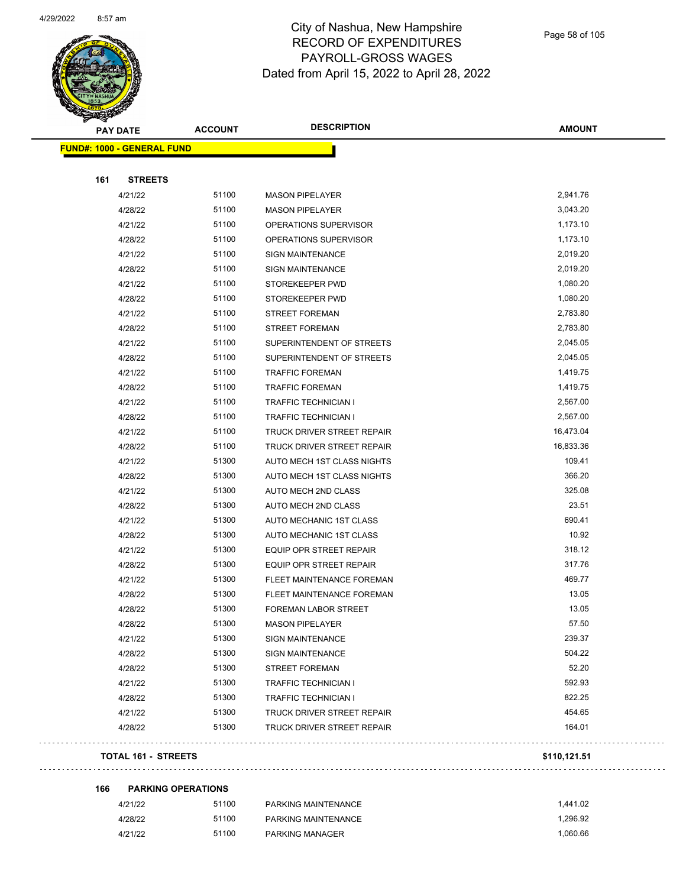# City of Nashua, New Hampshire
## RECORD OF EXPENDITURES
## PAYROLL-GROSS WAGES
## Dated from April 15, 2022 to April 28, 2022

| PAY DATE | ACCOUNT | DESCRIPTION | AMOUNT |
|---|---|---|---|
| **FUND#: 1000 - GENERAL FUND** | | | |
| **161 STREETS** | | | |
| 4/21/22 | 51100 | MASON PIPELAYER | 2,941.76 |
| 4/28/22 | 51100 | MASON PIPELAYER | 3,043.20 |
| 4/21/22 | 51100 | OPERATIONS SUPERVISOR | 1,173.10 |
| 4/28/22 | 51100 | OPERATIONS SUPERVISOR | 1,173.10 |
| 4/21/22 | 51100 | SIGN MAINTENANCE | 2,019.20 |
| 4/28/22 | 51100 | SIGN MAINTENANCE | 2,019.20 |
| 4/21/22 | 51100 | STOREKEEPER PWD | 1,080.20 |
| 4/28/22 | 51100 | STOREKEEPER PWD | 1,080.20 |
| 4/21/22 | 51100 | STREET FOREMAN | 2,783.80 |
| 4/28/22 | 51100 | STREET FOREMAN | 2,783.80 |
| 4/21/22 | 51100 | SUPERINTENDENT OF STREETS | 2,045.05 |
| 4/28/22 | 51100 | SUPERINTENDENT OF STREETS | 2,045.05 |
| 4/21/22 | 51100 | TRAFFIC FOREMAN | 1,419.75 |
| 4/28/22 | 51100 | TRAFFIC FOREMAN | 1,419.75 |
| 4/21/22 | 51100 | TRAFFIC TECHNICIAN I | 2,567.00 |
| 4/28/22 | 51100 | TRAFFIC TECHNICIAN I | 2,567.00 |
| 4/21/22 | 51100 | TRUCK DRIVER STREET REPAIR | 16,473.04 |
| 4/28/22 | 51100 | TRUCK DRIVER STREET REPAIR | 16,833.36 |
| 4/21/22 | 51300 | AUTO MECH 1ST CLASS NIGHTS | 109.41 |
| 4/28/22 | 51300 | AUTO MECH 1ST CLASS NIGHTS | 366.20 |
| 4/21/22 | 51300 | AUTO MECH 2ND CLASS | 325.08 |
| 4/28/22 | 51300 | AUTO MECH 2ND CLASS | 23.51 |
| 4/21/22 | 51300 | AUTO MECHANIC 1ST CLASS | 690.41 |
| 4/28/22 | 51300 | AUTO MECHANIC 1ST CLASS | 10.92 |
| 4/21/22 | 51300 | EQUIP OPR STREET REPAIR | 318.12 |
| 4/28/22 | 51300 | EQUIP OPR STREET REPAIR | 317.76 |
| 4/21/22 | 51300 | FLEET MAINTENANCE FOREMAN | 469.77 |
| 4/28/22 | 51300 | FLEET MAINTENANCE FOREMAN | 13.05 |
| 4/28/22 | 51300 | FOREMAN LABOR STREET | 13.05 |
| 4/28/22 | 51300 | MASON PIPELAYER | 57.50 |
| 4/21/22 | 51300 | SIGN MAINTENANCE | 239.37 |
| 4/28/22 | 51300 | SIGN MAINTENANCE | 504.22 |
| 4/28/22 | 51300 | STREET FOREMAN | 52.20 |
| 4/21/22 | 51300 | TRAFFIC TECHNICIAN I | 592.93 |
| 4/28/22 | 51300 | TRAFFIC TECHNICIAN I | 822.25 |
| 4/21/22 | 51300 | TRUCK DRIVER STREET REPAIR | 454.65 |
| 4/28/22 | 51300 | TRUCK DRIVER STREET REPAIR | 164.01 |
| **TOTAL 161 - STREETS** | | | **$110,121.51** |
| **166 PARKING OPERATIONS** | | | |
| 4/21/22 | 51100 | PARKING MAINTENANCE | 1,441.02 |
| 4/28/22 | 51100 | PARKING MAINTENANCE | 1,296.92 |
| 4/21/22 | 51100 | PARKING MANAGER | 1,060.66 |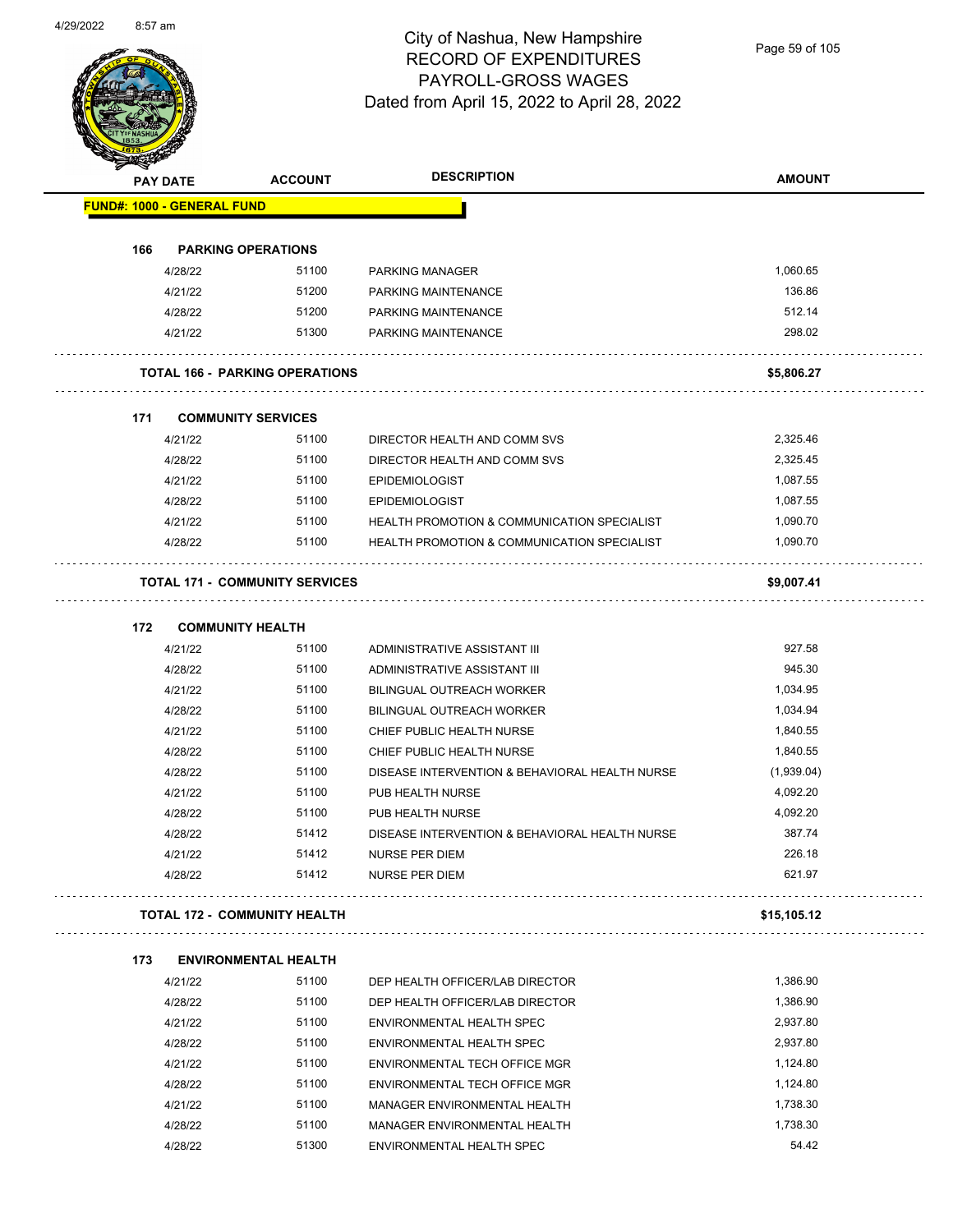# City of Nashua, New Hampshire
## RECORD OF EXPENDITURES
## PAYROLL-GROSS WAGES
## Dated from April 15, 2022 to April 28, 2022

| PAY DATE | ACCOUNT | DESCRIPTION | AMOUNT |
|---|---|---|---|
| **FUND#: 1000 - GENERAL FUND** | | | |
| **166 PARKING OPERATIONS** | | | |
| 4/28/22 | 51100 | PARKING MANAGER | 1,060.65 |
| 4/21/22 | 51200 | PARKING MAINTENANCE | 136.86 |
| 4/28/22 | 51200 | PARKING MAINTENANCE | 512.14 |
| 4/21/22 | 51300 | PARKING MAINTENANCE | 298.02 |
| **TOTAL 166 - PARKING OPERATIONS** | | | **$5,806.27** |
| **171 COMMUNITY SERVICES** | | | |
| 4/21/22 | 51100 | DIRECTOR HEALTH AND COMM SVS | 2,325.46 |
| 4/28/22 | 51100 | DIRECTOR HEALTH AND COMM SVS | 2,325.45 |
| 4/21/22 | 51100 | EPIDEMIOLOGIST | 1,087.55 |
| 4/28/22 | 51100 | EPIDEMIOLOGIST | 1,087.55 |
| 4/21/22 | 51100 | HEALTH PROMOTION & COMMUNICATION SPECIALIST | 1,090.70 |
| 4/28/22 | 51100 | HEALTH PROMOTION & COMMUNICATION SPECIALIST | 1,090.70 |
| **TOTAL 171 - COMMUNITY SERVICES** | | | **$9,007.41** |
| **172 COMMUNITY HEALTH** | | | |
| 4/21/22 | 51100 | ADMINISTRATIVE ASSISTANT III | 927.58 |
| 4/28/22 | 51100 | ADMINISTRATIVE ASSISTANT III | 945.30 |
| 4/21/22 | 51100 | BILINGUAL OUTREACH WORKER | 1,034.95 |
| 4/28/22 | 51100 | BILINGUAL OUTREACH WORKER | 1,034.94 |
| 4/21/22 | 51100 | CHIEF PUBLIC HEALTH NURSE | 1,840.55 |
| 4/28/22 | 51100 | CHIEF PUBLIC HEALTH NURSE | 1,840.55 |
| 4/28/22 | 51100 | DISEASE INTERVENTION & BEHAVIORAL HEALTH NURSE | (1,939.04) |
| 4/21/22 | 51100 | PUB HEALTH NURSE | 4,092.20 |
| 4/28/22 | 51100 | PUB HEALTH NURSE | 4,092.20 |
| 4/28/22 | 51412 | DISEASE INTERVENTION & BEHAVIORAL HEALTH NURSE | 387.74 |
| 4/21/22 | 51412 | NURSE PER DIEM | 226.18 |
| 4/28/22 | 51412 | NURSE PER DIEM | 621.97 |
| **TOTAL 172 - COMMUNITY HEALTH** | | | **$15,105.12** |
| **173 ENVIRONMENTAL HEALTH** | | | |
| 4/21/22 | 51100 | DEP HEALTH OFFICER/LAB DIRECTOR | 1,386.90 |
| 4/28/22 | 51100 | DEP HEALTH OFFICER/LAB DIRECTOR | 1,386.90 |
| 4/21/22 | 51100 | ENVIRONMENTAL HEALTH SPEC | 2,937.80 |
| 4/28/22 | 51100 | ENVIRONMENTAL HEALTH SPEC | 2,937.80 |
| 4/21/22 | 51100 | ENVIRONMENTAL TECH OFFICE MGR | 1,124.80 |
| 4/28/22 | 51100 | ENVIRONMENTAL TECH OFFICE MGR | 1,124.80 |
| 4/21/22 | 51100 | MANAGER ENVIRONMENTAL HEALTH | 1,738.30 |
| 4/28/22 | 51100 | MANAGER ENVIRONMENTAL HEALTH | 1,738.30 |
| 4/28/22 | 51300 | ENVIRONMENTAL HEALTH SPEC | 54.42 |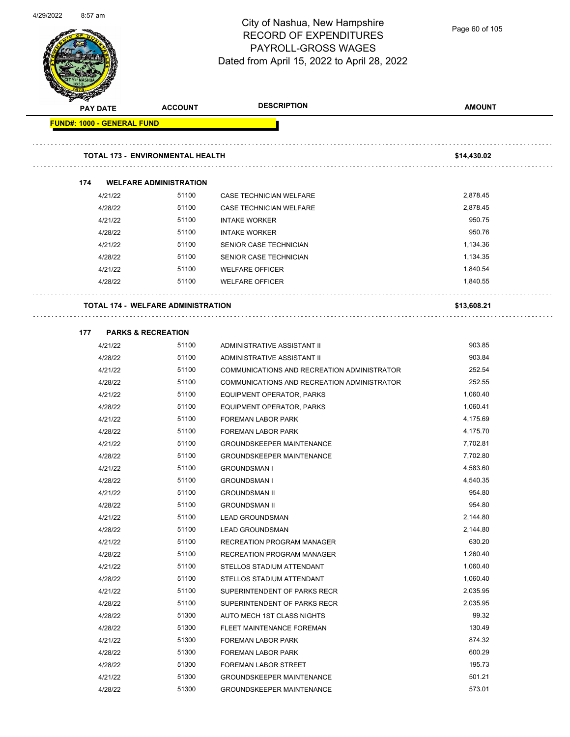# City of Nashua, New Hampshire
## RECORD OF EXPENDITURES
## PAYROLL-GROSS WAGES
### Dated from April 15, 2022 to April 28, 2022

| PAY DATE | ACCOUNT | DESCRIPTION | AMOUNT |
|---|---|---|---|
| **FUND#: 1000 - GENERAL FUND** | | | |
| **TOTAL 173 - ENVIRONMENTAL HEALTH** | | | **$14,430.02** |
| **174 WELFARE ADMINISTRATION** | | | |
| 4/21/22 | 51100 | CASE TECHNICIAN WELFARE | 2,878.45 |
| 4/28/22 | 51100 | CASE TECHNICIAN WELFARE | 2,878.45 |
| 4/21/22 | 51100 | INTAKE WORKER | 950.75 |
| 4/28/22 | 51100 | INTAKE WORKER | 950.76 |
| 4/21/22 | 51100 | SENIOR CASE TECHNICIAN | 1,134.36 |
| 4/28/22 | 51100 | SENIOR CASE TECHNICIAN | 1,134.35 |
| 4/21/22 | 51100 | WELFARE OFFICER | 1,840.54 |
| 4/28/22 | 51100 | WELFARE OFFICER | 1,840.55 |
| **TOTAL 174 - WELFARE ADMINISTRATION** | | | **$13,608.21** |
| **177 PARKS & RECREATION** | | | |
| 4/21/22 | 51100 | ADMINISTRATIVE ASSISTANT II | 903.85 |
| 4/28/22 | 51100 | ADMINISTRATIVE ASSISTANT II | 903.84 |
| 4/21/22 | 51100 | COMMUNICATIONS AND RECREATION ADMINISTRATOR | 252.54 |
| 4/28/22 | 51100 | COMMUNICATIONS AND RECREATION ADMINISTRATOR | 252.55 |
| 4/21/22 | 51100 | EQUIPMENT OPERATOR, PARKS | 1,060.40 |
| 4/28/22 | 51100 | EQUIPMENT OPERATOR, PARKS | 1,060.41 |
| 4/21/22 | 51100 | FOREMAN LABOR PARK | 4,175.69 |
| 4/28/22 | 51100 | FOREMAN LABOR PARK | 4,175.70 |
| 4/21/22 | 51100 | GROUNDSKEEPER MAINTENANCE | 7,702.81 |
| 4/28/22 | 51100 | GROUNDSKEEPER MAINTENANCE | 7,702.80 |
| 4/21/22 | 51100 | GROUNDSMAN I | 4,583.60 |
| 4/28/22 | 51100 | GROUNDSMAN I | 4,540.35 |
| 4/21/22 | 51100 | GROUNDSMAN II | 954.80 |
| 4/28/22 | 51100 | GROUNDSMAN II | 954.80 |
| 4/21/22 | 51100 | LEAD GROUNDSMAN | 2,144.80 |
| 4/28/22 | 51100 | LEAD GROUNDSMAN | 2,144.80 |
| 4/21/22 | 51100 | RECREATION PROGRAM MANAGER | 630.20 |
| 4/28/22 | 51100 | RECREATION PROGRAM MANAGER | 1,260.40 |
| 4/21/22 | 51100 | STELLOS STADIUM ATTENDANT | 1,060.40 |
| 4/28/22 | 51100 | STELLOS STADIUM ATTENDANT | 1,060.40 |
| 4/21/22 | 51100 | SUPERINTENDENT OF PARKS RECR | 2,035.95 |
| 4/28/22 | 51100 | SUPERINTENDENT OF PARKS RECR | 2,035.95 |
| 4/28/22 | 51300 | AUTO MECH 1ST CLASS NIGHTS | 99.32 |
| 4/28/22 | 51300 | FLEET MAINTENANCE FOREMAN | 130.49 |
| 4/21/22 | 51300 | FOREMAN LABOR PARK | 874.32 |
| 4/28/22 | 51300 | FOREMAN LABOR PARK | 600.29 |
| 4/28/22 | 51300 | FOREMAN LABOR STREET | 195.73 |
| 4/21/22 | 51300 | GROUNDSKEEPER MAINTENANCE | 501.21 |
| 4/28/22 | 51300 | GROUNDSKEEPER MAINTENANCE | 573.01 |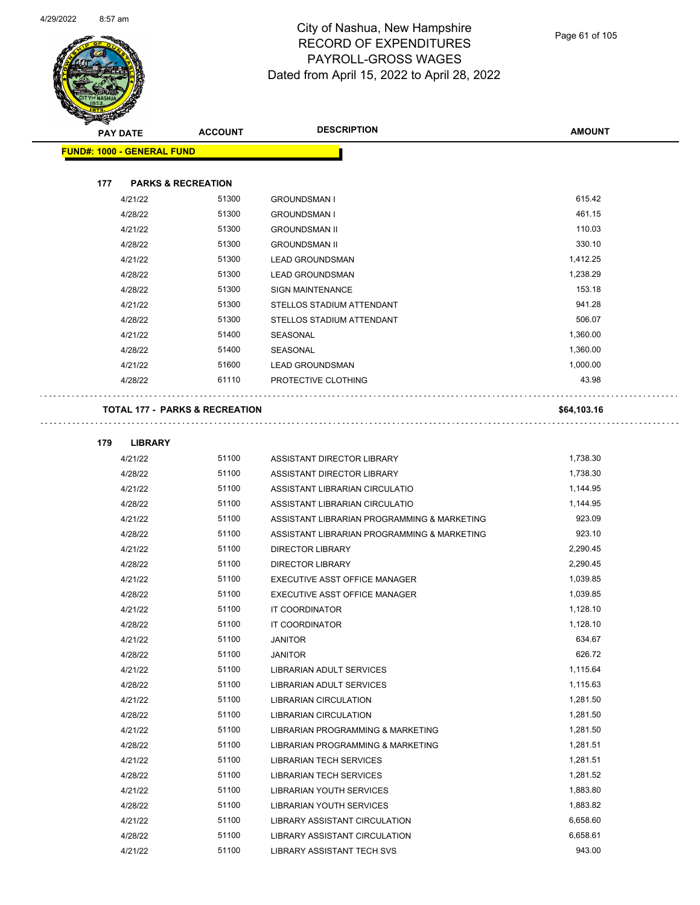# City of Nashua, New Hampshire
## RECORD OF EXPENDITURES
## PAYROLL-GROSS WAGES
## Dated from April 15, 2022 to April 28, 2022

| PAY DATE | ACCOUNT | DESCRIPTION | AMOUNT |
|---|---|---|---|
| **FUND#: 1000 - GENERAL FUND** | | | |
| **177 PARKS & RECREATION** | | | |
| 4/21/22 | 51300 | GROUNDSMAN I | 615.42 |
| 4/28/22 | 51300 | GROUNDSMAN I | 461.15 |
| 4/21/22 | 51300 | GROUNDSMAN II | 110.03 |
| 4/28/22 | 51300 | GROUNDSMAN II | 330.10 |
| 4/21/22 | 51300 | LEAD GROUNDSMAN | 1,412.25 |
| 4/28/22 | 51300 | LEAD GROUNDSMAN | 1,238.29 |
| 4/28/22 | 51300 | SIGN MAINTENANCE | 153.18 |
| 4/21/22 | 51300 | STELLOS STADIUM ATTENDANT | 941.28 |
| 4/28/22 | 51300 | STELLOS STADIUM ATTENDANT | 506.07 |
| 4/21/22 | 51400 | SEASONAL | 1,360.00 |
| 4/28/22 | 51400 | SEASONAL | 1,360.00 |
| 4/21/22 | 51600 | LEAD GROUNDSMAN | 1,000.00 |
| 4/28/22 | 61110 | PROTECTIVE CLOTHING | 43.98 |
| **TOTAL 177 - PARKS & RECREATION** | | | **$64,103.16** |
| **179 LIBRARY** | | | |
| 4/21/22 | 51100 | ASSISTANT DIRECTOR LIBRARY | 1,738.30 |
| 4/28/22 | 51100 | ASSISTANT DIRECTOR LIBRARY | 1,738.30 |
| 4/21/22 | 51100 | ASSISTANT LIBRARIAN CIRCULATIO | 1,144.95 |
| 4/28/22 | 51100 | ASSISTANT LIBRARIAN CIRCULATIO | 1,144.95 |
| 4/21/22 | 51100 | ASSISTANT LIBRARIAN PROGRAMMING & MARKETING | 923.09 |
| 4/28/22 | 51100 | ASSISTANT LIBRARIAN PROGRAMMING & MARKETING | 923.10 |
| 4/21/22 | 51100 | DIRECTOR LIBRARY | 2,290.45 |
| 4/28/22 | 51100 | DIRECTOR LIBRARY | 2,290.45 |
| 4/21/22 | 51100 | EXECUTIVE ASST OFFICE MANAGER | 1,039.85 |
| 4/28/22 | 51100 | EXECUTIVE ASST OFFICE MANAGER | 1,039.85 |
| 4/21/22 | 51100 | IT COORDINATOR | 1,128.10 |
| 4/28/22 | 51100 | IT COORDINATOR | 1,128.10 |
| 4/21/22 | 51100 | JANITOR | 634.67 |
| 4/28/22 | 51100 | JANITOR | 626.72 |
| 4/21/22 | 51100 | LIBRARIAN ADULT SERVICES | 1,115.64 |
| 4/28/22 | 51100 | LIBRARIAN ADULT SERVICES | 1,115.63 |
| 4/21/22 | 51100 | LIBRARIAN CIRCULATION | 1,281.50 |
| 4/28/22 | 51100 | LIBRARIAN CIRCULATION | 1,281.50 |
| 4/21/22 | 51100 | LIBRARIAN PROGRAMMING & MARKETING | 1,281.50 |
| 4/28/22 | 51100 | LIBRARIAN PROGRAMMING & MARKETING | 1,281.51 |
| 4/21/22 | 51100 | LIBRARIAN TECH SERVICES | 1,281.51 |
| 4/28/22 | 51100 | LIBRARIAN TECH SERVICES | 1,281.52 |
| 4/21/22 | 51100 | LIBRARIAN YOUTH SERVICES | 1,883.80 |
| 4/28/22 | 51100 | LIBRARIAN YOUTH SERVICES | 1,883.82 |
| 4/21/22 | 51100 | LIBRARY ASSISTANT CIRCULATION | 6,658.60 |
| 4/28/22 | 51100 | LIBRARY ASSISTANT CIRCULATION | 6,658.61 |
| 4/21/22 | 51100 | LIBRARY ASSISTANT TECH SVS | 943.00 |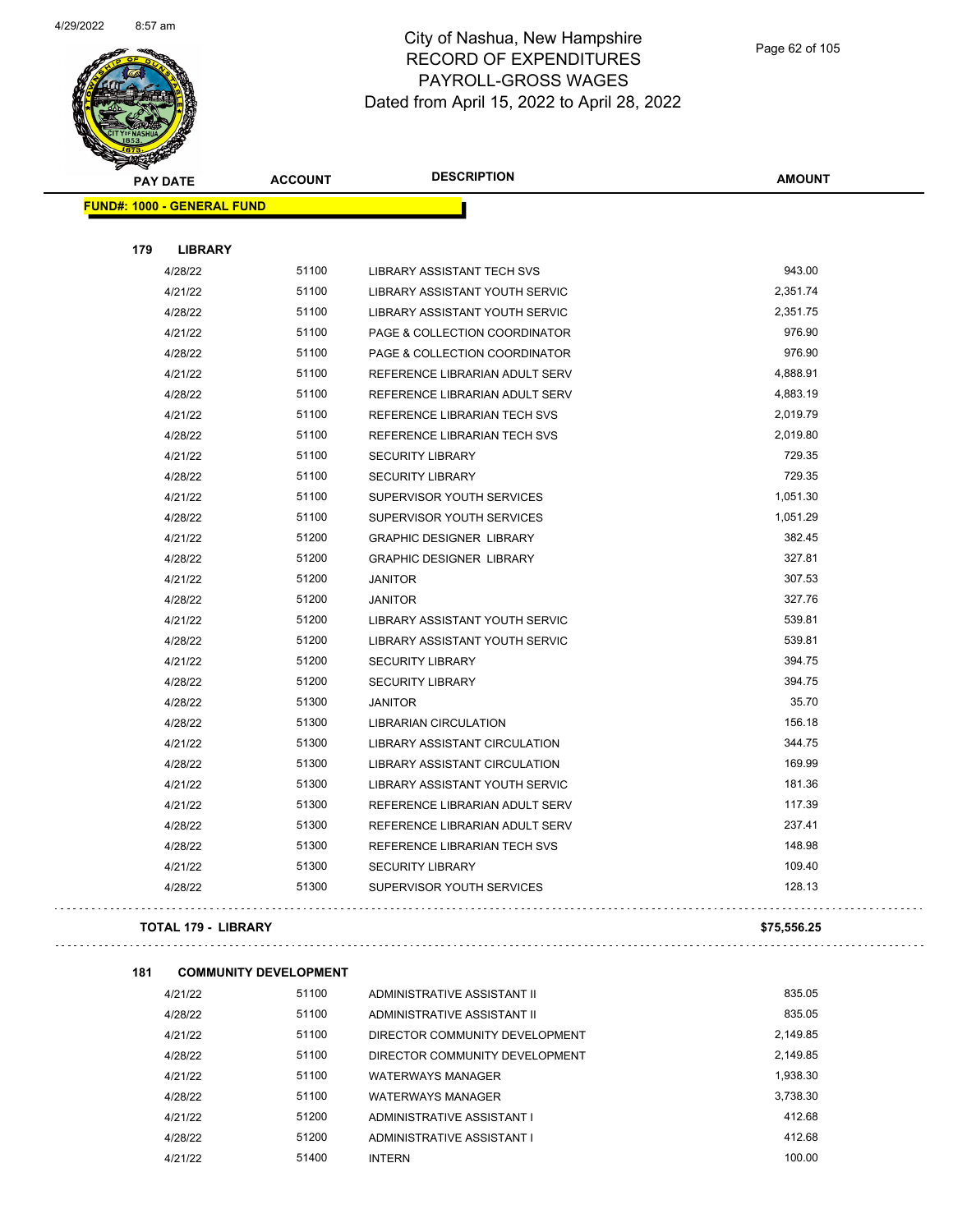# City of Nashua, New Hampshire
## RECORD OF EXPENDITURES
## PAYROLL-GROSS WAGES
### Dated from April 15, 2022 to April 28, 2022

| PAY DATE | ACCOUNT | DESCRIPTION | AMOUNT |
|---|---|---|---|
| **FUND#: 1000 - GENERAL FUND** | | | |
| **179 LIBRARY** | | | |
| 4/28/22 | 51100 | LIBRARY ASSISTANT TECH SVS | 943.00 |
| 4/21/22 | 51100 | LIBRARY ASSISTANT YOUTH SERVIC | 2,351.74 |
| 4/28/22 | 51100 | LIBRARY ASSISTANT YOUTH SERVIC | 2,351.75 |
| 4/21/22 | 51100 | PAGE & COLLECTION COORDINATOR | 976.90 |
| 4/28/22 | 51100 | PAGE & COLLECTION COORDINATOR | 976.90 |
| 4/21/22 | 51100 | REFERENCE LIBRARIAN ADULT SERV | 4,888.91 |
| 4/28/22 | 51100 | REFERENCE LIBRARIAN ADULT SERV | 4,883.19 |
| 4/21/22 | 51100 | REFERENCE LIBRARIAN TECH SVS | 2,019.79 |
| 4/28/22 | 51100 | REFERENCE LIBRARIAN TECH SVS | 2,019.80 |
| 4/21/22 | 51100 | SECURITY LIBRARY | 729.35 |
| 4/28/22 | 51100 | SECURITY LIBRARY | 729.35 |
| 4/21/22 | 51100 | SUPERVISOR YOUTH SERVICES | 1,051.30 |
| 4/28/22 | 51100 | SUPERVISOR YOUTH SERVICES | 1,051.29 |
| 4/21/22 | 51200 | GRAPHIC DESIGNER LIBRARY | 382.45 |
| 4/28/22 | 51200 | GRAPHIC DESIGNER LIBRARY | 327.81 |
| 4/21/22 | 51200 | JANITOR | 307.53 |
| 4/28/22 | 51200 | JANITOR | 327.76 |
| 4/21/22 | 51200 | LIBRARY ASSISTANT YOUTH SERVIC | 539.81 |
| 4/28/22 | 51200 | LIBRARY ASSISTANT YOUTH SERVIC | 539.81 |
| 4/21/22 | 51200 | SECURITY LIBRARY | 394.75 |
| 4/28/22 | 51200 | SECURITY LIBRARY | 394.75 |
| 4/28/22 | 51300 | JANITOR | 35.70 |
| 4/28/22 | 51300 | LIBRARIAN CIRCULATION | 156.18 |
| 4/21/22 | 51300 | LIBRARY ASSISTANT CIRCULATION | 344.75 |
| 4/28/22 | 51300 | LIBRARY ASSISTANT CIRCULATION | 169.99 |
| 4/21/22 | 51300 | LIBRARY ASSISTANT YOUTH SERVIC | 181.36 |
| 4/21/22 | 51300 | REFERENCE LIBRARIAN ADULT SERV | 117.39 |
| 4/28/22 | 51300 | REFERENCE LIBRARIAN ADULT SERV | 237.41 |
| 4/28/22 | 51300 | REFERENCE LIBRARIAN TECH SVS | 148.98 |
| 4/21/22 | 51300 | SECURITY LIBRARY | 109.40 |
| 4/28/22 | 51300 | SUPERVISOR YOUTH SERVICES | 128.13 |
| **TOTAL 179 - LIBRARY** | | | **$75,556.25** |
| **181 COMMUNITY DEVELOPMENT** | | | |
| 4/21/22 | 51100 | ADMINISTRATIVE ASSISTANT II | 835.05 |
| 4/28/22 | 51100 | ADMINISTRATIVE ASSISTANT II | 835.05 |
| 4/21/22 | 51100 | DIRECTOR COMMUNITY DEVELOPMENT | 2,149.85 |
| 4/28/22 | 51100 | DIRECTOR COMMUNITY DEVELOPMENT | 2,149.85 |
| 4/21/22 | 51100 | WATERWAYS MANAGER | 1,938.30 |
| 4/28/22 | 51100 | WATERWAYS MANAGER | 3,738.30 |
| 4/21/22 | 51200 | ADMINISTRATIVE ASSISTANT I | 412.68 |
| 4/28/22 | 51200 | ADMINISTRATIVE ASSISTANT I | 412.68 |
| 4/21/22 | 51400 | INTERN | 100.00 |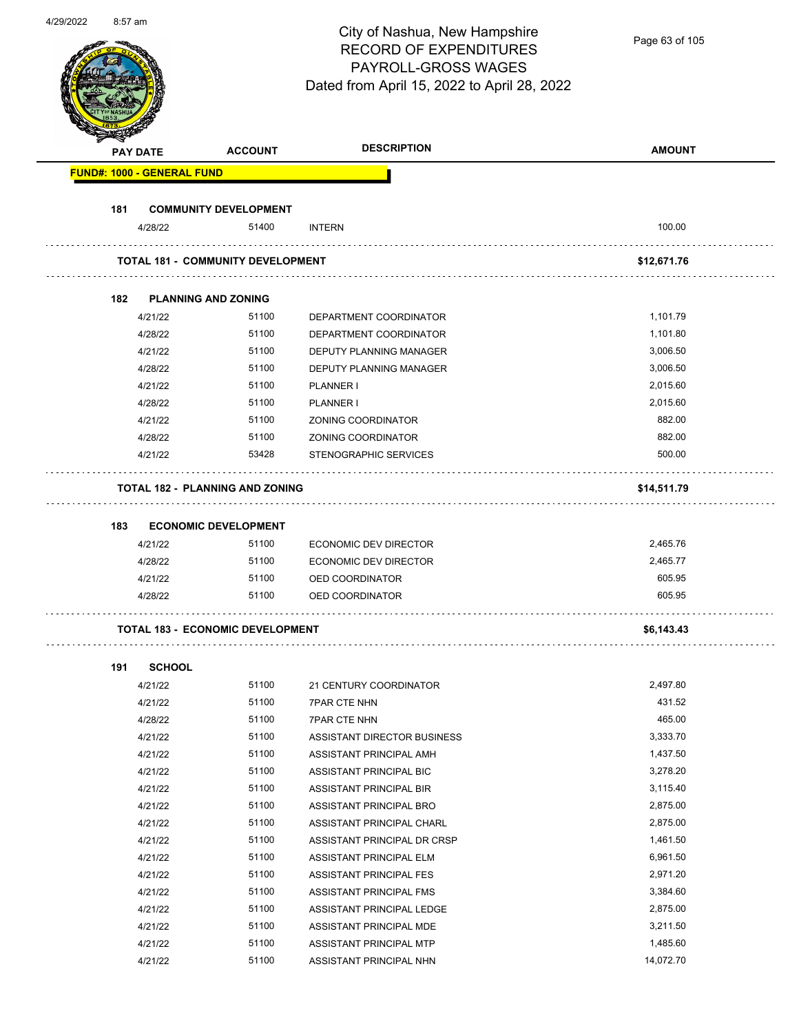# City of Nashua, New Hampshire
## RECORD OF EXPENDITURES
## PAYROLL-GROSS WAGES
### Dated from April 15, 2022 to April 28, 2022

| PAY DATE | ACCOUNT | DESCRIPTION | AMOUNT |
|---|---|---|---|
| **FUND#: 1000 - GENERAL FUND** | | | |
| **181 COMMUNITY DEVELOPMENT** | | | |
| 4/28/22 | 51400 | INTERN | 100.00 |
| **TOTAL 181 - COMMUNITY DEVELOPMENT** | | | **$12,671.76** |
| **182 PLANNING AND ZONING** | | | |
| 4/21/22 | 51100 | DEPARTMENT COORDINATOR | 1,101.79 |
| 4/28/22 | 51100 | DEPARTMENT COORDINATOR | 1,101.80 |
| 4/21/22 | 51100 | DEPUTY PLANNING MANAGER | 3,006.50 |
| 4/28/22 | 51100 | DEPUTY PLANNING MANAGER | 3,006.50 |
| 4/21/22 | 51100 | PLANNER I | 2,015.60 |
| 4/28/22 | 51100 | PLANNER I | 2,015.60 |
| 4/21/22 | 51100 | ZONING COORDINATOR | 882.00 |
| 4/28/22 | 51100 | ZONING COORDINATOR | 882.00 |
| 4/21/22 | 53428 | STENOGRAPHIC SERVICES | 500.00 |
| **TOTAL 182 - PLANNING AND ZONING** | | | **$14,511.79** |
| **183 ECONOMIC DEVELOPMENT** | | | |
| 4/21/22 | 51100 | ECONOMIC DEV DIRECTOR | 2,465.76 |
| 4/28/22 | 51100 | ECONOMIC DEV DIRECTOR | 2,465.77 |
| 4/21/22 | 51100 | OED COORDINATOR | 605.95 |
| 4/28/22 | 51100 | OED COORDINATOR | 605.95 |
| **TOTAL 183 - ECONOMIC DEVELOPMENT** | | | **$6,143.43** |
| **191 SCHOOL** | | | |
| 4/21/22 | 51100 | 21 CENTURY COORDINATOR | 2,497.80 |
| 4/21/22 | 51100 | 7PAR CTE NHN | 431.52 |
| 4/28/22 | 51100 | 7PAR CTE NHN | 465.00 |
| 4/21/22 | 51100 | ASSISTANT DIRECTOR BUSINESS | 3,333.70 |
| 4/21/22 | 51100 | ASSISTANT PRINCIPAL AMH | 1,437.50 |
| 4/21/22 | 51100 | ASSISTANT PRINCIPAL BIC | 3,278.20 |
| 4/21/22 | 51100 | ASSISTANT PRINCIPAL BIR | 3,115.40 |
| 4/21/22 | 51100 | ASSISTANT PRINCIPAL BRO | 2,875.00 |
| 4/21/22 | 51100 | ASSISTANT PRINCIPAL CHARL | 2,875.00 |
| 4/21/22 | 51100 | ASSISTANT PRINCIPAL DR CRSP | 1,461.50 |
| 4/21/22 | 51100 | ASSISTANT PRINCIPAL ELM | 6,961.50 |
| 4/21/22 | 51100 | ASSISTANT PRINCIPAL FES | 2,971.20 |
| 4/21/22 | 51100 | ASSISTANT PRINCIPAL FMS | 3,384.60 |
| 4/21/22 | 51100 | ASSISTANT PRINCIPAL LEDGE | 2,875.00 |
| 4/21/22 | 51100 | ASSISTANT PRINCIPAL MDE | 3,211.50 |
| 4/21/22 | 51100 | ASSISTANT PRINCIPAL MTP | 1,485.60 |
| 4/21/22 | 51100 | ASSISTANT PRINCIPAL NHN | 14,072.70 |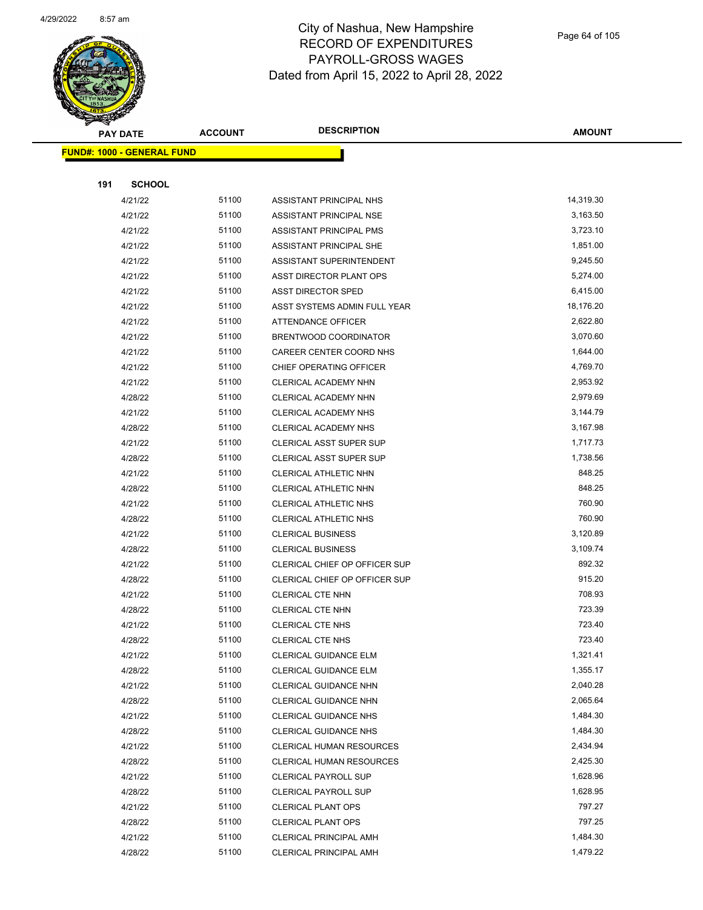# City of Nashua, New Hampshire
## RECORD OF EXPENDITURES
## PAYROLL-GROSS WAGES
### Dated from April 15, 2022 to April 28, 2022

| PAY DATE | ACCOUNT | DESCRIPTION | AMOUNT |
|---|---|---|---|
| **FUND#: 1000 - GENERAL FUND** | | | |
| **191 SCHOOL** | | | |
| 4/21/22 | 51100 | ASSISTANT PRINCIPAL NHS | 14,319.30 |
| 4/21/22 | 51100 | ASSISTANT PRINCIPAL NSE | 3,163.50 |
| 4/21/22 | 51100 | ASSISTANT PRINCIPAL PMS | 3,723.10 |
| 4/21/22 | 51100 | ASSISTANT PRINCIPAL SHE | 1,851.00 |
| 4/21/22 | 51100 | ASSISTANT SUPERINTENDENT | 9,245.50 |
| 4/21/22 | 51100 | ASST DIRECTOR PLANT OPS | 5,274.00 |
| 4/21/22 | 51100 | ASST DIRECTOR SPED | 6,415.00 |
| 4/21/22 | 51100 | ASST SYSTEMS ADMIN FULL YEAR | 18,176.20 |
| 4/21/22 | 51100 | ATTENDANCE OFFICER | 2,622.80 |
| 4/21/22 | 51100 | BRENTWOOD COORDINATOR | 3,070.60 |
| 4/21/22 | 51100 | CAREER CENTER COORD NHS | 1,644.00 |
| 4/21/22 | 51100 | CHIEF OPERATING OFFICER | 4,769.70 |
| 4/21/22 | 51100 | CLERICAL ACADEMY NHN | 2,953.92 |
| 4/28/22 | 51100 | CLERICAL ACADEMY NHN | 2,979.69 |
| 4/21/22 | 51100 | CLERICAL ACADEMY NHS | 3,144.79 |
| 4/28/22 | 51100 | CLERICAL ACADEMY NHS | 3,167.98 |
| 4/21/22 | 51100 | CLERICAL ASST SUPER SUP | 1,717.73 |
| 4/28/22 | 51100 | CLERICAL ASST SUPER SUP | 1,738.56 |
| 4/21/22 | 51100 | CLERICAL ATHLETIC NHN | 848.25 |
| 4/28/22 | 51100 | CLERICAL ATHLETIC NHN | 848.25 |
| 4/21/22 | 51100 | CLERICAL ATHLETIC NHS | 760.90 |
| 4/28/22 | 51100 | CLERICAL ATHLETIC NHS | 760.90 |
| 4/21/22 | 51100 | CLERICAL BUSINESS | 3,120.89 |
| 4/28/22 | 51100 | CLERICAL BUSINESS | 3,109.74 |
| 4/21/22 | 51100 | CLERICAL CHIEF OP OFFICER SUP | 892.32 |
| 4/28/22 | 51100 | CLERICAL CHIEF OP OFFICER SUP | 915.20 |
| 4/21/22 | 51100 | CLERICAL CTE NHN | 708.93 |
| 4/28/22 | 51100 | CLERICAL CTE NHN | 723.39 |
| 4/21/22 | 51100 | CLERICAL CTE NHS | 723.40 |
| 4/28/22 | 51100 | CLERICAL CTE NHS | 723.40 |
| 4/21/22 | 51100 | CLERICAL GUIDANCE ELM | 1,321.41 |
| 4/28/22 | 51100 | CLERICAL GUIDANCE ELM | 1,355.17 |
| 4/21/22 | 51100 | CLERICAL GUIDANCE NHN | 2,040.28 |
| 4/28/22 | 51100 | CLERICAL GUIDANCE NHN | 2,065.64 |
| 4/21/22 | 51100 | CLERICAL GUIDANCE NHS | 1,484.30 |
| 4/28/22 | 51100 | CLERICAL GUIDANCE NHS | 1,484.30 |
| 4/21/22 | 51100 | CLERICAL HUMAN RESOURCES | 2,434.94 |
| 4/28/22 | 51100 | CLERICAL HUMAN RESOURCES | 2,425.30 |
| 4/21/22 | 51100 | CLERICAL PAYROLL SUP | 1,628.96 |
| 4/28/22 | 51100 | CLERICAL PAYROLL SUP | 1,628.95 |
| 4/21/22 | 51100 | CLERICAL PLANT OPS | 797.27 |
| 4/28/22 | 51100 | CLERICAL PLANT OPS | 797.25 |
| 4/21/22 | 51100 | CLERICAL PRINCIPAL AMH | 1,484.30 |
| 4/28/22 | 51100 | CLERICAL PRINCIPAL AMH | 1,479.22 |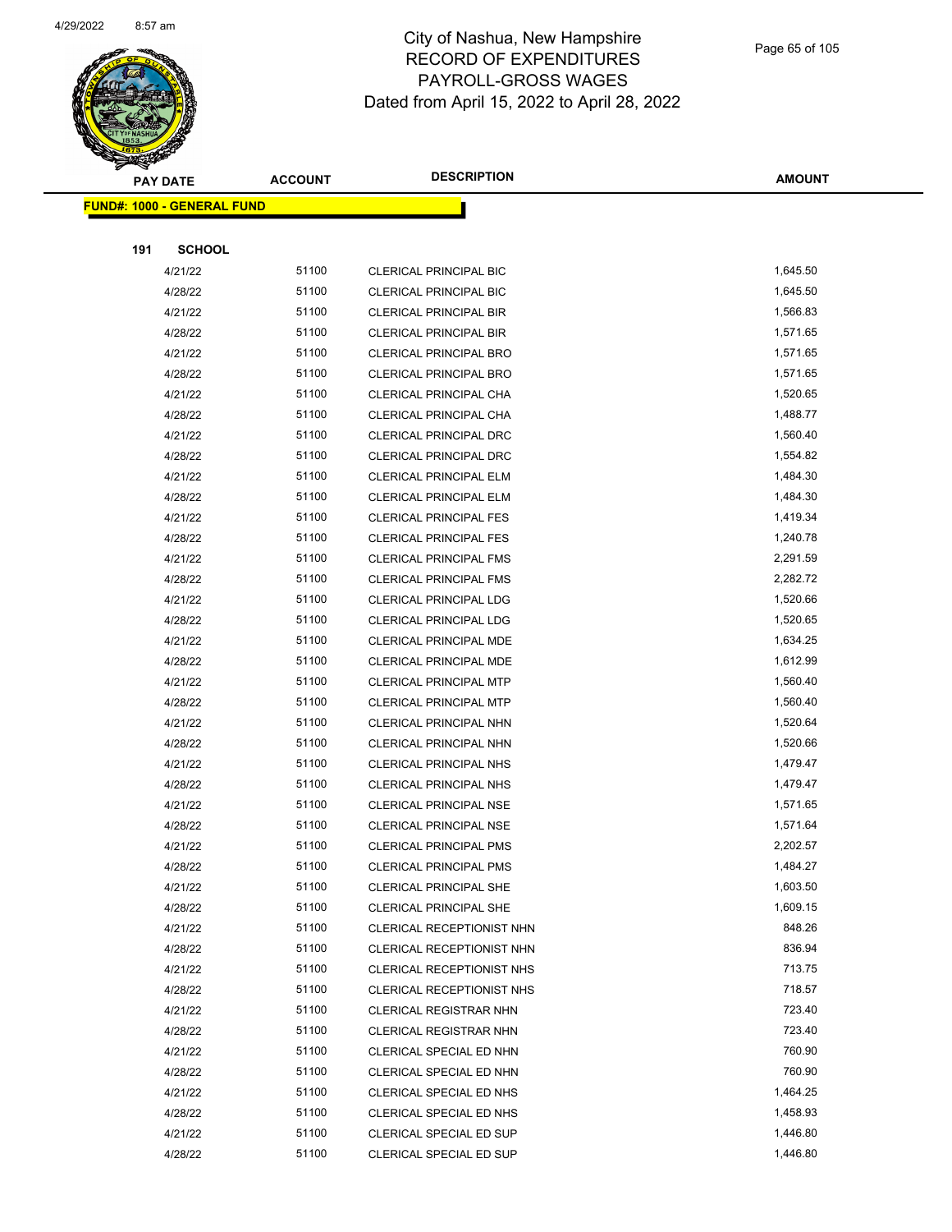# City of Nashua, New Hampshire
## RECORD OF EXPENDITURES
## PAYROLL-GROSS WAGES
## Dated from April 15, 2022 to April 28, 2022

| PAY DATE | ACCOUNT | DESCRIPTION | AMOUNT |
|---|---|---|---|
| **FUND#: 1000 - GENERAL FUND** | | | |
| **191 SCHOOL** | | | |
| 4/21/22 | 51100 | CLERICAL PRINCIPAL BIC | 1,645.50 |
| 4/28/22 | 51100 | CLERICAL PRINCIPAL BIC | 1,645.50 |
| 4/21/22 | 51100 | CLERICAL PRINCIPAL BIR | 1,566.83 |
| 4/28/22 | 51100 | CLERICAL PRINCIPAL BIR | 1,571.65 |
| 4/21/22 | 51100 | CLERICAL PRINCIPAL BRO | 1,571.65 |
| 4/28/22 | 51100 | CLERICAL PRINCIPAL BRO | 1,571.65 |
| 4/21/22 | 51100 | CLERICAL PRINCIPAL CHA | 1,520.65 |
| 4/28/22 | 51100 | CLERICAL PRINCIPAL CHA | 1,488.77 |
| 4/21/22 | 51100 | CLERICAL PRINCIPAL DRC | 1,560.40 |
| 4/28/22 | 51100 | CLERICAL PRINCIPAL DRC | 1,554.82 |
| 4/21/22 | 51100 | CLERICAL PRINCIPAL ELM | 1,484.30 |
| 4/28/22 | 51100 | CLERICAL PRINCIPAL ELM | 1,484.30 |
| 4/21/22 | 51100 | CLERICAL PRINCIPAL FES | 1,419.34 |
| 4/28/22 | 51100 | CLERICAL PRINCIPAL FES | 1,240.78 |
| 4/21/22 | 51100 | CLERICAL PRINCIPAL FMS | 2,291.59 |
| 4/28/22 | 51100 | CLERICAL PRINCIPAL FMS | 2,282.72 |
| 4/21/22 | 51100 | CLERICAL PRINCIPAL LDG | 1,520.66 |
| 4/28/22 | 51100 | CLERICAL PRINCIPAL LDG | 1,520.65 |
| 4/21/22 | 51100 | CLERICAL PRINCIPAL MDE | 1,634.25 |
| 4/28/22 | 51100 | CLERICAL PRINCIPAL MDE | 1,612.99 |
| 4/21/22 | 51100 | CLERICAL PRINCIPAL MTP | 1,560.40 |
| 4/28/22 | 51100 | CLERICAL PRINCIPAL MTP | 1,560.40 |
| 4/21/22 | 51100 | CLERICAL PRINCIPAL NHN | 1,520.64 |
| 4/28/22 | 51100 | CLERICAL PRINCIPAL NHN | 1,520.66 |
| 4/21/22 | 51100 | CLERICAL PRINCIPAL NHS | 1,479.47 |
| 4/28/22 | 51100 | CLERICAL PRINCIPAL NHS | 1,479.47 |
| 4/21/22 | 51100 | CLERICAL PRINCIPAL NSE | 1,571.65 |
| 4/28/22 | 51100 | CLERICAL PRINCIPAL NSE | 1,571.64 |
| 4/21/22 | 51100 | CLERICAL PRINCIPAL PMS | 2,202.57 |
| 4/28/22 | 51100 | CLERICAL PRINCIPAL PMS | 1,484.27 |
| 4/21/22 | 51100 | CLERICAL PRINCIPAL SHE | 1,603.50 |
| 4/28/22 | 51100 | CLERICAL PRINCIPAL SHE | 1,609.15 |
| 4/21/22 | 51100 | CLERICAL RECEPTIONIST NHN | 848.26 |
| 4/28/22 | 51100 | CLERICAL RECEPTIONIST NHN | 836.94 |
| 4/21/22 | 51100 | CLERICAL RECEPTIONIST NHS | 713.75 |
| 4/28/22 | 51100 | CLERICAL RECEPTIONIST NHS | 718.57 |
| 4/21/22 | 51100 | CLERICAL REGISTRAR NHN | 723.40 |
| 4/28/22 | 51100 | CLERICAL REGISTRAR NHN | 723.40 |
| 4/21/22 | 51100 | CLERICAL SPECIAL ED NHN | 760.90 |
| 4/28/22 | 51100 | CLERICAL SPECIAL ED NHN | 760.90 |
| 4/21/22 | 51100 | CLERICAL SPECIAL ED NHS | 1,464.25 |
| 4/28/22 | 51100 | CLERICAL SPECIAL ED NHS | 1,458.93 |
| 4/21/22 | 51100 | CLERICAL SPECIAL ED SUP | 1,446.80 |
| 4/28/22 | 51100 | CLERICAL SPECIAL ED SUP | 1,446.80 |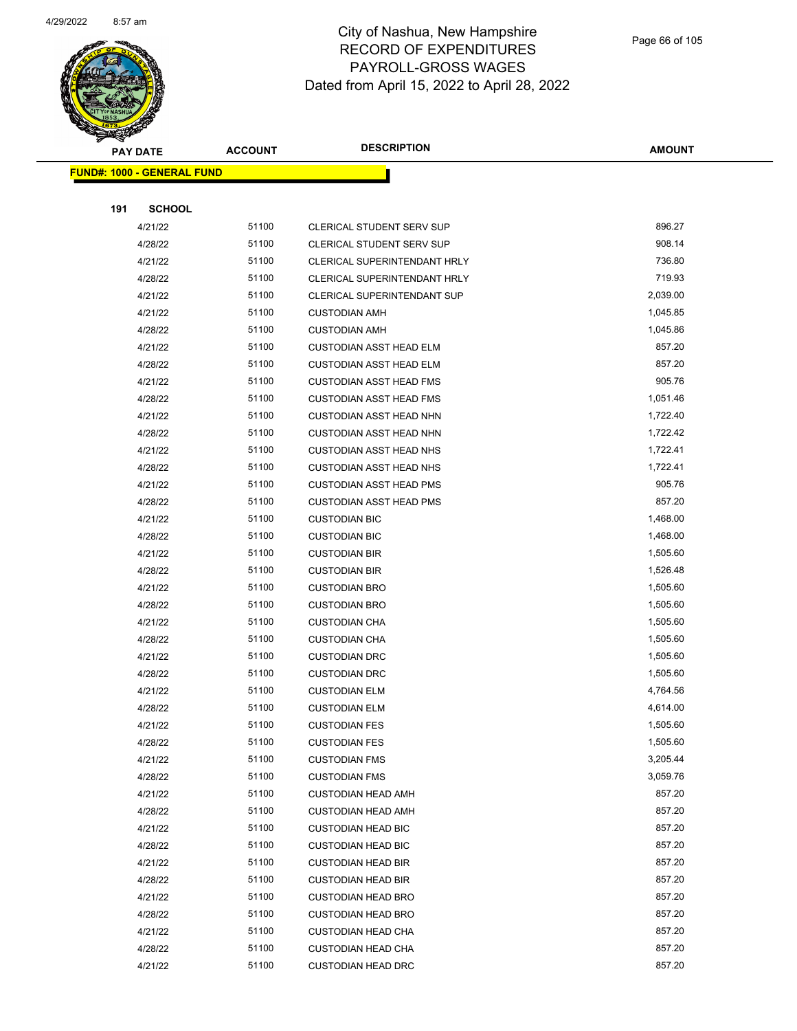# City of Nashua, New Hampshire
## RECORD OF EXPENDITURES
## PAYROLL-GROSS WAGES
### Dated from April 15, 2022 to April 28, 2022

| PAY DATE | ACCOUNT | DESCRIPTION | AMOUNT |
|---|---|---|---|

**FUND#: 1000 - GENERAL FUND**

**191 SCHOOL**

| PAY DATE | ACCOUNT | DESCRIPTION | AMOUNT |
|---|---|---|---|
| 4/21/22 | 51100 | CLERICAL STUDENT SERV SUP | 896.27 |
| 4/28/22 | 51100 | CLERICAL STUDENT SERV SUP | 908.14 |
| 4/21/22 | 51100 | CLERICAL SUPERINTENDANT HRLY | 736.80 |
| 4/28/22 | 51100 | CLERICAL SUPERINTENDANT HRLY | 719.93 |
| 4/21/22 | 51100 | CLERICAL SUPERINTENDANT SUP | 2,039.00 |
| 4/21/22 | 51100 | CUSTODIAN AMH | 1,045.85 |
| 4/28/22 | 51100 | CUSTODIAN AMH | 1,045.86 |
| 4/21/22 | 51100 | CUSTODIAN ASST HEAD ELM | 857.20 |
| 4/28/22 | 51100 | CUSTODIAN ASST HEAD ELM | 857.20 |
| 4/21/22 | 51100 | CUSTODIAN ASST HEAD FMS | 905.76 |
| 4/28/22 | 51100 | CUSTODIAN ASST HEAD FMS | 1,051.46 |
| 4/21/22 | 51100 | CUSTODIAN ASST HEAD NHN | 1,722.40 |
| 4/28/22 | 51100 | CUSTODIAN ASST HEAD NHN | 1,722.42 |
| 4/21/22 | 51100 | CUSTODIAN ASST HEAD NHS | 1,722.41 |
| 4/28/22 | 51100 | CUSTODIAN ASST HEAD NHS | 1,722.41 |
| 4/21/22 | 51100 | CUSTODIAN ASST HEAD PMS | 905.76 |
| 4/28/22 | 51100 | CUSTODIAN ASST HEAD PMS | 857.20 |
| 4/21/22 | 51100 | CUSTODIAN BIC | 1,468.00 |
| 4/28/22 | 51100 | CUSTODIAN BIC | 1,468.00 |
| 4/21/22 | 51100 | CUSTODIAN BIR | 1,505.60 |
| 4/28/22 | 51100 | CUSTODIAN BIR | 1,526.48 |
| 4/21/22 | 51100 | CUSTODIAN BRO | 1,505.60 |
| 4/28/22 | 51100 | CUSTODIAN BRO | 1,505.60 |
| 4/21/22 | 51100 | CUSTODIAN CHA | 1,505.60 |
| 4/28/22 | 51100 | CUSTODIAN CHA | 1,505.60 |
| 4/21/22 | 51100 | CUSTODIAN DRC | 1,505.60 |
| 4/28/22 | 51100 | CUSTODIAN DRC | 1,505.60 |
| 4/21/22 | 51100 | CUSTODIAN ELM | 4,764.56 |
| 4/28/22 | 51100 | CUSTODIAN ELM | 4,614.00 |
| 4/21/22 | 51100 | CUSTODIAN FES | 1,505.60 |
| 4/28/22 | 51100 | CUSTODIAN FES | 1,505.60 |
| 4/21/22 | 51100 | CUSTODIAN FMS | 3,205.44 |
| 4/28/22 | 51100 | CUSTODIAN FMS | 3,059.76 |
| 4/21/22 | 51100 | CUSTODIAN HEAD AMH | 857.20 |
| 4/28/22 | 51100 | CUSTODIAN HEAD AMH | 857.20 |
| 4/21/22 | 51100 | CUSTODIAN HEAD BIC | 857.20 |
| 4/28/22 | 51100 | CUSTODIAN HEAD BIC | 857.20 |
| 4/21/22 | 51100 | CUSTODIAN HEAD BIR | 857.20 |
| 4/28/22 | 51100 | CUSTODIAN HEAD BIR | 857.20 |
| 4/21/22 | 51100 | CUSTODIAN HEAD BRO | 857.20 |
| 4/28/22 | 51100 | CUSTODIAN HEAD BRO | 857.20 |
| 4/21/22 | 51100 | CUSTODIAN HEAD CHA | 857.20 |
| 4/28/22 | 51100 | CUSTODIAN HEAD CHA | 857.20 |
| 4/21/22 | 51100 | CUSTODIAN HEAD DRC | 857.20 |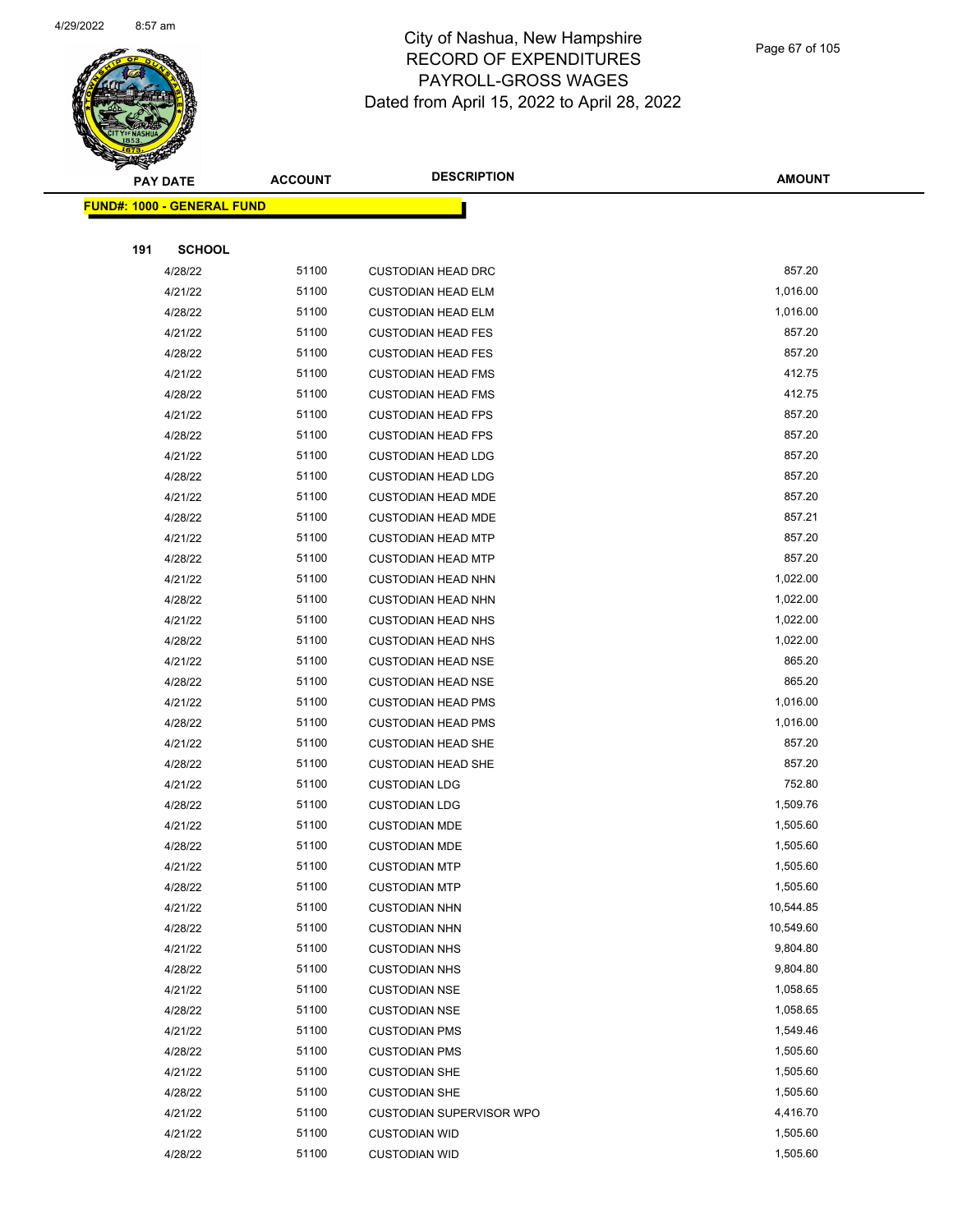City of Nashua, New Hampshire
RECORD OF EXPENDITURES
PAYROLL-GROSS WAGES
Dated from April 15, 2022 to April 28, 2022

| PAY DATE | ACCOUNT | DESCRIPTION | AMOUNT |
|---|---|---|---|
| **FUND#: 1000 - GENERAL FUND** | | | |
| **191 SCHOOL** | | | |
| 4/28/22 | 51100 | CUSTODIAN HEAD DRC | 857.20 |
| 4/21/22 | 51100 | CUSTODIAN HEAD ELM | 1,016.00 |
| 4/28/22 | 51100 | CUSTODIAN HEAD ELM | 1,016.00 |
| 4/21/22 | 51100 | CUSTODIAN HEAD FES | 857.20 |
| 4/28/22 | 51100 | CUSTODIAN HEAD FES | 857.20 |
| 4/21/22 | 51100 | CUSTODIAN HEAD FMS | 412.75 |
| 4/28/22 | 51100 | CUSTODIAN HEAD FMS | 412.75 |
| 4/21/22 | 51100 | CUSTODIAN HEAD FPS | 857.20 |
| 4/28/22 | 51100 | CUSTODIAN HEAD FPS | 857.20 |
| 4/21/22 | 51100 | CUSTODIAN HEAD LDG | 857.20 |
| 4/28/22 | 51100 | CUSTODIAN HEAD LDG | 857.20 |
| 4/21/22 | 51100 | CUSTODIAN HEAD MDE | 857.20 |
| 4/28/22 | 51100 | CUSTODIAN HEAD MDE | 857.21 |
| 4/21/22 | 51100 | CUSTODIAN HEAD MTP | 857.20 |
| 4/28/22 | 51100 | CUSTODIAN HEAD MTP | 857.20 |
| 4/21/22 | 51100 | CUSTODIAN HEAD NHN | 1,022.00 |
| 4/28/22 | 51100 | CUSTODIAN HEAD NHN | 1,022.00 |
| 4/21/22 | 51100 | CUSTODIAN HEAD NHS | 1,022.00 |
| 4/28/22 | 51100 | CUSTODIAN HEAD NHS | 1,022.00 |
| 4/21/22 | 51100 | CUSTODIAN HEAD NSE | 865.20 |
| 4/28/22 | 51100 | CUSTODIAN HEAD NSE | 865.20 |
| 4/21/22 | 51100 | CUSTODIAN HEAD PMS | 1,016.00 |
| 4/28/22 | 51100 | CUSTODIAN HEAD PMS | 1,016.00 |
| 4/21/22 | 51100 | CUSTODIAN HEAD SHE | 857.20 |
| 4/28/22 | 51100 | CUSTODIAN HEAD SHE | 857.20 |
| 4/21/22 | 51100 | CUSTODIAN LDG | 752.80 |
| 4/28/22 | 51100 | CUSTODIAN LDG | 1,509.76 |
| 4/21/22 | 51100 | CUSTODIAN MDE | 1,505.60 |
| 4/28/22 | 51100 | CUSTODIAN MDE | 1,505.60 |
| 4/21/22 | 51100 | CUSTODIAN MTP | 1,505.60 |
| 4/28/22 | 51100 | CUSTODIAN MTP | 1,505.60 |
| 4/21/22 | 51100 | CUSTODIAN NHN | 10,544.85 |
| 4/28/22 | 51100 | CUSTODIAN NHN | 10,549.60 |
| 4/21/22 | 51100 | CUSTODIAN NHS | 9,804.80 |
| 4/28/22 | 51100 | CUSTODIAN NHS | 9,804.80 |
| 4/21/22 | 51100 | CUSTODIAN NSE | 1,058.65 |
| 4/28/22 | 51100 | CUSTODIAN NSE | 1,058.65 |
| 4/21/22 | 51100 | CUSTODIAN PMS | 1,549.46 |
| 4/28/22 | 51100 | CUSTODIAN PMS | 1,505.60 |
| 4/21/22 | 51100 | CUSTODIAN SHE | 1,505.60 |
| 4/28/22 | 51100 | CUSTODIAN SHE | 1,505.60 |
| 4/21/22 | 51100 | CUSTODIAN SUPERVISOR WPO | 4,416.70 |
| 4/21/22 | 51100 | CUSTODIAN WID | 1,505.60 |
| 4/28/22 | 51100 | CUSTODIAN WID | 1,505.60 |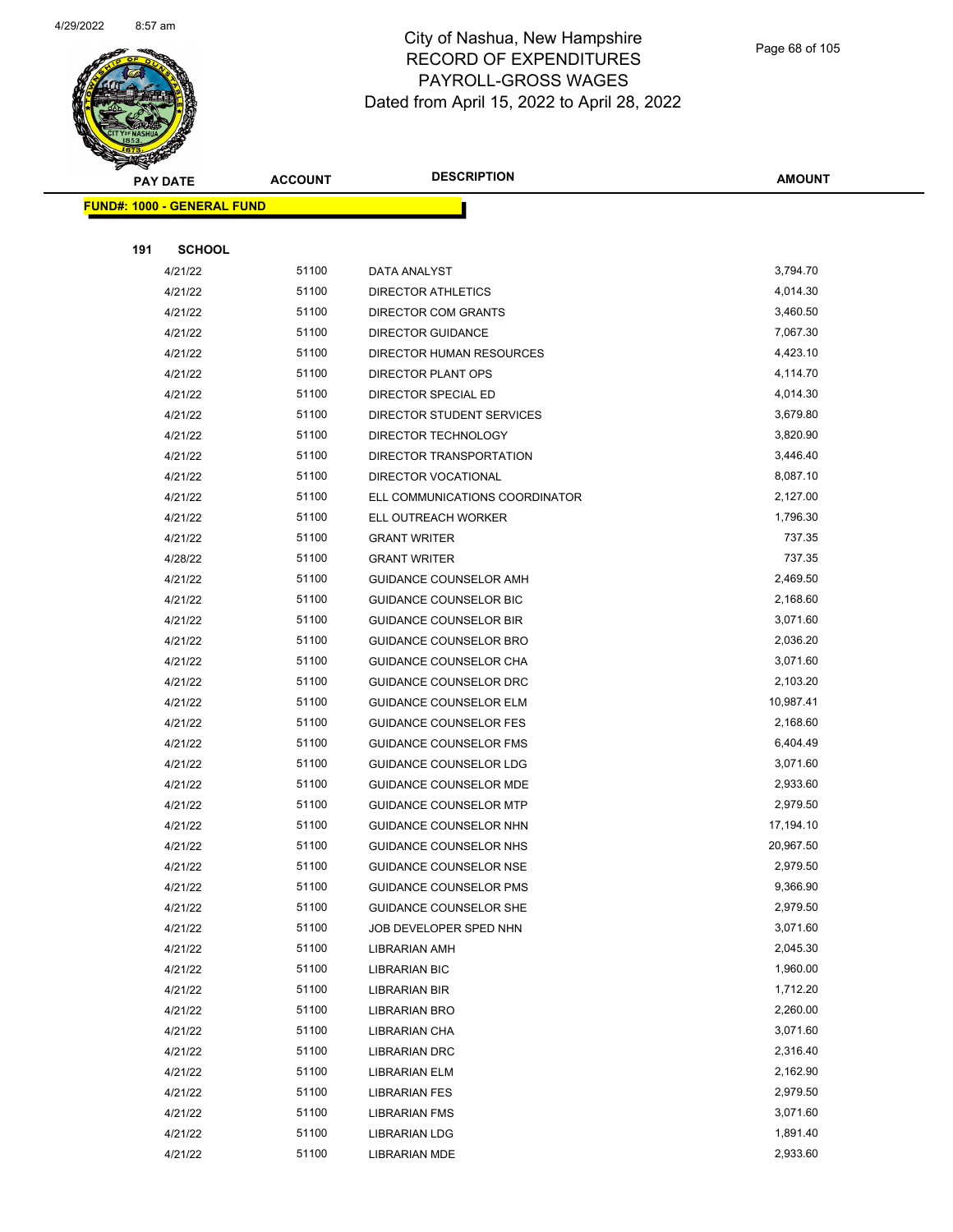# City of Nashua, New Hampshire
## RECORD OF EXPENDITURES
## PAYROLL-GROSS WAGES
## Dated from April 15, 2022 to April 28, 2022

| PAY DATE | ACCOUNT | DESCRIPTION | AMOUNT |
|---|---|---|---|

**FUND#: 1000 - GENERAL FUND**

**191 SCHOOL**

| PAY DATE | ACCOUNT | DESCRIPTION | AMOUNT |
|---|---|---|---|
| 4/21/22 | 51100 | DATA ANALYST | 3,794.70 |
| 4/21/22 | 51100 | DIRECTOR ATHLETICS | 4,014.30 |
| 4/21/22 | 51100 | DIRECTOR COM GRANTS | 3,460.50 |
| 4/21/22 | 51100 | DIRECTOR GUIDANCE | 7,067.30 |
| 4/21/22 | 51100 | DIRECTOR HUMAN RESOURCES | 4,423.10 |
| 4/21/22 | 51100 | DIRECTOR PLANT OPS | 4,114.70 |
| 4/21/22 | 51100 | DIRECTOR SPECIAL ED | 4,014.30 |
| 4/21/22 | 51100 | DIRECTOR STUDENT SERVICES | 3,679.80 |
| 4/21/22 | 51100 | DIRECTOR TECHNOLOGY | 3,820.90 |
| 4/21/22 | 51100 | DIRECTOR TRANSPORTATION | 3,446.40 |
| 4/21/22 | 51100 | DIRECTOR VOCATIONAL | 8,087.10 |
| 4/21/22 | 51100 | ELL COMMUNICATIONS COORDINATOR | 2,127.00 |
| 4/21/22 | 51100 | ELL OUTREACH WORKER | 1,796.30 |
| 4/21/22 | 51100 | GRANT WRITER | 737.35 |
| 4/28/22 | 51100 | GRANT WRITER | 737.35 |
| 4/21/22 | 51100 | GUIDANCE COUNSELOR AMH | 2,469.50 |
| 4/21/22 | 51100 | GUIDANCE COUNSELOR BIC | 2,168.60 |
| 4/21/22 | 51100 | GUIDANCE COUNSELOR BIR | 3,071.60 |
| 4/21/22 | 51100 | GUIDANCE COUNSELOR BRO | 2,036.20 |
| 4/21/22 | 51100 | GUIDANCE COUNSELOR CHA | 3,071.60 |
| 4/21/22 | 51100 | GUIDANCE COUNSELOR DRC | 2,103.20 |
| 4/21/22 | 51100 | GUIDANCE COUNSELOR ELM | 10,987.41 |
| 4/21/22 | 51100 | GUIDANCE COUNSELOR FES | 2,168.60 |
| 4/21/22 | 51100 | GUIDANCE COUNSELOR FMS | 6,404.49 |
| 4/21/22 | 51100 | GUIDANCE COUNSELOR LDG | 3,071.60 |
| 4/21/22 | 51100 | GUIDANCE COUNSELOR MDE | 2,933.60 |
| 4/21/22 | 51100 | GUIDANCE COUNSELOR MTP | 2,979.50 |
| 4/21/22 | 51100 | GUIDANCE COUNSELOR NHN | 17,194.10 |
| 4/21/22 | 51100 | GUIDANCE COUNSELOR NHS | 20,967.50 |
| 4/21/22 | 51100 | GUIDANCE COUNSELOR NSE | 2,979.50 |
| 4/21/22 | 51100 | GUIDANCE COUNSELOR PMS | 9,366.90 |
| 4/21/22 | 51100 | GUIDANCE COUNSELOR SHE | 2,979.50 |
| 4/21/22 | 51100 | JOB DEVELOPER SPED NHN | 3,071.60 |
| 4/21/22 | 51100 | LIBRARIAN AMH | 2,045.30 |
| 4/21/22 | 51100 | LIBRARIAN BIC | 1,960.00 |
| 4/21/22 | 51100 | LIBRARIAN BIR | 1,712.20 |
| 4/21/22 | 51100 | LIBRARIAN BRO | 2,260.00 |
| 4/21/22 | 51100 | LIBRARIAN CHA | 3,071.60 |
| 4/21/22 | 51100 | LIBRARIAN DRC | 2,316.40 |
| 4/21/22 | 51100 | LIBRARIAN ELM | 2,162.90 |
| 4/21/22 | 51100 | LIBRARIAN FES | 2,979.50 |
| 4/21/22 | 51100 | LIBRARIAN FMS | 3,071.60 |
| 4/21/22 | 51100 | LIBRARIAN LDG | 1,891.40 |
| 4/21/22 | 51100 | LIBRARIAN MDE | 2,933.60 |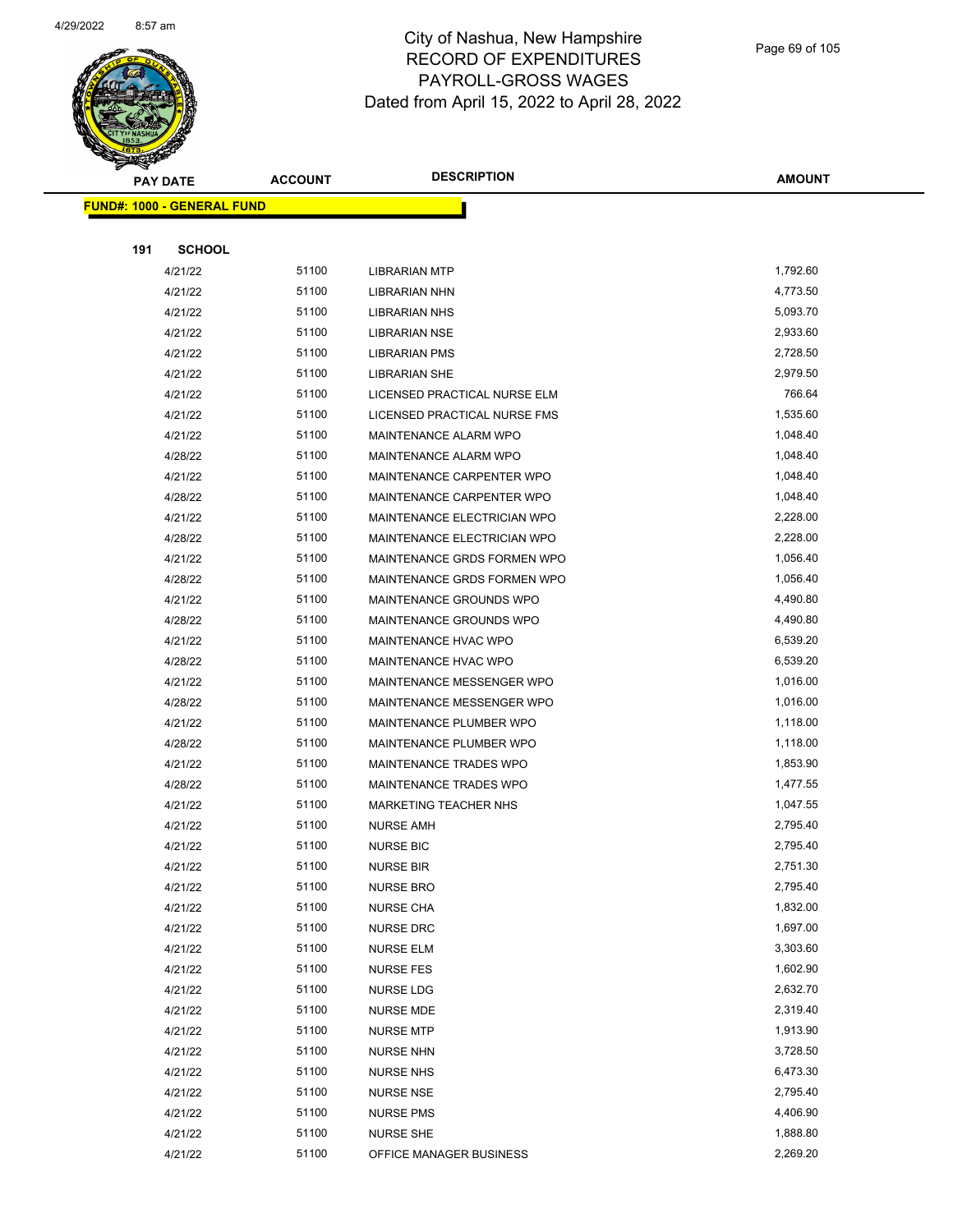# City of Nashua, New Hampshire
## RECORD OF EXPENDITURES
## PAYROLL-GROSS WAGES
## Dated from April 15, 2022 to April 28, 2022

| PAY DATE | ACCOUNT | DESCRIPTION | AMOUNT |
|---|---|---|---|
| **FUND#: 1000 - GENERAL FUND** | | | |
| **191 SCHOOL** | | | |
| 4/21/22 | 51100 | LIBRARIAN MTP | 1,792.60 |
| 4/21/22 | 51100 | LIBRARIAN NHN | 4,773.50 |
| 4/21/22 | 51100 | LIBRARIAN NHS | 5,093.70 |
| 4/21/22 | 51100 | LIBRARIAN NSE | 2,933.60 |
| 4/21/22 | 51100 | LIBRARIAN PMS | 2,728.50 |
| 4/21/22 | 51100 | LIBRARIAN SHE | 2,979.50 |
| 4/21/22 | 51100 | LICENSED PRACTICAL NURSE ELM | 766.64 |
| 4/21/22 | 51100 | LICENSED PRACTICAL NURSE FMS | 1,535.60 |
| 4/21/22 | 51100 | MAINTENANCE ALARM WPO | 1,048.40 |
| 4/28/22 | 51100 | MAINTENANCE ALARM WPO | 1,048.40 |
| 4/21/22 | 51100 | MAINTENANCE CARPENTER WPO | 1,048.40 |
| 4/28/22 | 51100 | MAINTENANCE CARPENTER WPO | 1,048.40 |
| 4/21/22 | 51100 | MAINTENANCE ELECTRICIAN WPO | 2,228.00 |
| 4/28/22 | 51100 | MAINTENANCE ELECTRICIAN WPO | 2,228.00 |
| 4/21/22 | 51100 | MAINTENANCE GRDS FORMEN WPO | 1,056.40 |
| 4/28/22 | 51100 | MAINTENANCE GRDS FORMEN WPO | 1,056.40 |
| 4/21/22 | 51100 | MAINTENANCE GROUNDS WPO | 4,490.80 |
| 4/28/22 | 51100 | MAINTENANCE GROUNDS WPO | 4,490.80 |
| 4/21/22 | 51100 | MAINTENANCE HVAC WPO | 6,539.20 |
| 4/28/22 | 51100 | MAINTENANCE HVAC WPO | 6,539.20 |
| 4/21/22 | 51100 | MAINTENANCE MESSENGER WPO | 1,016.00 |
| 4/28/22 | 51100 | MAINTENANCE MESSENGER WPO | 1,016.00 |
| 4/21/22 | 51100 | MAINTENANCE PLUMBER WPO | 1,118.00 |
| 4/28/22 | 51100 | MAINTENANCE PLUMBER WPO | 1,118.00 |
| 4/21/22 | 51100 | MAINTENANCE TRADES WPO | 1,853.90 |
| 4/28/22 | 51100 | MAINTENANCE TRADES WPO | 1,477.55 |
| 4/21/22 | 51100 | MARKETING TEACHER NHS | 1,047.55 |
| 4/21/22 | 51100 | NURSE AMH | 2,795.40 |
| 4/21/22 | 51100 | NURSE BIC | 2,795.40 |
| 4/21/22 | 51100 | NURSE BIR | 2,751.30 |
| 4/21/22 | 51100 | NURSE BRO | 2,795.40 |
| 4/21/22 | 51100 | NURSE CHA | 1,832.00 |
| 4/21/22 | 51100 | NURSE DRC | 1,697.00 |
| 4/21/22 | 51100 | NURSE ELM | 3,303.60 |
| 4/21/22 | 51100 | NURSE FES | 1,602.90 |
| 4/21/22 | 51100 | NURSE LDG | 2,632.70 |
| 4/21/22 | 51100 | NURSE MDE | 2,319.40 |
| 4/21/22 | 51100 | NURSE MTP | 1,913.90 |
| 4/21/22 | 51100 | NURSE NHN | 3,728.50 |
| 4/21/22 | 51100 | NURSE NHS | 6,473.30 |
| 4/21/22 | 51100 | NURSE NSE | 2,795.40 |
| 4/21/22 | 51100 | NURSE PMS | 4,406.90 |
| 4/21/22 | 51100 | NURSE SHE | 1,888.80 |
| 4/21/22 | 51100 | OFFICE MANAGER BUSINESS | 2,269.20 |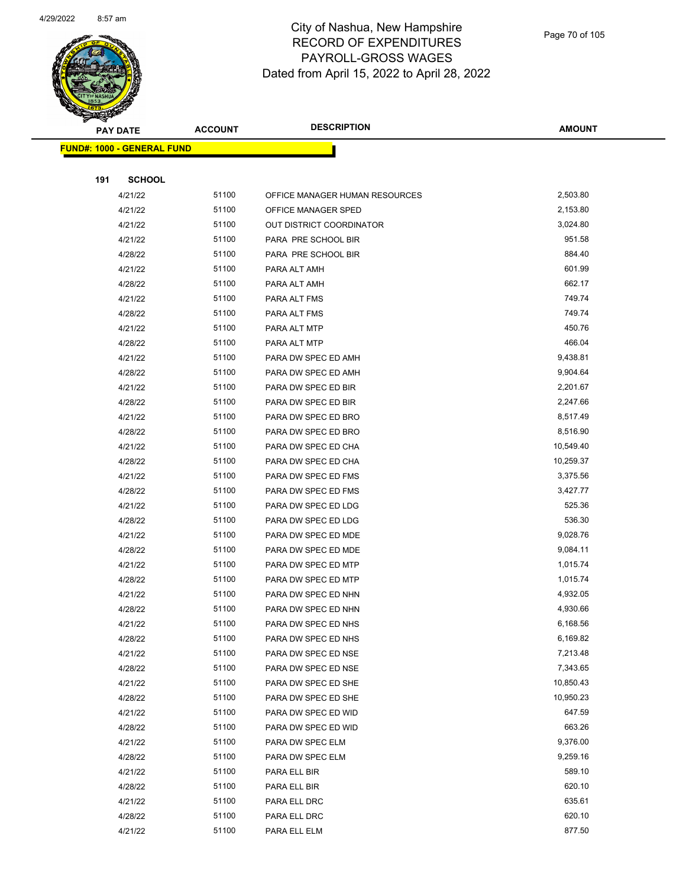# City of Nashua, New Hampshire
## RECORD OF EXPENDITURES
## PAYROLL-GROSS WAGES
## Dated from April 15, 2022 to April 28, 2022

**FUND#: 1000 - GENERAL FUND**

**191 SCHOOL**

| PAY DATE | ACCOUNT | DESCRIPTION | AMOUNT |
|---|---|---|---|
| 4/21/22 | 51100 | OFFICE MANAGER HUMAN RESOURCES | 2,503.80 |
| 4/21/22 | 51100 | OFFICE MANAGER SPED | 2,153.80 |
| 4/21/22 | 51100 | OUT DISTRICT COORDINATOR | 3,024.80 |
| 4/21/22 | 51100 | PARA PRE SCHOOL BIR | 951.58 |
| 4/28/22 | 51100 | PARA PRE SCHOOL BIR | 884.40 |
| 4/21/22 | 51100 | PARA ALT AMH | 601.99 |
| 4/28/22 | 51100 | PARA ALT AMH | 662.17 |
| 4/21/22 | 51100 | PARA ALT FMS | 749.74 |
| 4/28/22 | 51100 | PARA ALT FMS | 749.74 |
| 4/21/22 | 51100 | PARA ALT MTP | 450.76 |
| 4/28/22 | 51100 | PARA ALT MTP | 466.04 |
| 4/21/22 | 51100 | PARA DW SPEC ED AMH | 9,438.81 |
| 4/28/22 | 51100 | PARA DW SPEC ED AMH | 9,904.64 |
| 4/21/22 | 51100 | PARA DW SPEC ED BIR | 2,201.67 |
| 4/28/22 | 51100 | PARA DW SPEC ED BIR | 2,247.66 |
| 4/21/22 | 51100 | PARA DW SPEC ED BRO | 8,517.49 |
| 4/28/22 | 51100 | PARA DW SPEC ED BRO | 8,516.90 |
| 4/21/22 | 51100 | PARA DW SPEC ED CHA | 10,549.40 |
| 4/28/22 | 51100 | PARA DW SPEC ED CHA | 10,259.37 |
| 4/21/22 | 51100 | PARA DW SPEC ED FMS | 3,375.56 |
| 4/28/22 | 51100 | PARA DW SPEC ED FMS | 3,427.77 |
| 4/21/22 | 51100 | PARA DW SPEC ED LDG | 525.36 |
| 4/28/22 | 51100 | PARA DW SPEC ED LDG | 536.30 |
| 4/21/22 | 51100 | PARA DW SPEC ED MDE | 9,028.76 |
| 4/28/22 | 51100 | PARA DW SPEC ED MDE | 9,084.11 |
| 4/21/22 | 51100 | PARA DW SPEC ED MTP | 1,015.74 |
| 4/28/22 | 51100 | PARA DW SPEC ED MTP | 1,015.74 |
| 4/21/22 | 51100 | PARA DW SPEC ED NHN | 4,932.05 |
| 4/28/22 | 51100 | PARA DW SPEC ED NHN | 4,930.66 |
| 4/21/22 | 51100 | PARA DW SPEC ED NHS | 6,168.56 |
| 4/28/22 | 51100 | PARA DW SPEC ED NHS | 6,169.82 |
| 4/21/22 | 51100 | PARA DW SPEC ED NSE | 7,213.48 |
| 4/28/22 | 51100 | PARA DW SPEC ED NSE | 7,343.65 |
| 4/21/22 | 51100 | PARA DW SPEC ED SHE | 10,850.43 |
| 4/28/22 | 51100 | PARA DW SPEC ED SHE | 10,950.23 |
| 4/21/22 | 51100 | PARA DW SPEC ED WID | 647.59 |
| 4/28/22 | 51100 | PARA DW SPEC ED WID | 663.26 |
| 4/21/22 | 51100 | PARA DW SPEC ELM | 9,376.00 |
| 4/28/22 | 51100 | PARA DW SPEC ELM | 9,259.16 |
| 4/21/22 | 51100 | PARA ELL BIR | 589.10 |
| 4/28/22 | 51100 | PARA ELL BIR | 620.10 |
| 4/21/22 | 51100 | PARA ELL DRC | 635.61 |
| 4/28/22 | 51100 | PARA ELL DRC | 620.10 |
| 4/21/22 | 51100 | PARA ELL ELM | 877.50 |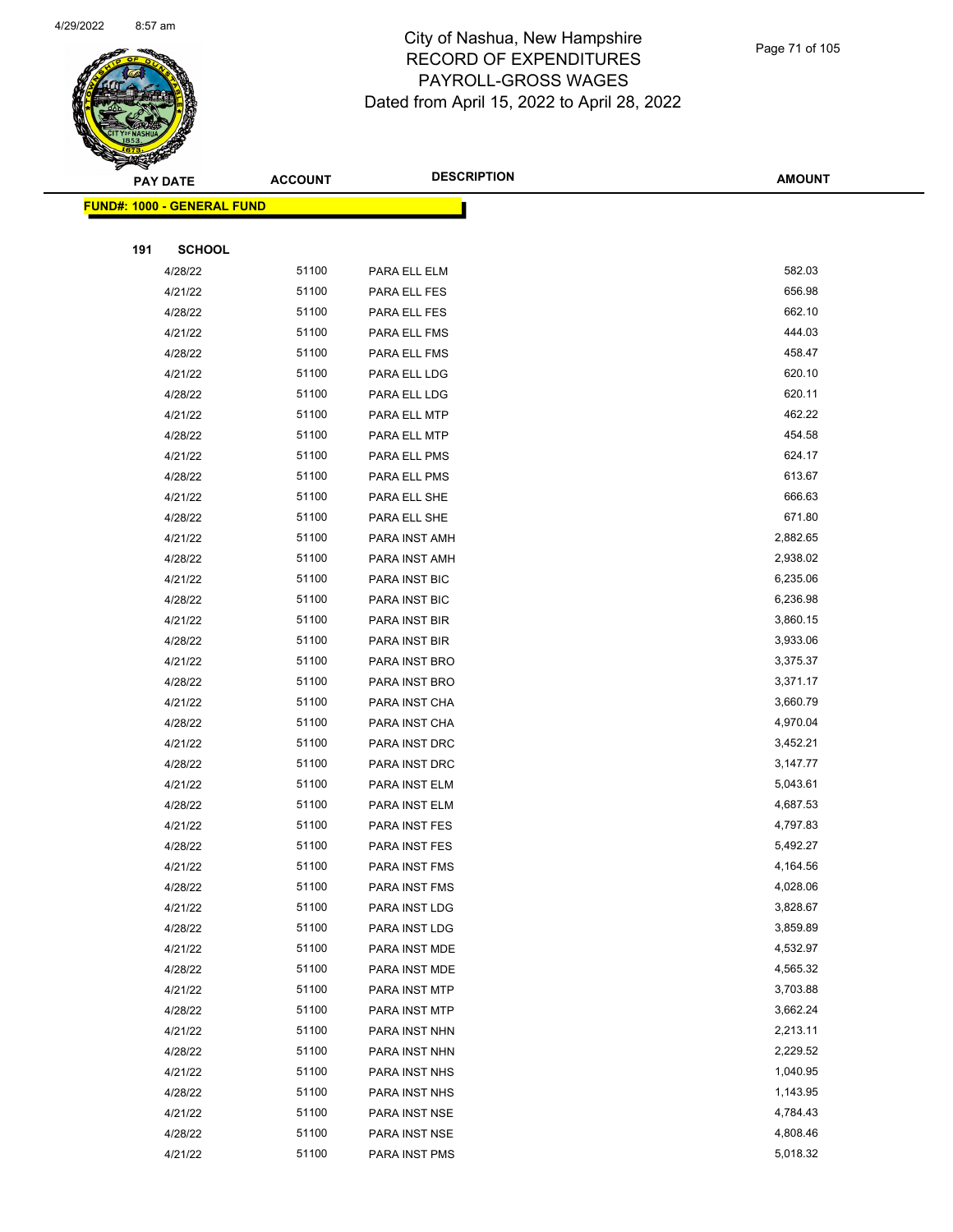# City of Nashua, New Hampshire
# RECORD OF EXPENDITURES
# PAYROLL-GROSS WAGES
# Dated from April 15, 2022 to April 28, 2022

| PAY DATE | ACCOUNT | DESCRIPTION | AMOUNT |
|---|---|---|---|
| **FUND#: 1000 - GENERAL FUND** | | | |
| **191 SCHOOL** | | | |
| 4/28/22 | 51100 | PARA ELL ELM | 582.03 |
| 4/21/22 | 51100 | PARA ELL FES | 656.98 |
| 4/28/22 | 51100 | PARA ELL FES | 662.10 |
| 4/21/22 | 51100 | PARA ELL FMS | 444.03 |
| 4/28/22 | 51100 | PARA ELL FMS | 458.47 |
| 4/21/22 | 51100 | PARA ELL LDG | 620.10 |
| 4/28/22 | 51100 | PARA ELL LDG | 620.11 |
| 4/21/22 | 51100 | PARA ELL MTP | 462.22 |
| 4/28/22 | 51100 | PARA ELL MTP | 454.58 |
| 4/21/22 | 51100 | PARA ELL PMS | 624.17 |
| 4/28/22 | 51100 | PARA ELL PMS | 613.67 |
| 4/21/22 | 51100 | PARA ELL SHE | 666.63 |
| 4/28/22 | 51100 | PARA ELL SHE | 671.80 |
| 4/21/22 | 51100 | PARA INST AMH | 2,882.65 |
| 4/28/22 | 51100 | PARA INST AMH | 2,938.02 |
| 4/21/22 | 51100 | PARA INST BIC | 6,235.06 |
| 4/28/22 | 51100 | PARA INST BIC | 6,236.98 |
| 4/21/22 | 51100 | PARA INST BIR | 3,860.15 |
| 4/28/22 | 51100 | PARA INST BIR | 3,933.06 |
| 4/21/22 | 51100 | PARA INST BRO | 3,375.37 |
| 4/28/22 | 51100 | PARA INST BRO | 3,371.17 |
| 4/21/22 | 51100 | PARA INST CHA | 3,660.79 |
| 4/28/22 | 51100 | PARA INST CHA | 4,970.04 |
| 4/21/22 | 51100 | PARA INST DRC | 3,452.21 |
| 4/28/22 | 51100 | PARA INST DRC | 3,147.77 |
| 4/21/22 | 51100 | PARA INST ELM | 5,043.61 |
| 4/28/22 | 51100 | PARA INST ELM | 4,687.53 |
| 4/21/22 | 51100 | PARA INST FES | 4,797.83 |
| 4/28/22 | 51100 | PARA INST FES | 5,492.27 |
| 4/21/22 | 51100 | PARA INST FMS | 4,164.56 |
| 4/28/22 | 51100 | PARA INST FMS | 4,028.06 |
| 4/21/22 | 51100 | PARA INST LDG | 3,828.67 |
| 4/28/22 | 51100 | PARA INST LDG | 3,859.89 |
| 4/21/22 | 51100 | PARA INST MDE | 4,532.97 |
| 4/28/22 | 51100 | PARA INST MDE | 4,565.32 |
| 4/21/22 | 51100 | PARA INST MTP | 3,703.88 |
| 4/28/22 | 51100 | PARA INST MTP | 3,662.24 |
| 4/21/22 | 51100 | PARA INST NHN | 2,213.11 |
| 4/28/22 | 51100 | PARA INST NHN | 2,229.52 |
| 4/21/22 | 51100 | PARA INST NHS | 1,040.95 |
| 4/28/22 | 51100 | PARA INST NHS | 1,143.95 |
| 4/21/22 | 51100 | PARA INST NSE | 4,784.43 |
| 4/28/22 | 51100 | PARA INST NSE | 4,808.46 |
| 4/21/22 | 51100 | PARA INST PMS | 5,018.32 |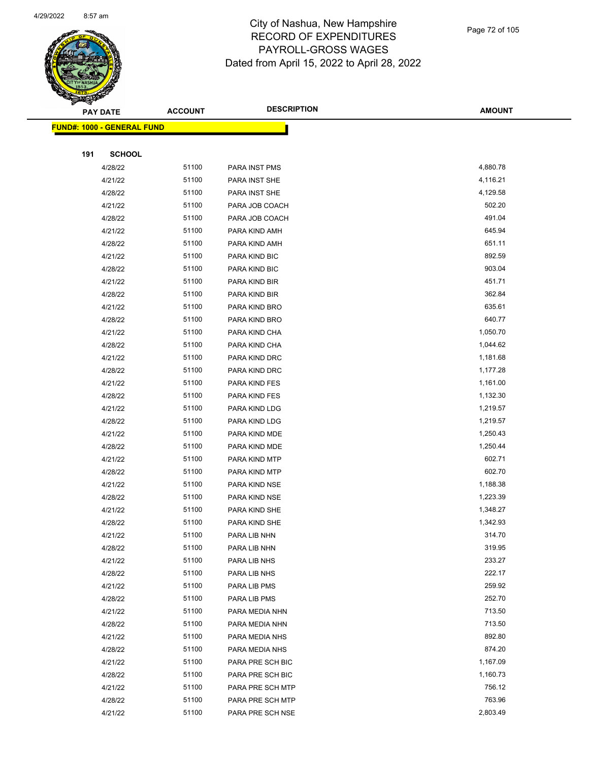# City of Nashua, New Hampshire
## RECORD OF EXPENDITURES
## PAYROLL-GROSS WAGES
### Dated from April 15, 2022 to April 28, 2022

| PAY DATE | ACCOUNT | DESCRIPTION | AMOUNT |
|---|---|---|---|

**FUND#: 1000 - GENERAL FUND**

**191 SCHOOL**

| PAY DATE | ACCOUNT | DESCRIPTION | AMOUNT |
|---|---|---|---|
| 4/28/22 | 51100 | PARA INST PMS | 4,880.78 |
| 4/21/22 | 51100 | PARA INST SHE | 4,116.21 |
| 4/28/22 | 51100 | PARA INST SHE | 4,129.58 |
| 4/21/22 | 51100 | PARA JOB COACH | 502.20 |
| 4/28/22 | 51100 | PARA JOB COACH | 491.04 |
| 4/21/22 | 51100 | PARA KIND AMH | 645.94 |
| 4/28/22 | 51100 | PARA KIND AMH | 651.11 |
| 4/21/22 | 51100 | PARA KIND BIC | 892.59 |
| 4/28/22 | 51100 | PARA KIND BIC | 903.04 |
| 4/21/22 | 51100 | PARA KIND BIR | 451.71 |
| 4/28/22 | 51100 | PARA KIND BIR | 362.84 |
| 4/21/22 | 51100 | PARA KIND BRO | 635.61 |
| 4/28/22 | 51100 | PARA KIND BRO | 640.77 |
| 4/21/22 | 51100 | PARA KIND CHA | 1,050.70 |
| 4/28/22 | 51100 | PARA KIND CHA | 1,044.62 |
| 4/21/22 | 51100 | PARA KIND DRC | 1,181.68 |
| 4/28/22 | 51100 | PARA KIND DRC | 1,177.28 |
| 4/21/22 | 51100 | PARA KIND FES | 1,161.00 |
| 4/28/22 | 51100 | PARA KIND FES | 1,132.30 |
| 4/21/22 | 51100 | PARA KIND LDG | 1,219.57 |
| 4/28/22 | 51100 | PARA KIND LDG | 1,219.57 |
| 4/21/22 | 51100 | PARA KIND MDE | 1,250.43 |
| 4/28/22 | 51100 | PARA KIND MDE | 1,250.44 |
| 4/21/22 | 51100 | PARA KIND MTP | 602.71 |
| 4/28/22 | 51100 | PARA KIND MTP | 602.70 |
| 4/21/22 | 51100 | PARA KIND NSE | 1,188.38 |
| 4/28/22 | 51100 | PARA KIND NSE | 1,223.39 |
| 4/21/22 | 51100 | PARA KIND SHE | 1,348.27 |
| 4/28/22 | 51100 | PARA KIND SHE | 1,342.93 |
| 4/21/22 | 51100 | PARA LIB NHN | 314.70 |
| 4/28/22 | 51100 | PARA LIB NHN | 319.95 |
| 4/21/22 | 51100 | PARA LIB NHS | 233.27 |
| 4/28/22 | 51100 | PARA LIB NHS | 222.17 |
| 4/21/22 | 51100 | PARA LIB PMS | 259.92 |
| 4/28/22 | 51100 | PARA LIB PMS | 252.70 |
| 4/21/22 | 51100 | PARA MEDIA NHN | 713.50 |
| 4/28/22 | 51100 | PARA MEDIA NHN | 713.50 |
| 4/21/22 | 51100 | PARA MEDIA NHS | 892.80 |
| 4/28/22 | 51100 | PARA MEDIA NHS | 874.20 |
| 4/21/22 | 51100 | PARA PRE SCH BIC | 1,167.09 |
| 4/28/22 | 51100 | PARA PRE SCH BIC | 1,160.73 |
| 4/21/22 | 51100 | PARA PRE SCH MTP | 756.12 |
| 4/28/22 | 51100 | PARA PRE SCH MTP | 763.96 |
| 4/21/22 | 51100 | PARA PRE SCH NSE | 2,803.49 |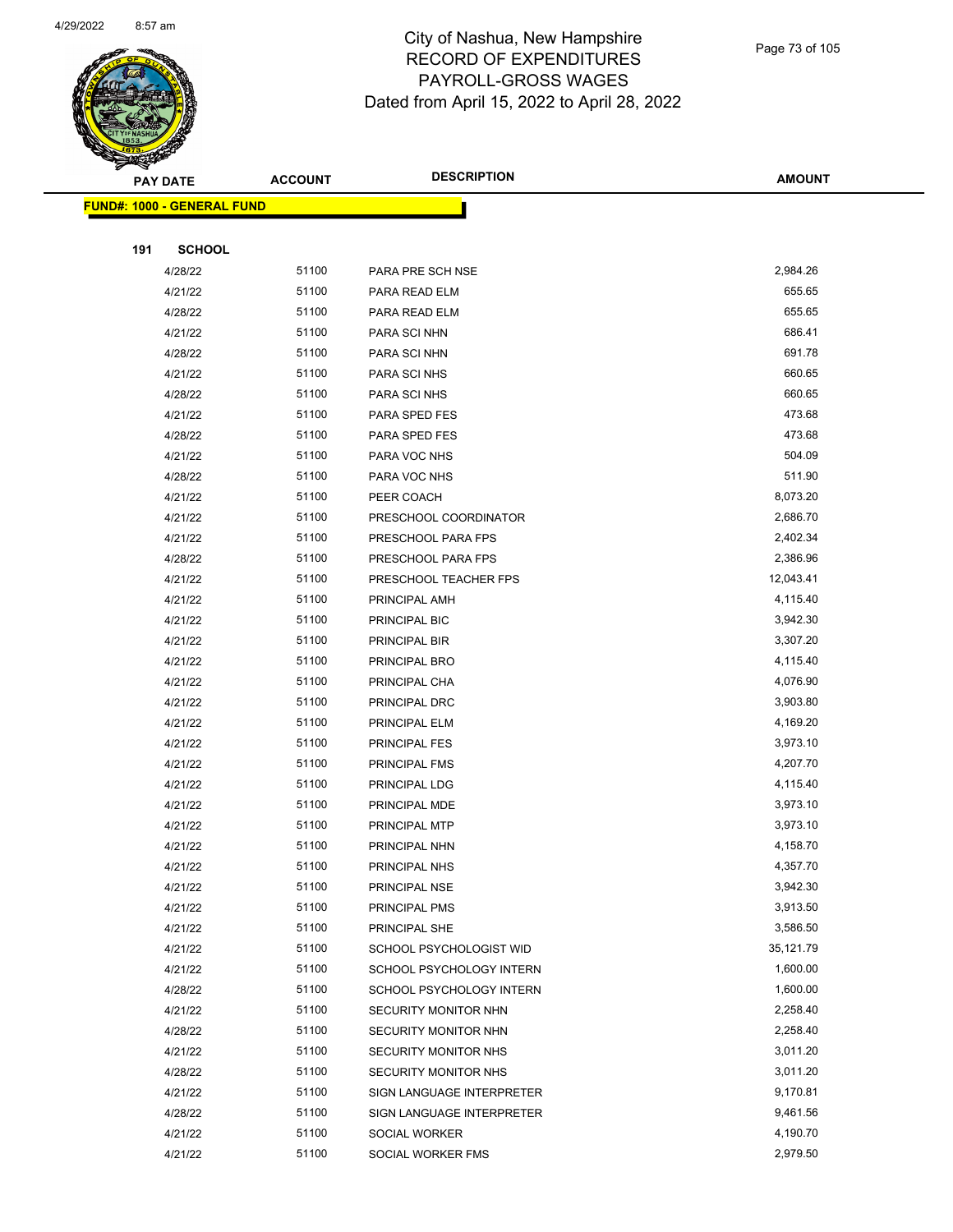# City of Nashua, New Hampshire
## RECORD OF EXPENDITURES
## PAYROLL-GROSS WAGES
### Dated from April 15, 2022 to April 28, 2022

| PAY DATE | ACCOUNT | DESCRIPTION | AMOUNT |
|---|---|---|---|

**FUND#: 1000 - GENERAL FUND**

**191 SCHOOL**

| PAY DATE | ACCOUNT | DESCRIPTION | AMOUNT |
|---|---|---|---|
| 4/28/22 | 51100 | PARA PRE SCH NSE | 2,984.26 |
| 4/21/22 | 51100 | PARA READ ELM | 655.65 |
| 4/28/22 | 51100 | PARA READ ELM | 655.65 |
| 4/21/22 | 51100 | PARA SCI NHN | 686.41 |
| 4/28/22 | 51100 | PARA SCI NHN | 691.78 |
| 4/21/22 | 51100 | PARA SCI NHS | 660.65 |
| 4/28/22 | 51100 | PARA SCI NHS | 660.65 |
| 4/21/22 | 51100 | PARA SPED FES | 473.68 |
| 4/28/22 | 51100 | PARA SPED FES | 473.68 |
| 4/21/22 | 51100 | PARA VOC NHS | 504.09 |
| 4/28/22 | 51100 | PARA VOC NHS | 511.90 |
| 4/21/22 | 51100 | PEER COACH | 8,073.20 |
| 4/21/22 | 51100 | PRESCHOOL COORDINATOR | 2,686.70 |
| 4/21/22 | 51100 | PRESCHOOL PARA FPS | 2,402.34 |
| 4/28/22 | 51100 | PRESCHOOL PARA FPS | 2,386.96 |
| 4/21/22 | 51100 | PRESCHOOL TEACHER FPS | 12,043.41 |
| 4/21/22 | 51100 | PRINCIPAL AMH | 4,115.40 |
| 4/21/22 | 51100 | PRINCIPAL BIC | 3,942.30 |
| 4/21/22 | 51100 | PRINCIPAL BIR | 3,307.20 |
| 4/21/22 | 51100 | PRINCIPAL BRO | 4,115.40 |
| 4/21/22 | 51100 | PRINCIPAL CHA | 4,076.90 |
| 4/21/22 | 51100 | PRINCIPAL DRC | 3,903.80 |
| 4/21/22 | 51100 | PRINCIPAL ELM | 4,169.20 |
| 4/21/22 | 51100 | PRINCIPAL FES | 3,973.10 |
| 4/21/22 | 51100 | PRINCIPAL FMS | 4,207.70 |
| 4/21/22 | 51100 | PRINCIPAL LDG | 4,115.40 |
| 4/21/22 | 51100 | PRINCIPAL MDE | 3,973.10 |
| 4/21/22 | 51100 | PRINCIPAL MTP | 3,973.10 |
| 4/21/22 | 51100 | PRINCIPAL NHN | 4,158.70 |
| 4/21/22 | 51100 | PRINCIPAL NHS | 4,357.70 |
| 4/21/22 | 51100 | PRINCIPAL NSE | 3,942.30 |
| 4/21/22 | 51100 | PRINCIPAL PMS | 3,913.50 |
| 4/21/22 | 51100 | PRINCIPAL SHE | 3,586.50 |
| 4/21/22 | 51100 | SCHOOL PSYCHOLOGIST WID | 35,121.79 |
| 4/21/22 | 51100 | SCHOOL PSYCHOLOGY INTERN | 1,600.00 |
| 4/28/22 | 51100 | SCHOOL PSYCHOLOGY INTERN | 1,600.00 |
| 4/21/22 | 51100 | SECURITY MONITOR NHN | 2,258.40 |
| 4/28/22 | 51100 | SECURITY MONITOR NHN | 2,258.40 |
| 4/21/22 | 51100 | SECURITY MONITOR NHS | 3,011.20 |
| 4/28/22 | 51100 | SECURITY MONITOR NHS | 3,011.20 |
| 4/21/22 | 51100 | SIGN LANGUAGE INTERPRETER | 9,170.81 |
| 4/28/22 | 51100 | SIGN LANGUAGE INTERPRETER | 9,461.56 |
| 4/21/22 | 51100 | SOCIAL WORKER | 4,190.70 |
| 4/21/22 | 51100 | SOCIAL WORKER FMS | 2,979.50 |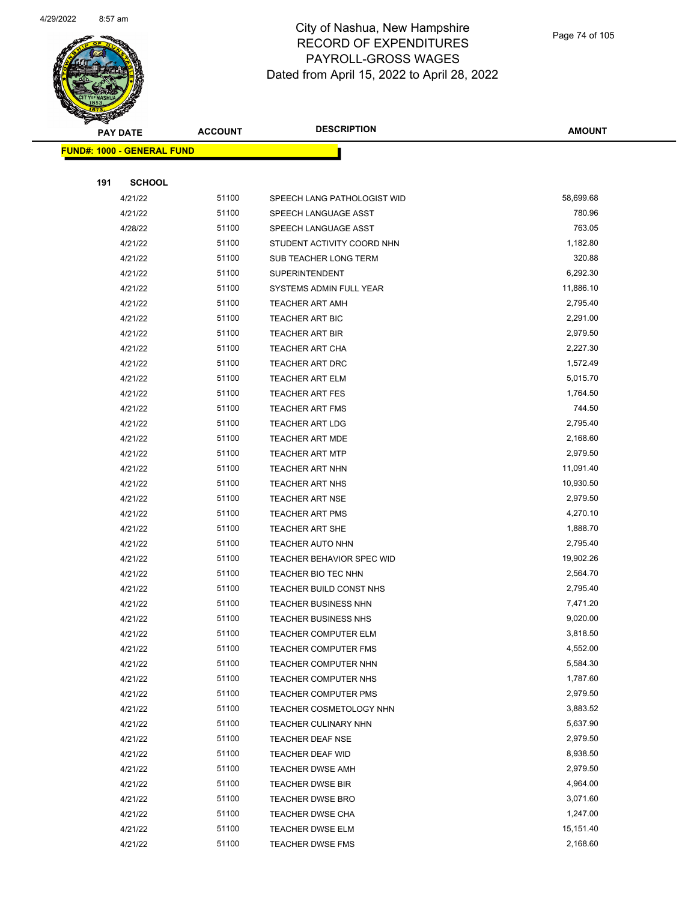# City of Nashua, New Hampshire
# RECORD OF EXPENDITURES
# PAYROLL-GROSS WAGES
# Dated from April 15, 2022 to April 28, 2022

**FUND#: 1000 - GENERAL FUND**

**191 SCHOOL**

| PAY DATE | ACCOUNT | DESCRIPTION | AMOUNT |
|---|---|---|---|
| 4/21/22 | 51100 | SPEECH LANG PATHOLOGIST WID | 58,699.68 |
| 4/21/22 | 51100 | SPEECH LANGUAGE ASST | 780.96 |
| 4/28/22 | 51100 | SPEECH LANGUAGE ASST | 763.05 |
| 4/21/22 | 51100 | STUDENT ACTIVITY COORD NHN | 1,182.80 |
| 4/21/22 | 51100 | SUB TEACHER LONG TERM | 320.88 |
| 4/21/22 | 51100 | SUPERINTENDENT | 6,292.30 |
| 4/21/22 | 51100 | SYSTEMS ADMIN FULL YEAR | 11,886.10 |
| 4/21/22 | 51100 | TEACHER ART AMH | 2,795.40 |
| 4/21/22 | 51100 | TEACHER ART BIC | 2,291.00 |
| 4/21/22 | 51100 | TEACHER ART BIR | 2,979.50 |
| 4/21/22 | 51100 | TEACHER ART CHA | 2,227.30 |
| 4/21/22 | 51100 | TEACHER ART DRC | 1,572.49 |
| 4/21/22 | 51100 | TEACHER ART ELM | 5,015.70 |
| 4/21/22 | 51100 | TEACHER ART FES | 1,764.50 |
| 4/21/22 | 51100 | TEACHER ART FMS | 744.50 |
| 4/21/22 | 51100 | TEACHER ART LDG | 2,795.40 |
| 4/21/22 | 51100 | TEACHER ART MDE | 2,168.60 |
| 4/21/22 | 51100 | TEACHER ART MTP | 2,979.50 |
| 4/21/22 | 51100 | TEACHER ART NHN | 11,091.40 |
| 4/21/22 | 51100 | TEACHER ART NHS | 10,930.50 |
| 4/21/22 | 51100 | TEACHER ART NSE | 2,979.50 |
| 4/21/22 | 51100 | TEACHER ART PMS | 4,270.10 |
| 4/21/22 | 51100 | TEACHER ART SHE | 1,888.70 |
| 4/21/22 | 51100 | TEACHER AUTO NHN | 2,795.40 |
| 4/21/22 | 51100 | TEACHER BEHAVIOR SPEC WID | 19,902.26 |
| 4/21/22 | 51100 | TEACHER BIO TEC NHN | 2,564.70 |
| 4/21/22 | 51100 | TEACHER BUILD CONST NHS | 2,795.40 |
| 4/21/22 | 51100 | TEACHER BUSINESS NHN | 7,471.20 |
| 4/21/22 | 51100 | TEACHER BUSINESS NHS | 9,020.00 |
| 4/21/22 | 51100 | TEACHER COMPUTER ELM | 3,818.50 |
| 4/21/22 | 51100 | TEACHER COMPUTER FMS | 4,552.00 |
| 4/21/22 | 51100 | TEACHER COMPUTER NHN | 5,584.30 |
| 4/21/22 | 51100 | TEACHER COMPUTER NHS | 1,787.60 |
| 4/21/22 | 51100 | TEACHER COMPUTER PMS | 2,979.50 |
| 4/21/22 | 51100 | TEACHER COSMETOLOGY NHN | 3,883.52 |
| 4/21/22 | 51100 | TEACHER CULINARY NHN | 5,637.90 |
| 4/21/22 | 51100 | TEACHER DEAF NSE | 2,979.50 |
| 4/21/22 | 51100 | TEACHER DEAF WID | 8,938.50 |
| 4/21/22 | 51100 | TEACHER DWSE AMH | 2,979.50 |
| 4/21/22 | 51100 | TEACHER DWSE BIR | 4,964.00 |
| 4/21/22 | 51100 | TEACHER DWSE BRO | 3,071.60 |
| 4/21/22 | 51100 | TEACHER DWSE CHA | 1,247.00 |
| 4/21/22 | 51100 | TEACHER DWSE ELM | 15,151.40 |
| 4/21/22 | 51100 | TEACHER DWSE FMS | 2,168.60 |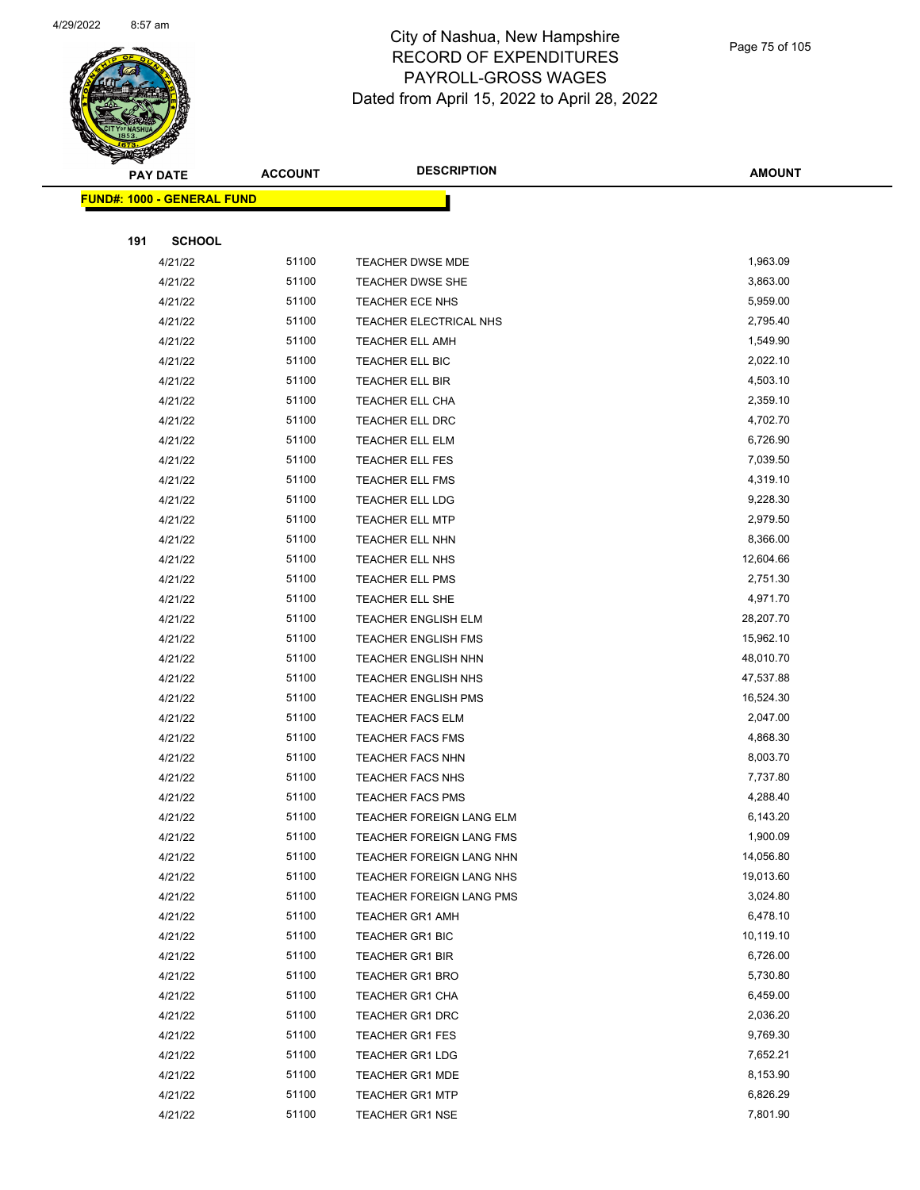# City of Nashua, New Hampshire
## RECORD OF EXPENDITURES
## PAYROLL-GROSS WAGES
## Dated from April 15, 2022 to April 28, 2022

| PAY DATE | ACCOUNT | DESCRIPTION | AMOUNT |
|---|---|---|---|
| **FUND#: 1000 - GENERAL FUND** | | | |
| **191 SCHOOL** | | | |
| 4/21/22 | 51100 | TEACHER DWSE MDE | 1,963.09 |
| 4/21/22 | 51100 | TEACHER DWSE SHE | 3,863.00 |
| 4/21/22 | 51100 | TEACHER ECE NHS | 5,959.00 |
| 4/21/22 | 51100 | TEACHER ELECTRICAL NHS | 2,795.40 |
| 4/21/22 | 51100 | TEACHER ELL AMH | 1,549.90 |
| 4/21/22 | 51100 | TEACHER ELL BIC | 2,022.10 |
| 4/21/22 | 51100 | TEACHER ELL BIR | 4,503.10 |
| 4/21/22 | 51100 | TEACHER ELL CHA | 2,359.10 |
| 4/21/22 | 51100 | TEACHER ELL DRC | 4,702.70 |
| 4/21/22 | 51100 | TEACHER ELL ELM | 6,726.90 |
| 4/21/22 | 51100 | TEACHER ELL FES | 7,039.50 |
| 4/21/22 | 51100 | TEACHER ELL FMS | 4,319.10 |
| 4/21/22 | 51100 | TEACHER ELL LDG | 9,228.30 |
| 4/21/22 | 51100 | TEACHER ELL MTP | 2,979.50 |
| 4/21/22 | 51100 | TEACHER ELL NHN | 8,366.00 |
| 4/21/22 | 51100 | TEACHER ELL NHS | 12,604.66 |
| 4/21/22 | 51100 | TEACHER ELL PMS | 2,751.30 |
| 4/21/22 | 51100 | TEACHER ELL SHE | 4,971.70 |
| 4/21/22 | 51100 | TEACHER ENGLISH ELM | 28,207.70 |
| 4/21/22 | 51100 | TEACHER ENGLISH FMS | 15,962.10 |
| 4/21/22 | 51100 | TEACHER ENGLISH NHN | 48,010.70 |
| 4/21/22 | 51100 | TEACHER ENGLISH NHS | 47,537.88 |
| 4/21/22 | 51100 | TEACHER ENGLISH PMS | 16,524.30 |
| 4/21/22 | 51100 | TEACHER FACS ELM | 2,047.00 |
| 4/21/22 | 51100 | TEACHER FACS FMS | 4,868.30 |
| 4/21/22 | 51100 | TEACHER FACS NHN | 8,003.70 |
| 4/21/22 | 51100 | TEACHER FACS NHS | 7,737.80 |
| 4/21/22 | 51100 | TEACHER FACS PMS | 4,288.40 |
| 4/21/22 | 51100 | TEACHER FOREIGN LANG ELM | 6,143.20 |
| 4/21/22 | 51100 | TEACHER FOREIGN LANG FMS | 1,900.09 |
| 4/21/22 | 51100 | TEACHER FOREIGN LANG NHN | 14,056.80 |
| 4/21/22 | 51100 | TEACHER FOREIGN LANG NHS | 19,013.60 |
| 4/21/22 | 51100 | TEACHER FOREIGN LANG PMS | 3,024.80 |
| 4/21/22 | 51100 | TEACHER GR1 AMH | 6,478.10 |
| 4/21/22 | 51100 | TEACHER GR1 BIC | 10,119.10 |
| 4/21/22 | 51100 | TEACHER GR1 BIR | 6,726.00 |
| 4/21/22 | 51100 | TEACHER GR1 BRO | 5,730.80 |
| 4/21/22 | 51100 | TEACHER GR1 CHA | 6,459.00 |
| 4/21/22 | 51100 | TEACHER GR1 DRC | 2,036.20 |
| 4/21/22 | 51100 | TEACHER GR1 FES | 9,769.30 |
| 4/21/22 | 51100 | TEACHER GR1 LDG | 7,652.21 |
| 4/21/22 | 51100 | TEACHER GR1 MDE | 8,153.90 |
| 4/21/22 | 51100 | TEACHER GR1 MTP | 6,826.29 |
| 4/21/22 | 51100 | TEACHER GR1 NSE | 7,801.90 |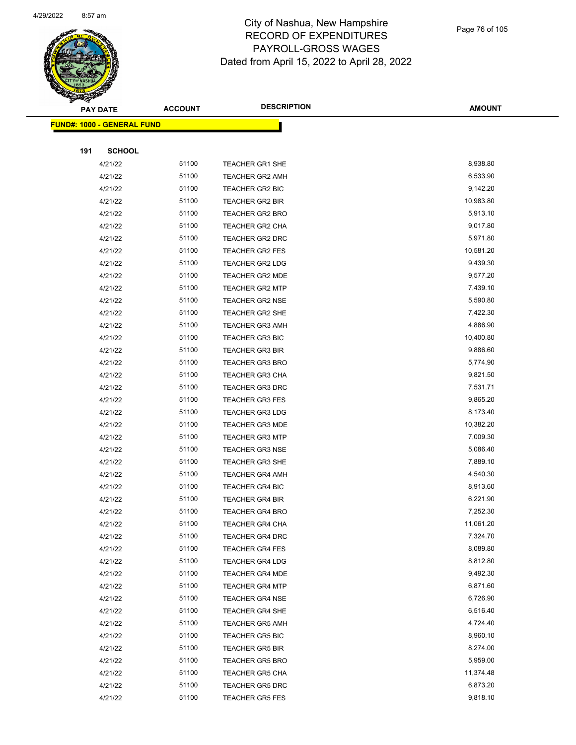# City of Nashua, New Hampshire
## RECORD OF EXPENDITURES
## PAYROLL-GROSS WAGES
## Dated from April 15, 2022 to April 28, 2022

| PAY DATE | ACCOUNT | DESCRIPTION | AMOUNT |
|---|---|---|---|
| **FUND#: 1000 - GENERAL FUND** | | | |
| **191 SCHOOL** | | | |
| 4/21/22 | 51100 | TEACHER GR1 SHE | 8,938.80 |
| 4/21/22 | 51100 | TEACHER GR2 AMH | 6,533.90 |
| 4/21/22 | 51100 | TEACHER GR2 BIC | 9,142.20 |
| 4/21/22 | 51100 | TEACHER GR2 BIR | 10,983.80 |
| 4/21/22 | 51100 | TEACHER GR2 BRO | 5,913.10 |
| 4/21/22 | 51100 | TEACHER GR2 CHA | 9,017.80 |
| 4/21/22 | 51100 | TEACHER GR2 DRC | 5,971.80 |
| 4/21/22 | 51100 | TEACHER GR2 FES | 10,581.20 |
| 4/21/22 | 51100 | TEACHER GR2 LDG | 9,439.30 |
| 4/21/22 | 51100 | TEACHER GR2 MDE | 9,577.20 |
| 4/21/22 | 51100 | TEACHER GR2 MTP | 7,439.10 |
| 4/21/22 | 51100 | TEACHER GR2 NSE | 5,590.80 |
| 4/21/22 | 51100 | TEACHER GR2 SHE | 7,422.30 |
| 4/21/22 | 51100 | TEACHER GR3 AMH | 4,886.90 |
| 4/21/22 | 51100 | TEACHER GR3 BIC | 10,400.80 |
| 4/21/22 | 51100 | TEACHER GR3 BIR | 9,886.60 |
| 4/21/22 | 51100 | TEACHER GR3 BRO | 5,774.90 |
| 4/21/22 | 51100 | TEACHER GR3 CHA | 9,821.50 |
| 4/21/22 | 51100 | TEACHER GR3 DRC | 7,531.71 |
| 4/21/22 | 51100 | TEACHER GR3 FES | 9,865.20 |
| 4/21/22 | 51100 | TEACHER GR3 LDG | 8,173.40 |
| 4/21/22 | 51100 | TEACHER GR3 MDE | 10,382.20 |
| 4/21/22 | 51100 | TEACHER GR3 MTP | 7,009.30 |
| 4/21/22 | 51100 | TEACHER GR3 NSE | 5,086.40 |
| 4/21/22 | 51100 | TEACHER GR3 SHE | 7,889.10 |
| 4/21/22 | 51100 | TEACHER GR4 AMH | 4,540.30 |
| 4/21/22 | 51100 | TEACHER GR4 BIC | 8,913.60 |
| 4/21/22 | 51100 | TEACHER GR4 BIR | 6,221.90 |
| 4/21/22 | 51100 | TEACHER GR4 BRO | 7,252.30 |
| 4/21/22 | 51100 | TEACHER GR4 CHA | 11,061.20 |
| 4/21/22 | 51100 | TEACHER GR4 DRC | 7,324.70 |
| 4/21/22 | 51100 | TEACHER GR4 FES | 8,089.80 |
| 4/21/22 | 51100 | TEACHER GR4 LDG | 8,812.80 |
| 4/21/22 | 51100 | TEACHER GR4 MDE | 9,492.30 |
| 4/21/22 | 51100 | TEACHER GR4 MTP | 6,871.60 |
| 4/21/22 | 51100 | TEACHER GR4 NSE | 6,726.90 |
| 4/21/22 | 51100 | TEACHER GR4 SHE | 6,516.40 |
| 4/21/22 | 51100 | TEACHER GR5 AMH | 4,724.40 |
| 4/21/22 | 51100 | TEACHER GR5 BIC | 8,960.10 |
| 4/21/22 | 51100 | TEACHER GR5 BIR | 8,274.00 |
| 4/21/22 | 51100 | TEACHER GR5 BRO | 5,959.00 |
| 4/21/22 | 51100 | TEACHER GR5 CHA | 11,374.48 |
| 4/21/22 | 51100 | TEACHER GR5 DRC | 6,873.20 |
| 4/21/22 | 51100 | TEACHER GR5 FES | 9,818.10 |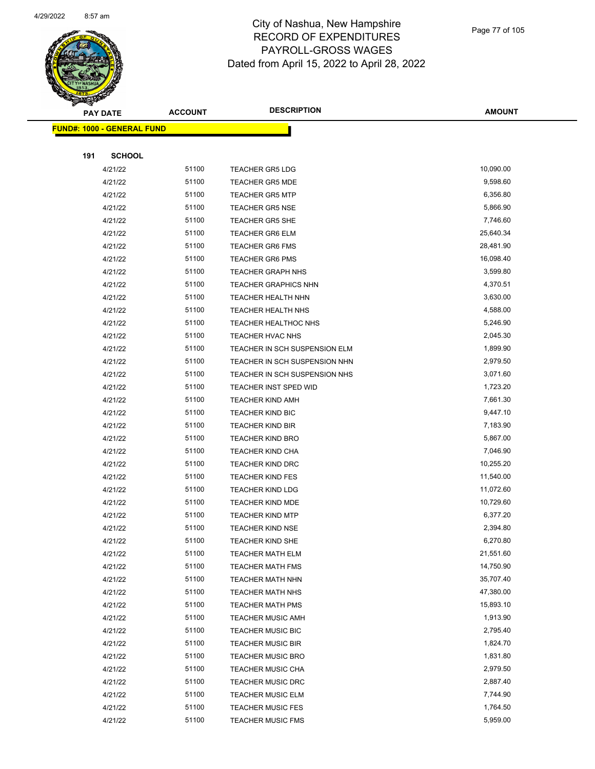# City of Nashua, New Hampshire
## RECORD OF EXPENDITURES
## PAYROLL-GROSS WAGES
## Dated from April 15, 2022 to April 28, 2022

| PAY DATE | ACCOUNT | DESCRIPTION | AMOUNT |
|---|---|---|---|

**FUND#: 1000 - GENERAL FUND**

**191 SCHOOL**

| PAY DATE | ACCOUNT | DESCRIPTION | AMOUNT |
|---|---|---|---|
| 4/21/22 | 51100 | TEACHER GR5 LDG | 10,090.00 |
| 4/21/22 | 51100 | TEACHER GR5 MDE | 9,598.60 |
| 4/21/22 | 51100 | TEACHER GR5 MTP | 6,356.80 |
| 4/21/22 | 51100 | TEACHER GR5 NSE | 5,866.90 |
| 4/21/22 | 51100 | TEACHER GR5 SHE | 7,746.60 |
| 4/21/22 | 51100 | TEACHER GR6 ELM | 25,640.34 |
| 4/21/22 | 51100 | TEACHER GR6 FMS | 28,481.90 |
| 4/21/22 | 51100 | TEACHER GR6 PMS | 16,098.40 |
| 4/21/22 | 51100 | TEACHER GRAPH NHS | 3,599.80 |
| 4/21/22 | 51100 | TEACHER GRAPHICS NHN | 4,370.51 |
| 4/21/22 | 51100 | TEACHER HEALTH NHN | 3,630.00 |
| 4/21/22 | 51100 | TEACHER HEALTH NHS | 4,588.00 |
| 4/21/22 | 51100 | TEACHER HEALTHOC NHS | 5,246.90 |
| 4/21/22 | 51100 | TEACHER HVAC NHS | 2,045.30 |
| 4/21/22 | 51100 | TEACHER IN SCH SUSPENSION ELM | 1,899.90 |
| 4/21/22 | 51100 | TEACHER IN SCH SUSPENSION NHN | 2,979.50 |
| 4/21/22 | 51100 | TEACHER IN SCH SUSPENSION NHS | 3,071.60 |
| 4/21/22 | 51100 | TEACHER INST SPED WID | 1,723.20 |
| 4/21/22 | 51100 | TEACHER KIND AMH | 7,661.30 |
| 4/21/22 | 51100 | TEACHER KIND BIC | 9,447.10 |
| 4/21/22 | 51100 | TEACHER KIND BIR | 7,183.90 |
| 4/21/22 | 51100 | TEACHER KIND BRO | 5,867.00 |
| 4/21/22 | 51100 | TEACHER KIND CHA | 7,046.90 |
| 4/21/22 | 51100 | TEACHER KIND DRC | 10,255.20 |
| 4/21/22 | 51100 | TEACHER KIND FES | 11,540.00 |
| 4/21/22 | 51100 | TEACHER KIND LDG | 11,072.60 |
| 4/21/22 | 51100 | TEACHER KIND MDE | 10,729.60 |
| 4/21/22 | 51100 | TEACHER KIND MTP | 6,377.20 |
| 4/21/22 | 51100 | TEACHER KIND NSE | 2,394.80 |
| 4/21/22 | 51100 | TEACHER KIND SHE | 6,270.80 |
| 4/21/22 | 51100 | TEACHER MATH ELM | 21,551.60 |
| 4/21/22 | 51100 | TEACHER MATH FMS | 14,750.90 |
| 4/21/22 | 51100 | TEACHER MATH NHN | 35,707.40 |
| 4/21/22 | 51100 | TEACHER MATH NHS | 47,380.00 |
| 4/21/22 | 51100 | TEACHER MATH PMS | 15,893.10 |
| 4/21/22 | 51100 | TEACHER MUSIC AMH | 1,913.90 |
| 4/21/22 | 51100 | TEACHER MUSIC BIC | 2,795.40 |
| 4/21/22 | 51100 | TEACHER MUSIC BIR | 1,824.70 |
| 4/21/22 | 51100 | TEACHER MUSIC BRO | 1,831.80 |
| 4/21/22 | 51100 | TEACHER MUSIC CHA | 2,979.50 |
| 4/21/22 | 51100 | TEACHER MUSIC DRC | 2,887.40 |
| 4/21/22 | 51100 | TEACHER MUSIC ELM | 7,744.90 |
| 4/21/22 | 51100 | TEACHER MUSIC FES | 1,764.50 |
| 4/21/22 | 51100 | TEACHER MUSIC FMS | 5,959.00 |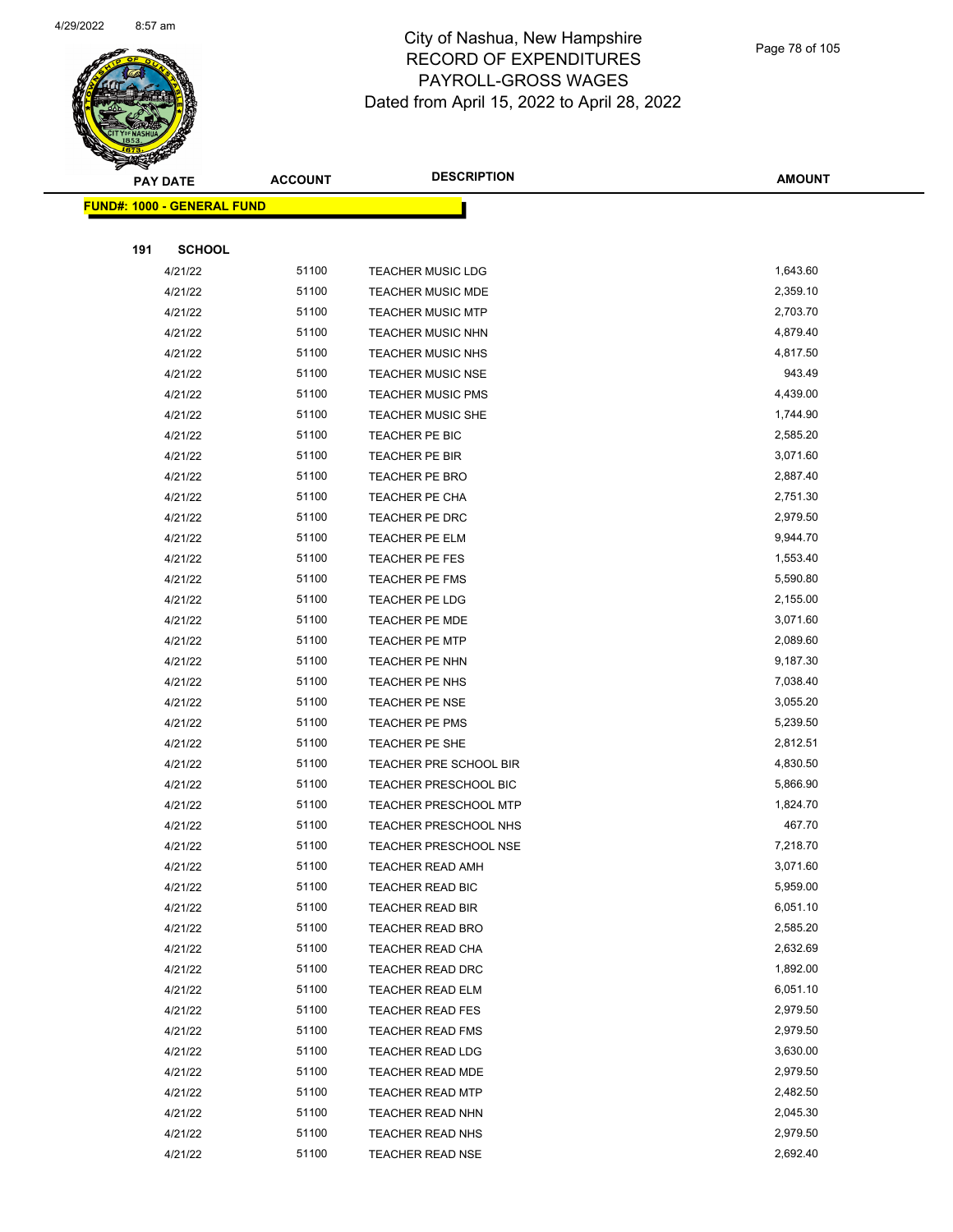# City of Nashua, New Hampshire
## RECORD OF EXPENDITURES
## PAYROLL-GROSS WAGES
## Dated from April 15, 2022 to April 28, 2022

| PAY DATE | ACCOUNT | DESCRIPTION | AMOUNT |
|---|---|---|---|
| **FUND#: 1000 - GENERAL FUND** | | | |
| **191 SCHOOL** | | | |
| 4/21/22 | 51100 | TEACHER MUSIC LDG | 1,643.60 |
| 4/21/22 | 51100 | TEACHER MUSIC MDE | 2,359.10 |
| 4/21/22 | 51100 | TEACHER MUSIC MTP | 2,703.70 |
| 4/21/22 | 51100 | TEACHER MUSIC NHN | 4,879.40 |
| 4/21/22 | 51100 | TEACHER MUSIC NHS | 4,817.50 |
| 4/21/22 | 51100 | TEACHER MUSIC NSE | 943.49 |
| 4/21/22 | 51100 | TEACHER MUSIC PMS | 4,439.00 |
| 4/21/22 | 51100 | TEACHER MUSIC SHE | 1,744.90 |
| 4/21/22 | 51100 | TEACHER PE BIC | 2,585.20 |
| 4/21/22 | 51100 | TEACHER PE BIR | 3,071.60 |
| 4/21/22 | 51100 | TEACHER PE BRO | 2,887.40 |
| 4/21/22 | 51100 | TEACHER PE CHA | 2,751.30 |
| 4/21/22 | 51100 | TEACHER PE DRC | 2,979.50 |
| 4/21/22 | 51100 | TEACHER PE ELM | 9,944.70 |
| 4/21/22 | 51100 | TEACHER PE FES | 1,553.40 |
| 4/21/22 | 51100 | TEACHER PE FMS | 5,590.80 |
| 4/21/22 | 51100 | TEACHER PE LDG | 2,155.00 |
| 4/21/22 | 51100 | TEACHER PE MDE | 3,071.60 |
| 4/21/22 | 51100 | TEACHER PE MTP | 2,089.60 |
| 4/21/22 | 51100 | TEACHER PE NHN | 9,187.30 |
| 4/21/22 | 51100 | TEACHER PE NHS | 7,038.40 |
| 4/21/22 | 51100 | TEACHER PE NSE | 3,055.20 |
| 4/21/22 | 51100 | TEACHER PE PMS | 5,239.50 |
| 4/21/22 | 51100 | TEACHER PE SHE | 2,812.51 |
| 4/21/22 | 51100 | TEACHER PRE SCHOOL BIR | 4,830.50 |
| 4/21/22 | 51100 | TEACHER PRESCHOOL BIC | 5,866.90 |
| 4/21/22 | 51100 | TEACHER PRESCHOOL MTP | 1,824.70 |
| 4/21/22 | 51100 | TEACHER PRESCHOOL NHS | 467.70 |
| 4/21/22 | 51100 | TEACHER PRESCHOOL NSE | 7,218.70 |
| 4/21/22 | 51100 | TEACHER READ AMH | 3,071.60 |
| 4/21/22 | 51100 | TEACHER READ BIC | 5,959.00 |
| 4/21/22 | 51100 | TEACHER READ BIR | 6,051.10 |
| 4/21/22 | 51100 | TEACHER READ BRO | 2,585.20 |
| 4/21/22 | 51100 | TEACHER READ CHA | 2,632.69 |
| 4/21/22 | 51100 | TEACHER READ DRC | 1,892.00 |
| 4/21/22 | 51100 | TEACHER READ ELM | 6,051.10 |
| 4/21/22 | 51100 | TEACHER READ FES | 2,979.50 |
| 4/21/22 | 51100 | TEACHER READ FMS | 2,979.50 |
| 4/21/22 | 51100 | TEACHER READ LDG | 3,630.00 |
| 4/21/22 | 51100 | TEACHER READ MDE | 2,979.50 |
| 4/21/22 | 51100 | TEACHER READ MTP | 2,482.50 |
| 4/21/22 | 51100 | TEACHER READ NHN | 2,045.30 |
| 4/21/22 | 51100 | TEACHER READ NHS | 2,979.50 |
| 4/21/22 | 51100 | TEACHER READ NSE | 2,692.40 |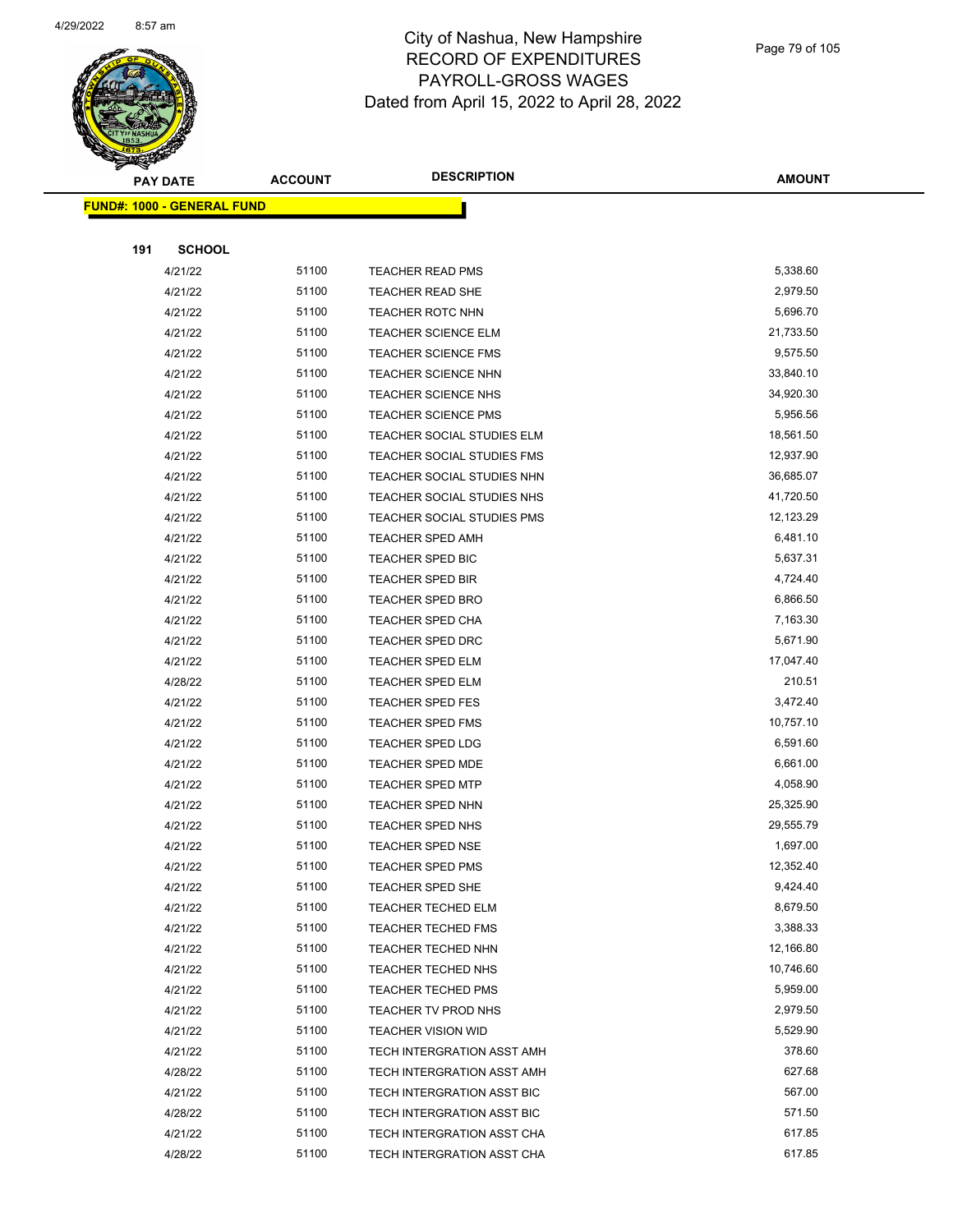# City of Nashua, New Hampshire
# RECORD OF EXPENDITURES
# PAYROLL-GROSS WAGES
Dated from April 15, 2022 to April 28, 2022

| PAY DATE | ACCOUNT | DESCRIPTION | AMOUNT |
|---|---|---|---|
| **FUND#: 1000 - GENERAL FUND** | | | |
| **191 SCHOOL** | | | |
| 4/21/22 | 51100 | TEACHER READ PMS | 5,338.60 |
| 4/21/22 | 51100 | TEACHER READ SHE | 2,979.50 |
| 4/21/22 | 51100 | TEACHER ROTC NHN | 5,696.70 |
| 4/21/22 | 51100 | TEACHER SCIENCE ELM | 21,733.50 |
| 4/21/22 | 51100 | TEACHER SCIENCE FMS | 9,575.50 |
| 4/21/22 | 51100 | TEACHER SCIENCE NHN | 33,840.10 |
| 4/21/22 | 51100 | TEACHER SCIENCE NHS | 34,920.30 |
| 4/21/22 | 51100 | TEACHER SCIENCE PMS | 5,956.56 |
| 4/21/22 | 51100 | TEACHER SOCIAL STUDIES ELM | 18,561.50 |
| 4/21/22 | 51100 | TEACHER SOCIAL STUDIES FMS | 12,937.90 |
| 4/21/22 | 51100 | TEACHER SOCIAL STUDIES NHN | 36,685.07 |
| 4/21/22 | 51100 | TEACHER SOCIAL STUDIES NHS | 41,720.50 |
| 4/21/22 | 51100 | TEACHER SOCIAL STUDIES PMS | 12,123.29 |
| 4/21/22 | 51100 | TEACHER SPED AMH | 6,481.10 |
| 4/21/22 | 51100 | TEACHER SPED BIC | 5,637.31 |
| 4/21/22 | 51100 | TEACHER SPED BIR | 4,724.40 |
| 4/21/22 | 51100 | TEACHER SPED BRO | 6,866.50 |
| 4/21/22 | 51100 | TEACHER SPED CHA | 7,163.30 |
| 4/21/22 | 51100 | TEACHER SPED DRC | 5,671.90 |
| 4/21/22 | 51100 | TEACHER SPED ELM | 17,047.40 |
| 4/28/22 | 51100 | TEACHER SPED ELM | 210.51 |
| 4/21/22 | 51100 | TEACHER SPED FES | 3,472.40 |
| 4/21/22 | 51100 | TEACHER SPED FMS | 10,757.10 |
| 4/21/22 | 51100 | TEACHER SPED LDG | 6,591.60 |
| 4/21/22 | 51100 | TEACHER SPED MDE | 6,661.00 |
| 4/21/22 | 51100 | TEACHER SPED MTP | 4,058.90 |
| 4/21/22 | 51100 | TEACHER SPED NHN | 25,325.90 |
| 4/21/22 | 51100 | TEACHER SPED NHS | 29,555.79 |
| 4/21/22 | 51100 | TEACHER SPED NSE | 1,697.00 |
| 4/21/22 | 51100 | TEACHER SPED PMS | 12,352.40 |
| 4/21/22 | 51100 | TEACHER SPED SHE | 9,424.40 |
| 4/21/22 | 51100 | TEACHER TECHED ELM | 8,679.50 |
| 4/21/22 | 51100 | TEACHER TECHED FMS | 3,388.33 |
| 4/21/22 | 51100 | TEACHER TECHED NHN | 12,166.80 |
| 4/21/22 | 51100 | TEACHER TECHED NHS | 10,746.60 |
| 4/21/22 | 51100 | TEACHER TECHED PMS | 5,959.00 |
| 4/21/22 | 51100 | TEACHER TV PROD NHS | 2,979.50 |
| 4/21/22 | 51100 | TEACHER VISION WID | 5,529.90 |
| 4/21/22 | 51100 | TECH INTERGRATION ASST AMH | 378.60 |
| 4/28/22 | 51100 | TECH INTERGRATION ASST AMH | 627.68 |
| 4/21/22 | 51100 | TECH INTERGRATION ASST BIC | 567.00 |
| 4/28/22 | 51100 | TECH INTERGRATION ASST BIC | 571.50 |
| 4/21/22 | 51100 | TECH INTERGRATION ASST CHA | 617.85 |
| 4/28/22 | 51100 | TECH INTERGRATION ASST CHA | 617.85 |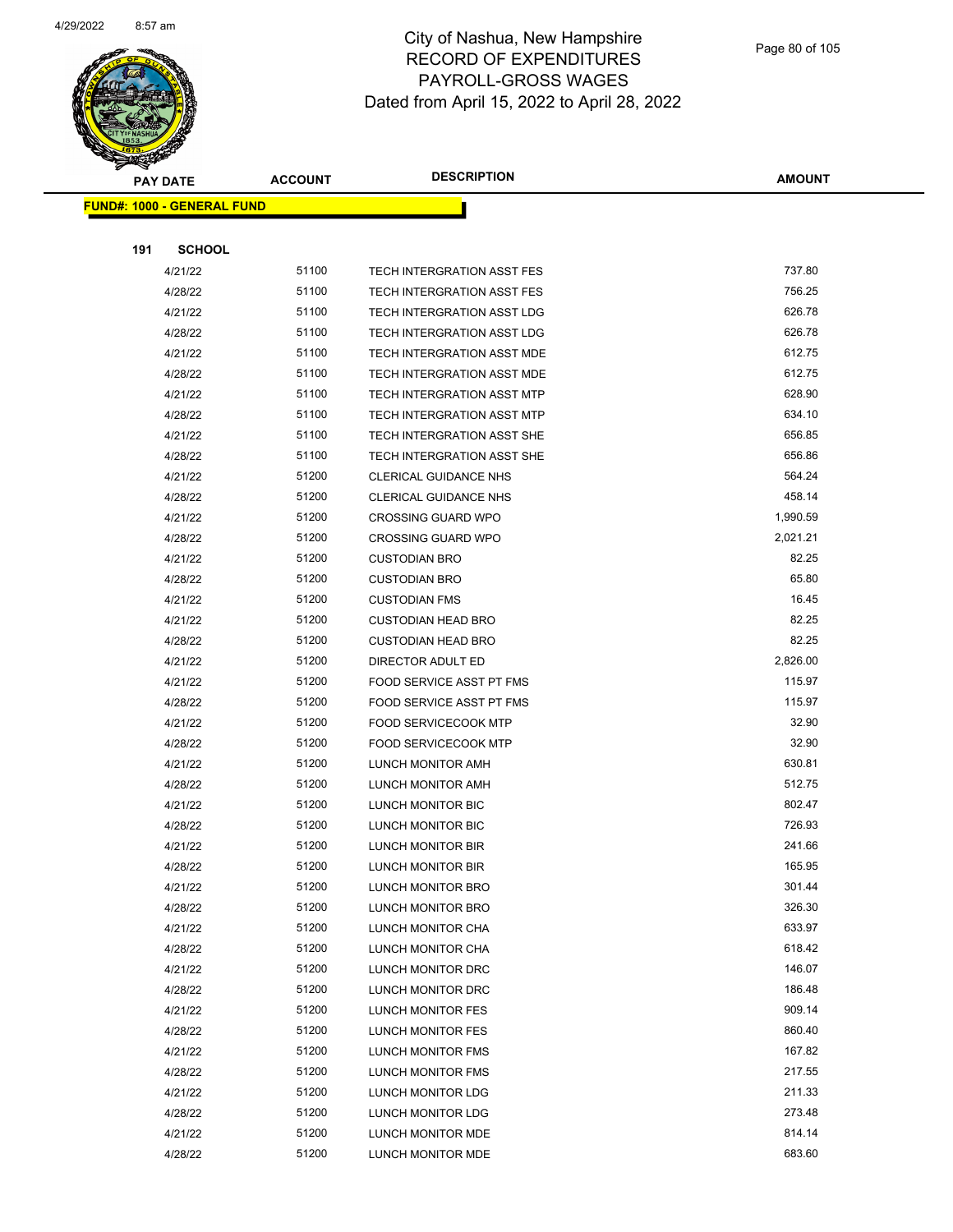# City of Nashua, New Hampshire
## RECORD OF EXPENDITURES
## PAYROLL-GROSS WAGES
### Dated from April 15, 2022 to April 28, 2022

| PAY DATE | ACCOUNT | DESCRIPTION | AMOUNT |
|---|---|---|---|
| **FUND#: 1000 - GENERAL FUND** | | | |
| **191 SCHOOL** | | | |
| 4/21/22 | 51100 | TECH INTERGRATION ASST FES | 737.80 |
| 4/28/22 | 51100 | TECH INTERGRATION ASST FES | 756.25 |
| 4/21/22 | 51100 | TECH INTERGRATION ASST LDG | 626.78 |
| 4/28/22 | 51100 | TECH INTERGRATION ASST LDG | 626.78 |
| 4/21/22 | 51100 | TECH INTERGRATION ASST MDE | 612.75 |
| 4/28/22 | 51100 | TECH INTERGRATION ASST MDE | 612.75 |
| 4/21/22 | 51100 | TECH INTERGRATION ASST MTP | 628.90 |
| 4/28/22 | 51100 | TECH INTERGRATION ASST MTP | 634.10 |
| 4/21/22 | 51100 | TECH INTERGRATION ASST SHE | 656.85 |
| 4/28/22 | 51100 | TECH INTERGRATION ASST SHE | 656.86 |
| 4/21/22 | 51200 | CLERICAL GUIDANCE NHS | 564.24 |
| 4/28/22 | 51200 | CLERICAL GUIDANCE NHS | 458.14 |
| 4/21/22 | 51200 | CROSSING GUARD WPO | 1,990.59 |
| 4/28/22 | 51200 | CROSSING GUARD WPO | 2,021.21 |
| 4/21/22 | 51200 | CUSTODIAN BRO | 82.25 |
| 4/28/22 | 51200 | CUSTODIAN BRO | 65.80 |
| 4/21/22 | 51200 | CUSTODIAN FMS | 16.45 |
| 4/21/22 | 51200 | CUSTODIAN HEAD BRO | 82.25 |
| 4/28/22 | 51200 | CUSTODIAN HEAD BRO | 82.25 |
| 4/21/22 | 51200 | DIRECTOR ADULT ED | 2,826.00 |
| 4/21/22 | 51200 | FOOD SERVICE ASST PT FMS | 115.97 |
| 4/28/22 | 51200 | FOOD SERVICE ASST PT FMS | 115.97 |
| 4/21/22 | 51200 | FOOD SERVICECOOK MTP | 32.90 |
| 4/28/22 | 51200 | FOOD SERVICECOOK MTP | 32.90 |
| 4/21/22 | 51200 | LUNCH MONITOR AMH | 630.81 |
| 4/28/22 | 51200 | LUNCH MONITOR AMH | 512.75 |
| 4/21/22 | 51200 | LUNCH MONITOR BIC | 802.47 |
| 4/28/22 | 51200 | LUNCH MONITOR BIC | 726.93 |
| 4/21/22 | 51200 | LUNCH MONITOR BIR | 241.66 |
| 4/28/22 | 51200 | LUNCH MONITOR BIR | 165.95 |
| 4/21/22 | 51200 | LUNCH MONITOR BRO | 301.44 |
| 4/28/22 | 51200 | LUNCH MONITOR BRO | 326.30 |
| 4/21/22 | 51200 | LUNCH MONITOR CHA | 633.97 |
| 4/28/22 | 51200 | LUNCH MONITOR CHA | 618.42 |
| 4/21/22 | 51200 | LUNCH MONITOR DRC | 146.07 |
| 4/28/22 | 51200 | LUNCH MONITOR DRC | 186.48 |
| 4/21/22 | 51200 | LUNCH MONITOR FES | 909.14 |
| 4/28/22 | 51200 | LUNCH MONITOR FES | 860.40 |
| 4/21/22 | 51200 | LUNCH MONITOR FMS | 167.82 |
| 4/28/22 | 51200 | LUNCH MONITOR FMS | 217.55 |
| 4/21/22 | 51200 | LUNCH MONITOR LDG | 211.33 |
| 4/28/22 | 51200 | LUNCH MONITOR LDG | 273.48 |
| 4/21/22 | 51200 | LUNCH MONITOR MDE | 814.14 |
| 4/28/22 | 51200 | LUNCH MONITOR MDE | 683.60 |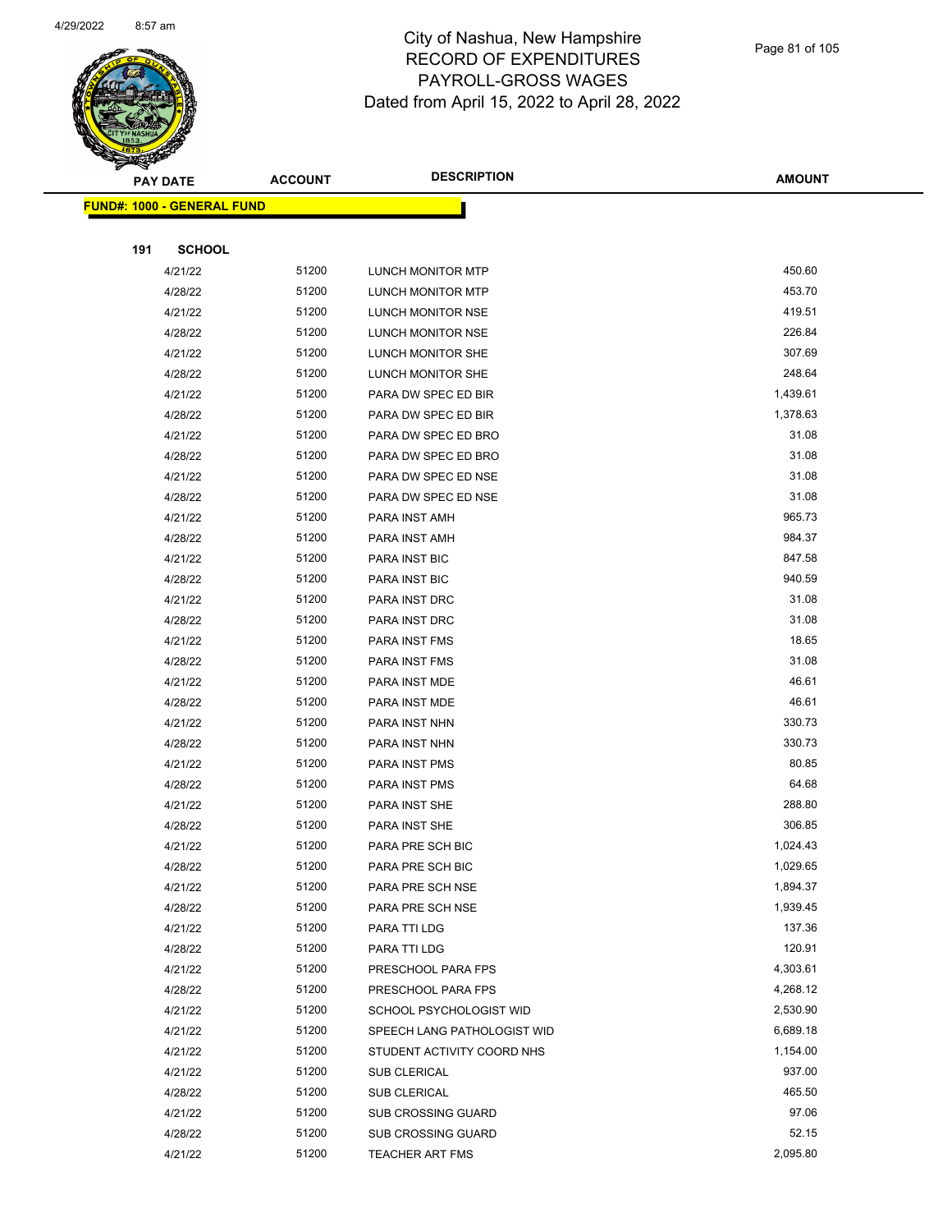# City of Nashua, New Hampshire
## RECORD OF EXPENDITURES
## PAYROLL-GROSS WAGES
## Dated from April 15, 2022 to April 28, 2022

| PAY DATE | ACCOUNT | DESCRIPTION | AMOUNT |
|---|---|---|---|
| **FUND#: 1000 - GENERAL FUND** | | | |
| **191 SCHOOL** | | | |
| 4/21/22 | 51200 | LUNCH MONITOR MTP | 450.60 |
| 4/28/22 | 51200 | LUNCH MONITOR MTP | 453.70 |
| 4/21/22 | 51200 | LUNCH MONITOR NSE | 419.51 |
| 4/28/22 | 51200 | LUNCH MONITOR NSE | 226.84 |
| 4/21/22 | 51200 | LUNCH MONITOR SHE | 307.69 |
| 4/28/22 | 51200 | LUNCH MONITOR SHE | 248.64 |
| 4/21/22 | 51200 | PARA DW SPEC ED BIR | 1,439.61 |
| 4/28/22 | 51200 | PARA DW SPEC ED BIR | 1,378.63 |
| 4/21/22 | 51200 | PARA DW SPEC ED BRO | 31.08 |
| 4/28/22 | 51200 | PARA DW SPEC ED BRO | 31.08 |
| 4/21/22 | 51200 | PARA DW SPEC ED NSE | 31.08 |
| 4/28/22 | 51200 | PARA DW SPEC ED NSE | 31.08 |
| 4/21/22 | 51200 | PARA INST AMH | 965.73 |
| 4/28/22 | 51200 | PARA INST AMH | 984.37 |
| 4/21/22 | 51200 | PARA INST BIC | 847.58 |
| 4/28/22 | 51200 | PARA INST BIC | 940.59 |
| 4/21/22 | 51200 | PARA INST DRC | 31.08 |
| 4/28/22 | 51200 | PARA INST DRC | 31.08 |
| 4/21/22 | 51200 | PARA INST FMS | 18.65 |
| 4/28/22 | 51200 | PARA INST FMS | 31.08 |
| 4/21/22 | 51200 | PARA INST MDE | 46.61 |
| 4/28/22 | 51200 | PARA INST MDE | 46.61 |
| 4/21/22 | 51200 | PARA INST NHN | 330.73 |
| 4/28/22 | 51200 | PARA INST NHN | 330.73 |
| 4/21/22 | 51200 | PARA INST PMS | 80.85 |
| 4/28/22 | 51200 | PARA INST PMS | 64.68 |
| 4/21/22 | 51200 | PARA INST SHE | 288.80 |
| 4/28/22 | 51200 | PARA INST SHE | 306.85 |
| 4/21/22 | 51200 | PARA PRE SCH BIC | 1,024.43 |
| 4/28/22 | 51200 | PARA PRE SCH BIC | 1,029.65 |
| 4/21/22 | 51200 | PARA PRE SCH NSE | 1,894.37 |
| 4/28/22 | 51200 | PARA PRE SCH NSE | 1,939.45 |
| 4/21/22 | 51200 | PARA TTI LDG | 137.36 |
| 4/28/22 | 51200 | PARA TTI LDG | 120.91 |
| 4/21/22 | 51200 | PRESCHOOL PARA FPS | 4,303.61 |
| 4/28/22 | 51200 | PRESCHOOL PARA FPS | 4,268.12 |
| 4/21/22 | 51200 | SCHOOL PSYCHOLOGIST WID | 2,530.90 |
| 4/21/22 | 51200 | SPEECH LANG PATHOLOGIST WID | 6,689.18 |
| 4/21/22 | 51200 | STUDENT ACTIVITY COORD NHS | 1,154.00 |
| 4/21/22 | 51200 | SUB CLERICAL | 937.00 |
| 4/28/22 | 51200 | SUB CLERICAL | 465.50 |
| 4/21/22 | 51200 | SUB CROSSING GUARD | 97.06 |
| 4/28/22 | 51200 | SUB CROSSING GUARD | 52.15 |
| 4/21/22 | 51200 | TEACHER ART FMS | 2,095.80 |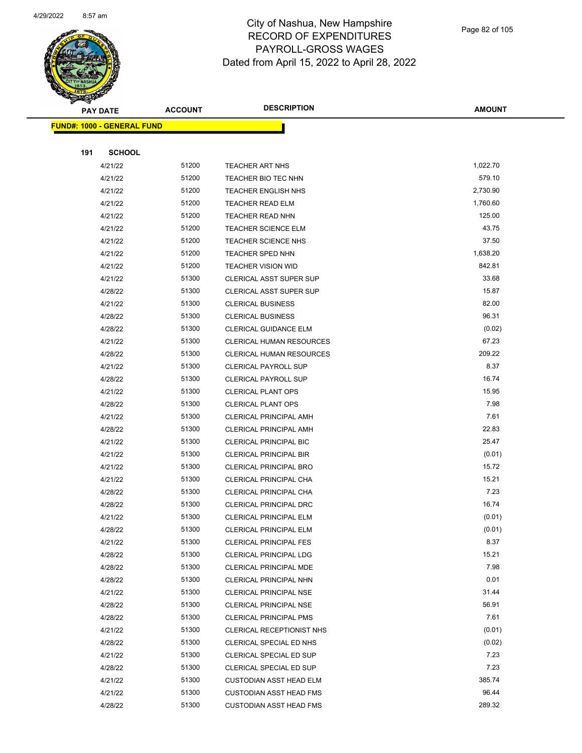# City of Nashua, New Hampshire
## RECORD OF EXPENDITURES
## PAYROLL-GROSS WAGES
## Dated from April 15, 2022 to April 28, 2022

| PAY DATE | ACCOUNT | DESCRIPTION | AMOUNT |
|---|---|---|---|
| **FUND#: 1000 - GENERAL FUND** | | | |
| **191 SCHOOL** | | | |
| 4/21/22 | 51200 | TEACHER ART NHS | 1,022.70 |
| 4/21/22 | 51200 | TEACHER BIO TEC NHN | 579.10 |
| 4/21/22 | 51200 | TEACHER ENGLISH NHS | 2,730.90 |
| 4/21/22 | 51200 | TEACHER READ ELM | 1,760.60 |
| 4/21/22 | 51200 | TEACHER READ NHN | 125.00 |
| 4/21/22 | 51200 | TEACHER SCIENCE ELM | 43.75 |
| 4/21/22 | 51200 | TEACHER SCIENCE NHS | 37.50 |
| 4/21/22 | 51200 | TEACHER SPED NHN | 1,638.20 |
| 4/21/22 | 51200 | TEACHER VISION WID | 842.81 |
| 4/21/22 | 51300 | CLERICAL ASST SUPER SUP | 33.68 |
| 4/28/22 | 51300 | CLERICAL ASST SUPER SUP | 15.87 |
| 4/21/22 | 51300 | CLERICAL BUSINESS | 82.00 |
| 4/28/22 | 51300 | CLERICAL BUSINESS | 96.31 |
| 4/28/22 | 51300 | CLERICAL GUIDANCE ELM | (0.02) |
| 4/21/22 | 51300 | CLERICAL HUMAN RESOURCES | 67.23 |
| 4/28/22 | 51300 | CLERICAL HUMAN RESOURCES | 209.22 |
| 4/21/22 | 51300 | CLERICAL PAYROLL SUP | 8.37 |
| 4/28/22 | 51300 | CLERICAL PAYROLL SUP | 16.74 |
| 4/21/22 | 51300 | CLERICAL PLANT OPS | 15.95 |
| 4/28/22 | 51300 | CLERICAL PLANT OPS | 7.98 |
| 4/21/22 | 51300 | CLERICAL PRINCIPAL AMH | 7.61 |
| 4/28/22 | 51300 | CLERICAL PRINCIPAL AMH | 22.83 |
| 4/21/22 | 51300 | CLERICAL PRINCIPAL BIC | 25.47 |
| 4/21/22 | 51300 | CLERICAL PRINCIPAL BIR | (0.01) |
| 4/21/22 | 51300 | CLERICAL PRINCIPAL BRO | 15.72 |
| 4/21/22 | 51300 | CLERICAL PRINCIPAL CHA | 15.21 |
| 4/28/22 | 51300 | CLERICAL PRINCIPAL CHA | 7.23 |
| 4/28/22 | 51300 | CLERICAL PRINCIPAL DRC | 16.74 |
| 4/21/22 | 51300 | CLERICAL PRINCIPAL ELM | (0.01) |
| 4/28/22 | 51300 | CLERICAL PRINCIPAL ELM | (0.01) |
| 4/21/22 | 51300 | CLERICAL PRINCIPAL FES | 8.37 |
| 4/28/22 | 51300 | CLERICAL PRINCIPAL LDG | 15.21 |
| 4/28/22 | 51300 | CLERICAL PRINCIPAL MDE | 7.98 |
| 4/28/22 | 51300 | CLERICAL PRINCIPAL NHN | 0.01 |
| 4/21/22 | 51300 | CLERICAL PRINCIPAL NSE | 31.44 |
| 4/28/22 | 51300 | CLERICAL PRINCIPAL NSE | 56.91 |
| 4/28/22 | 51300 | CLERICAL PRINCIPAL PMS | 7.61 |
| 4/21/22 | 51300 | CLERICAL RECEPTIONIST NHS | (0.01) |
| 4/28/22 | 51300 | CLERICAL SPECIAL ED NHS | (0.02) |
| 4/21/22 | 51300 | CLERICAL SPECIAL ED SUP | 7.23 |
| 4/28/22 | 51300 | CLERICAL SPECIAL ED SUP | 7.23 |
| 4/21/22 | 51300 | CUSTODIAN ASST HEAD ELM | 385.74 |
| 4/21/22 | 51300 | CUSTODIAN ASST HEAD FMS | 96.44 |
| 4/28/22 | 51300 | CUSTODIAN ASST HEAD FMS | 289.32 |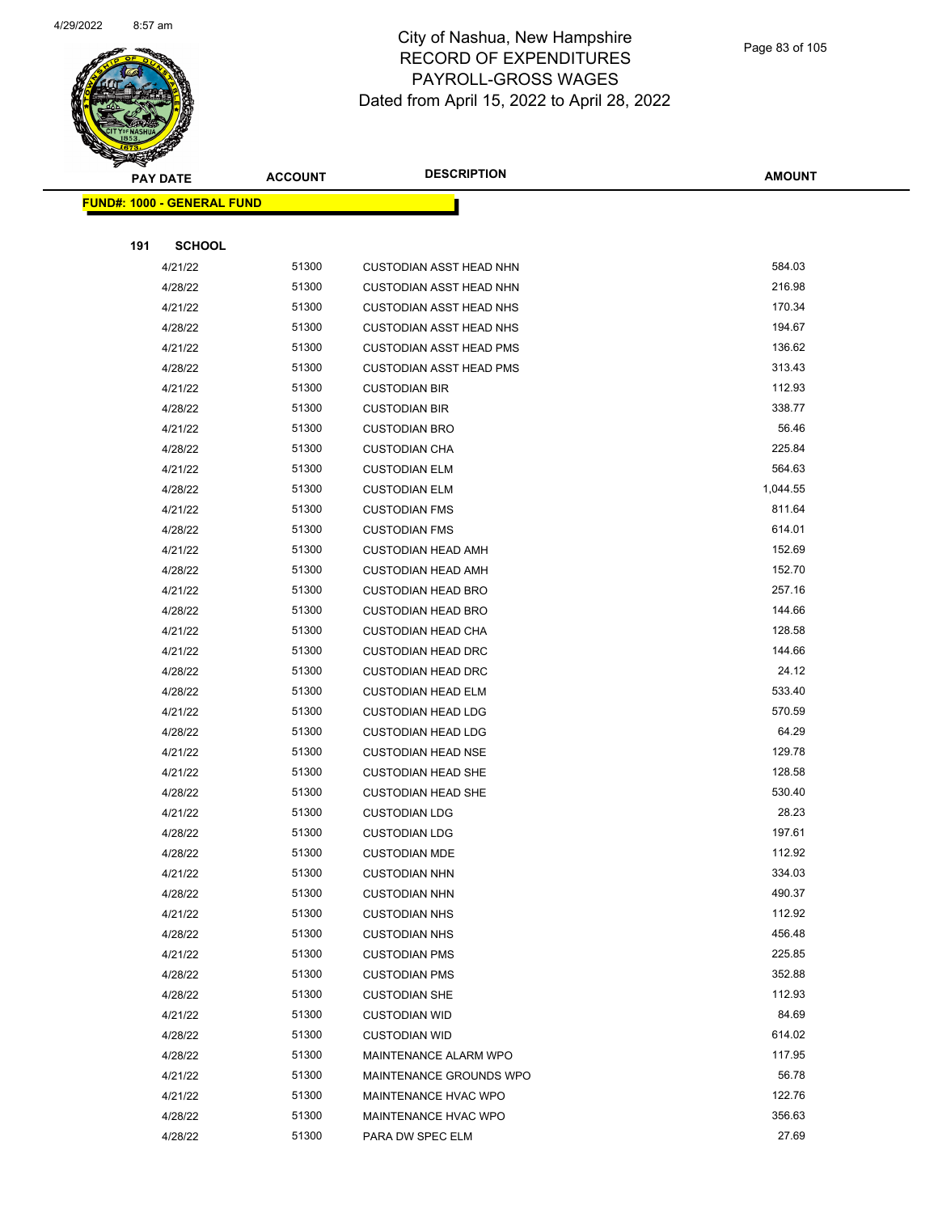# City of Nashua, New Hampshire
## RECORD OF EXPENDITURES
## PAYROLL-GROSS WAGES
## Dated from April 15, 2022 to April 28, 2022

| PAY DATE | ACCOUNT | DESCRIPTION | AMOUNT |
|---|---|---|---|

**FUND#: 1000 - GENERAL FUND**

**191 SCHOOL**

| PAY DATE | ACCOUNT | DESCRIPTION | AMOUNT |
|---|---|---|---|
| 4/21/22 | 51300 | CUSTODIAN ASST HEAD NHN | 584.03 |
| 4/28/22 | 51300 | CUSTODIAN ASST HEAD NHN | 216.98 |
| 4/21/22 | 51300 | CUSTODIAN ASST HEAD NHS | 170.34 |
| 4/28/22 | 51300 | CUSTODIAN ASST HEAD NHS | 194.67 |
| 4/21/22 | 51300 | CUSTODIAN ASST HEAD PMS | 136.62 |
| 4/28/22 | 51300 | CUSTODIAN ASST HEAD PMS | 313.43 |
| 4/21/22 | 51300 | CUSTODIAN BIR | 112.93 |
| 4/28/22 | 51300 | CUSTODIAN BIR | 338.77 |
| 4/21/22 | 51300 | CUSTODIAN BRO | 56.46 |
| 4/28/22 | 51300 | CUSTODIAN CHA | 225.84 |
| 4/21/22 | 51300 | CUSTODIAN ELM | 564.63 |
| 4/28/22 | 51300 | CUSTODIAN ELM | 1,044.55 |
| 4/21/22 | 51300 | CUSTODIAN FMS | 811.64 |
| 4/28/22 | 51300 | CUSTODIAN FMS | 614.01 |
| 4/21/22 | 51300 | CUSTODIAN HEAD AMH | 152.69 |
| 4/28/22 | 51300 | CUSTODIAN HEAD AMH | 152.70 |
| 4/21/22 | 51300 | CUSTODIAN HEAD BRO | 257.16 |
| 4/28/22 | 51300 | CUSTODIAN HEAD BRO | 144.66 |
| 4/21/22 | 51300 | CUSTODIAN HEAD CHA | 128.58 |
| 4/21/22 | 51300 | CUSTODIAN HEAD DRC | 144.66 |
| 4/28/22 | 51300 | CUSTODIAN HEAD DRC | 24.12 |
| 4/28/22 | 51300 | CUSTODIAN HEAD ELM | 533.40 |
| 4/21/22 | 51300 | CUSTODIAN HEAD LDG | 570.59 |
| 4/28/22 | 51300 | CUSTODIAN HEAD LDG | 64.29 |
| 4/21/22 | 51300 | CUSTODIAN HEAD NSE | 129.78 |
| 4/21/22 | 51300 | CUSTODIAN HEAD SHE | 128.58 |
| 4/28/22 | 51300 | CUSTODIAN HEAD SHE | 530.40 |
| 4/21/22 | 51300 | CUSTODIAN LDG | 28.23 |
| 4/28/22 | 51300 | CUSTODIAN LDG | 197.61 |
| 4/28/22 | 51300 | CUSTODIAN MDE | 112.92 |
| 4/21/22 | 51300 | CUSTODIAN NHN | 334.03 |
| 4/28/22 | 51300 | CUSTODIAN NHN | 490.37 |
| 4/21/22 | 51300 | CUSTODIAN NHS | 112.92 |
| 4/28/22 | 51300 | CUSTODIAN NHS | 456.48 |
| 4/21/22 | 51300 | CUSTODIAN PMS | 225.85 |
| 4/28/22 | 51300 | CUSTODIAN PMS | 352.88 |
| 4/28/22 | 51300 | CUSTODIAN SHE | 112.93 |
| 4/21/22 | 51300 | CUSTODIAN WID | 84.69 |
| 4/28/22 | 51300 | CUSTODIAN WID | 614.02 |
| 4/28/22 | 51300 | MAINTENANCE ALARM WPO | 117.95 |
| 4/21/22 | 51300 | MAINTENANCE GROUNDS WPO | 56.78 |
| 4/21/22 | 51300 | MAINTENANCE HVAC WPO | 122.76 |
| 4/28/22 | 51300 | MAINTENANCE HVAC WPO | 356.63 |
| 4/28/22 | 51300 | PARA DW SPEC ELM | 27.69 |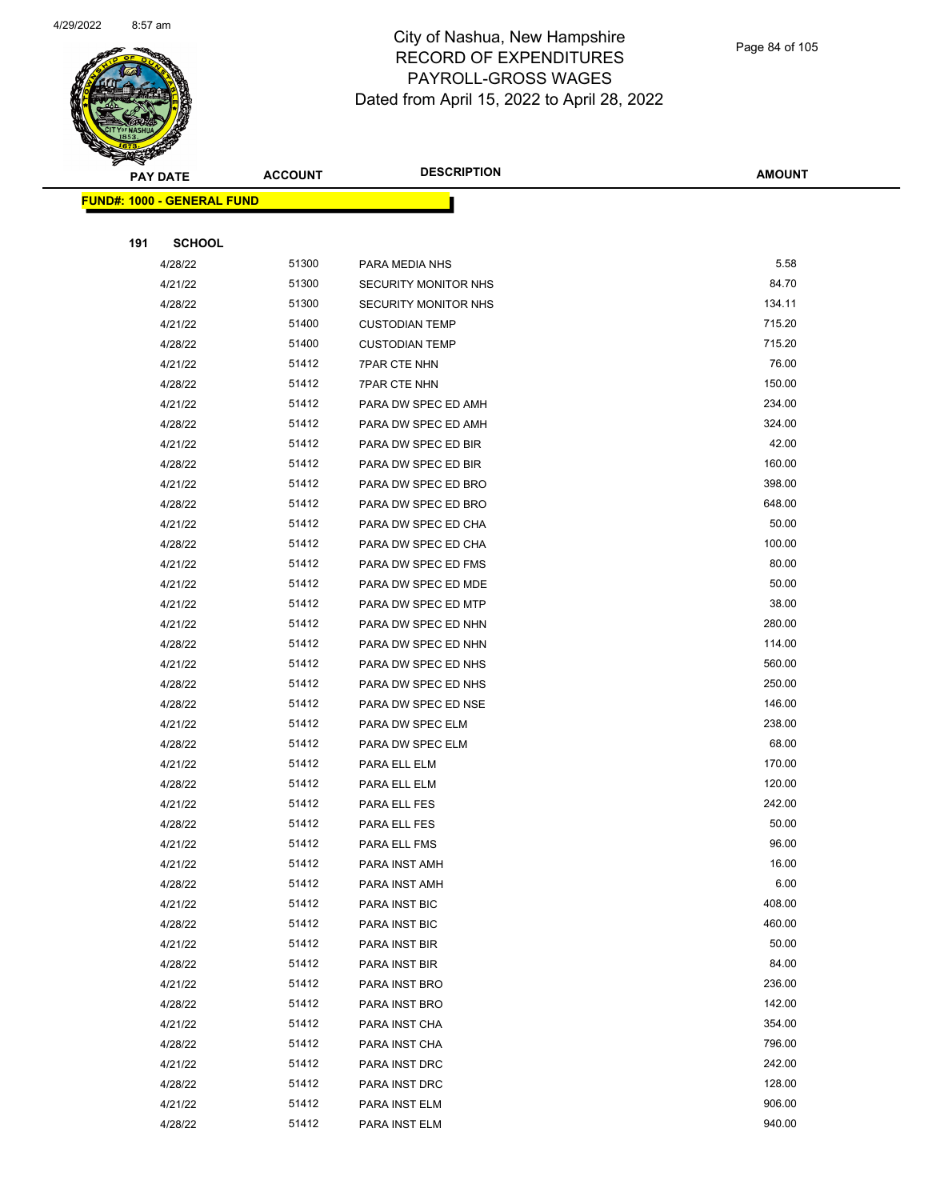# City of Nashua, New Hampshire
## RECORD OF EXPENDITURES
## PAYROLL-GROSS WAGES
## Dated from April 15, 2022 to April 28, 2022

| PAY DATE | ACCOUNT | DESCRIPTION | AMOUNT |
|---|---|---|---|
| **FUND#: 1000 - GENERAL FUND** | | | |
| **191 SCHOOL** | | | |
| 4/28/22 | 51300 | PARA MEDIA NHS | 5.58 |
| 4/21/22 | 51300 | SECURITY MONITOR NHS | 84.70 |
| 4/28/22 | 51300 | SECURITY MONITOR NHS | 134.11 |
| 4/21/22 | 51400 | CUSTODIAN TEMP | 715.20 |
| 4/28/22 | 51400 | CUSTODIAN TEMP | 715.20 |
| 4/21/22 | 51412 | 7PAR CTE NHN | 76.00 |
| 4/28/22 | 51412 | 7PAR CTE NHN | 150.00 |
| 4/21/22 | 51412 | PARA DW SPEC ED AMH | 234.00 |
| 4/28/22 | 51412 | PARA DW SPEC ED AMH | 324.00 |
| 4/21/22 | 51412 | PARA DW SPEC ED BIR | 42.00 |
| 4/28/22 | 51412 | PARA DW SPEC ED BIR | 160.00 |
| 4/21/22 | 51412 | PARA DW SPEC ED BRO | 398.00 |
| 4/28/22 | 51412 | PARA DW SPEC ED BRO | 648.00 |
| 4/21/22 | 51412 | PARA DW SPEC ED CHA | 50.00 |
| 4/28/22 | 51412 | PARA DW SPEC ED CHA | 100.00 |
| 4/21/22 | 51412 | PARA DW SPEC ED FMS | 80.00 |
| 4/21/22 | 51412 | PARA DW SPEC ED MDE | 50.00 |
| 4/21/22 | 51412 | PARA DW SPEC ED MTP | 38.00 |
| 4/21/22 | 51412 | PARA DW SPEC ED NHN | 280.00 |
| 4/28/22 | 51412 | PARA DW SPEC ED NHN | 114.00 |
| 4/21/22 | 51412 | PARA DW SPEC ED NHS | 560.00 |
| 4/28/22 | 51412 | PARA DW SPEC ED NHS | 250.00 |
| 4/28/22 | 51412 | PARA DW SPEC ED NSE | 146.00 |
| 4/21/22 | 51412 | PARA DW SPEC ELM | 238.00 |
| 4/28/22 | 51412 | PARA DW SPEC ELM | 68.00 |
| 4/21/22 | 51412 | PARA ELL ELM | 170.00 |
| 4/28/22 | 51412 | PARA ELL ELM | 120.00 |
| 4/21/22 | 51412 | PARA ELL FES | 242.00 |
| 4/28/22 | 51412 | PARA ELL FES | 50.00 |
| 4/21/22 | 51412 | PARA ELL FMS | 96.00 |
| 4/21/22 | 51412 | PARA INST AMH | 16.00 |
| 4/28/22 | 51412 | PARA INST AMH | 6.00 |
| 4/21/22 | 51412 | PARA INST BIC | 408.00 |
| 4/28/22 | 51412 | PARA INST BIC | 460.00 |
| 4/21/22 | 51412 | PARA INST BIR | 50.00 |
| 4/28/22 | 51412 | PARA INST BIR | 84.00 |
| 4/21/22 | 51412 | PARA INST BRO | 236.00 |
| 4/28/22 | 51412 | PARA INST BRO | 142.00 |
| 4/21/22 | 51412 | PARA INST CHA | 354.00 |
| 4/28/22 | 51412 | PARA INST CHA | 796.00 |
| 4/21/22 | 51412 | PARA INST DRC | 242.00 |
| 4/28/22 | 51412 | PARA INST DRC | 128.00 |
| 4/21/22 | 51412 | PARA INST ELM | 906.00 |
| 4/28/22 | 51412 | PARA INST ELM | 940.00 |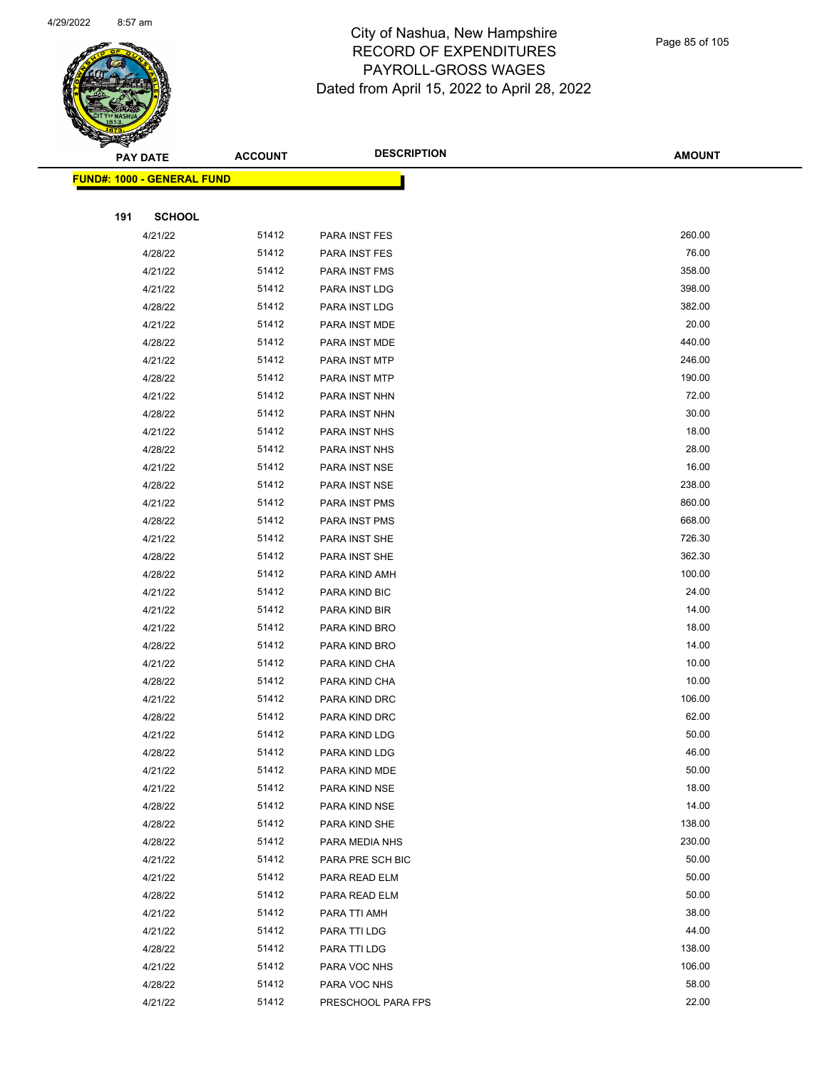# City of Nashua, New Hampshire
## RECORD OF EXPENDITURES
## PAYROLL-GROSS WAGES
## Dated from April 15, 2022 to April 28, 2022

| PAY DATE | ACCOUNT | DESCRIPTION | AMOUNT |
|---|---|---|---|
| **FUND#: 1000 - GENERAL FUND** | | | |
| **191 SCHOOL** | | | |
| 4/21/22 | 51412 | PARA INST FES | 260.00 |
| 4/28/22 | 51412 | PARA INST FES | 76.00 |
| 4/21/22 | 51412 | PARA INST FMS | 358.00 |
| 4/21/22 | 51412 | PARA INST LDG | 398.00 |
| 4/28/22 | 51412 | PARA INST LDG | 382.00 |
| 4/21/22 | 51412 | PARA INST MDE | 20.00 |
| 4/28/22 | 51412 | PARA INST MDE | 440.00 |
| 4/21/22 | 51412 | PARA INST MTP | 246.00 |
| 4/28/22 | 51412 | PARA INST MTP | 190.00 |
| 4/21/22 | 51412 | PARA INST NHN | 72.00 |
| 4/28/22 | 51412 | PARA INST NHN | 30.00 |
| 4/21/22 | 51412 | PARA INST NHS | 18.00 |
| 4/28/22 | 51412 | PARA INST NHS | 28.00 |
| 4/21/22 | 51412 | PARA INST NSE | 16.00 |
| 4/28/22 | 51412 | PARA INST NSE | 238.00 |
| 4/21/22 | 51412 | PARA INST PMS | 860.00 |
| 4/28/22 | 51412 | PARA INST PMS | 668.00 |
| 4/21/22 | 51412 | PARA INST SHE | 726.30 |
| 4/28/22 | 51412 | PARA INST SHE | 362.30 |
| 4/28/22 | 51412 | PARA KIND AMH | 100.00 |
| 4/21/22 | 51412 | PARA KIND BIC | 24.00 |
| 4/21/22 | 51412 | PARA KIND BIR | 14.00 |
| 4/21/22 | 51412 | PARA KIND BRO | 18.00 |
| 4/28/22 | 51412 | PARA KIND BRO | 14.00 |
| 4/21/22 | 51412 | PARA KIND CHA | 10.00 |
| 4/28/22 | 51412 | PARA KIND CHA | 10.00 |
| 4/21/22 | 51412 | PARA KIND DRC | 106.00 |
| 4/28/22 | 51412 | PARA KIND DRC | 62.00 |
| 4/21/22 | 51412 | PARA KIND LDG | 50.00 |
| 4/28/22 | 51412 | PARA KIND LDG | 46.00 |
| 4/21/22 | 51412 | PARA KIND MDE | 50.00 |
| 4/21/22 | 51412 | PARA KIND NSE | 18.00 |
| 4/28/22 | 51412 | PARA KIND NSE | 14.00 |
| 4/28/22 | 51412 | PARA KIND SHE | 138.00 |
| 4/28/22 | 51412 | PARA MEDIA NHS | 230.00 |
| 4/21/22 | 51412 | PARA PRE SCH BIC | 50.00 |
| 4/21/22 | 51412 | PARA READ ELM | 50.00 |
| 4/28/22 | 51412 | PARA READ ELM | 50.00 |
| 4/21/22 | 51412 | PARA TTI AMH | 38.00 |
| 4/21/22 | 51412 | PARA TTI LDG | 44.00 |
| 4/28/22 | 51412 | PARA TTI LDG | 138.00 |
| 4/21/22 | 51412 | PARA VOC NHS | 106.00 |
| 4/28/22 | 51412 | PARA VOC NHS | 58.00 |
| 4/21/22 | 51412 | PRESCHOOL PARA FPS | 22.00 |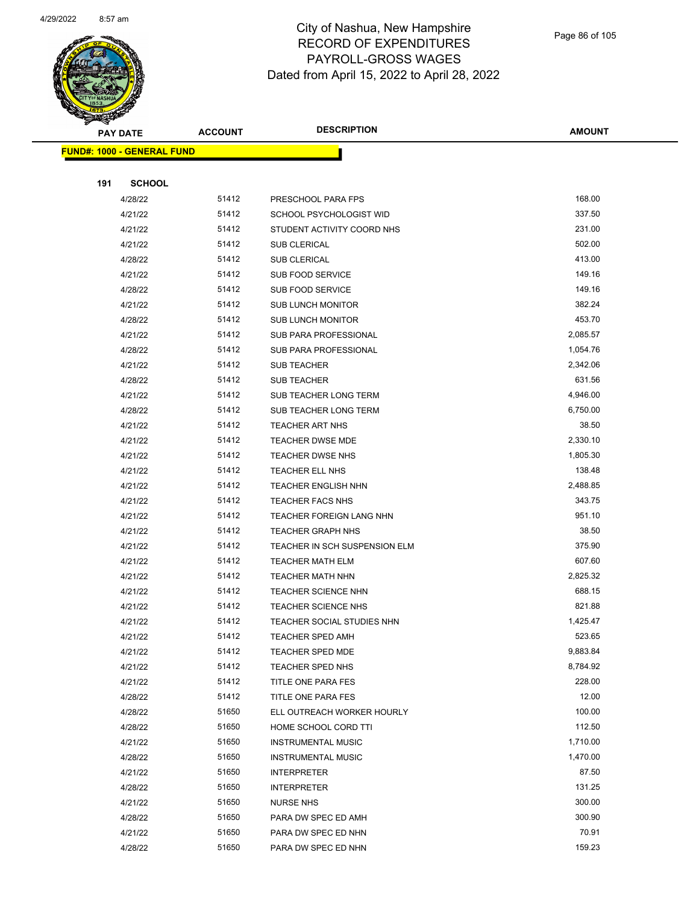# City of Nashua, New Hampshire
## RECORD OF EXPENDITURES
## PAYROLL-GROSS WAGES
### Dated from April 15, 2022 to April 28, 2022

**FUND#: 1000 - GENERAL FUND**

**191 SCHOOL**

| PAY DATE | ACCOUNT | DESCRIPTION | AMOUNT |
|---|---|---|---|
| 4/28/22 | 51412 | PRESCHOOL PARA FPS | 168.00 |
| 4/21/22 | 51412 | SCHOOL PSYCHOLOGIST WID | 337.50 |
| 4/21/22 | 51412 | STUDENT ACTIVITY COORD NHS | 231.00 |
| 4/21/22 | 51412 | SUB CLERICAL | 502.00 |
| 4/28/22 | 51412 | SUB CLERICAL | 413.00 |
| 4/21/22 | 51412 | SUB FOOD SERVICE | 149.16 |
| 4/28/22 | 51412 | SUB FOOD SERVICE | 149.16 |
| 4/21/22 | 51412 | SUB LUNCH MONITOR | 382.24 |
| 4/28/22 | 51412 | SUB LUNCH MONITOR | 453.70 |
| 4/21/22 | 51412 | SUB PARA PROFESSIONAL | 2,085.57 |
| 4/28/22 | 51412 | SUB PARA PROFESSIONAL | 1,054.76 |
| 4/21/22 | 51412 | SUB TEACHER | 2,342.06 |
| 4/28/22 | 51412 | SUB TEACHER | 631.56 |
| 4/21/22 | 51412 | SUB TEACHER LONG TERM | 4,946.00 |
| 4/28/22 | 51412 | SUB TEACHER LONG TERM | 6,750.00 |
| 4/21/22 | 51412 | TEACHER ART NHS | 38.50 |
| 4/21/22 | 51412 | TEACHER DWSE MDE | 2,330.10 |
| 4/21/22 | 51412 | TEACHER DWSE NHS | 1,805.30 |
| 4/21/22 | 51412 | TEACHER ELL NHS | 138.48 |
| 4/21/22 | 51412 | TEACHER ENGLISH NHN | 2,488.85 |
| 4/21/22 | 51412 | TEACHER FACS NHS | 343.75 |
| 4/21/22 | 51412 | TEACHER FOREIGN LANG NHN | 951.10 |
| 4/21/22 | 51412 | TEACHER GRAPH NHS | 38.50 |
| 4/21/22 | 51412 | TEACHER IN SCH SUSPENSION ELM | 375.90 |
| 4/21/22 | 51412 | TEACHER MATH ELM | 607.60 |
| 4/21/22 | 51412 | TEACHER MATH NHN | 2,825.32 |
| 4/21/22 | 51412 | TEACHER SCIENCE NHN | 688.15 |
| 4/21/22 | 51412 | TEACHER SCIENCE NHS | 821.88 |
| 4/21/22 | 51412 | TEACHER SOCIAL STUDIES NHN | 1,425.47 |
| 4/21/22 | 51412 | TEACHER SPED AMH | 523.65 |
| 4/21/22 | 51412 | TEACHER SPED MDE | 9,883.84 |
| 4/21/22 | 51412 | TEACHER SPED NHS | 8,784.92 |
| 4/21/22 | 51412 | TITLE ONE PARA FES | 228.00 |
| 4/28/22 | 51412 | TITLE ONE PARA FES | 12.00 |
| 4/28/22 | 51650 | ELL OUTREACH WORKER HOURLY | 100.00 |
| 4/28/22 | 51650 | HOME SCHOOL CORD TTI | 112.50 |
| 4/21/22 | 51650 | INSTRUMENTAL MUSIC | 1,710.00 |
| 4/28/22 | 51650 | INSTRUMENTAL MUSIC | 1,470.00 |
| 4/21/22 | 51650 | INTERPRETER | 87.50 |
| 4/28/22 | 51650 | INTERPRETER | 131.25 |
| 4/21/22 | 51650 | NURSE NHS | 300.00 |
| 4/28/22 | 51650 | PARA DW SPEC ED AMH | 300.90 |
| 4/21/22 | 51650 | PARA DW SPEC ED NHN | 70.91 |
| 4/28/22 | 51650 | PARA DW SPEC ED NHN | 159.23 |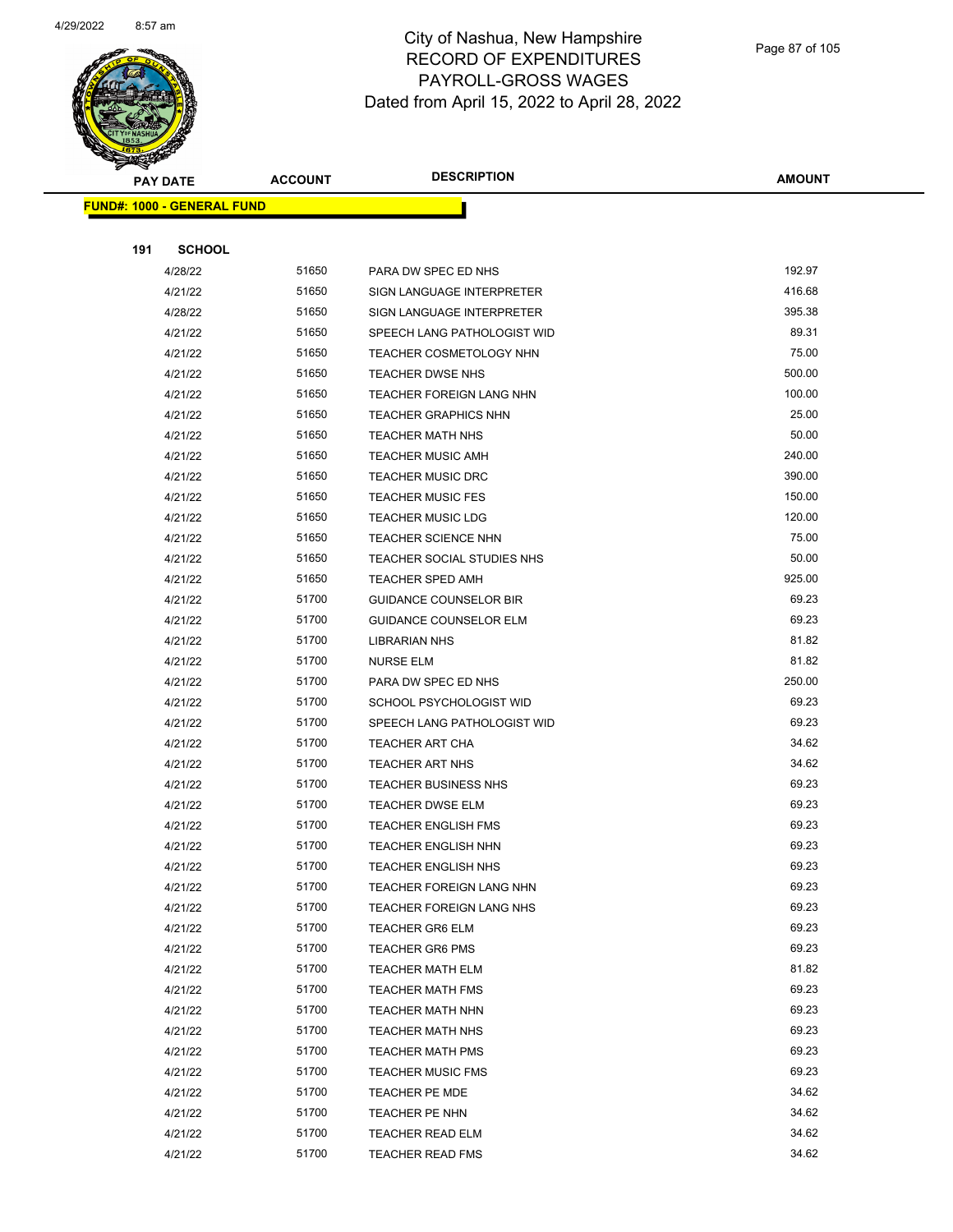# City of Nashua, New Hampshire
## RECORD OF EXPENDITURES
## PAYROLL-GROSS WAGES
## Dated from April 15, 2022 to April 28, 2022

**FUND#: 1000 - GENERAL FUND**

**191 SCHOOL**

| PAY DATE | ACCOUNT | DESCRIPTION | AMOUNT |
|---|---|---|---|
| 4/28/22 | 51650 | PARA DW SPEC ED NHS | 192.97 |
| 4/21/22 | 51650 | SIGN LANGUAGE INTERPRETER | 416.68 |
| 4/28/22 | 51650 | SIGN LANGUAGE INTERPRETER | 395.38 |
| 4/21/22 | 51650 | SPEECH LANG PATHOLOGIST WID | 89.31 |
| 4/21/22 | 51650 | TEACHER COSMETOLOGY NHN | 75.00 |
| 4/21/22 | 51650 | TEACHER DWSE NHS | 500.00 |
| 4/21/22 | 51650 | TEACHER FOREIGN LANG NHN | 100.00 |
| 4/21/22 | 51650 | TEACHER GRAPHICS NHN | 25.00 |
| 4/21/22 | 51650 | TEACHER MATH NHS | 50.00 |
| 4/21/22 | 51650 | TEACHER MUSIC AMH | 240.00 |
| 4/21/22 | 51650 | TEACHER MUSIC DRC | 390.00 |
| 4/21/22 | 51650 | TEACHER MUSIC FES | 150.00 |
| 4/21/22 | 51650 | TEACHER MUSIC LDG | 120.00 |
| 4/21/22 | 51650 | TEACHER SCIENCE NHN | 75.00 |
| 4/21/22 | 51650 | TEACHER SOCIAL STUDIES NHS | 50.00 |
| 4/21/22 | 51650 | TEACHER SPED AMH | 925.00 |
| 4/21/22 | 51700 | GUIDANCE COUNSELOR BIR | 69.23 |
| 4/21/22 | 51700 | GUIDANCE COUNSELOR ELM | 69.23 |
| 4/21/22 | 51700 | LIBRARIAN NHS | 81.82 |
| 4/21/22 | 51700 | NURSE ELM | 81.82 |
| 4/21/22 | 51700 | PARA DW SPEC ED NHS | 250.00 |
| 4/21/22 | 51700 | SCHOOL PSYCHOLOGIST WID | 69.23 |
| 4/21/22 | 51700 | SPEECH LANG PATHOLOGIST WID | 69.23 |
| 4/21/22 | 51700 | TEACHER ART CHA | 34.62 |
| 4/21/22 | 51700 | TEACHER ART NHS | 34.62 |
| 4/21/22 | 51700 | TEACHER BUSINESS NHS | 69.23 |
| 4/21/22 | 51700 | TEACHER DWSE ELM | 69.23 |
| 4/21/22 | 51700 | TEACHER ENGLISH FMS | 69.23 |
| 4/21/22 | 51700 | TEACHER ENGLISH NHN | 69.23 |
| 4/21/22 | 51700 | TEACHER ENGLISH NHS | 69.23 |
| 4/21/22 | 51700 | TEACHER FOREIGN LANG NHN | 69.23 |
| 4/21/22 | 51700 | TEACHER FOREIGN LANG NHS | 69.23 |
| 4/21/22 | 51700 | TEACHER GR6 ELM | 69.23 |
| 4/21/22 | 51700 | TEACHER GR6 PMS | 69.23 |
| 4/21/22 | 51700 | TEACHER MATH ELM | 81.82 |
| 4/21/22 | 51700 | TEACHER MATH FMS | 69.23 |
| 4/21/22 | 51700 | TEACHER MATH NHN | 69.23 |
| 4/21/22 | 51700 | TEACHER MATH NHS | 69.23 |
| 4/21/22 | 51700 | TEACHER MATH PMS | 69.23 |
| 4/21/22 | 51700 | TEACHER MUSIC FMS | 69.23 |
| 4/21/22 | 51700 | TEACHER PE MDE | 34.62 |
| 4/21/22 | 51700 | TEACHER PE NHN | 34.62 |
| 4/21/22 | 51700 | TEACHER READ ELM | 34.62 |
| 4/21/22 | 51700 | TEACHER READ FMS | 34.62 |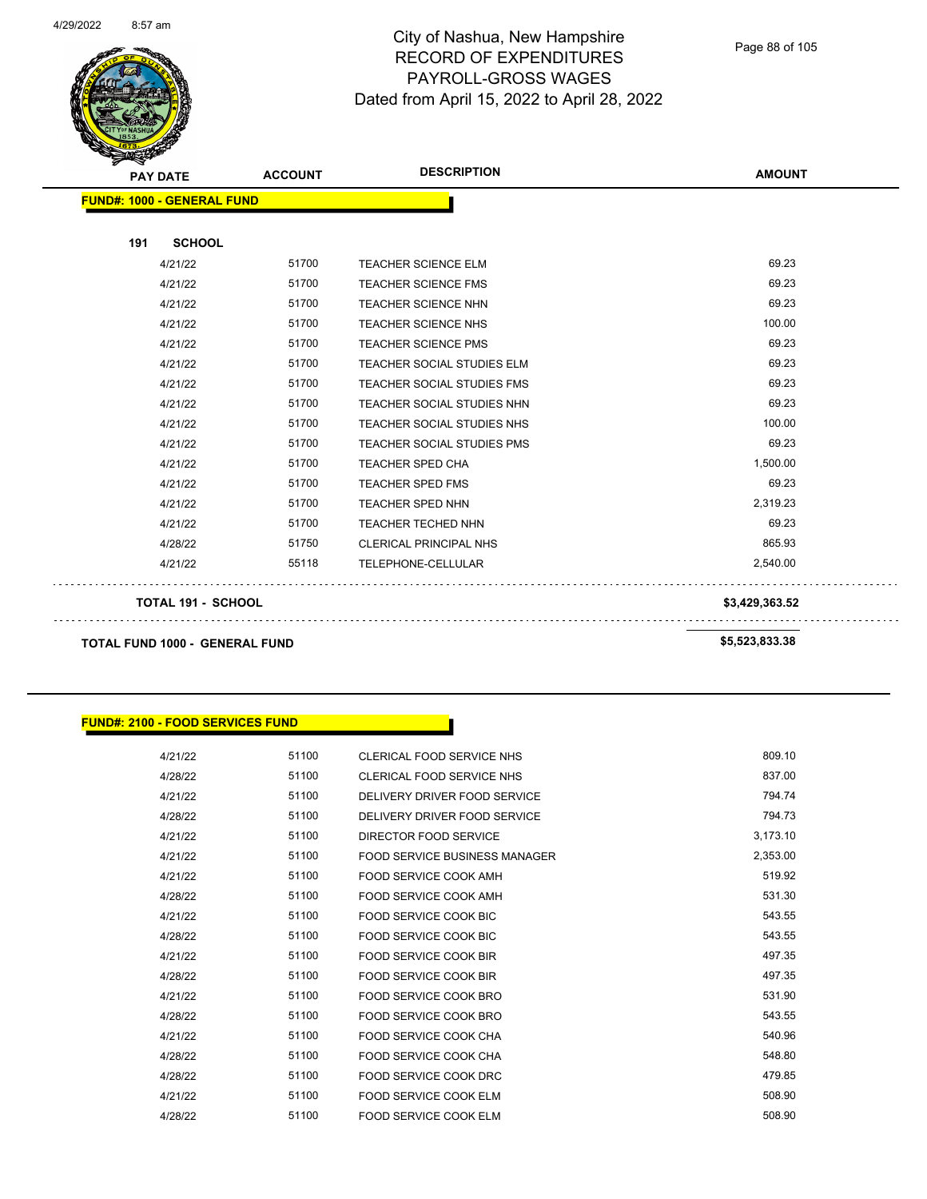City of Nashua, New Hampshire
RECORD OF EXPENDITURES
PAYROLL-GROSS WAGES
Dated from April 15, 2022 to April 28, 2022

| PAY DATE | ACCOUNT | DESCRIPTION | AMOUNT |
|---|---|---|---|
| **FUND#: 1000 - GENERAL FUND** | | | |
| **191 SCHOOL** | | | |
| 4/21/22 | 51700 | TEACHER SCIENCE ELM | 69.23 |
| 4/21/22 | 51700 | TEACHER SCIENCE FMS | 69.23 |
| 4/21/22 | 51700 | TEACHER SCIENCE NHN | 69.23 |
| 4/21/22 | 51700 | TEACHER SCIENCE NHS | 100.00 |
| 4/21/22 | 51700 | TEACHER SCIENCE PMS | 69.23 |
| 4/21/22 | 51700 | TEACHER SOCIAL STUDIES ELM | 69.23 |
| 4/21/22 | 51700 | TEACHER SOCIAL STUDIES FMS | 69.23 |
| 4/21/22 | 51700 | TEACHER SOCIAL STUDIES NHN | 69.23 |
| 4/21/22 | 51700 | TEACHER SOCIAL STUDIES NHS | 100.00 |
| 4/21/22 | 51700 | TEACHER SOCIAL STUDIES PMS | 69.23 |
| 4/21/22 | 51700 | TEACHER SPED CHA | 1,500.00 |
| 4/21/22 | 51700 | TEACHER SPED FMS | 69.23 |
| 4/21/22 | 51700 | TEACHER SPED NHN | 2,319.23 |
| 4/21/22 | 51700 | TEACHER TECHED NHN | 69.23 |
| 4/28/22 | 51750 | CLERICAL PRINCIPAL NHS | 865.93 |
| 4/21/22 | 55118 | TELEPHONE-CELLULAR | 2,540.00 |
| **TOTAL 191 - SCHOOL** | | | **$3,429,363.52** |
| **TOTAL FUND 1000 - GENERAL FUND** | | | **$5,523,833.38** |

| PAY DATE | ACCOUNT | DESCRIPTION | AMOUNT |
|---|---|---|---|
| **FUND#: 2100 - FOOD SERVICES FUND** | | | |
| 4/21/22 | 51100 | CLERICAL FOOD SERVICE NHS | 809.10 |
| 4/28/22 | 51100 | CLERICAL FOOD SERVICE NHS | 837.00 |
| 4/21/22 | 51100 | DELIVERY DRIVER FOOD SERVICE | 794.74 |
| 4/28/22 | 51100 | DELIVERY DRIVER FOOD SERVICE | 794.73 |
| 4/21/22 | 51100 | DIRECTOR FOOD SERVICE | 3,173.10 |
| 4/21/22 | 51100 | FOOD SERVICE BUSINESS MANAGER | 2,353.00 |
| 4/21/22 | 51100 | FOOD SERVICE COOK AMH | 519.92 |
| 4/28/22 | 51100 | FOOD SERVICE COOK AMH | 531.30 |
| 4/21/22 | 51100 | FOOD SERVICE COOK BIC | 543.55 |
| 4/28/22 | 51100 | FOOD SERVICE COOK BIC | 543.55 |
| 4/21/22 | 51100 | FOOD SERVICE COOK BIR | 497.35 |
| 4/28/22 | 51100 | FOOD SERVICE COOK BIR | 497.35 |
| 4/21/22 | 51100 | FOOD SERVICE COOK BRO | 531.90 |
| 4/28/22 | 51100 | FOOD SERVICE COOK BRO | 543.55 |
| 4/21/22 | 51100 | FOOD SERVICE COOK CHA | 540.96 |
| 4/28/22 | 51100 | FOOD SERVICE COOK CHA | 548.80 |
| 4/28/22 | 51100 | FOOD SERVICE COOK DRC | 479.85 |
| 4/21/22 | 51100 | FOOD SERVICE COOK ELM | 508.90 |
| 4/28/22 | 51100 | FOOD SERVICE COOK ELM | 508.90 |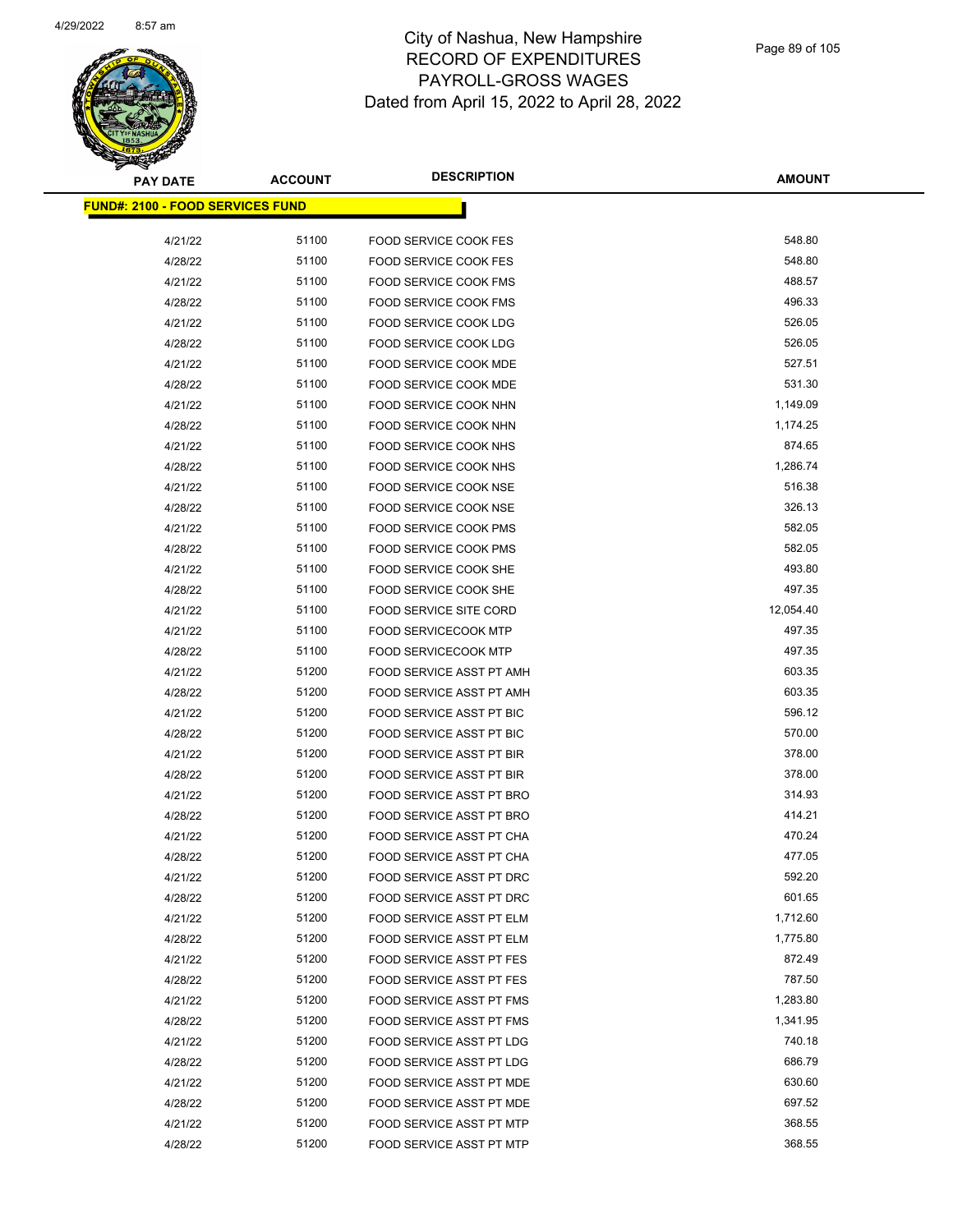# City of Nashua, New Hampshire
## RECORD OF EXPENDITURES
## PAYROLL-GROSS WAGES
## Dated from April 15, 2022 to April 28, 2022

**FUND#: 2100 - FOOD SERVICES FUND**

| PAY DATE | ACCOUNT | DESCRIPTION | AMOUNT |
|---|---|---|---|
| 4/21/22 | 51100 | FOOD SERVICE COOK FES | 548.80 |
| 4/28/22 | 51100 | FOOD SERVICE COOK FES | 548.80 |
| 4/21/22 | 51100 | FOOD SERVICE COOK FMS | 488.57 |
| 4/28/22 | 51100 | FOOD SERVICE COOK FMS | 496.33 |
| 4/21/22 | 51100 | FOOD SERVICE COOK LDG | 526.05 |
| 4/28/22 | 51100 | FOOD SERVICE COOK LDG | 526.05 |
| 4/21/22 | 51100 | FOOD SERVICE COOK MDE | 527.51 |
| 4/28/22 | 51100 | FOOD SERVICE COOK MDE | 531.30 |
| 4/21/22 | 51100 | FOOD SERVICE COOK NHN | 1,149.09 |
| 4/28/22 | 51100 | FOOD SERVICE COOK NHN | 1,174.25 |
| 4/21/22 | 51100 | FOOD SERVICE COOK NHS | 874.65 |
| 4/28/22 | 51100 | FOOD SERVICE COOK NHS | 1,286.74 |
| 4/21/22 | 51100 | FOOD SERVICE COOK NSE | 516.38 |
| 4/28/22 | 51100 | FOOD SERVICE COOK NSE | 326.13 |
| 4/21/22 | 51100 | FOOD SERVICE COOK PMS | 582.05 |
| 4/28/22 | 51100 | FOOD SERVICE COOK PMS | 582.05 |
| 4/21/22 | 51100 | FOOD SERVICE COOK SHE | 493.80 |
| 4/28/22 | 51100 | FOOD SERVICE COOK SHE | 497.35 |
| 4/21/22 | 51100 | FOOD SERVICE SITE CORD | 12,054.40 |
| 4/21/22 | 51100 | FOOD SERVICECOOK MTP | 497.35 |
| 4/28/22 | 51100 | FOOD SERVICECOOK MTP | 497.35 |
| 4/21/22 | 51200 | FOOD SERVICE ASST PT AMH | 603.35 |
| 4/28/22 | 51200 | FOOD SERVICE ASST PT AMH | 603.35 |
| 4/21/22 | 51200 | FOOD SERVICE ASST PT BIC | 596.12 |
| 4/28/22 | 51200 | FOOD SERVICE ASST PT BIC | 570.00 |
| 4/21/22 | 51200 | FOOD SERVICE ASST PT BIR | 378.00 |
| 4/28/22 | 51200 | FOOD SERVICE ASST PT BIR | 378.00 |
| 4/21/22 | 51200 | FOOD SERVICE ASST PT BRO | 314.93 |
| 4/28/22 | 51200 | FOOD SERVICE ASST PT BRO | 414.21 |
| 4/21/22 | 51200 | FOOD SERVICE ASST PT CHA | 470.24 |
| 4/28/22 | 51200 | FOOD SERVICE ASST PT CHA | 477.05 |
| 4/21/22 | 51200 | FOOD SERVICE ASST PT DRC | 592.20 |
| 4/28/22 | 51200 | FOOD SERVICE ASST PT DRC | 601.65 |
| 4/21/22 | 51200 | FOOD SERVICE ASST PT ELM | 1,712.60 |
| 4/28/22 | 51200 | FOOD SERVICE ASST PT ELM | 1,775.80 |
| 4/21/22 | 51200 | FOOD SERVICE ASST PT FES | 872.49 |
| 4/28/22 | 51200 | FOOD SERVICE ASST PT FES | 787.50 |
| 4/21/22 | 51200 | FOOD SERVICE ASST PT FMS | 1,283.80 |
| 4/28/22 | 51200 | FOOD SERVICE ASST PT FMS | 1,341.95 |
| 4/21/22 | 51200 | FOOD SERVICE ASST PT LDG | 740.18 |
| 4/28/22 | 51200 | FOOD SERVICE ASST PT LDG | 686.79 |
| 4/21/22 | 51200 | FOOD SERVICE ASST PT MDE | 630.60 |
| 4/28/22 | 51200 | FOOD SERVICE ASST PT MDE | 697.52 |
| 4/21/22 | 51200 | FOOD SERVICE ASST PT MTP | 368.55 |
| 4/28/22 | 51200 | FOOD SERVICE ASST PT MTP | 368.55 |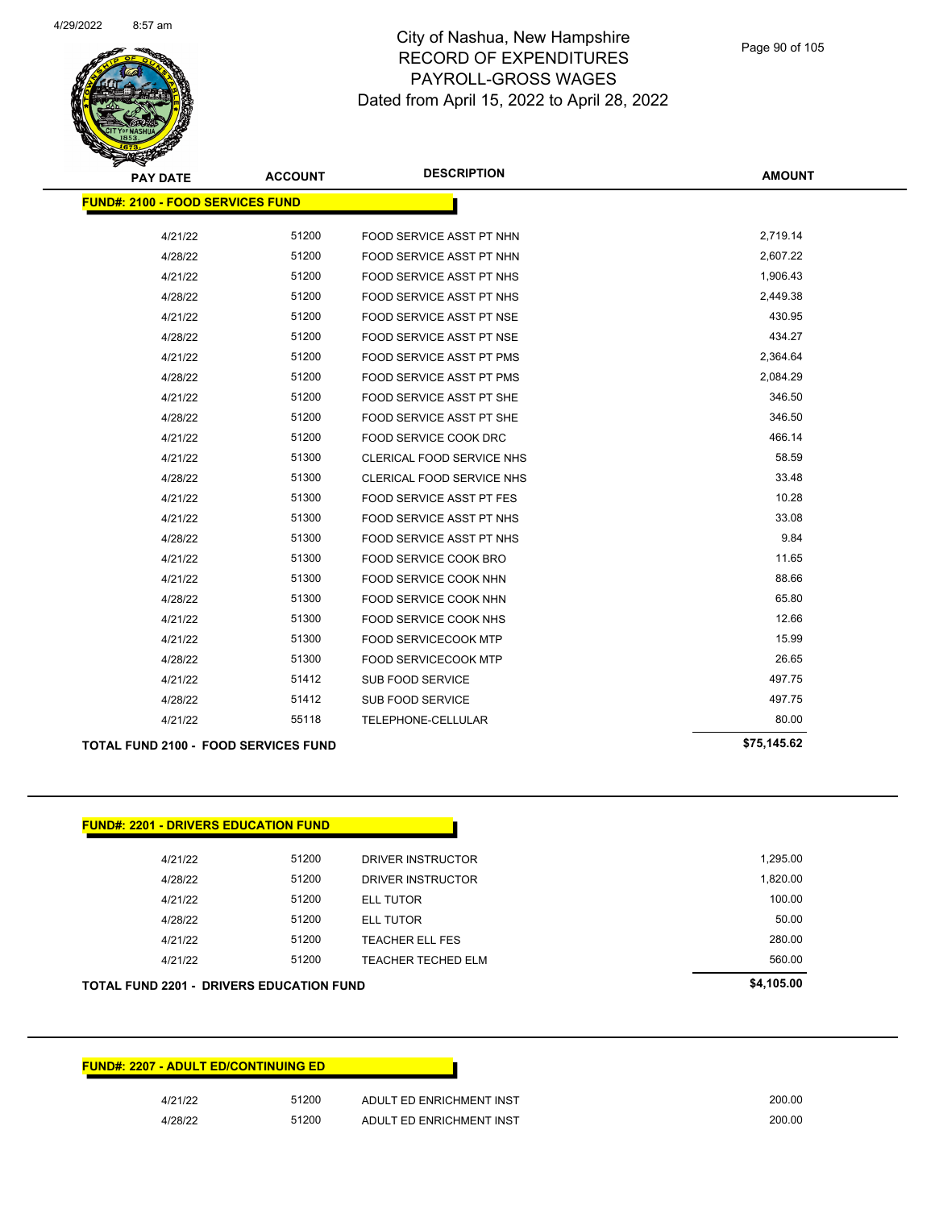# City of Nashua, New Hampshire
# RECORD OF EXPENDITURES
# PAYROLL-GROSS WAGES
# Dated from April 15, 2022 to April 28, 2022

**FUND#: 2100 - FOOD SERVICES FUND**

| PAY DATE | ACCOUNT | DESCRIPTION | AMOUNT |
|---|---|---|---|
| 4/21/22 | 51200 | FOOD SERVICE ASST PT NHN | 2,719.14 |
| 4/28/22 | 51200 | FOOD SERVICE ASST PT NHN | 2,607.22 |
| 4/21/22 | 51200 | FOOD SERVICE ASST PT NHS | 1,906.43 |
| 4/28/22 | 51200 | FOOD SERVICE ASST PT NHS | 2,449.38 |
| 4/21/22 | 51200 | FOOD SERVICE ASST PT NSE | 430.95 |
| 4/28/22 | 51200 | FOOD SERVICE ASST PT NSE | 434.27 |
| 4/21/22 | 51200 | FOOD SERVICE ASST PT PMS | 2,364.64 |
| 4/28/22 | 51200 | FOOD SERVICE ASST PT PMS | 2,084.29 |
| 4/21/22 | 51200 | FOOD SERVICE ASST PT SHE | 346.50 |
| 4/28/22 | 51200 | FOOD SERVICE ASST PT SHE | 346.50 |
| 4/21/22 | 51200 | FOOD SERVICE COOK DRC | 466.14 |
| 4/21/22 | 51300 | CLERICAL FOOD SERVICE NHS | 58.59 |
| 4/28/22 | 51300 | CLERICAL FOOD SERVICE NHS | 33.48 |
| 4/21/22 | 51300 | FOOD SERVICE ASST PT FES | 10.28 |
| 4/21/22 | 51300 | FOOD SERVICE ASST PT NHS | 33.08 |
| 4/28/22 | 51300 | FOOD SERVICE ASST PT NHS | 9.84 |
| 4/21/22 | 51300 | FOOD SERVICE COOK BRO | 11.65 |
| 4/21/22 | 51300 | FOOD SERVICE COOK NHN | 88.66 |
| 4/28/22 | 51300 | FOOD SERVICE COOK NHN | 65.80 |
| 4/21/22 | 51300 | FOOD SERVICE COOK NHS | 12.66 |
| 4/21/22 | 51300 | FOOD SERVICECOOK MTP | 15.99 |
| 4/28/22 | 51300 | FOOD SERVICECOOK MTP | 26.65 |
| 4/21/22 | 51412 | SUB FOOD SERVICE | 497.75 |
| 4/28/22 | 51412 | SUB FOOD SERVICE | 497.75 |
| 4/21/22 | 55118 | TELEPHONE-CELLULAR | 80.00 |
| **TOTAL FUND 2100 - FOOD SERVICES FUND** | | | **$75,145.62** |

**FUND#: 2201 - DRIVERS EDUCATION FUND**

| PAY DATE | ACCOUNT | DESCRIPTION | AMOUNT |
|---|---|---|---|
| 4/21/22 | 51200 | DRIVER INSTRUCTOR | 1,295.00 |
| 4/28/22 | 51200 | DRIVER INSTRUCTOR | 1,820.00 |
| 4/21/22 | 51200 | ELL TUTOR | 100.00 |
| 4/28/22 | 51200 | ELL TUTOR | 50.00 |
| 4/21/22 | 51200 | TEACHER ELL FES | 280.00 |
| 4/21/22 | 51200 | TEACHER TECHED ELM | 560.00 |
| **TOTAL FUND 2201 - DRIVERS EDUCATION FUND** | | | **$4,105.00** |

**FUND#: 2207 - ADULT ED/CONTINUING ED**

| PAY DATE | ACCOUNT | DESCRIPTION | AMOUNT |
|---|---|---|---|
| 4/21/22 | 51200 | ADULT ED ENRICHMENT INST | 200.00 |
| 4/28/22 | 51200 | ADULT ED ENRICHMENT INST | 200.00 |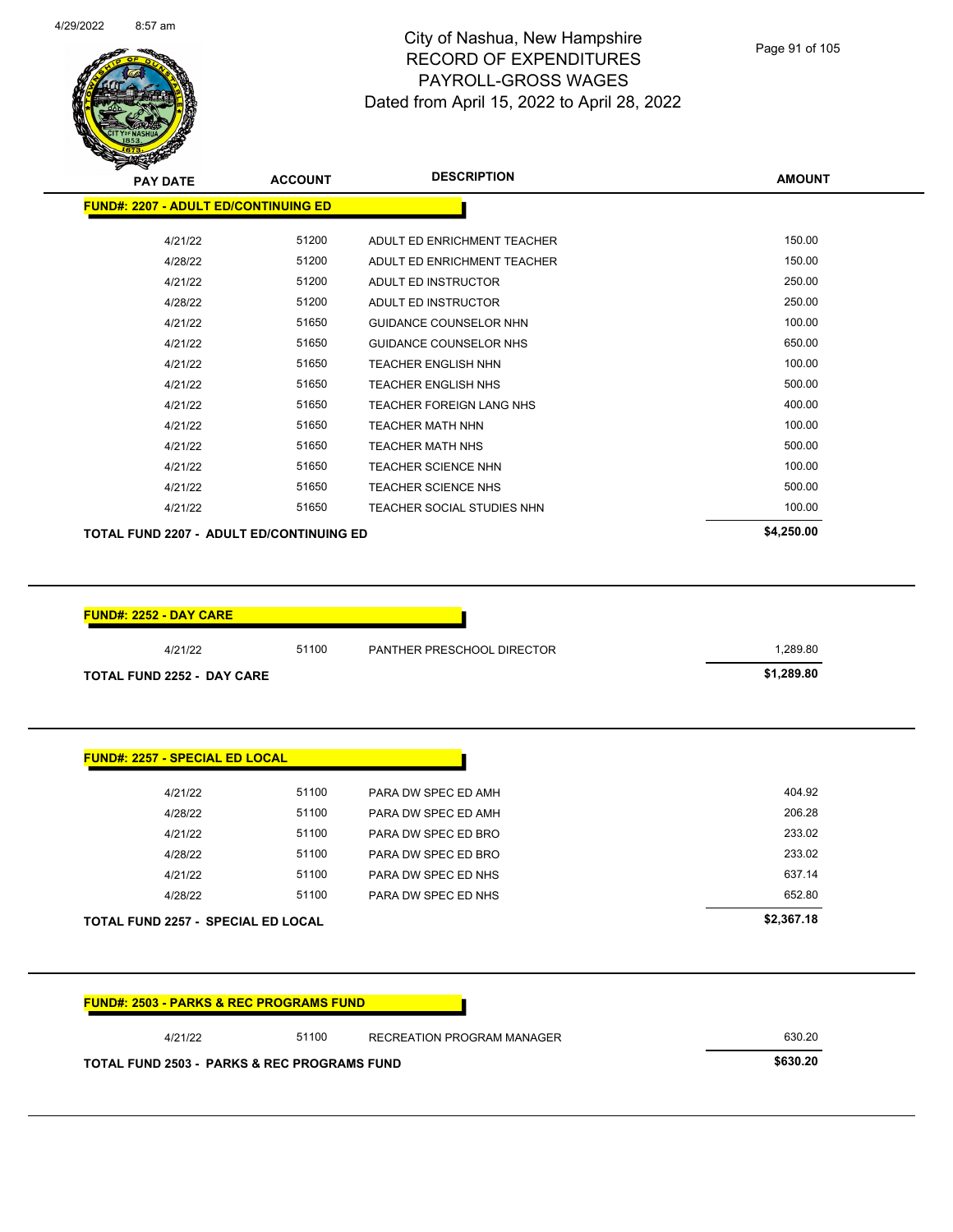# City of Nashua, New Hampshire
## RECORD OF EXPENDITURES
## PAYROLL-GROSS WAGES
## Dated from April 15, 2022 to April 28, 2022

| PAY DATE | ACCOUNT | DESCRIPTION | AMOUNT |
|---|---|---|---|
| **FUND#: 2207 - ADULT ED/CONTINUING ED** | | | |
| 4/21/22 | 51200 | ADULT ED ENRICHMENT TEACHER | 150.00 |
| 4/28/22 | 51200 | ADULT ED ENRICHMENT TEACHER | 150.00 |
| 4/21/22 | 51200 | ADULT ED INSTRUCTOR | 250.00 |
| 4/28/22 | 51200 | ADULT ED INSTRUCTOR | 250.00 |
| 4/21/22 | 51650 | GUIDANCE COUNSELOR NHN | 100.00 |
| 4/21/22 | 51650 | GUIDANCE COUNSELOR NHS | 650.00 |
| 4/21/22 | 51650 | TEACHER ENGLISH NHN | 100.00 |
| 4/21/22 | 51650 | TEACHER ENGLISH NHS | 500.00 |
| 4/21/22 | 51650 | TEACHER FOREIGN LANG NHS | 400.00 |
| 4/21/22 | 51650 | TEACHER MATH NHN | 100.00 |
| 4/21/22 | 51650 | TEACHER MATH NHS | 500.00 |
| 4/21/22 | 51650 | TEACHER SCIENCE NHN | 100.00 |
| 4/21/22 | 51650 | TEACHER SCIENCE NHS | 500.00 |
| 4/21/22 | 51650 | TEACHER SOCIAL STUDIES NHN | 100.00 |
| **TOTAL FUND 2207 - ADULT ED/CONTINUING ED** | | | **$4,250.00** |

| PAY DATE | ACCOUNT | DESCRIPTION | AMOUNT |
|---|---|---|---|
| **FUND#: 2252 - DAY CARE** | | | |
| 4/21/22 | 51100 | PANTHER PRESCHOOL DIRECTOR | 1,289.80 |
| **TOTAL FUND 2252 - DAY CARE** | | | **$1,289.80** |

| PAY DATE | ACCOUNT | DESCRIPTION | AMOUNT |
|---|---|---|---|
| **FUND#: 2257 - SPECIAL ED LOCAL** | | | |
| 4/21/22 | 51100 | PARA DW SPEC ED AMH | 404.92 |
| 4/28/22 | 51100 | PARA DW SPEC ED AMH | 206.28 |
| 4/21/22 | 51100 | PARA DW SPEC ED BRO | 233.02 |
| 4/28/22 | 51100 | PARA DW SPEC ED BRO | 233.02 |
| 4/21/22 | 51100 | PARA DW SPEC ED NHS | 637.14 |
| 4/28/22 | 51100 | PARA DW SPEC ED NHS | 652.80 |
| **TOTAL FUND 2257 - SPECIAL ED LOCAL** | | | **$2,367.18** |

| PAY DATE | ACCOUNT | DESCRIPTION | AMOUNT |
|---|---|---|---|
| **FUND#: 2503 - PARKS & REC PROGRAMS FUND** | | | |
| 4/21/22 | 51100 | RECREATION PROGRAM MANAGER | 630.20 |
| **TOTAL FUND 2503 - PARKS & REC PROGRAMS FUND** | | | **$630.20** |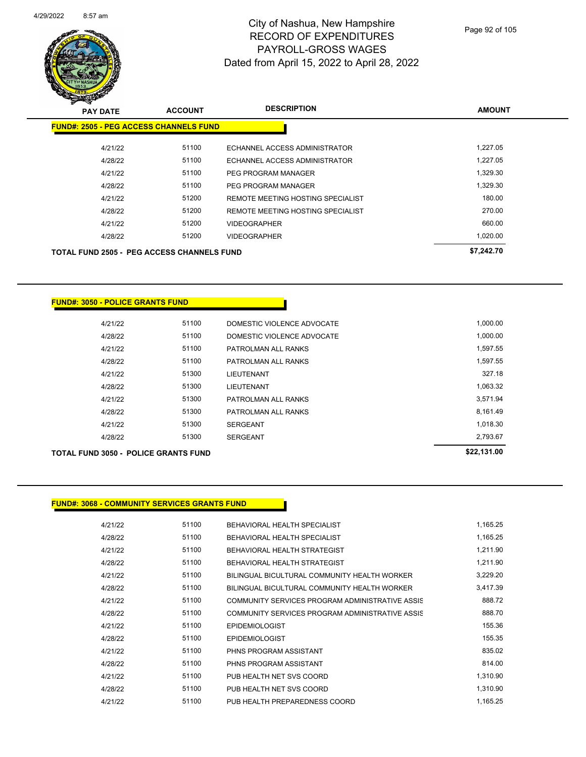# City of Nashua, New Hampshire
## RECORD OF EXPENDITURES
## PAYROLL-GROSS WAGES
## Dated from April 15, 2022 to April 28, 2022

**FUND#: 2505 - PEG ACCESS CHANNELS FUND**

| PAY DATE | ACCOUNT | DESCRIPTION | AMOUNT |
|---|---|---|---|
| 4/21/22 | 51100 | ECHANNEL ACCESS ADMINISTRATOR | 1,227.05 |
| 4/28/22 | 51100 | ECHANNEL ACCESS ADMINISTRATOR | 1,227.05 |
| 4/21/22 | 51100 | PEG PROGRAM MANAGER | 1,329.30 |
| 4/28/22 | 51100 | PEG PROGRAM MANAGER | 1,329.30 |
| 4/21/22 | 51200 | REMOTE MEETING HOSTING SPECIALIST | 180.00 |
| 4/28/22 | 51200 | REMOTE MEETING HOSTING SPECIALIST | 270.00 |
| 4/21/22 | 51200 | VIDEOGRAPHER | 660.00 |
| 4/28/22 | 51200 | VIDEOGRAPHER | 1,020.00 |
| **TOTAL FUND 2505 - PEG ACCESS CHANNELS FUND** | | | **$7,242.70** |

**FUND#: 3050 - POLICE GRANTS FUND**

| PAY DATE | ACCOUNT | DESCRIPTION | AMOUNT |
|---|---|---|---|
| 4/21/22 | 51100 | DOMESTIC VIOLENCE ADVOCATE | 1,000.00 |
| 4/28/22 | 51100 | DOMESTIC VIOLENCE ADVOCATE | 1,000.00 |
| 4/21/22 | 51100 | PATROLMAN ALL RANKS | 1,597.55 |
| 4/28/22 | 51100 | PATROLMAN ALL RANKS | 1,597.55 |
| 4/21/22 | 51300 | LIEUTENANT | 327.18 |
| 4/28/22 | 51300 | LIEUTENANT | 1,063.32 |
| 4/21/22 | 51300 | PATROLMAN ALL RANKS | 3,571.94 |
| 4/28/22 | 51300 | PATROLMAN ALL RANKS | 8,161.49 |
| 4/21/22 | 51300 | SERGEANT | 1,018.30 |
| 4/28/22 | 51300 | SERGEANT | 2,793.67 |
| **TOTAL FUND 3050 - POLICE GRANTS FUND** | | | **$22,131.00** |

**FUND#: 3068 - COMMUNITY SERVICES GRANTS FUND**

| PAY DATE | ACCOUNT | DESCRIPTION | AMOUNT |
|---|---|---|---|
| 4/21/22 | 51100 | BEHAVIORAL HEALTH SPECIALIST | 1,165.25 |
| 4/28/22 | 51100 | BEHAVIORAL HEALTH SPECIALIST | 1,165.25 |
| 4/21/22 | 51100 | BEHAVIORAL HEALTH STRATEGIST | 1,211.90 |
| 4/28/22 | 51100 | BEHAVIORAL HEALTH STRATEGIST | 1,211.90 |
| 4/21/22 | 51100 | BILINGUAL BICULTURAL COMMUNITY HEALTH WORKER | 3,229.20 |
| 4/28/22 | 51100 | BILINGUAL BICULTURAL COMMUNITY HEALTH WORKER | 3,417.39 |
| 4/21/22 | 51100 | COMMUNITY SERVICES PROGRAM ADMINISTRATIVE ASSIS | 888.72 |
| 4/28/22 | 51100 | COMMUNITY SERVICES PROGRAM ADMINISTRATIVE ASSIS | 888.70 |
| 4/21/22 | 51100 | EPIDEMIOLOGIST | 155.36 |
| 4/28/22 | 51100 | EPIDEMIOLOGIST | 155.35 |
| 4/21/22 | 51100 | PHNS PROGRAM ASSISTANT | 835.02 |
| 4/28/22 | 51100 | PHNS PROGRAM ASSISTANT | 814.00 |
| 4/21/22 | 51100 | PUB HEALTH NET SVS COORD | 1,310.90 |
| 4/28/22 | 51100 | PUB HEALTH NET SVS COORD | 1,310.90 |
| 4/21/22 | 51100 | PUB HEALTH PREPAREDNESS COORD | 1,165.25 |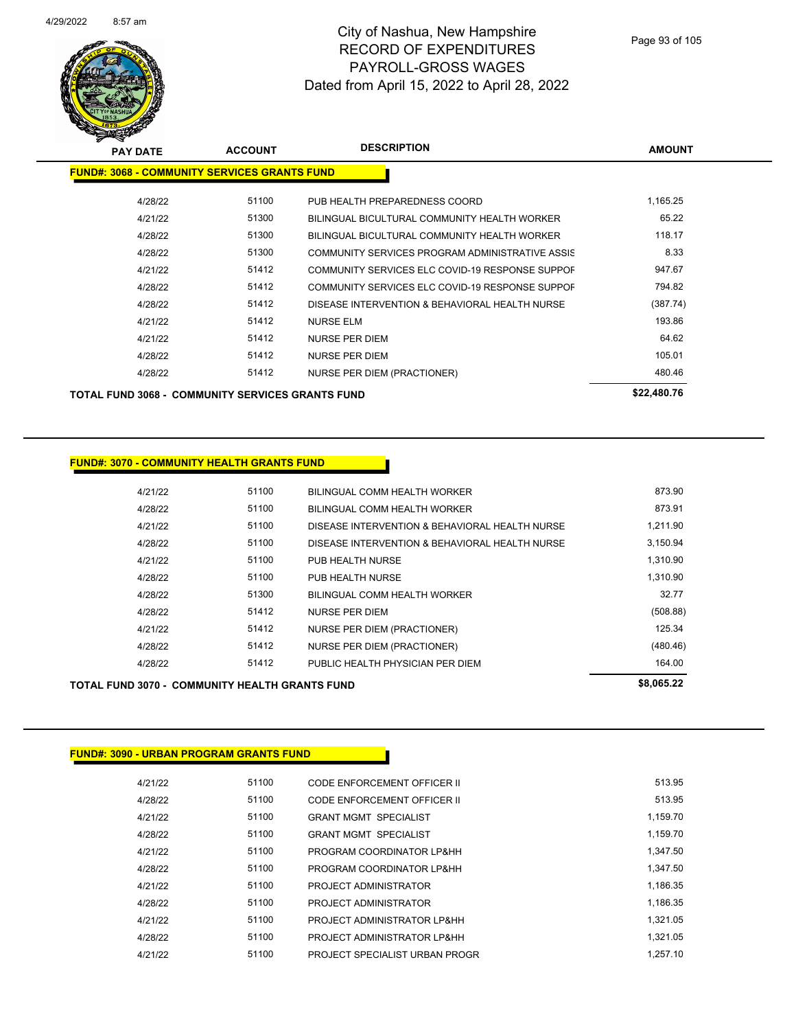# City of Nashua, New Hampshire
## RECORD OF EXPENDITURES
## PAYROLL-GROSS WAGES
### Dated from April 15, 2022 to April 28, 2022

| PAY DATE | ACCOUNT | DESCRIPTION | AMOUNT |
|---|---|---|---|
| **FUND#: 3068 - COMMUNITY SERVICES GRANTS FUND** | | | |
| 4/28/22 | 51100 | PUB HEALTH PREPAREDNESS COORD | 1,165.25 |
| 4/21/22 | 51300 | BILINGUAL BICULTURAL COMMUNITY HEALTH WORKER | 65.22 |
| 4/28/22 | 51300 | BILINGUAL BICULTURAL COMMUNITY HEALTH WORKER | 118.17 |
| 4/28/22 | 51300 | COMMUNITY SERVICES PROGRAM ADMINISTRATIVE ASSIS | 8.33 |
| 4/21/22 | 51412 | COMMUNITY SERVICES ELC COVID-19 RESPONSE SUPPOF | 947.67 |
| 4/28/22 | 51412 | COMMUNITY SERVICES ELC COVID-19 RESPONSE SUPPOF | 794.82 |
| 4/28/22 | 51412 | DISEASE INTERVENTION & BEHAVIORAL HEALTH NURSE | (387.74) |
| 4/21/22 | 51412 | NURSE ELM | 193.86 |
| 4/21/22 | 51412 | NURSE PER DIEM | 64.62 |
| 4/28/22 | 51412 | NURSE PER DIEM | 105.01 |
| 4/28/22 | 51412 | NURSE PER DIEM (PRACTIONER) | 480.46 |
| **TOTAL FUND 3068 - COMMUNITY SERVICES GRANTS FUND** | | | **$22,480.76** |

| PAY DATE | ACCOUNT | DESCRIPTION | AMOUNT |
|---|---|---|---|
| **FUND#: 3070 - COMMUNITY HEALTH GRANTS FUND** | | | |
| 4/21/22 | 51100 | BILINGUAL COMM HEALTH WORKER | 873.90 |
| 4/28/22 | 51100 | BILINGUAL COMM HEALTH WORKER | 873.91 |
| 4/21/22 | 51100 | DISEASE INTERVENTION & BEHAVIORAL HEALTH NURSE | 1,211.90 |
| 4/28/22 | 51100 | DISEASE INTERVENTION & BEHAVIORAL HEALTH NURSE | 3,150.94 |
| 4/21/22 | 51100 | PUB HEALTH NURSE | 1,310.90 |
| 4/28/22 | 51100 | PUB HEALTH NURSE | 1,310.90 |
| 4/28/22 | 51300 | BILINGUAL COMM HEALTH WORKER | 32.77 |
| 4/28/22 | 51412 | NURSE PER DIEM | (508.88) |
| 4/21/22 | 51412 | NURSE PER DIEM (PRACTIONER) | 125.34 |
| 4/28/22 | 51412 | NURSE PER DIEM (PRACTIONER) | (480.46) |
| 4/28/22 | 51412 | PUBLIC HEALTH PHYSICIAN PER DIEM | 164.00 |
| **TOTAL FUND 3070 - COMMUNITY HEALTH GRANTS FUND** | | | **$8,065.22** |

| PAY DATE | ACCOUNT | DESCRIPTION | AMOUNT |
|---|---|---|---|
| **FUND#: 3090 - URBAN PROGRAM GRANTS FUND** | | | |
| 4/21/22 | 51100 | CODE ENFORCEMENT OFFICER II | 513.95 |
| 4/28/22 | 51100 | CODE ENFORCEMENT OFFICER II | 513.95 |
| 4/21/22 | 51100 | GRANT MGMT SPECIALIST | 1,159.70 |
| 4/28/22 | 51100 | GRANT MGMT SPECIALIST | 1,159.70 |
| 4/21/22 | 51100 | PROGRAM COORDINATOR LP&HH | 1,347.50 |
| 4/28/22 | 51100 | PROGRAM COORDINATOR LP&HH | 1,347.50 |
| 4/21/22 | 51100 | PROJECT ADMINISTRATOR | 1,186.35 |
| 4/28/22 | 51100 | PROJECT ADMINISTRATOR | 1,186.35 |
| 4/21/22 | 51100 | PROJECT ADMINISTRATOR LP&HH | 1,321.05 |
| 4/28/22 | 51100 | PROJECT ADMINISTRATOR LP&HH | 1,321.05 |
| 4/21/22 | 51100 | PROJECT SPECIALIST URBAN PROGR | 1,257.10 |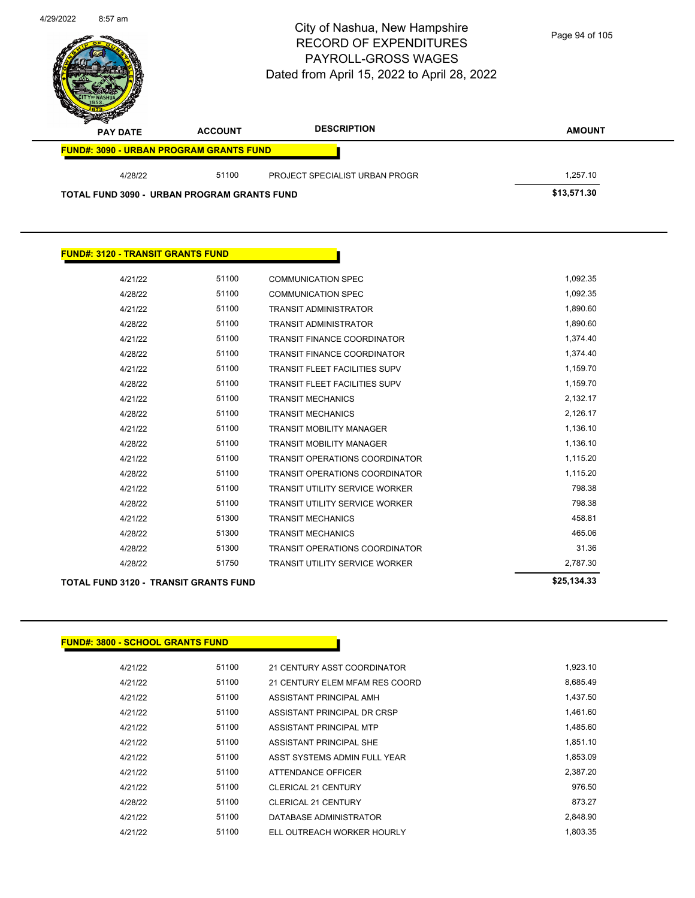# City of Nashua, New Hampshire
## RECORD OF EXPENDITURES
## PAYROLL-GROSS WAGES
## Dated from April 15, 2022 to April 28, 2022

| PAY DATE | ACCOUNT | DESCRIPTION | AMOUNT |
|---|---|---|---|
| **FUND#: 3090 - URBAN PROGRAM GRANTS FUND** | | | |
| 4/28/22 | 51100 | PROJECT SPECIALIST URBAN PROGR | 1,257.10 |
| **TOTAL FUND 3090 - URBAN PROGRAM GRANTS FUND** | | | **$13,571.30** |

**FUND#: 3120 - TRANSIT GRANTS FUND**

| PAY DATE | ACCOUNT | DESCRIPTION | AMOUNT |
|---|---|---|---|
| 4/21/22 | 51100 | COMMUNICATION SPEC | 1,092.35 |
| 4/28/22 | 51100 | COMMUNICATION SPEC | 1,092.35 |
| 4/21/22 | 51100 | TRANSIT ADMINISTRATOR | 1,890.60 |
| 4/28/22 | 51100 | TRANSIT ADMINISTRATOR | 1,890.60 |
| 4/21/22 | 51100 | TRANSIT FINANCE COORDINATOR | 1,374.40 |
| 4/28/22 | 51100 | TRANSIT FINANCE COORDINATOR | 1,374.40 |
| 4/21/22 | 51100 | TRANSIT FLEET FACILITIES SUPV | 1,159.70 |
| 4/28/22 | 51100 | TRANSIT FLEET FACILITIES SUPV | 1,159.70 |
| 4/21/22 | 51100 | TRANSIT MECHANICS | 2,132.17 |
| 4/28/22 | 51100 | TRANSIT MECHANICS | 2,126.17 |
| 4/21/22 | 51100 | TRANSIT MOBILITY MANAGER | 1,136.10 |
| 4/28/22 | 51100 | TRANSIT MOBILITY MANAGER | 1,136.10 |
| 4/21/22 | 51100 | TRANSIT OPERATIONS COORDINATOR | 1,115.20 |
| 4/28/22 | 51100 | TRANSIT OPERATIONS COORDINATOR | 1,115.20 |
| 4/21/22 | 51100 | TRANSIT UTILITY SERVICE WORKER | 798.38 |
| 4/28/22 | 51100 | TRANSIT UTILITY SERVICE WORKER | 798.38 |
| 4/21/22 | 51300 | TRANSIT MECHANICS | 458.81 |
| 4/28/22 | 51300 | TRANSIT MECHANICS | 465.06 |
| 4/28/22 | 51300 | TRANSIT OPERATIONS COORDINATOR | 31.36 |
| 4/28/22 | 51750 | TRANSIT UTILITY SERVICE WORKER | 2,787.30 |
| **TOTAL FUND 3120 - TRANSIT GRANTS FUND** | | | **$25,134.33** |

**FUND#: 3800 - SCHOOL GRANTS FUND**

| PAY DATE | ACCOUNT | DESCRIPTION | AMOUNT |
|---|---|---|---|
| 4/21/22 | 51100 | 21 CENTURY ASST COORDINATOR | 1,923.10 |
| 4/21/22 | 51100 | 21 CENTURY ELEM MFAM RES COORD | 8,685.49 |
| 4/21/22 | 51100 | ASSISTANT PRINCIPAL AMH | 1,437.50 |
| 4/21/22 | 51100 | ASSISTANT PRINCIPAL DR CRSP | 1,461.60 |
| 4/21/22 | 51100 | ASSISTANT PRINCIPAL MTP | 1,485.60 |
| 4/21/22 | 51100 | ASSISTANT PRINCIPAL SHE | 1,851.10 |
| 4/21/22 | 51100 | ASST SYSTEMS ADMIN FULL YEAR | 1,853.09 |
| 4/21/22 | 51100 | ATTENDANCE OFFICER | 2,387.20 |
| 4/21/22 | 51100 | CLERICAL 21 CENTURY | 976.50 |
| 4/28/22 | 51100 | CLERICAL 21 CENTURY | 873.27 |
| 4/21/22 | 51100 | DATABASE ADMINISTRATOR | 2,848.90 |
| 4/21/22 | 51100 | ELL OUTREACH WORKER HOURLY | 1,803.35 |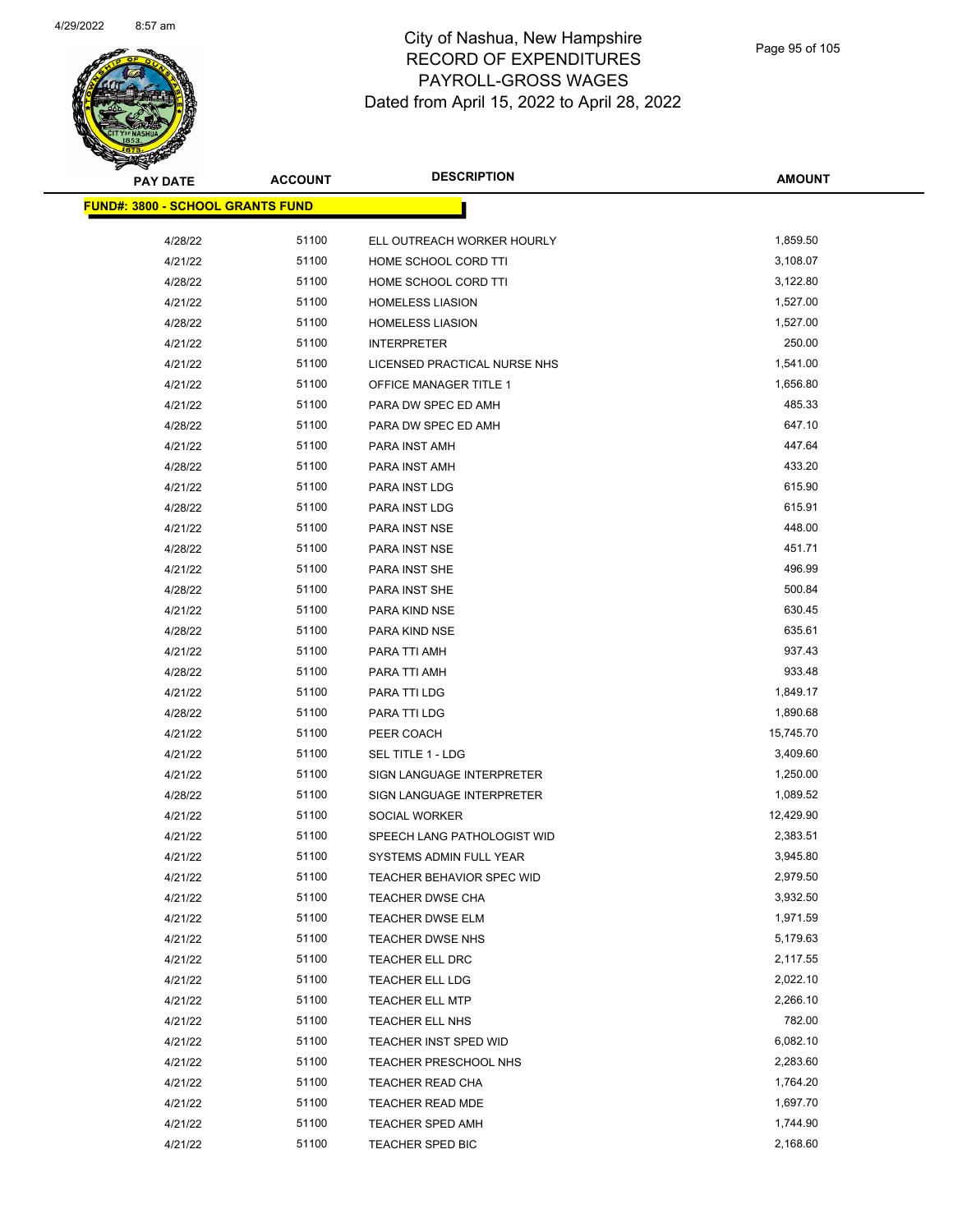# City of Nashua, New Hampshire
## RECORD OF EXPENDITURES
## PAYROLL-GROSS WAGES
## Dated from April 15, 2022 to April 28, 2022

| PAY DATE | ACCOUNT | DESCRIPTION | AMOUNT |
|---|---|---|---|
| **FUND#: 3800 - SCHOOL GRANTS FUND** | | | |
| 4/28/22 | 51100 | ELL OUTREACH WORKER HOURLY | 1,859.50 |
| 4/21/22 | 51100 | HOME SCHOOL CORD TTI | 3,108.07 |
| 4/28/22 | 51100 | HOME SCHOOL CORD TTI | 3,122.80 |
| 4/21/22 | 51100 | HOMELESS LIASION | 1,527.00 |
| 4/28/22 | 51100 | HOMELESS LIASION | 1,527.00 |
| 4/21/22 | 51100 | INTERPRETER | 250.00 |
| 4/21/22 | 51100 | LICENSED PRACTICAL NURSE NHS | 1,541.00 |
| 4/21/22 | 51100 | OFFICE MANAGER TITLE 1 | 1,656.80 |
| 4/21/22 | 51100 | PARA DW SPEC ED AMH | 485.33 |
| 4/28/22 | 51100 | PARA DW SPEC ED AMH | 647.10 |
| 4/21/22 | 51100 | PARA INST AMH | 447.64 |
| 4/28/22 | 51100 | PARA INST AMH | 433.20 |
| 4/21/22 | 51100 | PARA INST LDG | 615.90 |
| 4/28/22 | 51100 | PARA INST LDG | 615.91 |
| 4/21/22 | 51100 | PARA INST NSE | 448.00 |
| 4/28/22 | 51100 | PARA INST NSE | 451.71 |
| 4/21/22 | 51100 | PARA INST SHE | 496.99 |
| 4/28/22 | 51100 | PARA INST SHE | 500.84 |
| 4/21/22 | 51100 | PARA KIND NSE | 630.45 |
| 4/28/22 | 51100 | PARA KIND NSE | 635.61 |
| 4/21/22 | 51100 | PARA TTI AMH | 937.43 |
| 4/28/22 | 51100 | PARA TTI AMH | 933.48 |
| 4/21/22 | 51100 | PARA TTI LDG | 1,849.17 |
| 4/28/22 | 51100 | PARA TTI LDG | 1,890.68 |
| 4/21/22 | 51100 | PEER COACH | 15,745.70 |
| 4/21/22 | 51100 | SEL TITLE 1 - LDG | 3,409.60 |
| 4/21/22 | 51100 | SIGN LANGUAGE INTERPRETER | 1,250.00 |
| 4/28/22 | 51100 | SIGN LANGUAGE INTERPRETER | 1,089.52 |
| 4/21/22 | 51100 | SOCIAL WORKER | 12,429.90 |
| 4/21/22 | 51100 | SPEECH LANG PATHOLOGIST WID | 2,383.51 |
| 4/21/22 | 51100 | SYSTEMS ADMIN FULL YEAR | 3,945.80 |
| 4/21/22 | 51100 | TEACHER BEHAVIOR SPEC WID | 2,979.50 |
| 4/21/22 | 51100 | TEACHER DWSE CHA | 3,932.50 |
| 4/21/22 | 51100 | TEACHER DWSE ELM | 1,971.59 |
| 4/21/22 | 51100 | TEACHER DWSE NHS | 5,179.63 |
| 4/21/22 | 51100 | TEACHER ELL DRC | 2,117.55 |
| 4/21/22 | 51100 | TEACHER ELL LDG | 2,022.10 |
| 4/21/22 | 51100 | TEACHER ELL MTP | 2,266.10 |
| 4/21/22 | 51100 | TEACHER ELL NHS | 782.00 |
| 4/21/22 | 51100 | TEACHER INST SPED WID | 6,082.10 |
| 4/21/22 | 51100 | TEACHER PRESCHOOL NHS | 2,283.60 |
| 4/21/22 | 51100 | TEACHER READ CHA | 1,764.20 |
| 4/21/22 | 51100 | TEACHER READ MDE | 1,697.70 |
| 4/21/22 | 51100 | TEACHER SPED AMH | 1,744.90 |
| 4/21/22 | 51100 | TEACHER SPED BIC | 2,168.60 |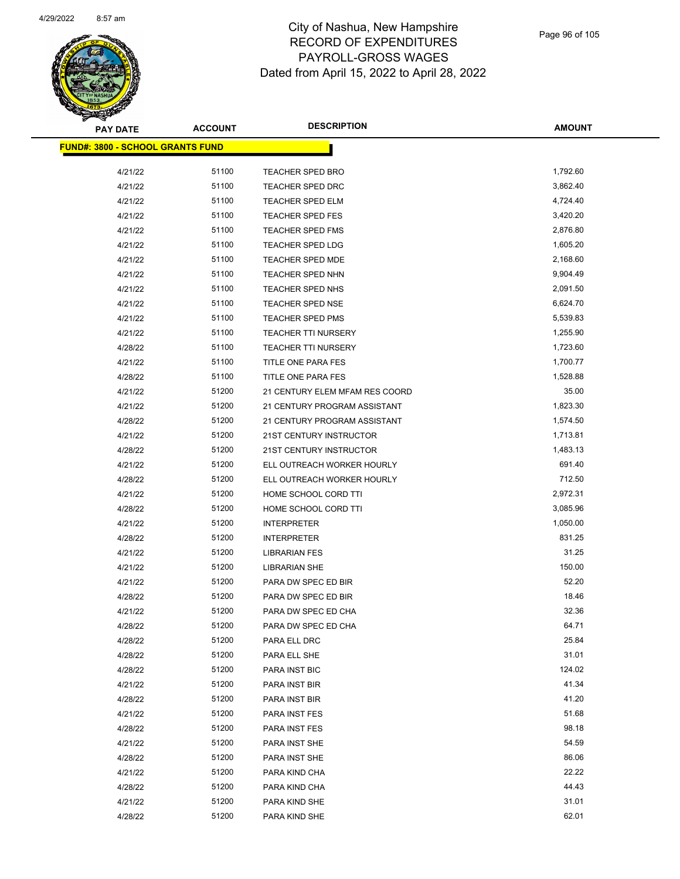# City of Nashua, New Hampshire
## RECORD OF EXPENDITURES
## PAYROLL-GROSS WAGES
## Dated from April 15, 2022 to April 28, 2022

| PAY DATE | ACCOUNT | DESCRIPTION | AMOUNT |
|---|---|---|---|
| **FUND#: 3800 - SCHOOL GRANTS FUND** | | | |
| 4/21/22 | 51100 | TEACHER SPED BRO | 1,792.60 |
| 4/21/22 | 51100 | TEACHER SPED DRC | 3,862.40 |
| 4/21/22 | 51100 | TEACHER SPED ELM | 4,724.40 |
| 4/21/22 | 51100 | TEACHER SPED FES | 3,420.20 |
| 4/21/22 | 51100 | TEACHER SPED FMS | 2,876.80 |
| 4/21/22 | 51100 | TEACHER SPED LDG | 1,605.20 |
| 4/21/22 | 51100 | TEACHER SPED MDE | 2,168.60 |
| 4/21/22 | 51100 | TEACHER SPED NHN | 9,904.49 |
| 4/21/22 | 51100 | TEACHER SPED NHS | 2,091.50 |
| 4/21/22 | 51100 | TEACHER SPED NSE | 6,624.70 |
| 4/21/22 | 51100 | TEACHER SPED PMS | 5,539.83 |
| 4/21/22 | 51100 | TEACHER TTI NURSERY | 1,255.90 |
| 4/28/22 | 51100 | TEACHER TTI NURSERY | 1,723.60 |
| 4/21/22 | 51100 | TITLE ONE PARA FES | 1,700.77 |
| 4/28/22 | 51100 | TITLE ONE PARA FES | 1,528.88 |
| 4/21/22 | 51200 | 21 CENTURY ELEM MFAM RES COORD | 35.00 |
| 4/21/22 | 51200 | 21 CENTURY PROGRAM ASSISTANT | 1,823.30 |
| 4/28/22 | 51200 | 21 CENTURY PROGRAM ASSISTANT | 1,574.50 |
| 4/21/22 | 51200 | 21ST CENTURY INSTRUCTOR | 1,713.81 |
| 4/28/22 | 51200 | 21ST CENTURY INSTRUCTOR | 1,483.13 |
| 4/21/22 | 51200 | ELL OUTREACH WORKER HOURLY | 691.40 |
| 4/28/22 | 51200 | ELL OUTREACH WORKER HOURLY | 712.50 |
| 4/21/22 | 51200 | HOME SCHOOL CORD TTI | 2,972.31 |
| 4/28/22 | 51200 | HOME SCHOOL CORD TTI | 3,085.96 |
| 4/21/22 | 51200 | INTERPRETER | 1,050.00 |
| 4/28/22 | 51200 | INTERPRETER | 831.25 |
| 4/21/22 | 51200 | LIBRARIAN FES | 31.25 |
| 4/21/22 | 51200 | LIBRARIAN SHE | 150.00 |
| 4/21/22 | 51200 | PARA DW SPEC ED BIR | 52.20 |
| 4/28/22 | 51200 | PARA DW SPEC ED BIR | 18.46 |
| 4/21/22 | 51200 | PARA DW SPEC ED CHA | 32.36 |
| 4/28/22 | 51200 | PARA DW SPEC ED CHA | 64.71 |
| 4/28/22 | 51200 | PARA ELL DRC | 25.84 |
| 4/28/22 | 51200 | PARA ELL SHE | 31.01 |
| 4/28/22 | 51200 | PARA INST BIC | 124.02 |
| 4/21/22 | 51200 | PARA INST BIR | 41.34 |
| 4/28/22 | 51200 | PARA INST BIR | 41.20 |
| 4/21/22 | 51200 | PARA INST FES | 51.68 |
| 4/28/22 | 51200 | PARA INST FES | 98.18 |
| 4/21/22 | 51200 | PARA INST SHE | 54.59 |
| 4/28/22 | 51200 | PARA INST SHE | 86.06 |
| 4/21/22 | 51200 | PARA KIND CHA | 22.22 |
| 4/28/22 | 51200 | PARA KIND CHA | 44.43 |
| 4/21/22 | 51200 | PARA KIND SHE | 31.01 |
| 4/28/22 | 51200 | PARA KIND SHE | 62.01 |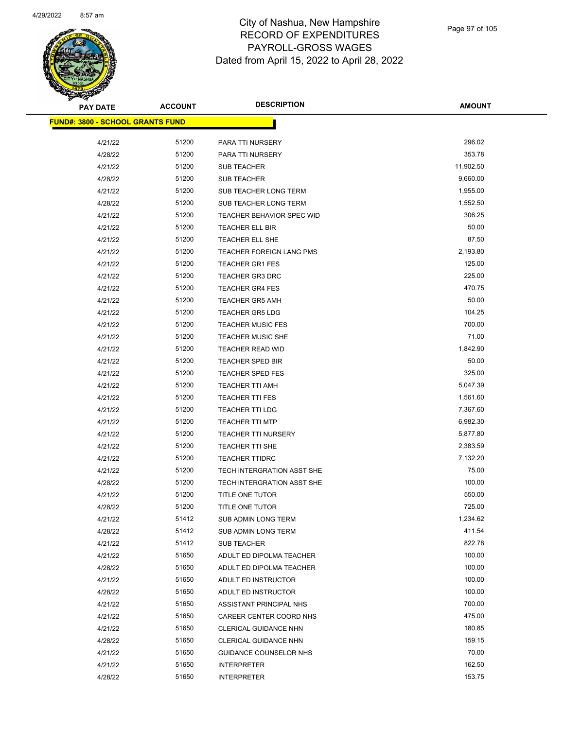# City of Nashua, New Hampshire
## RECORD OF EXPENDITURES
## PAYROLL-GROSS WAGES
## Dated from April 15, 2022 to April 28, 2022

**FUND#: 3800 - SCHOOL GRANTS FUND**

| PAY DATE | ACCOUNT | DESCRIPTION | AMOUNT |
|---|---|---|---|
| 4/21/22 | 51200 | PARA TTI NURSERY | 296.02 |
| 4/28/22 | 51200 | PARA TTI NURSERY | 353.78 |
| 4/21/22 | 51200 | SUB TEACHER | 11,902.50 |
| 4/28/22 | 51200 | SUB TEACHER | 9,660.00 |
| 4/21/22 | 51200 | SUB TEACHER LONG TERM | 1,955.00 |
| 4/28/22 | 51200 | SUB TEACHER LONG TERM | 1,552.50 |
| 4/21/22 | 51200 | TEACHER BEHAVIOR SPEC WID | 306.25 |
| 4/21/22 | 51200 | TEACHER ELL BIR | 50.00 |
| 4/21/22 | 51200 | TEACHER ELL SHE | 87.50 |
| 4/21/22 | 51200 | TEACHER FOREIGN LANG PMS | 2,193.80 |
| 4/21/22 | 51200 | TEACHER GR1 FES | 125.00 |
| 4/21/22 | 51200 | TEACHER GR3 DRC | 225.00 |
| 4/21/22 | 51200 | TEACHER GR4 FES | 470.75 |
| 4/21/22 | 51200 | TEACHER GR5 AMH | 50.00 |
| 4/21/22 | 51200 | TEACHER GR5 LDG | 104.25 |
| 4/21/22 | 51200 | TEACHER MUSIC FES | 700.00 |
| 4/21/22 | 51200 | TEACHER MUSIC SHE | 71.00 |
| 4/21/22 | 51200 | TEACHER READ WID | 1,842.90 |
| 4/21/22 | 51200 | TEACHER SPED BIR | 50.00 |
| 4/21/22 | 51200 | TEACHER SPED FES | 325.00 |
| 4/21/22 | 51200 | TEACHER TTI AMH | 5,047.39 |
| 4/21/22 | 51200 | TEACHER TTI FES | 1,561.60 |
| 4/21/22 | 51200 | TEACHER TTI LDG | 7,367.60 |
| 4/21/22 | 51200 | TEACHER TTI MTP | 6,982.30 |
| 4/21/22 | 51200 | TEACHER TTI NURSERY | 5,877.80 |
| 4/21/22 | 51200 | TEACHER TTI SHE | 2,383.59 |
| 4/21/22 | 51200 | TEACHER TTIDRC | 7,132.20 |
| 4/21/22 | 51200 | TECH INTERGRATION ASST SHE | 75.00 |
| 4/28/22 | 51200 | TECH INTERGRATION ASST SHE | 100.00 |
| 4/21/22 | 51200 | TITLE ONE TUTOR | 550.00 |
| 4/28/22 | 51200 | TITLE ONE TUTOR | 725.00 |
| 4/21/22 | 51412 | SUB ADMIN LONG TERM | 1,234.62 |
| 4/28/22 | 51412 | SUB ADMIN LONG TERM | 411.54 |
| 4/21/22 | 51412 | SUB TEACHER | 822.78 |
| 4/21/22 | 51650 | ADULT ED DIPOLMA TEACHER | 100.00 |
| 4/28/22 | 51650 | ADULT ED DIPOLMA TEACHER | 100.00 |
| 4/21/22 | 51650 | ADULT ED INSTRUCTOR | 100.00 |
| 4/28/22 | 51650 | ADULT ED INSTRUCTOR | 100.00 |
| 4/21/22 | 51650 | ASSISTANT PRINCIPAL NHS | 700.00 |
| 4/21/22 | 51650 | CAREER CENTER COORD NHS | 475.00 |
| 4/21/22 | 51650 | CLERICAL GUIDANCE NHN | 180.85 |
| 4/28/22 | 51650 | CLERICAL GUIDANCE NHN | 159.15 |
| 4/21/22 | 51650 | GUIDANCE COUNSELOR NHS | 70.00 |
| 4/21/22 | 51650 | INTERPRETER | 162.50 |
| 4/28/22 | 51650 | INTERPRETER | 153.75 |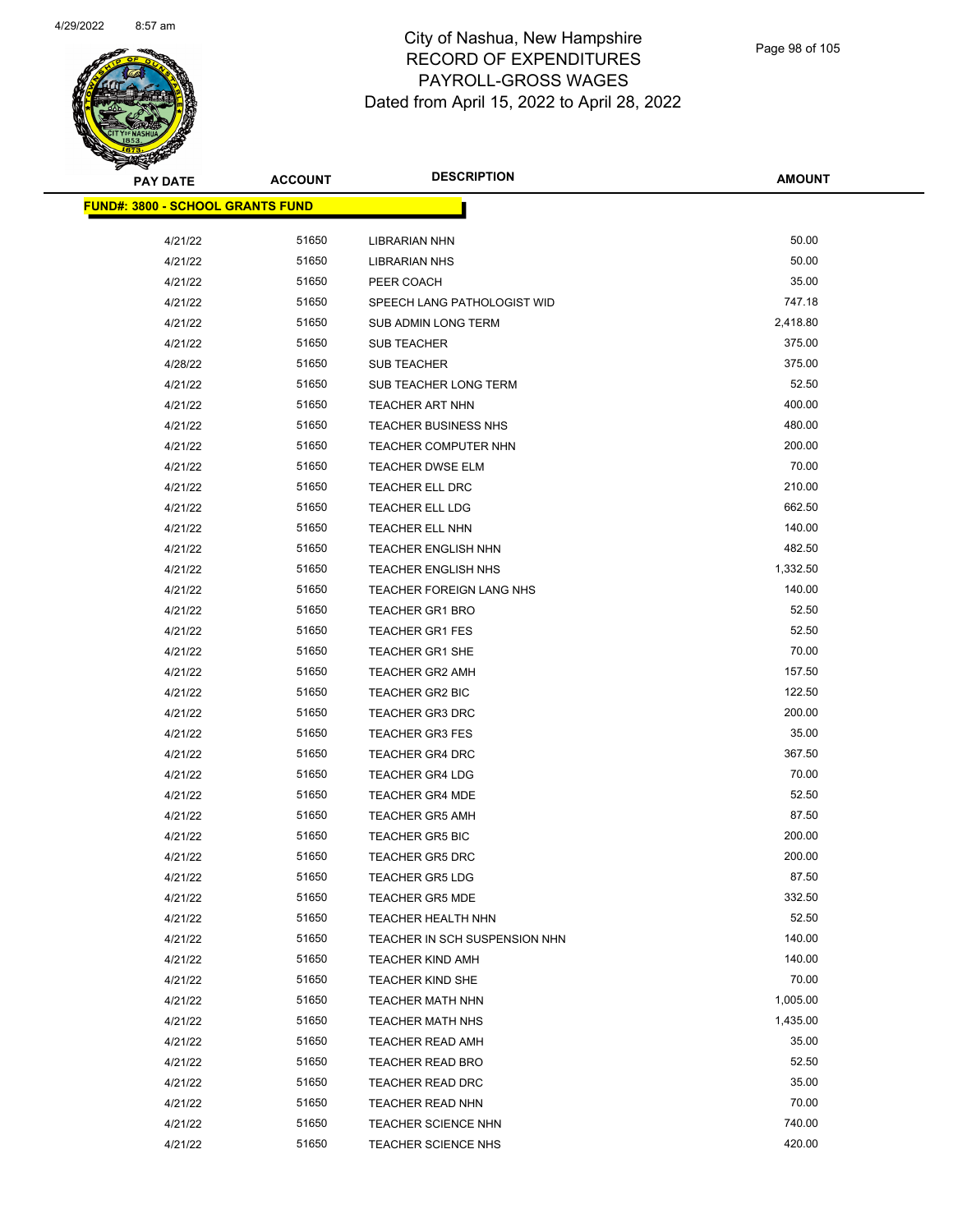# City of Nashua, New Hampshire
# RECORD OF EXPENDITURES
# PAYROLL-GROSS WAGES
Dated from April 15, 2022 to April 28, 2022

| PAY DATE | ACCOUNT | DESCRIPTION | AMOUNT |
|---|---|---|---|
| **FUND#: 3800 - SCHOOL GRANTS FUND** | | | |
| 4/21/22 | 51650 | LIBRARIAN NHN | 50.00 |
| 4/21/22 | 51650 | LIBRARIAN NHS | 50.00 |
| 4/21/22 | 51650 | PEER COACH | 35.00 |
| 4/21/22 | 51650 | SPEECH LANG PATHOLOGIST WID | 747.18 |
| 4/21/22 | 51650 | SUB ADMIN LONG TERM | 2,418.80 |
| 4/21/22 | 51650 | SUB TEACHER | 375.00 |
| 4/28/22 | 51650 | SUB TEACHER | 375.00 |
| 4/21/22 | 51650 | SUB TEACHER LONG TERM | 52.50 |
| 4/21/22 | 51650 | TEACHER ART NHN | 400.00 |
| 4/21/22 | 51650 | TEACHER BUSINESS NHS | 480.00 |
| 4/21/22 | 51650 | TEACHER COMPUTER NHN | 200.00 |
| 4/21/22 | 51650 | TEACHER DWSE ELM | 70.00 |
| 4/21/22 | 51650 | TEACHER ELL DRC | 210.00 |
| 4/21/22 | 51650 | TEACHER ELL LDG | 662.50 |
| 4/21/22 | 51650 | TEACHER ELL NHN | 140.00 |
| 4/21/22 | 51650 | TEACHER ENGLISH NHN | 482.50 |
| 4/21/22 | 51650 | TEACHER ENGLISH NHS | 1,332.50 |
| 4/21/22 | 51650 | TEACHER FOREIGN LANG NHS | 140.00 |
| 4/21/22 | 51650 | TEACHER GR1 BRO | 52.50 |
| 4/21/22 | 51650 | TEACHER GR1 FES | 52.50 |
| 4/21/22 | 51650 | TEACHER GR1 SHE | 70.00 |
| 4/21/22 | 51650 | TEACHER GR2 AMH | 157.50 |
| 4/21/22 | 51650 | TEACHER GR2 BIC | 122.50 |
| 4/21/22 | 51650 | TEACHER GR3 DRC | 200.00 |
| 4/21/22 | 51650 | TEACHER GR3 FES | 35.00 |
| 4/21/22 | 51650 | TEACHER GR4 DRC | 367.50 |
| 4/21/22 | 51650 | TEACHER GR4 LDG | 70.00 |
| 4/21/22 | 51650 | TEACHER GR4 MDE | 52.50 |
| 4/21/22 | 51650 | TEACHER GR5 AMH | 87.50 |
| 4/21/22 | 51650 | TEACHER GR5 BIC | 200.00 |
| 4/21/22 | 51650 | TEACHER GR5 DRC | 200.00 |
| 4/21/22 | 51650 | TEACHER GR5 LDG | 87.50 |
| 4/21/22 | 51650 | TEACHER GR5 MDE | 332.50 |
| 4/21/22 | 51650 | TEACHER HEALTH NHN | 52.50 |
| 4/21/22 | 51650 | TEACHER IN SCH SUSPENSION NHN | 140.00 |
| 4/21/22 | 51650 | TEACHER KIND AMH | 140.00 |
| 4/21/22 | 51650 | TEACHER KIND SHE | 70.00 |
| 4/21/22 | 51650 | TEACHER MATH NHN | 1,005.00 |
| 4/21/22 | 51650 | TEACHER MATH NHS | 1,435.00 |
| 4/21/22 | 51650 | TEACHER READ AMH | 35.00 |
| 4/21/22 | 51650 | TEACHER READ BRO | 52.50 |
| 4/21/22 | 51650 | TEACHER READ DRC | 35.00 |
| 4/21/22 | 51650 | TEACHER READ NHN | 70.00 |
| 4/21/22 | 51650 | TEACHER SCIENCE NHN | 740.00 |
| 4/21/22 | 51650 | TEACHER SCIENCE NHS | 420.00 |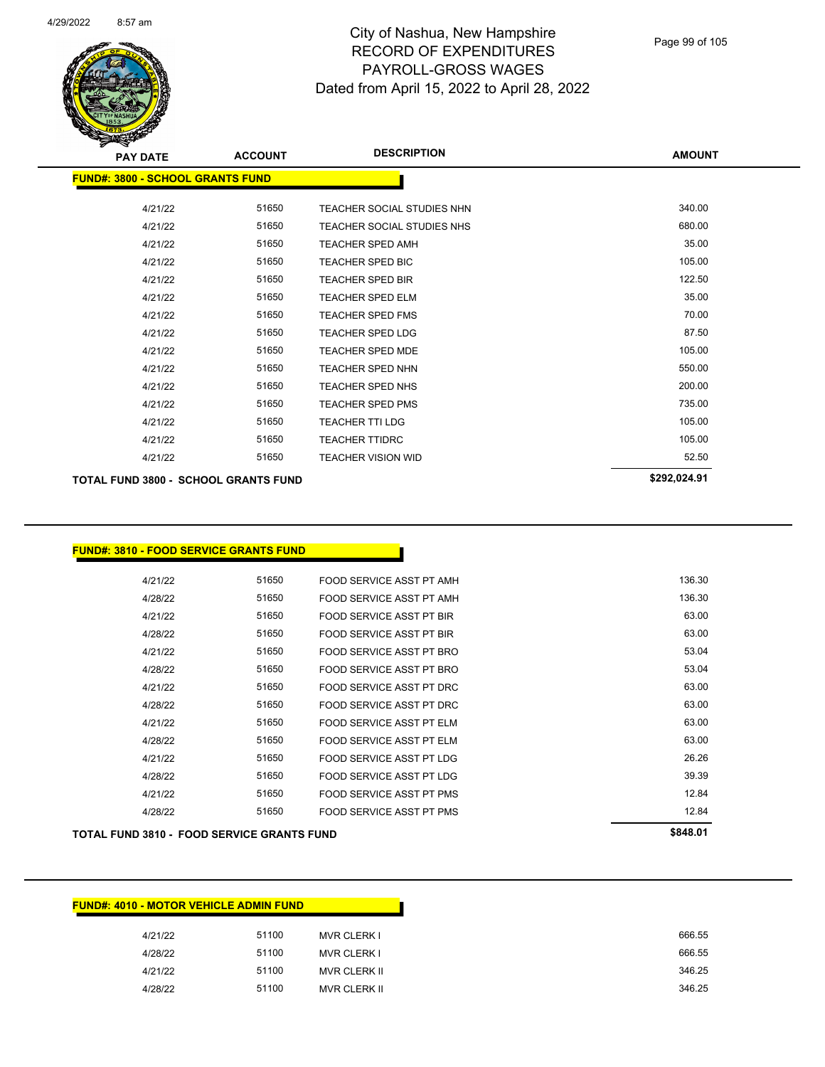# City of Nashua, New Hampshire
# RECORD OF EXPENDITURES
# PAYROLL-GROSS WAGES
## Dated from April 15, 2022 to April 28, 2022

| PAY DATE | ACCOUNT | DESCRIPTION | AMOUNT |
|---|---|---|---|
| **FUND#: 3800 - SCHOOL GRANTS FUND** | | | |
| 4/21/22 | 51650 | TEACHER SOCIAL STUDIES NHN | 340.00 |
| 4/21/22 | 51650 | TEACHER SOCIAL STUDIES NHS | 680.00 |
| 4/21/22 | 51650 | TEACHER SPED AMH | 35.00 |
| 4/21/22 | 51650 | TEACHER SPED BIC | 105.00 |
| 4/21/22 | 51650 | TEACHER SPED BIR | 122.50 |
| 4/21/22 | 51650 | TEACHER SPED ELM | 35.00 |
| 4/21/22 | 51650 | TEACHER SPED FMS | 70.00 |
| 4/21/22 | 51650 | TEACHER SPED LDG | 87.50 |
| 4/21/22 | 51650 | TEACHER SPED MDE | 105.00 |
| 4/21/22 | 51650 | TEACHER SPED NHN | 550.00 |
| 4/21/22 | 51650 | TEACHER SPED NHS | 200.00 |
| 4/21/22 | 51650 | TEACHER SPED PMS | 735.00 |
| 4/21/22 | 51650 | TEACHER TTI LDG | 105.00 |
| 4/21/22 | 51650 | TEACHER TTIDRC | 105.00 |
| 4/21/22 | 51650 | TEACHER VISION WID | 52.50 |
| **TOTAL FUND 3800 - SCHOOL GRANTS FUND** | | | **$292,024.91** |

| PAY DATE | ACCOUNT | DESCRIPTION | AMOUNT |
|---|---|---|---|
| **FUND#: 3810 - FOOD SERVICE GRANTS FUND** | | | |
| 4/21/22 | 51650 | FOOD SERVICE ASST PT AMH | 136.30 |
| 4/28/22 | 51650 | FOOD SERVICE ASST PT AMH | 136.30 |
| 4/21/22 | 51650 | FOOD SERVICE ASST PT BIR | 63.00 |
| 4/28/22 | 51650 | FOOD SERVICE ASST PT BIR | 63.00 |
| 4/21/22 | 51650 | FOOD SERVICE ASST PT BRO | 53.04 |
| 4/28/22 | 51650 | FOOD SERVICE ASST PT BRO | 53.04 |
| 4/21/22 | 51650 | FOOD SERVICE ASST PT DRC | 63.00 |
| 4/28/22 | 51650 | FOOD SERVICE ASST PT DRC | 63.00 |
| 4/21/22 | 51650 | FOOD SERVICE ASST PT ELM | 63.00 |
| 4/28/22 | 51650 | FOOD SERVICE ASST PT ELM | 63.00 |
| 4/21/22 | 51650 | FOOD SERVICE ASST PT LDG | 26.26 |
| 4/28/22 | 51650 | FOOD SERVICE ASST PT LDG | 39.39 |
| 4/21/22 | 51650 | FOOD SERVICE ASST PT PMS | 12.84 |
| 4/28/22 | 51650 | FOOD SERVICE ASST PT PMS | 12.84 |
| **TOTAL FUND 3810 - FOOD SERVICE GRANTS FUND** | | | **$848.01** |

| PAY DATE | ACCOUNT | DESCRIPTION | AMOUNT |
|---|---|---|---|
| **FUND#: 4010 - MOTOR VEHICLE ADMIN FUND** | | | |
| 4/21/22 | 51100 | MVR CLERK I | 666.55 |
| 4/28/22 | 51100 | MVR CLERK I | 666.55 |
| 4/21/22 | 51100 | MVR CLERK II | 346.25 |
| 4/28/22 | 51100 | MVR CLERK II | 346.25 |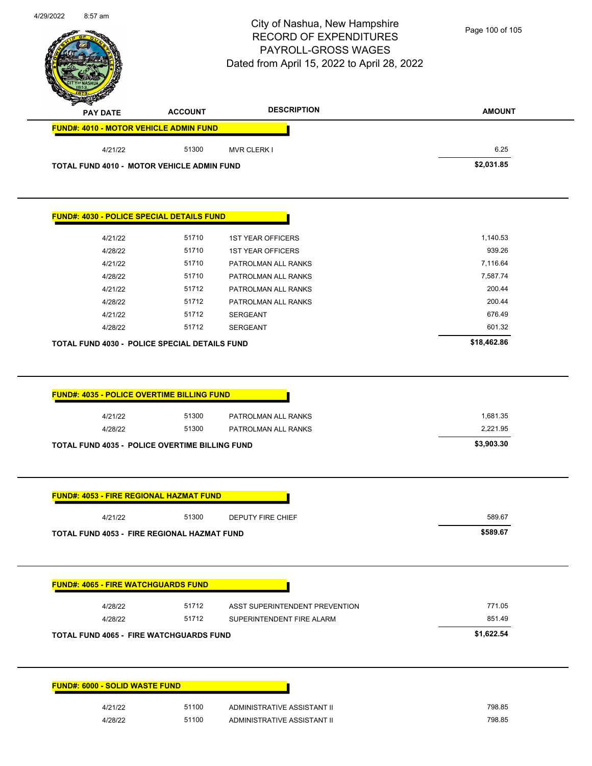# City of Nashua, New Hampshire
## RECORD OF EXPENDITURES
## PAYROLL-GROSS WAGES
### Dated from April 15, 2022 to April 28, 2022

| PAY DATE | ACCOUNT | DESCRIPTION | AMOUNT |
|---|---|---|---|
| **FUND#: 4010 - MOTOR VEHICLE ADMIN FUND** | | | |
| 4/21/22 | 51300 | MVR CLERK I | 6.25 |
| **TOTAL FUND 4010 - MOTOR VEHICLE ADMIN FUND** | | | **$2,031.85** |

| PAY DATE | ACCOUNT | DESCRIPTION | AMOUNT |
|---|---|---|---|
| **FUND#: 4030 - POLICE SPECIAL DETAILS FUND** | | | |
| 4/21/22 | 51710 | 1ST YEAR OFFICERS | 1,140.53 |
| 4/28/22 | 51710 | 1ST YEAR OFFICERS | 939.26 |
| 4/21/22 | 51710 | PATROLMAN ALL RANKS | 7,116.64 |
| 4/28/22 | 51710 | PATROLMAN ALL RANKS | 7,587.74 |
| 4/21/22 | 51712 | PATROLMAN ALL RANKS | 200.44 |
| 4/28/22 | 51712 | PATROLMAN ALL RANKS | 200.44 |
| 4/21/22 | 51712 | SERGEANT | 676.49 |
| 4/28/22 | 51712 | SERGEANT | 601.32 |
| **TOTAL FUND 4030 - POLICE SPECIAL DETAILS FUND** | | | **$18,462.86** |

| PAY DATE | ACCOUNT | DESCRIPTION | AMOUNT |
|---|---|---|---|
| **FUND#: 4035 - POLICE OVERTIME BILLING FUND** | | | |
| 4/21/22 | 51300 | PATROLMAN ALL RANKS | 1,681.35 |
| 4/28/22 | 51300 | PATROLMAN ALL RANKS | 2,221.95 |
| **TOTAL FUND 4035 - POLICE OVERTIME BILLING FUND** | | | **$3,903.30** |

| PAY DATE | ACCOUNT | DESCRIPTION | AMOUNT |
|---|---|---|---|
| **FUND#: 4053 - FIRE REGIONAL HAZMAT FUND** | | | |
| 4/21/22 | 51300 | DEPUTY FIRE CHIEF | 589.67 |
| **TOTAL FUND 4053 - FIRE REGIONAL HAZMAT FUND** | | | **$589.67** |

| PAY DATE | ACCOUNT | DESCRIPTION | AMOUNT |
|---|---|---|---|
| **FUND#: 4065 - FIRE WATCHGUARDS FUND** | | | |
| 4/28/22 | 51712 | ASST SUPERINTENDENT PREVENTION | 771.05 |
| 4/28/22 | 51712 | SUPERINTENDENT FIRE ALARM | 851.49 |
| **TOTAL FUND 4065 - FIRE WATCHGUARDS FUND** | | | **$1,622.54** |

| PAY DATE | ACCOUNT | DESCRIPTION | AMOUNT |
|---|---|---|---|
| **FUND#: 6000 - SOLID WASTE FUND** | | | |
| 4/21/22 | 51100 | ADMINISTRATIVE ASSISTANT II | 798.85 |
| 4/28/22 | 51100 | ADMINISTRATIVE ASSISTANT II | 798.85 |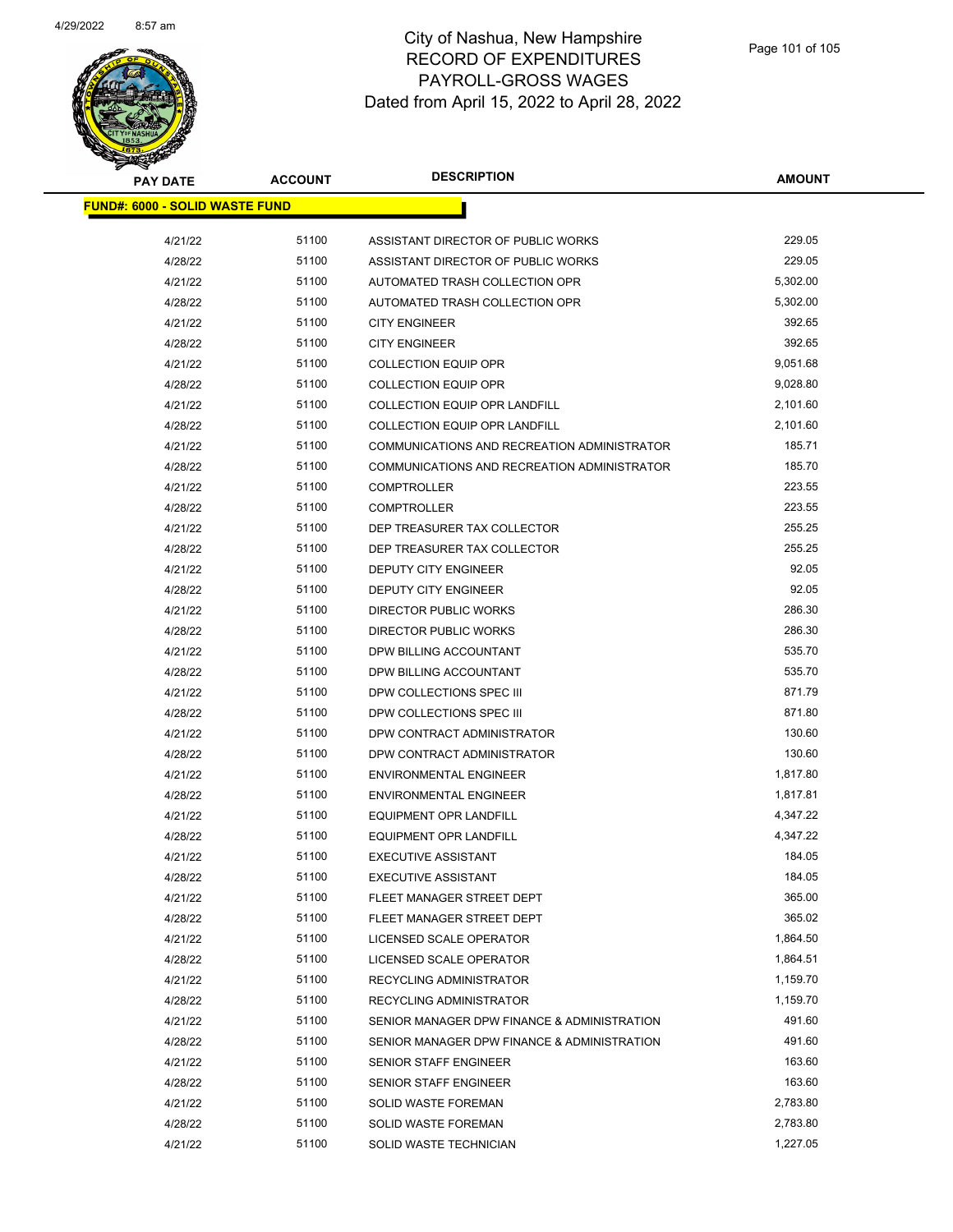# City of Nashua, New Hampshire
## RECORD OF EXPENDITURES
## PAYROLL-GROSS WAGES
## Dated from April 15, 2022 to April 28, 2022

| PAY DATE | ACCOUNT | DESCRIPTION | AMOUNT |
|---|---|---|---|
| **FUND#: 6000 - SOLID WASTE FUND** | | | |
| 4/21/22 | 51100 | ASSISTANT DIRECTOR OF PUBLIC WORKS | 229.05 |
| 4/28/22 | 51100 | ASSISTANT DIRECTOR OF PUBLIC WORKS | 229.05 |
| 4/21/22 | 51100 | AUTOMATED TRASH COLLECTION OPR | 5,302.00 |
| 4/28/22 | 51100 | AUTOMATED TRASH COLLECTION OPR | 5,302.00 |
| 4/21/22 | 51100 | CITY ENGINEER | 392.65 |
| 4/28/22 | 51100 | CITY ENGINEER | 392.65 |
| 4/21/22 | 51100 | COLLECTION EQUIP OPR | 9,051.68 |
| 4/28/22 | 51100 | COLLECTION EQUIP OPR | 9,028.80 |
| 4/21/22 | 51100 | COLLECTION EQUIP OPR LANDFILL | 2,101.60 |
| 4/28/22 | 51100 | COLLECTION EQUIP OPR LANDFILL | 2,101.60 |
| 4/21/22 | 51100 | COMMUNICATIONS AND RECREATION ADMINISTRATOR | 185.71 |
| 4/28/22 | 51100 | COMMUNICATIONS AND RECREATION ADMINISTRATOR | 185.70 |
| 4/21/22 | 51100 | COMPTROLLER | 223.55 |
| 4/28/22 | 51100 | COMPTROLLER | 223.55 |
| 4/21/22 | 51100 | DEP TREASURER TAX COLLECTOR | 255.25 |
| 4/28/22 | 51100 | DEP TREASURER TAX COLLECTOR | 255.25 |
| 4/21/22 | 51100 | DEPUTY CITY ENGINEER | 92.05 |
| 4/28/22 | 51100 | DEPUTY CITY ENGINEER | 92.05 |
| 4/21/22 | 51100 | DIRECTOR PUBLIC WORKS | 286.30 |
| 4/28/22 | 51100 | DIRECTOR PUBLIC WORKS | 286.30 |
| 4/21/22 | 51100 | DPW BILLING ACCOUNTANT | 535.70 |
| 4/28/22 | 51100 | DPW BILLING ACCOUNTANT | 535.70 |
| 4/21/22 | 51100 | DPW COLLECTIONS SPEC III | 871.79 |
| 4/28/22 | 51100 | DPW COLLECTIONS SPEC III | 871.80 |
| 4/21/22 | 51100 | DPW CONTRACT ADMINISTRATOR | 130.60 |
| 4/28/22 | 51100 | DPW CONTRACT ADMINISTRATOR | 130.60 |
| 4/21/22 | 51100 | ENVIRONMENTAL ENGINEER | 1,817.80 |
| 4/28/22 | 51100 | ENVIRONMENTAL ENGINEER | 1,817.81 |
| 4/21/22 | 51100 | EQUIPMENT OPR LANDFILL | 4,347.22 |
| 4/28/22 | 51100 | EQUIPMENT OPR LANDFILL | 4,347.22 |
| 4/21/22 | 51100 | EXECUTIVE ASSISTANT | 184.05 |
| 4/28/22 | 51100 | EXECUTIVE ASSISTANT | 184.05 |
| 4/21/22 | 51100 | FLEET MANAGER STREET DEPT | 365.00 |
| 4/28/22 | 51100 | FLEET MANAGER STREET DEPT | 365.02 |
| 4/21/22 | 51100 | LICENSED SCALE OPERATOR | 1,864.50 |
| 4/28/22 | 51100 | LICENSED SCALE OPERATOR | 1,864.51 |
| 4/21/22 | 51100 | RECYCLING ADMINISTRATOR | 1,159.70 |
| 4/28/22 | 51100 | RECYCLING ADMINISTRATOR | 1,159.70 |
| 4/21/22 | 51100 | SENIOR MANAGER DPW FINANCE & ADMINISTRATION | 491.60 |
| 4/28/22 | 51100 | SENIOR MANAGER DPW FINANCE & ADMINISTRATION | 491.60 |
| 4/21/22 | 51100 | SENIOR STAFF ENGINEER | 163.60 |
| 4/28/22 | 51100 | SENIOR STAFF ENGINEER | 163.60 |
| 4/21/22 | 51100 | SOLID WASTE FOREMAN | 2,783.80 |
| 4/28/22 | 51100 | SOLID WASTE FOREMAN | 2,783.80 |
| 4/21/22 | 51100 | SOLID WASTE TECHNICIAN | 1,227.05 |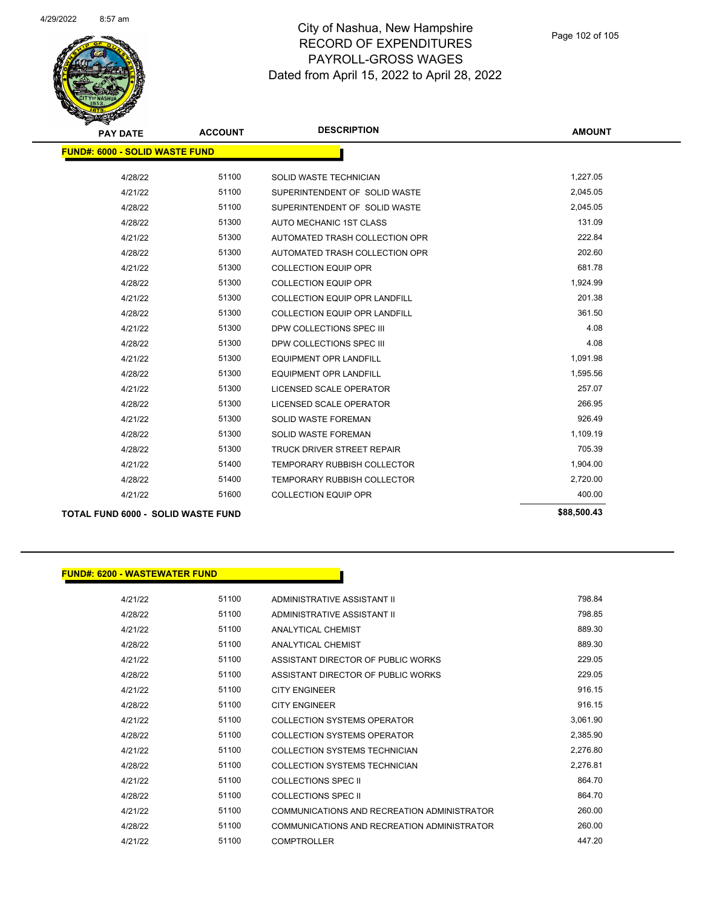| PAY DATE | ACCOUNT | DESCRIPTION | AMOUNT |
|---|---|---|---|
| **FUND#: 6000 - SOLID WASTE FUND** | | | |
| 4/28/22 | 51100 | SOLID WASTE TECHNICIAN | 1,227.05 |
| 4/21/22 | 51100 | SUPERINTENDENT OF SOLID WASTE | 2,045.05 |
| 4/28/22 | 51100 | SUPERINTENDENT OF SOLID WASTE | 2,045.05 |
| 4/28/22 | 51300 | AUTO MECHANIC 1ST CLASS | 131.09 |
| 4/21/22 | 51300 | AUTOMATED TRASH COLLECTION OPR | 222.84 |
| 4/28/22 | 51300 | AUTOMATED TRASH COLLECTION OPR | 202.60 |
| 4/21/22 | 51300 | COLLECTION EQUIP OPR | 681.78 |
| 4/28/22 | 51300 | COLLECTION EQUIP OPR | 1,924.99 |
| 4/21/22 | 51300 | COLLECTION EQUIP OPR LANDFILL | 201.38 |
| 4/28/22 | 51300 | COLLECTION EQUIP OPR LANDFILL | 361.50 |
| 4/21/22 | 51300 | DPW COLLECTIONS SPEC III | 4.08 |
| 4/28/22 | 51300 | DPW COLLECTIONS SPEC III | 4.08 |
| 4/21/22 | 51300 | EQUIPMENT OPR LANDFILL | 1,091.98 |
| 4/28/22 | 51300 | EQUIPMENT OPR LANDFILL | 1,595.56 |
| 4/21/22 | 51300 | LICENSED SCALE OPERATOR | 257.07 |
| 4/28/22 | 51300 | LICENSED SCALE OPERATOR | 266.95 |
| 4/21/22 | 51300 | SOLID WASTE FOREMAN | 926.49 |
| 4/28/22 | 51300 | SOLID WASTE FOREMAN | 1,109.19 |
| 4/28/22 | 51300 | TRUCK DRIVER STREET REPAIR | 705.39 |
| 4/21/22 | 51400 | TEMPORARY RUBBISH COLLECTOR | 1,904.00 |
| 4/28/22 | 51400 | TEMPORARY RUBBISH COLLECTOR | 2,720.00 |
| 4/21/22 | 51600 | COLLECTION EQUIP OPR | 400.00 |
| **TOTAL FUND 6000 - SOLID WASTE FUND** | | | **$88,500.43** |

| PAY DATE | ACCOUNT | DESCRIPTION | AMOUNT |
|---|---|---|---|
| **FUND#: 6200 - WASTEWATER FUND** | | | |
| 4/21/22 | 51100 | ADMINISTRATIVE ASSISTANT II | 798.84 |
| 4/28/22 | 51100 | ADMINISTRATIVE ASSISTANT II | 798.85 |
| 4/21/22 | 51100 | ANALYTICAL CHEMIST | 889.30 |
| 4/28/22 | 51100 | ANALYTICAL CHEMIST | 889.30 |
| 4/21/22 | 51100 | ASSISTANT DIRECTOR OF PUBLIC WORKS | 229.05 |
| 4/28/22 | 51100 | ASSISTANT DIRECTOR OF PUBLIC WORKS | 229.05 |
| 4/21/22 | 51100 | CITY ENGINEER | 916.15 |
| 4/28/22 | 51100 | CITY ENGINEER | 916.15 |
| 4/21/22 | 51100 | COLLECTION SYSTEMS OPERATOR | 3,061.90 |
| 4/28/22 | 51100 | COLLECTION SYSTEMS OPERATOR | 2,385.90 |
| 4/21/22 | 51100 | COLLECTION SYSTEMS TECHNICIAN | 2,276.80 |
| 4/28/22 | 51100 | COLLECTION SYSTEMS TECHNICIAN | 2,276.81 |
| 4/21/22 | 51100 | COLLECTIONS SPEC II | 864.70 |
| 4/28/22 | 51100 | COLLECTIONS SPEC II | 864.70 |
| 4/21/22 | 51100 | COMMUNICATIONS AND RECREATION ADMINISTRATOR | 260.00 |
| 4/28/22 | 51100 | COMMUNICATIONS AND RECREATION ADMINISTRATOR | 260.00 |
| 4/21/22 | 51100 | COMPTROLLER | 447.20 |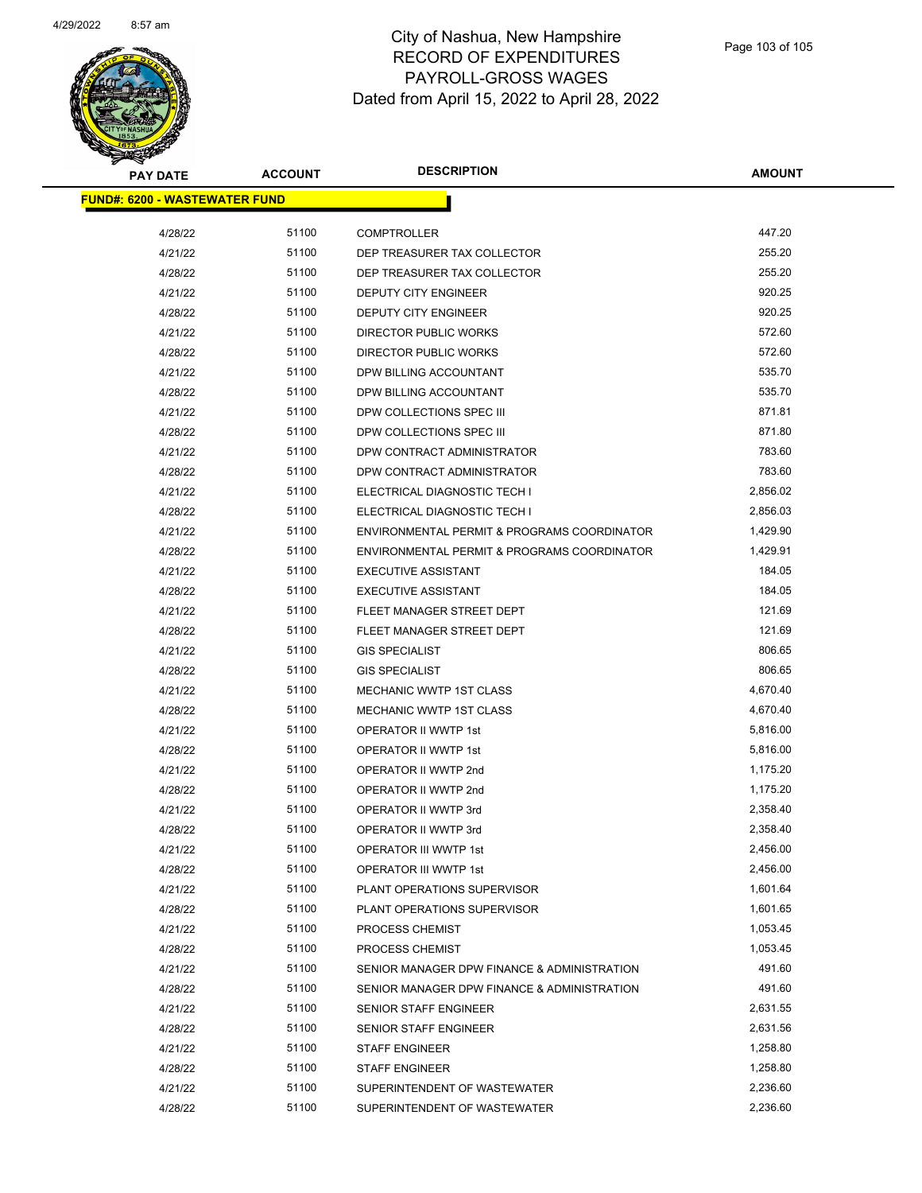# City of Nashua, New Hampshire
## RECORD OF EXPENDITURES
## PAYROLL-GROSS WAGES
### Dated from April 15, 2022 to April 28, 2022

**FUND#: 6200 - WASTEWATER FUND**

| PAY DATE | ACCOUNT | DESCRIPTION | AMOUNT |
|---|---|---|---|
| 4/28/22 | 51100 | COMPTROLLER | 447.20 |
| 4/21/22 | 51100 | DEP TREASURER TAX COLLECTOR | 255.20 |
| 4/28/22 | 51100 | DEP TREASURER TAX COLLECTOR | 255.20 |
| 4/21/22 | 51100 | DEPUTY CITY ENGINEER | 920.25 |
| 4/28/22 | 51100 | DEPUTY CITY ENGINEER | 920.25 |
| 4/21/22 | 51100 | DIRECTOR PUBLIC WORKS | 572.60 |
| 4/28/22 | 51100 | DIRECTOR PUBLIC WORKS | 572.60 |
| 4/21/22 | 51100 | DPW BILLING ACCOUNTANT | 535.70 |
| 4/28/22 | 51100 | DPW BILLING ACCOUNTANT | 535.70 |
| 4/21/22 | 51100 | DPW COLLECTIONS SPEC III | 871.81 |
| 4/28/22 | 51100 | DPW COLLECTIONS SPEC III | 871.80 |
| 4/21/22 | 51100 | DPW CONTRACT ADMINISTRATOR | 783.60 |
| 4/28/22 | 51100 | DPW CONTRACT ADMINISTRATOR | 783.60 |
| 4/21/22 | 51100 | ELECTRICAL DIAGNOSTIC TECH I | 2,856.02 |
| 4/28/22 | 51100 | ELECTRICAL DIAGNOSTIC TECH I | 2,856.03 |
| 4/21/22 | 51100 | ENVIRONMENTAL PERMIT & PROGRAMS COORDINATOR | 1,429.90 |
| 4/28/22 | 51100 | ENVIRONMENTAL PERMIT & PROGRAMS COORDINATOR | 1,429.91 |
| 4/21/22 | 51100 | EXECUTIVE ASSISTANT | 184.05 |
| 4/28/22 | 51100 | EXECUTIVE ASSISTANT | 184.05 |
| 4/21/22 | 51100 | FLEET MANAGER STREET DEPT | 121.69 |
| 4/28/22 | 51100 | FLEET MANAGER STREET DEPT | 121.69 |
| 4/21/22 | 51100 | GIS SPECIALIST | 806.65 |
| 4/28/22 | 51100 | GIS SPECIALIST | 806.65 |
| 4/21/22 | 51100 | MECHANIC WWTP 1ST CLASS | 4,670.40 |
| 4/28/22 | 51100 | MECHANIC WWTP 1ST CLASS | 4,670.40 |
| 4/21/22 | 51100 | OPERATOR II WWTP 1st | 5,816.00 |
| 4/28/22 | 51100 | OPERATOR II WWTP 1st | 5,816.00 |
| 4/21/22 | 51100 | OPERATOR II WWTP 2nd | 1,175.20 |
| 4/28/22 | 51100 | OPERATOR II WWTP 2nd | 1,175.20 |
| 4/21/22 | 51100 | OPERATOR II WWTP 3rd | 2,358.40 |
| 4/28/22 | 51100 | OPERATOR II WWTP 3rd | 2,358.40 |
| 4/21/22 | 51100 | OPERATOR III WWTP 1st | 2,456.00 |
| 4/28/22 | 51100 | OPERATOR III WWTP 1st | 2,456.00 |
| 4/21/22 | 51100 | PLANT OPERATIONS SUPERVISOR | 1,601.64 |
| 4/28/22 | 51100 | PLANT OPERATIONS SUPERVISOR | 1,601.65 |
| 4/21/22 | 51100 | PROCESS CHEMIST | 1,053.45 |
| 4/28/22 | 51100 | PROCESS CHEMIST | 1,053.45 |
| 4/21/22 | 51100 | SENIOR MANAGER DPW FINANCE & ADMINISTRATION | 491.60 |
| 4/28/22 | 51100 | SENIOR MANAGER DPW FINANCE & ADMINISTRATION | 491.60 |
| 4/21/22 | 51100 | SENIOR STAFF ENGINEER | 2,631.55 |
| 4/28/22 | 51100 | SENIOR STAFF ENGINEER | 2,631.56 |
| 4/21/22 | 51100 | STAFF ENGINEER | 1,258.80 |
| 4/28/22 | 51100 | STAFF ENGINEER | 1,258.80 |
| 4/21/22 | 51100 | SUPERINTENDENT OF WASTEWATER | 2,236.60 |
| 4/28/22 | 51100 | SUPERINTENDENT OF WASTEWATER | 2,236.60 |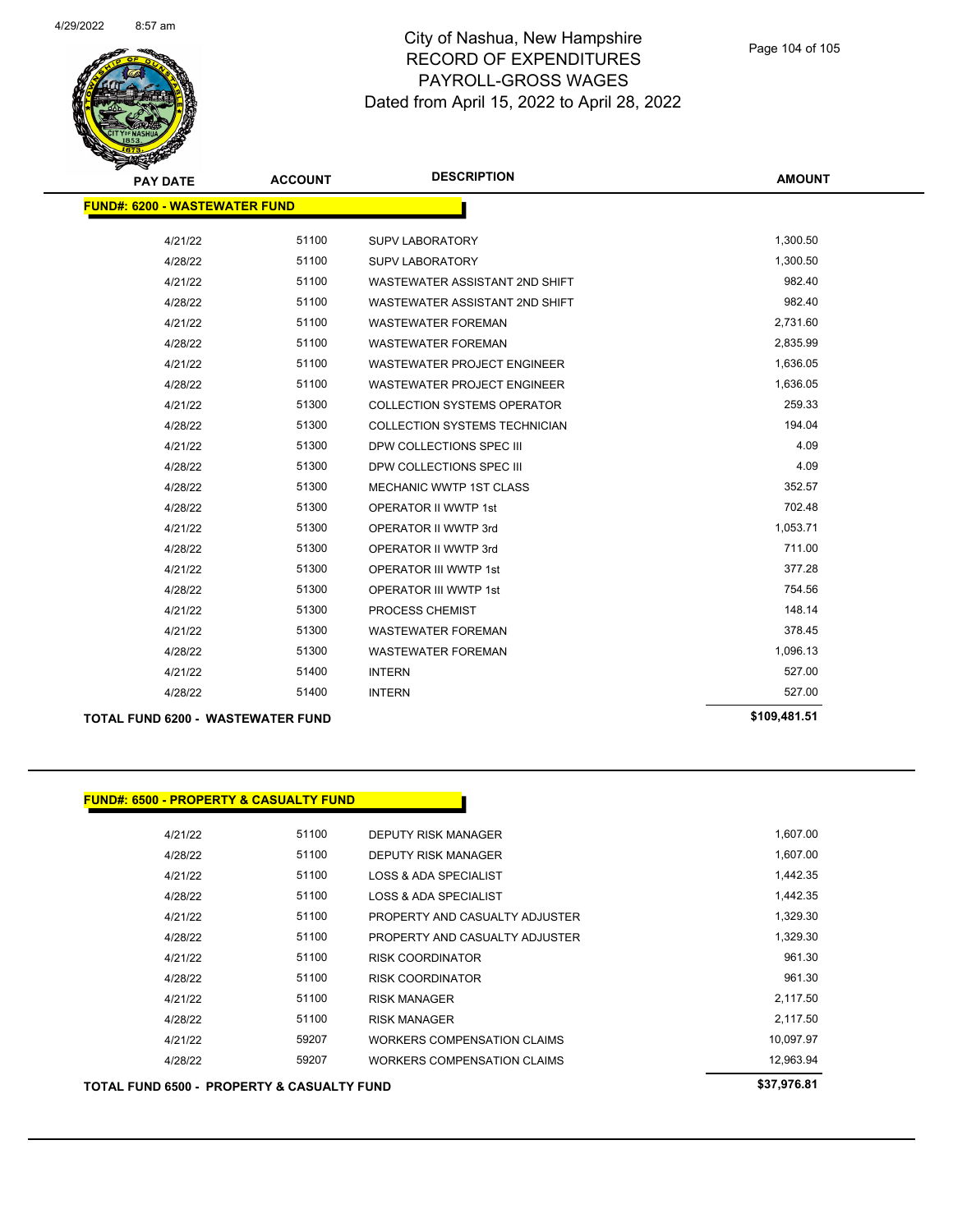# City of Nashua, New Hampshire
## RECORD OF EXPENDITURES
## PAYROLL-GROSS WAGES
## Dated from April 15, 2022 to April 28, 2022

**FUND#: 6200 - WASTEWATER FUND**

| PAY DATE | ACCOUNT | DESCRIPTION | AMOUNT |
|---|---|---|---|
| 4/21/22 | 51100 | SUPV LABORATORY | 1,300.50 |
| 4/28/22 | 51100 | SUPV LABORATORY | 1,300.50 |
| 4/21/22 | 51100 | WASTEWATER ASSISTANT 2ND SHIFT | 982.40 |
| 4/28/22 | 51100 | WASTEWATER ASSISTANT 2ND SHIFT | 982.40 |
| 4/21/22 | 51100 | WASTEWATER FOREMAN | 2,731.60 |
| 4/28/22 | 51100 | WASTEWATER FOREMAN | 2,835.99 |
| 4/21/22 | 51100 | WASTEWATER PROJECT ENGINEER | 1,636.05 |
| 4/28/22 | 51100 | WASTEWATER PROJECT ENGINEER | 1,636.05 |
| 4/21/22 | 51300 | COLLECTION SYSTEMS OPERATOR | 259.33 |
| 4/28/22 | 51300 | COLLECTION SYSTEMS TECHNICIAN | 194.04 |
| 4/21/22 | 51300 | DPW COLLECTIONS SPEC III | 4.09 |
| 4/28/22 | 51300 | DPW COLLECTIONS SPEC III | 4.09 |
| 4/28/22 | 51300 | MECHANIC WWTP 1ST CLASS | 352.57 |
| 4/28/22 | 51300 | OPERATOR II WWTP 1st | 702.48 |
| 4/21/22 | 51300 | OPERATOR II WWTP 3rd | 1,053.71 |
| 4/28/22 | 51300 | OPERATOR II WWTP 3rd | 711.00 |
| 4/21/22 | 51300 | OPERATOR III WWTP 1st | 377.28 |
| 4/28/22 | 51300 | OPERATOR III WWTP 1st | 754.56 |
| 4/21/22 | 51300 | PROCESS CHEMIST | 148.14 |
| 4/21/22 | 51300 | WASTEWATER FOREMAN | 378.45 |
| 4/28/22 | 51300 | WASTEWATER FOREMAN | 1,096.13 |
| 4/21/22 | 51400 | INTERN | 527.00 |
| 4/28/22 | 51400 | INTERN | 527.00 |
| **TOTAL FUND 6200 - WASTEWATER FUND** | | | **$109,481.51** |

**FUND#: 6500 - PROPERTY & CASUALTY FUND**

| PAY DATE | ACCOUNT | DESCRIPTION | AMOUNT |
|---|---|---|---|
| 4/21/22 | 51100 | DEPUTY RISK MANAGER | 1,607.00 |
| 4/28/22 | 51100 | DEPUTY RISK MANAGER | 1,607.00 |
| 4/21/22 | 51100 | LOSS & ADA SPECIALIST | 1,442.35 |
| 4/28/22 | 51100 | LOSS & ADA SPECIALIST | 1,442.35 |
| 4/21/22 | 51100 | PROPERTY AND CASUALTY ADJUSTER | 1,329.30 |
| 4/28/22 | 51100 | PROPERTY AND CASUALTY ADJUSTER | 1,329.30 |
| 4/21/22 | 51100 | RISK COORDINATOR | 961.30 |
| 4/28/22 | 51100 | RISK COORDINATOR | 961.30 |
| 4/21/22 | 51100 | RISK MANAGER | 2,117.50 |
| 4/28/22 | 51100 | RISK MANAGER | 2,117.50 |
| 4/21/22 | 59207 | WORKERS COMPENSATION CLAIMS | 10,097.97 |
| 4/28/22 | 59207 | WORKERS COMPENSATION CLAIMS | 12,963.94 |
| **TOTAL FUND 6500 - PROPERTY & CASUALTY FUND** | | | **$37,976.81** |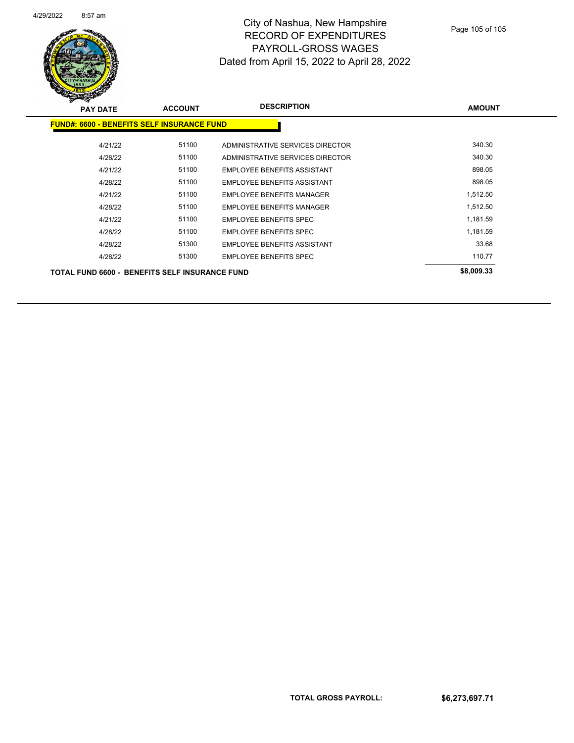# City of Nashua, New Hampshire
## RECORD OF EXPENDITURES
## PAYROLL-GROSS WAGES
### Dated from April 15, 2022 to April 28, 2022

| PAY DATE | ACCOUNT | DESCRIPTION | AMOUNT |
|---|---|---|---|
| **FUND#: 6600 - BENEFITS SELF INSURANCE FUND** | | | |
| 4/21/22 | 51100 | ADMINISTRATIVE SERVICES DIRECTOR | 340.30 |
| 4/28/22 | 51100 | ADMINISTRATIVE SERVICES DIRECTOR | 340.30 |
| 4/21/22 | 51100 | EMPLOYEE BENEFITS ASSISTANT | 898.05 |
| 4/28/22 | 51100 | EMPLOYEE BENEFITS ASSISTANT | 898.05 |
| 4/21/22 | 51100 | EMPLOYEE BENEFITS MANAGER | 1,512.50 |
| 4/28/22 | 51100 | EMPLOYEE BENEFITS MANAGER | 1,512.50 |
| 4/21/22 | 51100 | EMPLOYEE BENEFITS SPEC | 1,181.59 |
| 4/28/22 | 51100 | EMPLOYEE BENEFITS SPEC | 1,181.59 |
| 4/28/22 | 51300 | EMPLOYEE BENEFITS ASSISTANT | 33.68 |
| 4/28/22 | 51300 | EMPLOYEE BENEFITS SPEC | 110.77 |
| **TOTAL FUND 6600 - BENEFITS SELF INSURANCE FUND** | | | **$8,009.33** |

**TOTAL GROSS PAYROLL: $6,273,697.71**